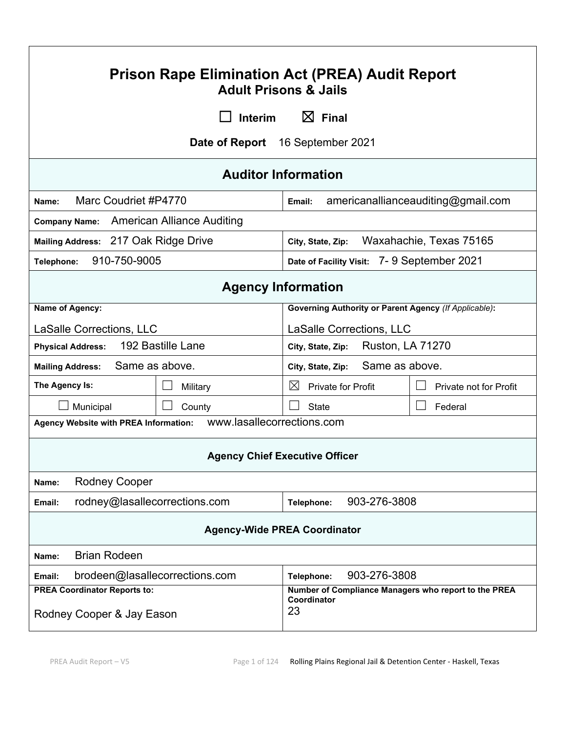# Prison Rape Elimination Act (PREA) Audit Report

## Adult Prisons & Jails

☐ Interim ☒ Final

**Date of Report** 16 September 2021

## Auditor Information

| | |
|---|---|
| **Name:** Marc Coudriet #P4770 | **Email:** americanallianceauditing@gmail.com |
| **Company Name:** American Alliance Auditing | |
| **Mailing Address:** 217 Oak Ridge Drive | **City, State, Zip:** Waxahachie, Texas 75165 |
| **Telephone:** 910-750-9005 | **Date of Facility Visit:** 7- 9 September 2021 |

## Agency Information

| | | | |
|---|---|---|---|
| **Name of Agency:** LaSalle Corrections, LLC | | **Governing Authority or Parent Agency** *(If Applicable)*: LaSalle Corrections, LLC | |
| **Physical Address:** 192 Bastille Lane | | **City, State, Zip:** Ruston, LA 71270 | |
| **Mailing Address:** Same as above. | | **City, State, Zip:** Same as above. | |
| **The Agency Is:** | ☐ Military | ☒ Private for Profit | ☐ Private not for Profit |
| ☐ Municipal | ☐ County | ☐ State | ☐ Federal |
| **Agency Website with PREA Information:** www.lasallecorrections.com | | | |

### Agency Chief Executive Officer

| | |
|---|---|
| **Name:** Rodney Cooper | |
| **Email:** rodney@lasallecorrections.com | **Telephone:** 903-276-3808 |

### Agency-Wide PREA Coordinator

| | |
|---|---|
| **Name:** Brian Rodeen | |
| **Email:** brodeen@lasallecorrections.com | **Telephone:** 903-276-3808 |
| **PREA Coordinator Reports to:** Rodney Cooper & Jay Eason | **Number of Compliance Managers who report to the PREA Coordinator** 23 |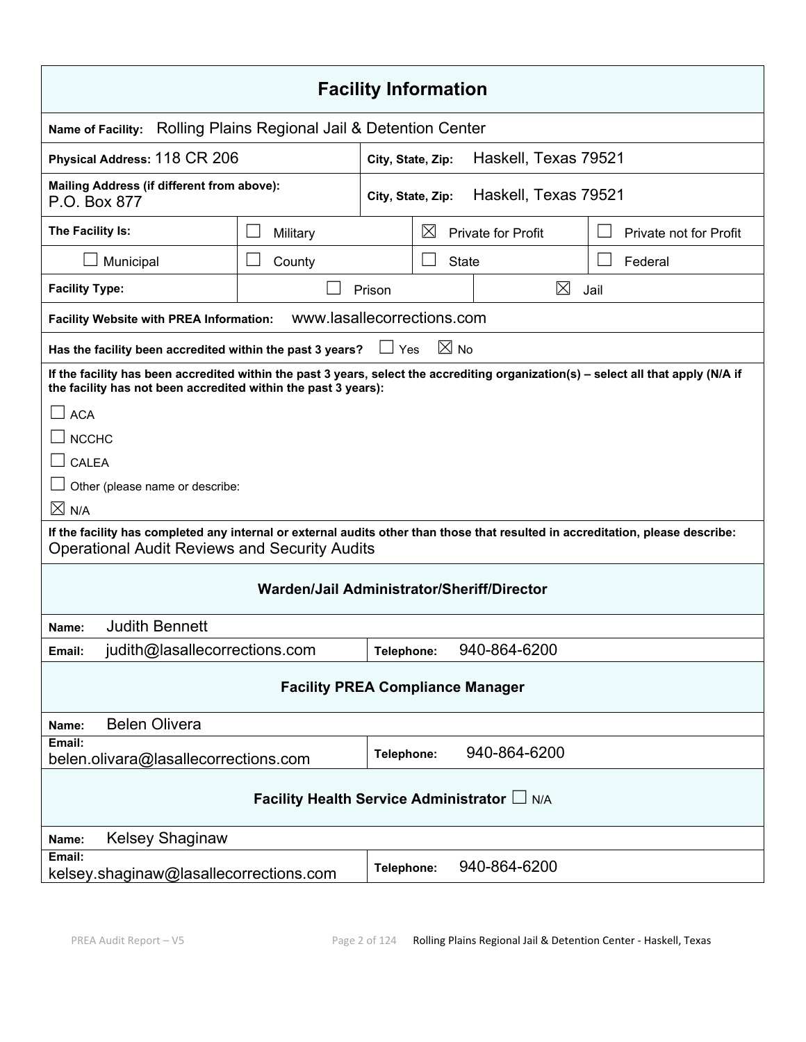## Facility Information

**Name of Facility:** Rolling Plains Regional Jail & Detention Center

| | |
|---|---|
| **Physical Address:** 118 CR 206 | **City, State, Zip:** Haskell, Texas 79521 |
| **Mailing Address (if different from above):** P.O. Box 877 | **City, State, Zip:** Haskell, Texas 79521 |

| **The Facility Is:** | ☐ Military | ☒ Private for Profit | ☐ Private not for Profit |
|---|---|---|---|
| ☐ Municipal | ☐ County | ☐ State | ☐ Federal |

| **Facility Type:** | ☐ Prison | ☒ Jail |
|---|---|---|

**Facility Website with PREA Information:** www.lasallecorrections.com

**Has the facility been accredited within the past 3 years?** ☐ Yes ☒ No

**If the facility has been accredited within the past 3 years, select the accrediting organization(s) – select all that apply (N/A if the facility has not been accredited within the past 3 years):**

☐ ACA

☐ NCCHC

☐ CALEA

☐ Other (please name or describe:

☒ N/A

**If the facility has completed any internal or external audits other than those that resulted in accreditation, please describe:**
Operational Audit Reviews and Security Audits

### Warden/Jail Administrator/Sheriff/Director

| | |
|---|---|
| **Name:** Judith Bennett | |
| **Email:** judith@lasallecorrections.com | **Telephone:** 940-864-6200 |

### Facility PREA Compliance Manager

| | |
|---|---|
| **Name:** Belen Olivera | |
| **Email:** belen.olivara@lasallecorrections.com | **Telephone:** 940-864-6200 |

### Facility Health Service Administrator ☐ N/A

| | |
|---|---|
| **Name:** Kelsey Shaginaw | |
| **Email:** kelsey.shaginaw@lasallecorrections.com | **Telephone:** 940-864-6200 |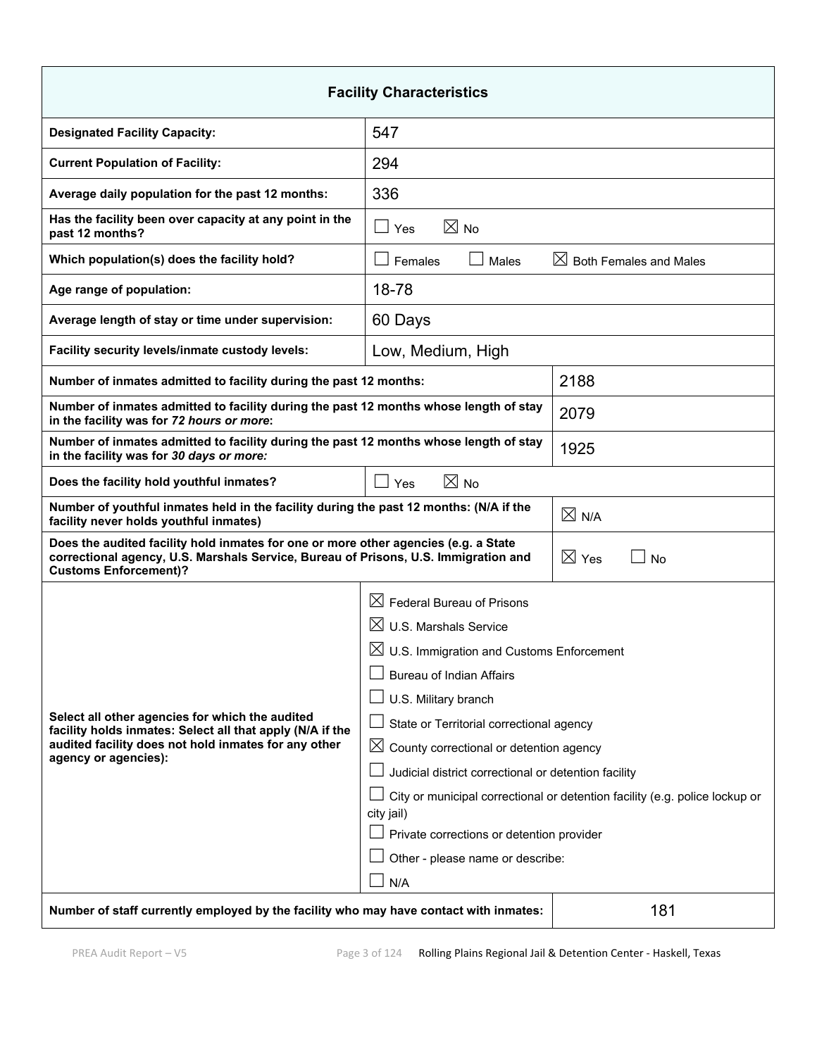| Facility Characteristics | | |
|---|---|---|
| **Designated Facility Capacity:** | 547 | |
| **Current Population of Facility:** | 294 | |
| **Average daily population for the past 12 months:** | 336 | |
| **Has the facility been over capacity at any point in the past 12 months?** | ☐ Yes ☒ No | |
| **Which population(s) does the facility hold?** | ☐ Females ☐ Males ☒ Both Females and Males | |
| **Age range of population:** | 18-78 | |
| **Average length of stay or time under supervision:** | 60 Days | |
| **Facility security levels/inmate custody levels:** | Low, Medium, High | |
| **Number of inmates admitted to facility during the past 12 months:** | | 2188 |
| **Number of inmates admitted to facility during the past 12 months whose length of stay in the facility was for *72 hours or more*:** | | 2079 |
| **Number of inmates admitted to facility during the past 12 months whose length of stay in the facility was for *30 days or more:*** | | 1925 |
| **Does the facility hold youthful inmates?** | ☐ Yes ☒ No | |
| **Number of youthful inmates held in the facility during the past 12 months: (N/A if the facility never holds youthful inmates)** | | ☒ N/A |
| **Does the audited facility hold inmates for one or more other agencies (e.g. a State correctional agency, U.S. Marshals Service, Bureau of Prisons, U.S. Immigration and Customs Enforcement)?** | | ☒ Yes ☐ No |
| **Select all other agencies for which the audited facility holds inmates: Select all that apply (N/A if the audited facility does not hold inmates for any other agency or agencies):** | ☒ Federal Bureau of Prisons<br>☒ U.S. Marshals Service<br>☒ U.S. Immigration and Customs Enforcement<br>☐ Bureau of Indian Affairs<br>☐ U.S. Military branch<br>☐ State or Territorial correctional agency<br>☒ County correctional or detention agency<br>☐ Judicial district correctional or detention facility<br>☐ City or municipal correctional or detention facility (e.g. police lockup or city jail)<br>☐ Private corrections or detention provider<br>☐ Other - please name or describe:<br>☐ N/A | |
| **Number of staff currently employed by the facility who may have contact with inmates:** | | 181 |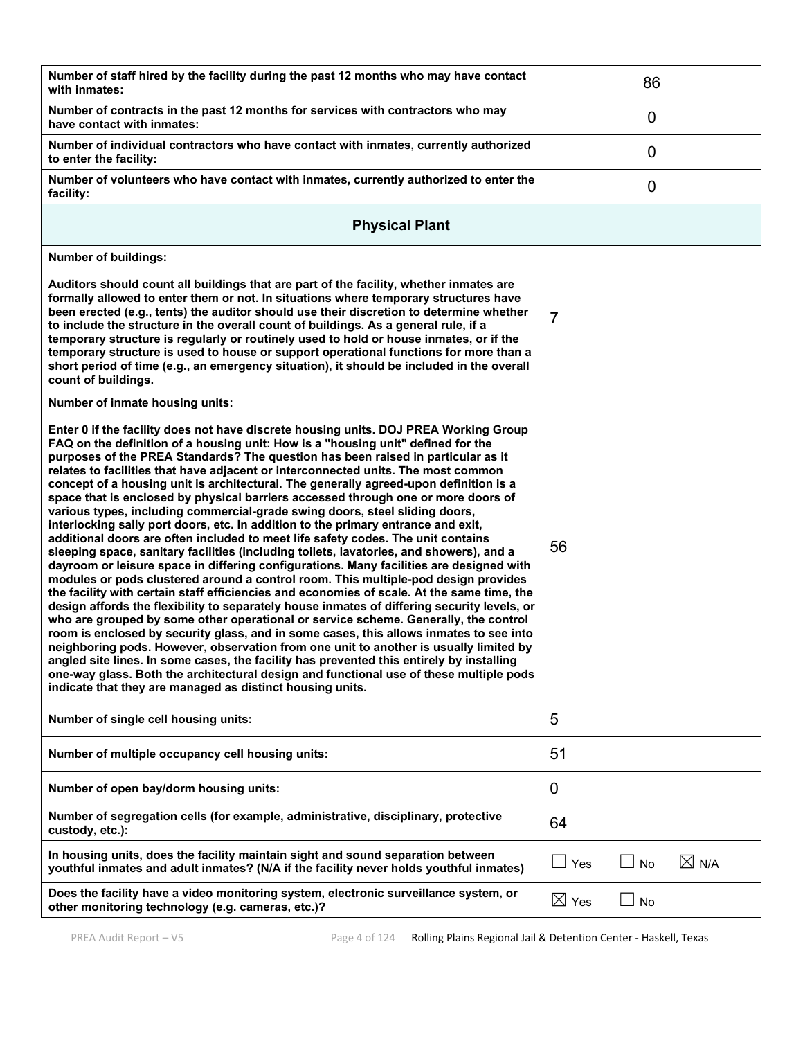| | |
|---|---|
| **Number of staff hired by the facility during the past 12 months who may have contact with inmates:** | 86 |
| **Number of contracts in the past 12 months for services with contractors who may have contact with inmates:** | 0 |
| **Number of individual contractors who have contact with inmates, currently authorized to enter the facility:** | 0 |
| **Number of volunteers who have contact with inmates, currently authorized to enter the facility:** | 0 |

## Physical Plant

| | |
|---|---|
| **Number of buildings:**<br><br>**Auditors should count all buildings that are part of the facility, whether inmates are formally allowed to enter them or not. In situations where temporary structures have been erected (e.g., tents) the auditor should use their discretion to determine whether to include the structure in the overall count of buildings. As a general rule, if a temporary structure is regularly or routinely used to hold or house inmates, or if the temporary structure is used to house or support operational functions for more than a short period of time (e.g., an emergency situation), it should be included in the overall count of buildings.** | 7 |
| **Number of inmate housing units:**<br><br>**Enter 0 if the facility does not have discrete housing units. DOJ PREA Working Group FAQ on the definition of a housing unit: How is a "housing unit" defined for the purposes of the PREA Standards? The question has been raised in particular as it relates to facilities that have adjacent or interconnected units. The most common concept of a housing unit is architectural. The generally agreed-upon definition is a space that is enclosed by physical barriers accessed through one or more doors of various types, including commercial-grade swing doors, steel sliding doors, interlocking sally port doors, etc. In addition to the primary entrance and exit, additional doors are often included to meet life safety codes. The unit contains sleeping space, sanitary facilities (including toilets, lavatories, and showers), and a dayroom or leisure space in differing configurations. Many facilities are designed with modules or pods clustered around a control room. This multiple-pod design provides the facility with certain staff efficiencies and economies of scale. At the same time, the design affords the flexibility to separately house inmates of differing security levels, or who are grouped by some other operational or service scheme. Generally, the control room is enclosed by security glass, and in some cases, this allows inmates to see into neighboring pods. However, observation from one unit to another is usually limited by angled site lines. In some cases, the facility has prevented this entirely by installing one-way glass. Both the architectural design and functional use of these multiple pods indicate that they are managed as distinct housing units.** | 56 |
| **Number of single cell housing units:** | 5 |
| **Number of multiple occupancy cell housing units:** | 51 |
| **Number of open bay/dorm housing units:** | 0 |
| **Number of segregation cells (for example, administrative, disciplinary, protective custody, etc.):** | 64 |
| **In housing units, does the facility maintain sight and sound separation between youthful inmates and adult inmates? (N/A if the facility never holds youthful inmates)** | ☐ Yes ☐ No ☒ N/A |
| **Does the facility have a video monitoring system, electronic surveillance system, or other monitoring technology (e.g. cameras, etc.)?** | ☒ Yes ☐ No |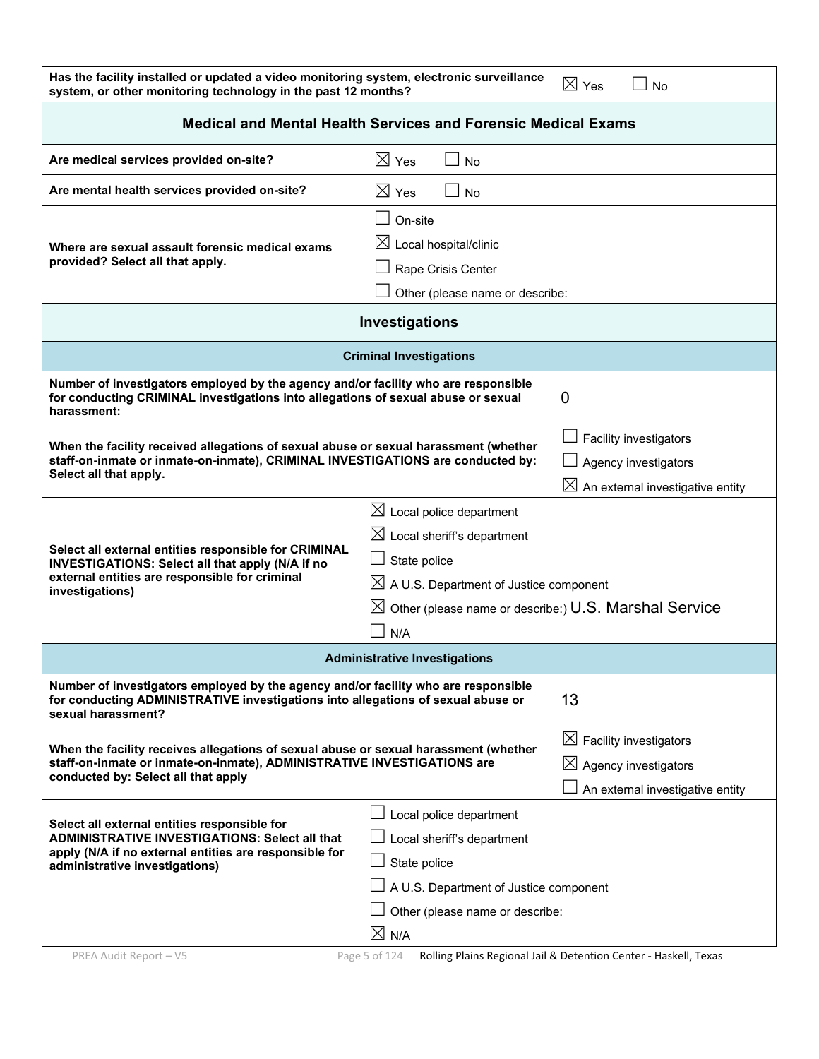| Has the facility installed or updated a video monitoring system, electronic surveillance system, or other monitoring technology in the past 12 months? | ☒ Yes ☐ No |
| --- | --- |

## Medical and Mental Health Services and Forensic Medical Exams

| Question | Response |
| --- | --- |
| **Are medical services provided on-site?** | ☒ Yes ☐ No |
| **Are mental health services provided on-site?** | ☒ Yes ☐ No |
| **Where are sexual assault forensic medical exams provided? Select all that apply.** | ☐ On-site<br>☒ Local hospital/clinic<br>☐ Rape Crisis Center<br>☐ Other (please name or describe: |

## Investigations

### Criminal Investigations

| Question | Response |
| --- | --- |
| **Number of investigators employed by the agency and/or facility who are responsible for conducting CRIMINAL investigations into allegations of sexual abuse or sexual harassment:** | 0 |
| **When the facility received allegations of sexual abuse or sexual harassment (whether staff-on-inmate or inmate-on-inmate), CRIMINAL INVESTIGATIONS are conducted by: Select all that apply.** | ☐ Facility investigators<br>☐ Agency investigators<br>☒ An external investigative entity |
| **Select all external entities responsible for CRIMINAL INVESTIGATIONS: Select all that apply (N/A if no external entities are responsible for criminal investigations)** | ☒ Local police department<br>☒ Local sheriff's department<br>☐ State police<br>☒ A U.S. Department of Justice component<br>☒ Other (please name or describe:) U.S. Marshal Service<br>☐ N/A |

### Administrative Investigations

| Question | Response |
| --- | --- |
| **Number of investigators employed by the agency and/or facility who are responsible for conducting ADMINISTRATIVE investigations into allegations of sexual abuse or sexual harassment?** | 13 |
| **When the facility receives allegations of sexual abuse or sexual harassment (whether staff-on-inmate or inmate-on-inmate), ADMINISTRATIVE INVESTIGATIONS are conducted by: Select all that apply** | ☒ Facility investigators<br>☒ Agency investigators<br>☐ An external investigative entity |
| **Select all external entities responsible for ADMINISTRATIVE INVESTIGATIONS: Select all that apply (N/A if no external entities are responsible for administrative investigations)** | ☐ Local police department<br>☐ Local sheriff's department<br>☐ State police<br>☐ A U.S. Department of Justice component<br>☐ Other (please name or describe:<br>☒ N/A |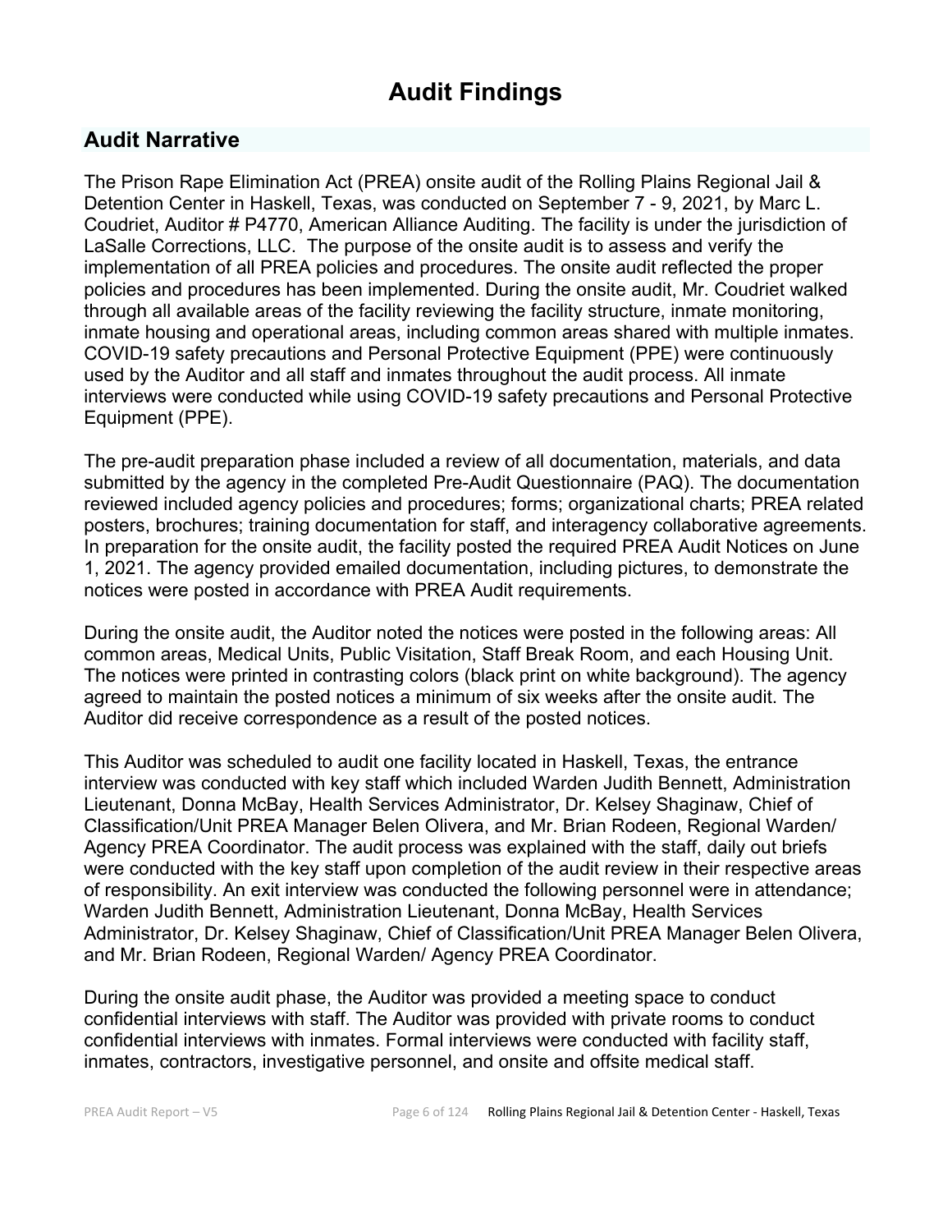# Audit Findings

## Audit Narrative

The Prison Rape Elimination Act (PREA) onsite audit of the Rolling Plains Regional Jail & Detention Center in Haskell, Texas, was conducted on September 7 - 9, 2021, by Marc L. Coudriet, Auditor # P4770, American Alliance Auditing. The facility is under the jurisdiction of LaSalle Corrections, LLC. The purpose of the onsite audit is to assess and verify the implementation of all PREA policies and procedures. The onsite audit reflected the proper policies and procedures has been implemented. During the onsite audit, Mr. Coudriet walked through all available areas of the facility reviewing the facility structure, inmate monitoring, inmate housing and operational areas, including common areas shared with multiple inmates. COVID-19 safety precautions and Personal Protective Equipment (PPE) were continuously used by the Auditor and all staff and inmates throughout the audit process. All inmate interviews were conducted while using COVID-19 safety precautions and Personal Protective Equipment (PPE).

The pre-audit preparation phase included a review of all documentation, materials, and data submitted by the agency in the completed Pre-Audit Questionnaire (PAQ). The documentation reviewed included agency policies and procedures; forms; organizational charts; PREA related posters, brochures; training documentation for staff, and interagency collaborative agreements. In preparation for the onsite audit, the facility posted the required PREA Audit Notices on June 1, 2021. The agency provided emailed documentation, including pictures, to demonstrate the notices were posted in accordance with PREA Audit requirements.

During the onsite audit, the Auditor noted the notices were posted in the following areas: All common areas, Medical Units, Public Visitation, Staff Break Room, and each Housing Unit. The notices were printed in contrasting colors (black print on white background). The agency agreed to maintain the posted notices a minimum of six weeks after the onsite audit. The Auditor did receive correspondence as a result of the posted notices.

This Auditor was scheduled to audit one facility located in Haskell, Texas, the entrance interview was conducted with key staff which included Warden Judith Bennett, Administration Lieutenant, Donna McBay, Health Services Administrator, Dr. Kelsey Shaginaw, Chief of Classification/Unit PREA Manager Belen Olivera, and Mr. Brian Rodeen, Regional Warden/ Agency PREA Coordinator. The audit process was explained with the staff, daily out briefs were conducted with the key staff upon completion of the audit review in their respective areas of responsibility. An exit interview was conducted the following personnel were in attendance; Warden Judith Bennett, Administration Lieutenant, Donna McBay, Health Services Administrator, Dr. Kelsey Shaginaw, Chief of Classification/Unit PREA Manager Belen Olivera, and Mr. Brian Rodeen, Regional Warden/ Agency PREA Coordinator.

During the onsite audit phase, the Auditor was provided a meeting space to conduct confidential interviews with staff. The Auditor was provided with private rooms to conduct confidential interviews with inmates. Formal interviews were conducted with facility staff, inmates, contractors, investigative personnel, and onsite and offsite medical staff.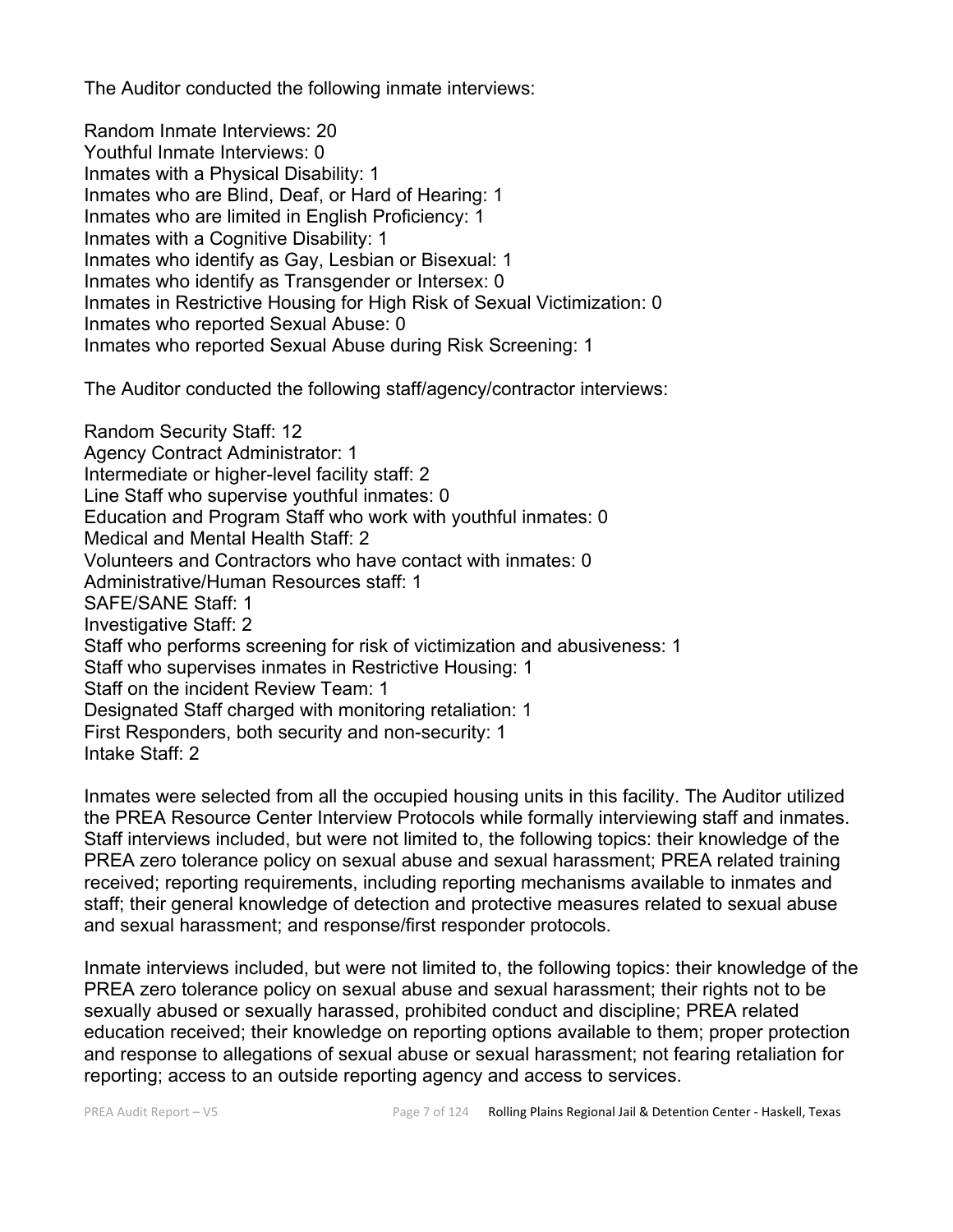The Auditor conducted the following inmate interviews:

Random Inmate Interviews: 20
Youthful Inmate Interviews: 0
Inmates with a Physical Disability: 1
Inmates who are Blind, Deaf, or Hard of Hearing: 1
Inmates who are limited in English Proficiency: 1
Inmates with a Cognitive Disability: 1
Inmates who identify as Gay, Lesbian or Bisexual: 1
Inmates who identify as Transgender or Intersex: 0
Inmates in Restrictive Housing for High Risk of Sexual Victimization: 0
Inmates who reported Sexual Abuse: 0
Inmates who reported Sexual Abuse during Risk Screening: 1

The Auditor conducted the following staff/agency/contractor interviews:

Random Security Staff: 12
Agency Contract Administrator: 1
Intermediate or higher-level facility staff: 2
Line Staff who supervise youthful inmates: 0
Education and Program Staff who work with youthful inmates: 0
Medical and Mental Health Staff: 2
Volunteers and Contractors who have contact with inmates: 0
Administrative/Human Resources staff: 1
SAFE/SANE Staff: 1
Investigative Staff: 2
Staff who performs screening for risk of victimization and abusiveness: 1
Staff who supervises inmates in Restrictive Housing: 1
Staff on the incident Review Team: 1
Designated Staff charged with monitoring retaliation: 1
First Responders, both security and non-security: 1
Intake Staff: 2

Inmates were selected from all the occupied housing units in this facility. The Auditor utilized the PREA Resource Center Interview Protocols while formally interviewing staff and inmates. Staff interviews included, but were not limited to, the following topics: their knowledge of the PREA zero tolerance policy on sexual abuse and sexual harassment; PREA related training received; reporting requirements, including reporting mechanisms available to inmates and staff; their general knowledge of detection and protective measures related to sexual abuse and sexual harassment; and response/first responder protocols.

Inmate interviews included, but were not limited to, the following topics: their knowledge of the PREA zero tolerance policy on sexual abuse and sexual harassment; their rights not to be sexually abused or sexually harassed, prohibited conduct and discipline; PREA related education received; their knowledge on reporting options available to them; proper protection and response to allegations of sexual abuse or sexual harassment; not fearing retaliation for reporting; access to an outside reporting agency and access to services.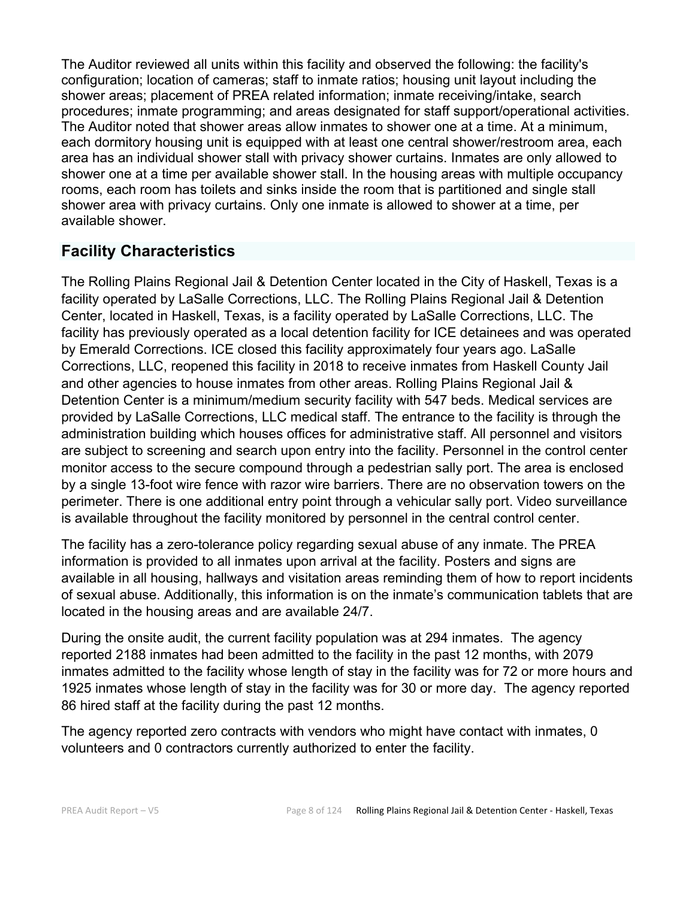The Auditor reviewed all units within this facility and observed the following: the facility's configuration; location of cameras; staff to inmate ratios; housing unit layout including the shower areas; placement of PREA related information; inmate receiving/intake, search procedures; inmate programming; and areas designated for staff support/operational activities. The Auditor noted that shower areas allow inmates to shower one at a time. At a minimum, each dormitory housing unit is equipped with at least one central shower/restroom area, each area has an individual shower stall with privacy shower curtains. Inmates are only allowed to shower one at a time per available shower stall. In the housing areas with multiple occupancy rooms, each room has toilets and sinks inside the room that is partitioned and single stall shower area with privacy curtains. Only one inmate is allowed to shower at a time, per available shower.

## Facility Characteristics

The Rolling Plains Regional Jail & Detention Center located in the City of Haskell, Texas is a facility operated by LaSalle Corrections, LLC. The Rolling Plains Regional Jail & Detention Center, located in Haskell, Texas, is a facility operated by LaSalle Corrections, LLC. The facility has previously operated as a local detention facility for ICE detainees and was operated by Emerald Corrections. ICE closed this facility approximately four years ago. LaSalle Corrections, LLC, reopened this facility in 2018 to receive inmates from Haskell County Jail and other agencies to house inmates from other areas. Rolling Plains Regional Jail & Detention Center is a minimum/medium security facility with 547 beds. Medical services are provided by LaSalle Corrections, LLC medical staff. The entrance to the facility is through the administration building which houses offices for administrative staff. All personnel and visitors are subject to screening and search upon entry into the facility. Personnel in the control center monitor access to the secure compound through a pedestrian sally port. The area is enclosed by a single 13-foot wire fence with razor wire barriers. There are no observation towers on the perimeter. There is one additional entry point through a vehicular sally port. Video surveillance is available throughout the facility monitored by personnel in the central control center.

The facility has a zero-tolerance policy regarding sexual abuse of any inmate. The PREA information is provided to all inmates upon arrival at the facility. Posters and signs are available in all housing, hallways and visitation areas reminding them of how to report incidents of sexual abuse. Additionally, this information is on the inmate's communication tablets that are located in the housing areas and are available 24/7.

During the onsite audit, the current facility population was at 294 inmates. The agency reported 2188 inmates had been admitted to the facility in the past 12 months, with 2079 inmates admitted to the facility whose length of stay in the facility was for 72 or more hours and 1925 inmates whose length of stay in the facility was for 30 or more day. The agency reported 86 hired staff at the facility during the past 12 months.

The agency reported zero contracts with vendors who might have contact with inmates, 0 volunteers and 0 contractors currently authorized to enter the facility.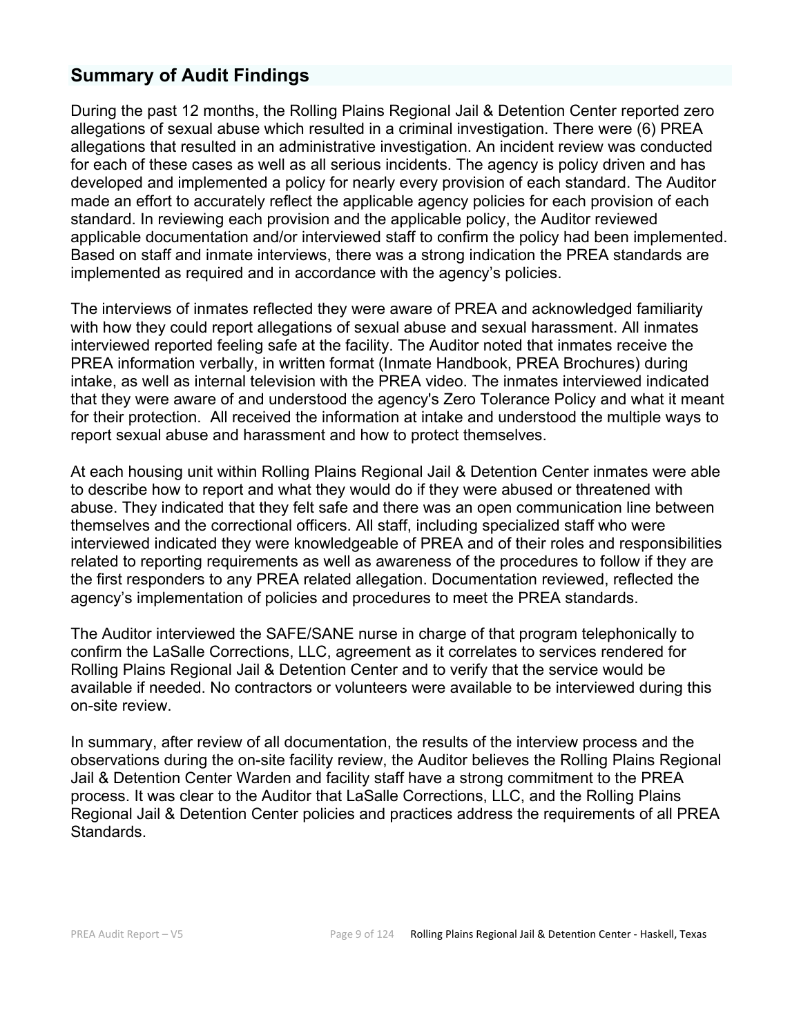## Summary of Audit Findings

During the past 12 months, the Rolling Plains Regional Jail & Detention Center reported zero allegations of sexual abuse which resulted in a criminal investigation. There were (6) PREA allegations that resulted in an administrative investigation. An incident review was conducted for each of these cases as well as all serious incidents. The agency is policy driven and has developed and implemented a policy for nearly every provision of each standard. The Auditor made an effort to accurately reflect the applicable agency policies for each provision of each standard. In reviewing each provision and the applicable policy, the Auditor reviewed applicable documentation and/or interviewed staff to confirm the policy had been implemented. Based on staff and inmate interviews, there was a strong indication the PREA standards are implemented as required and in accordance with the agency's policies.

The interviews of inmates reflected they were aware of PREA and acknowledged familiarity with how they could report allegations of sexual abuse and sexual harassment. All inmates interviewed reported feeling safe at the facility. The Auditor noted that inmates receive the PREA information verbally, in written format (Inmate Handbook, PREA Brochures) during intake, as well as internal television with the PREA video. The inmates interviewed indicated that they were aware of and understood the agency's Zero Tolerance Policy and what it meant for their protection. All received the information at intake and understood the multiple ways to report sexual abuse and harassment and how to protect themselves.

At each housing unit within Rolling Plains Regional Jail & Detention Center inmates were able to describe how to report and what they would do if they were abused or threatened with abuse. They indicated that they felt safe and there was an open communication line between themselves and the correctional officers. All staff, including specialized staff who were interviewed indicated they were knowledgeable of PREA and of their roles and responsibilities related to reporting requirements as well as awareness of the procedures to follow if they are the first responders to any PREA related allegation. Documentation reviewed, reflected the agency's implementation of policies and procedures to meet the PREA standards.

The Auditor interviewed the SAFE/SANE nurse in charge of that program telephonically to confirm the LaSalle Corrections, LLC, agreement as it correlates to services rendered for Rolling Plains Regional Jail & Detention Center and to verify that the service would be available if needed. No contractors or volunteers were available to be interviewed during this on-site review.

In summary, after review of all documentation, the results of the interview process and the observations during the on-site facility review, the Auditor believes the Rolling Plains Regional Jail & Detention Center Warden and facility staff have a strong commitment to the PREA process. It was clear to the Auditor that LaSalle Corrections, LLC, and the Rolling Plains Regional Jail & Detention Center policies and practices address the requirements of all PREA Standards.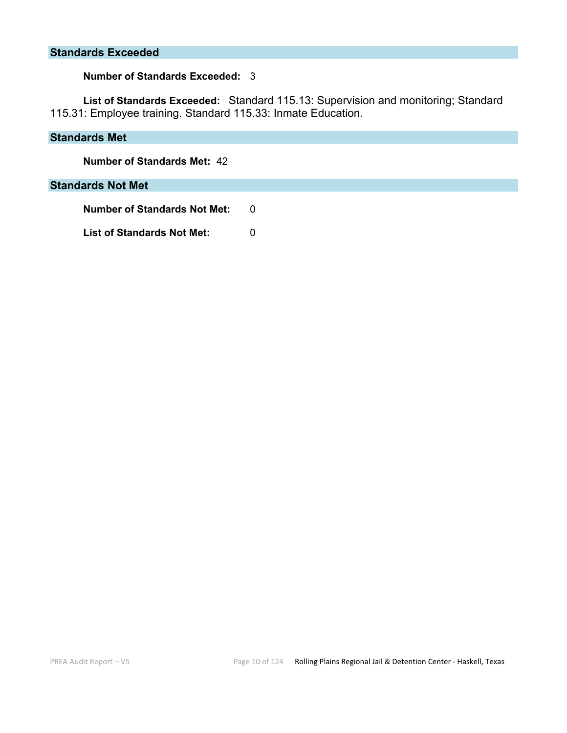## Standards Exceeded

**Number of Standards Exceeded:** 3

**List of Standards Exceeded:** Standard 115.13: Supervision and monitoring; Standard 115.31: Employee training. Standard 115.33: Inmate Education.

## Standards Met

**Number of Standards Met:** 42

## Standards Not Met

**Number of Standards Not Met:** 0

**List of Standards Not Met:** 0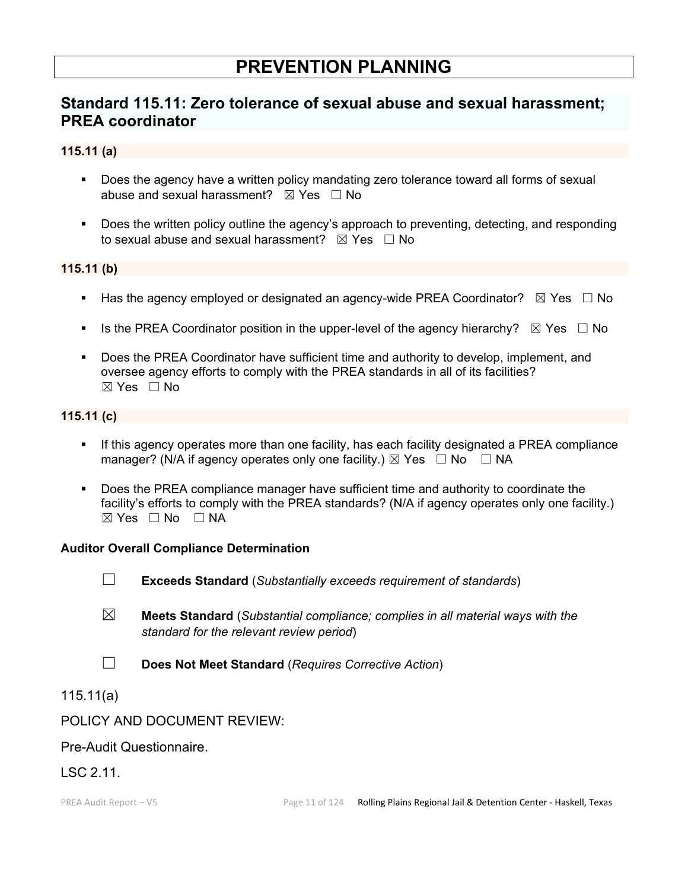# PREVENTION PLANNING

## Standard 115.11: Zero tolerance of sexual abuse and sexual harassment; PREA coordinator

### 115.11 (a)

- Does the agency have a written policy mandating zero tolerance toward all forms of sexual abuse and sexual harassment? ☒ Yes ☐ No
- Does the written policy outline the agency's approach to preventing, detecting, and responding to sexual abuse and sexual harassment? ☒ Yes ☐ No

### 115.11 (b)

- Has the agency employed or designated an agency-wide PREA Coordinator? ☒ Yes ☐ No
- Is the PREA Coordinator position in the upper-level of the agency hierarchy? ☒ Yes ☐ No
- Does the PREA Coordinator have sufficient time and authority to develop, implement, and oversee agency efforts to comply with the PREA standards in all of its facilities? ☒ Yes ☐ No

### 115.11 (c)

- If this agency operates more than one facility, has each facility designated a PREA compliance manager? (N/A if agency operates only one facility.) ☒ Yes ☐ No ☐ NA
- Does the PREA compliance manager have sufficient time and authority to coordinate the facility's efforts to comply with the PREA standards? (N/A if agency operates only one facility.) ☒ Yes ☐ No ☐ NA

**Auditor Overall Compliance Determination**

☐ **Exceeds Standard** (*Substantially exceeds requirement of standards*)

☒ **Meets Standard** (*Substantial compliance; complies in all material ways with the standard for the relevant review period*)

☐ **Does Not Meet Standard** (*Requires Corrective Action*)

115.11(a)

POLICY AND DOCUMENT REVIEW:

Pre-Audit Questionnaire.

LSC 2.11.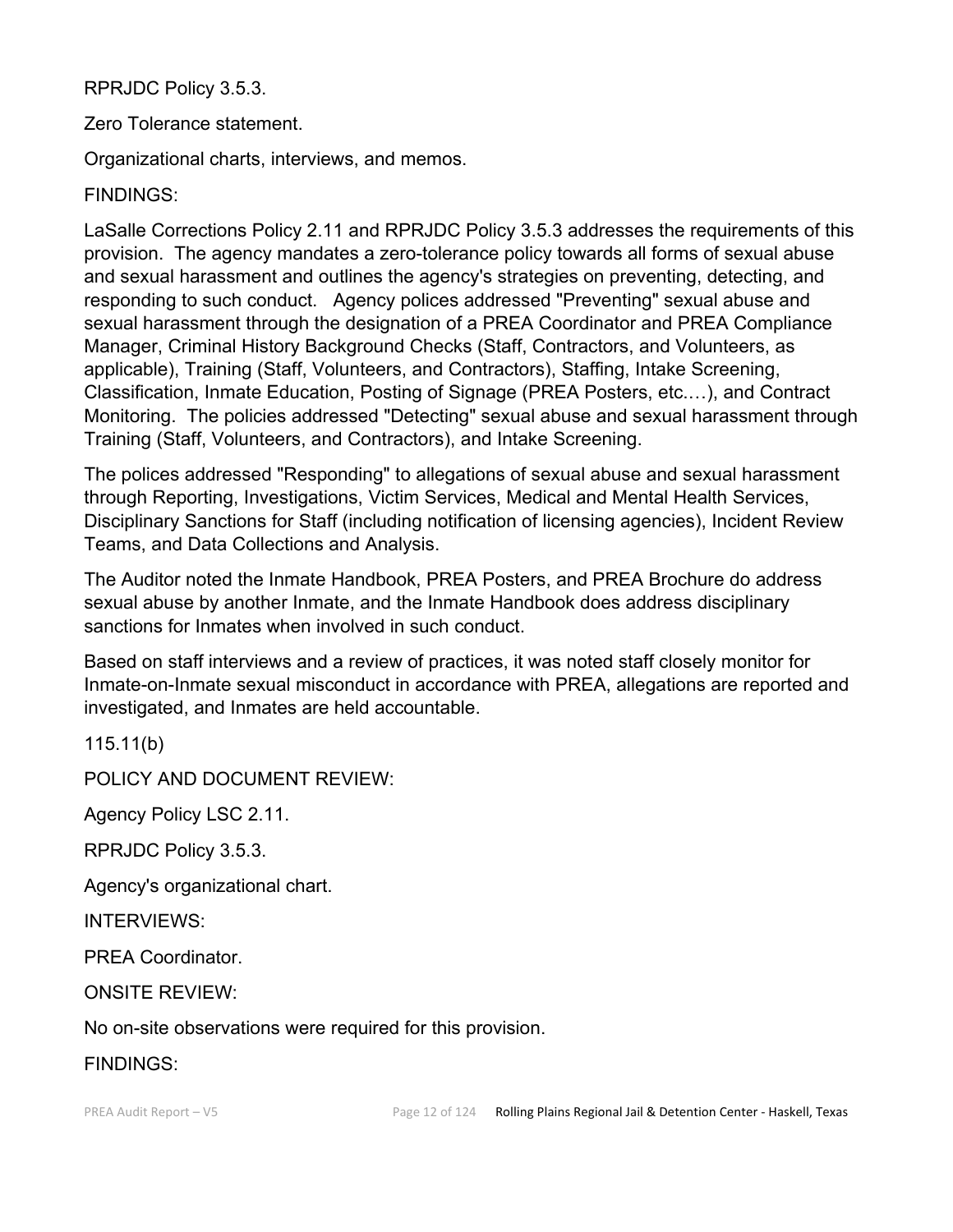RPRJDC Policy 3.5.3.

Zero Tolerance statement.

Organizational charts, interviews, and memos.

FINDINGS:

LaSalle Corrections Policy 2.11 and RPRJDC Policy 3.5.3 addresses the requirements of this provision. The agency mandates a zero-tolerance policy towards all forms of sexual abuse and sexual harassment and outlines the agency's strategies on preventing, detecting, and responding to such conduct. Agency polices addressed "Preventing" sexual abuse and sexual harassment through the designation of a PREA Coordinator and PREA Compliance Manager, Criminal History Background Checks (Staff, Contractors, and Volunteers, as applicable), Training (Staff, Volunteers, and Contractors), Staffing, Intake Screening, Classification, Inmate Education, Posting of Signage (PREA Posters, etc.…), and Contract Monitoring. The policies addressed "Detecting" sexual abuse and sexual harassment through Training (Staff, Volunteers, and Contractors), and Intake Screening.

The polices addressed "Responding" to allegations of sexual abuse and sexual harassment through Reporting, Investigations, Victim Services, Medical and Mental Health Services, Disciplinary Sanctions for Staff (including notification of licensing agencies), Incident Review Teams, and Data Collections and Analysis.

The Auditor noted the Inmate Handbook, PREA Posters, and PREA Brochure do address sexual abuse by another Inmate, and the Inmate Handbook does address disciplinary sanctions for Inmates when involved in such conduct.

Based on staff interviews and a review of practices, it was noted staff closely monitor for Inmate-on-Inmate sexual misconduct in accordance with PREA, allegations are reported and investigated, and Inmates are held accountable.

115.11(b)

POLICY AND DOCUMENT REVIEW:

Agency Policy LSC 2.11.

RPRJDC Policy 3.5.3.

Agency's organizational chart.

INTERVIEWS:

PREA Coordinator.

ONSITE REVIEW:

No on-site observations were required for this provision.

FINDINGS: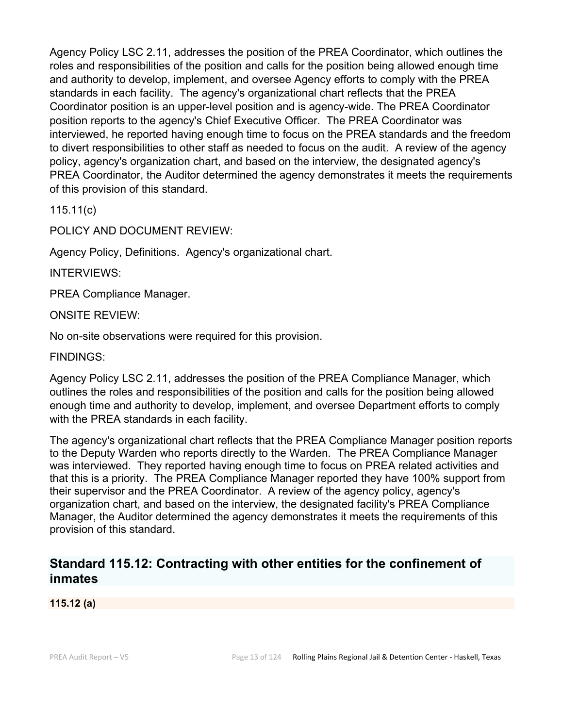Agency Policy LSC 2.11, addresses the position of the PREA Coordinator, which outlines the roles and responsibilities of the position and calls for the position being allowed enough time and authority to develop, implement, and oversee Agency efforts to comply with the PREA standards in each facility. The agency's organizational chart reflects that the PREA Coordinator position is an upper-level position and is agency-wide. The PREA Coordinator position reports to the agency's Chief Executive Officer. The PREA Coordinator was interviewed, he reported having enough time to focus on the PREA standards and the freedom to divert responsibilities to other staff as needed to focus on the audit. A review of the agency policy, agency's organization chart, and based on the interview, the designated agency's PREA Coordinator, the Auditor determined the agency demonstrates it meets the requirements of this provision of this standard.

115.11(c)

POLICY AND DOCUMENT REVIEW:

Agency Policy, Definitions. Agency's organizational chart.

INTERVIEWS:

PREA Compliance Manager.

ONSITE REVIEW:

No on-site observations were required for this provision.

FINDINGS:

Agency Policy LSC 2.11, addresses the position of the PREA Compliance Manager, which outlines the roles and responsibilities of the position and calls for the position being allowed enough time and authority to develop, implement, and oversee Department efforts to comply with the PREA standards in each facility.

The agency's organizational chart reflects that the PREA Compliance Manager position reports to the Deputy Warden who reports directly to the Warden. The PREA Compliance Manager was interviewed. They reported having enough time to focus on PREA related activities and that this is a priority. The PREA Compliance Manager reported they have 100% support from their supervisor and the PREA Coordinator. A review of the agency policy, agency's organization chart, and based on the interview, the designated facility's PREA Compliance Manager, the Auditor determined the agency demonstrates it meets the requirements of this provision of this standard.

## Standard 115.12: Contracting with other entities for the confinement of inmates

**115.12 (a)**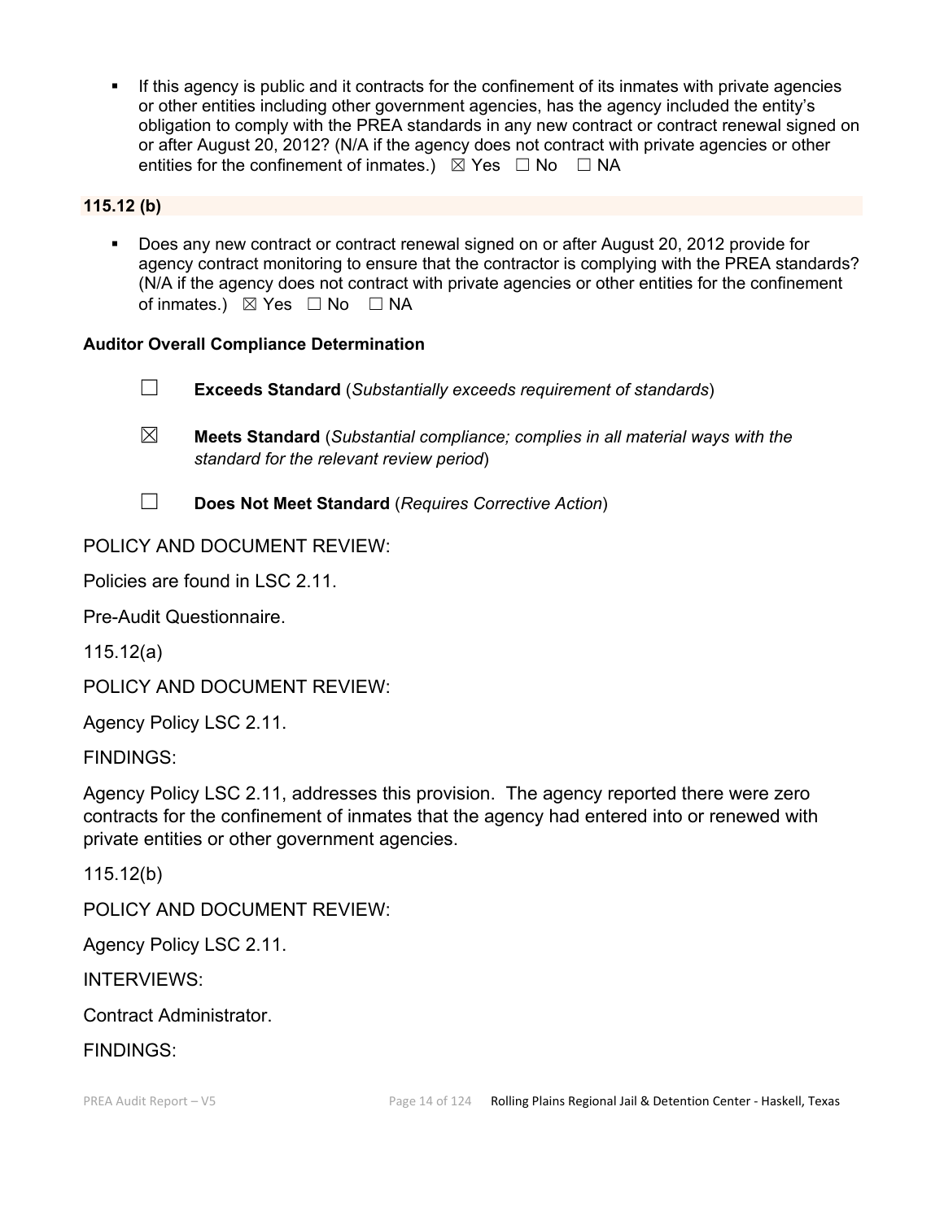- If this agency is public and it contracts for the confinement of its inmates with private agencies or other entities including other government agencies, has the agency included the entity's obligation to comply with the PREA standards in any new contract or contract renewal signed on or after August 20, 2012? (N/A if the agency does not contract with private agencies or other entities for the confinement of inmates.) ☒ Yes ☐ No ☐ NA

**115.12 (b)**

- Does any new contract or contract renewal signed on or after August 20, 2012 provide for agency contract monitoring to ensure that the contractor is complying with the PREA standards? (N/A if the agency does not contract with private agencies or other entities for the confinement of inmates.) ☒ Yes ☐ No ☐ NA

**Auditor Overall Compliance Determination**

☐ **Exceeds Standard** (*Substantially exceeds requirement of standards*)

☒ **Meets Standard** (*Substantial compliance; complies in all material ways with the standard for the relevant review period*)

☐ **Does Not Meet Standard** (*Requires Corrective Action*)

POLICY AND DOCUMENT REVIEW:

Policies are found in LSC 2.11.

Pre-Audit Questionnaire.

115.12(a)

POLICY AND DOCUMENT REVIEW:

Agency Policy LSC 2.11.

FINDINGS:

Agency Policy LSC 2.11, addresses this provision. The agency reported there were zero contracts for the confinement of inmates that the agency had entered into or renewed with private entities or other government agencies.

115.12(b)

POLICY AND DOCUMENT REVIEW:

Agency Policy LSC 2.11.

INTERVIEWS:

Contract Administrator.

FINDINGS: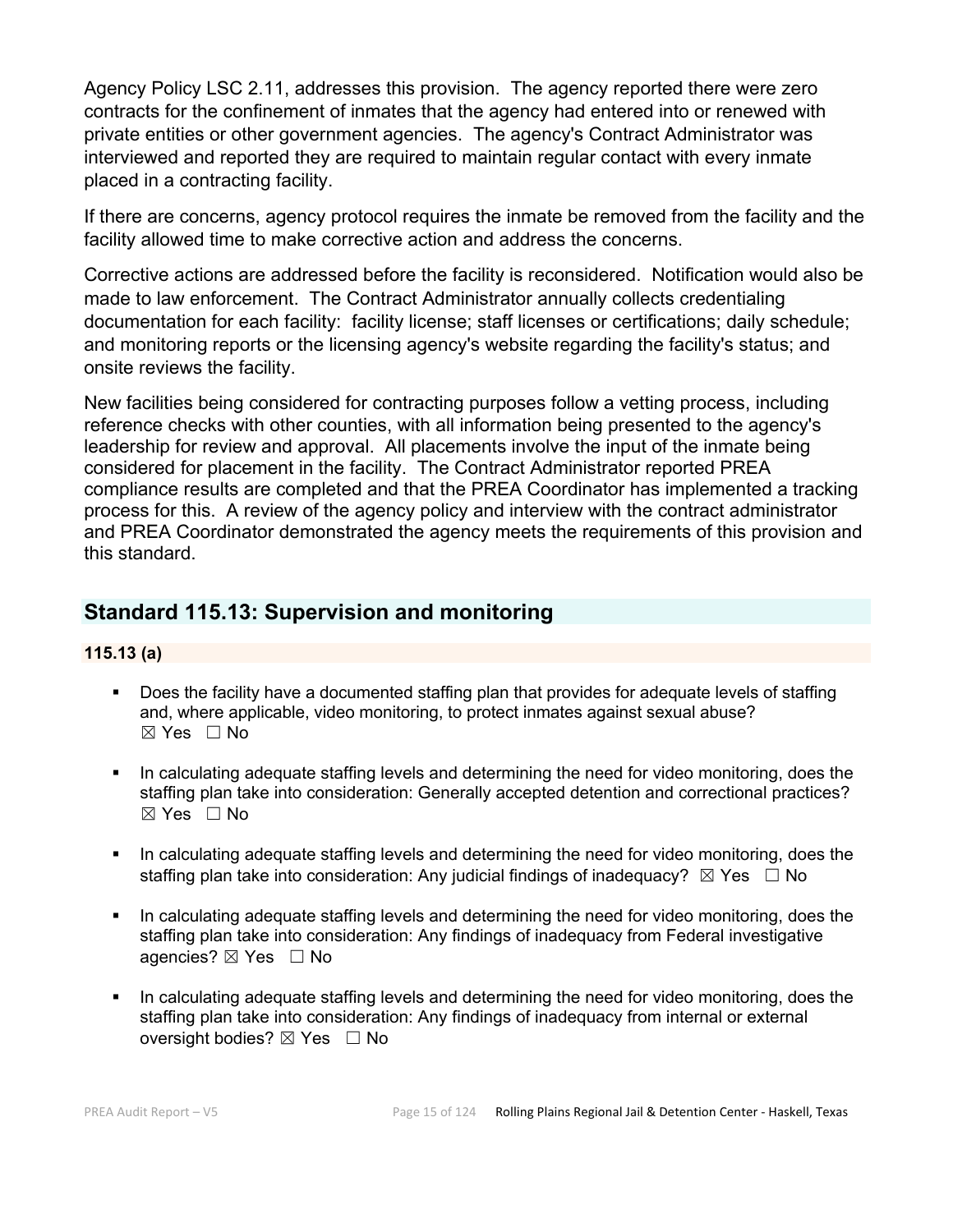Agency Policy LSC 2.11, addresses this provision. The agency reported there were zero contracts for the confinement of inmates that the agency had entered into or renewed with private entities or other government agencies. The agency's Contract Administrator was interviewed and reported they are required to maintain regular contact with every inmate placed in a contracting facility.

If there are concerns, agency protocol requires the inmate be removed from the facility and the facility allowed time to make corrective action and address the concerns.

Corrective actions are addressed before the facility is reconsidered. Notification would also be made to law enforcement. The Contract Administrator annually collects credentialing documentation for each facility: facility license; staff licenses or certifications; daily schedule; and monitoring reports or the licensing agency's website regarding the facility's status; and onsite reviews the facility.

New facilities being considered for contracting purposes follow a vetting process, including reference checks with other counties, with all information being presented to the agency's leadership for review and approval. All placements involve the input of the inmate being considered for placement in the facility. The Contract Administrator reported PREA compliance results are completed and that the PREA Coordinator has implemented a tracking process for this. A review of the agency policy and interview with the contract administrator and PREA Coordinator demonstrated the agency meets the requirements of this provision and this standard.

## Standard 115.13: Supervision and monitoring

### 115.13 (a)

- Does the facility have a documented staffing plan that provides for adequate levels of staffing and, where applicable, video monitoring, to protect inmates against sexual abuse? ☒ Yes ☐ No
- In calculating adequate staffing levels and determining the need for video monitoring, does the staffing plan take into consideration: Generally accepted detention and correctional practices? ☒ Yes ☐ No
- In calculating adequate staffing levels and determining the need for video monitoring, does the staffing plan take into consideration: Any judicial findings of inadequacy? ☒ Yes ☐ No
- In calculating adequate staffing levels and determining the need for video monitoring, does the staffing plan take into consideration: Any findings of inadequacy from Federal investigative agencies? ☒ Yes ☐ No
- In calculating adequate staffing levels and determining the need for video monitoring, does the staffing plan take into consideration: Any findings of inadequacy from internal or external oversight bodies? ☒ Yes ☐ No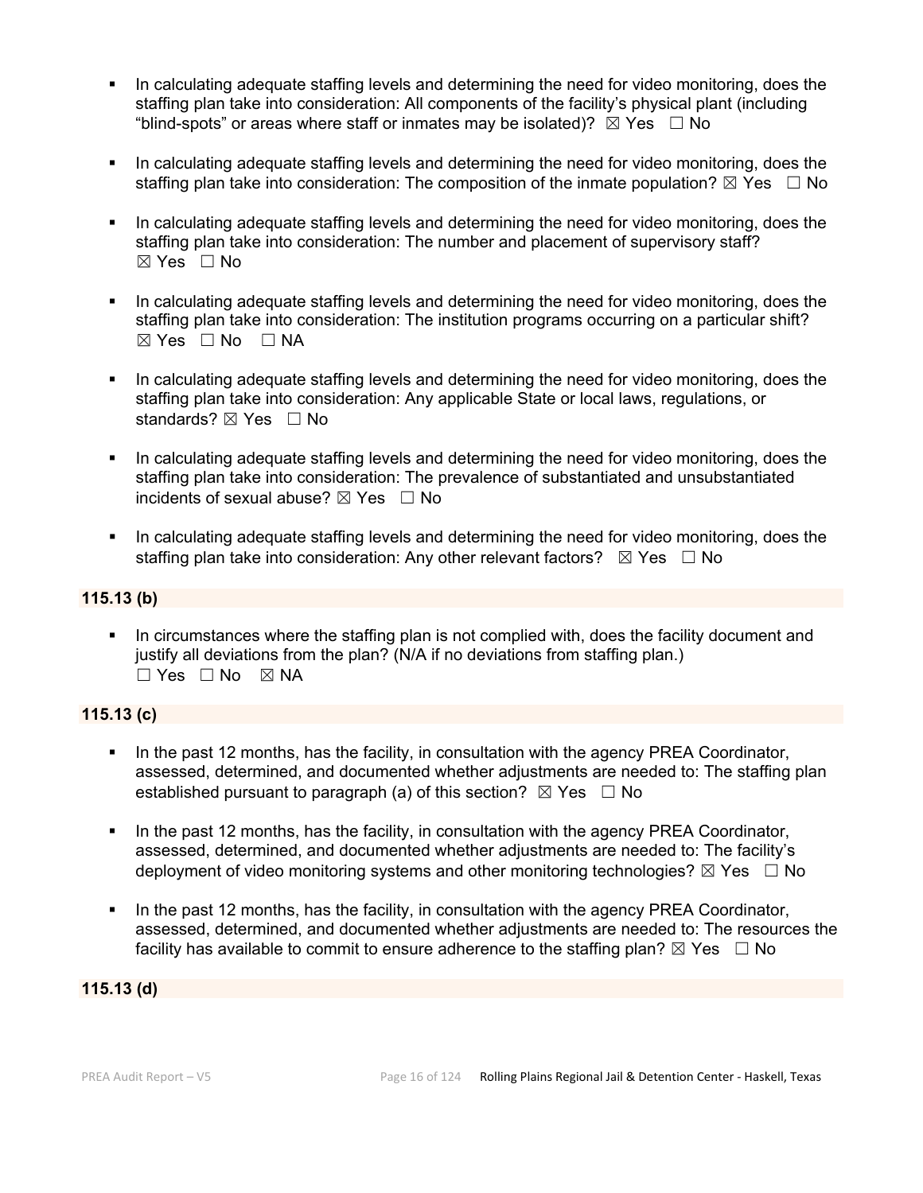- In calculating adequate staffing levels and determining the need for video monitoring, does the staffing plan take into consideration: All components of the facility's physical plant (including "blind-spots" or areas where staff or inmates may be isolated)? ☒ Yes ☐ No

- In calculating adequate staffing levels and determining the need for video monitoring, does the staffing plan take into consideration: The composition of the inmate population? ☒ Yes ☐ No

- In calculating adequate staffing levels and determining the need for video monitoring, does the staffing plan take into consideration: The number and placement of supervisory staff? ☒ Yes ☐ No

- In calculating adequate staffing levels and determining the need for video monitoring, does the staffing plan take into consideration: The institution programs occurring on a particular shift? ☒ Yes ☐ No ☐ NA

- In calculating adequate staffing levels and determining the need for video monitoring, does the staffing plan take into consideration: Any applicable State or local laws, regulations, or standards? ☒ Yes ☐ No

- In calculating adequate staffing levels and determining the need for video monitoring, does the staffing plan take into consideration: The prevalence of substantiated and unsubstantiated incidents of sexual abuse? ☒ Yes ☐ No

- In calculating adequate staffing levels and determining the need for video monitoring, does the staffing plan take into consideration: Any other relevant factors? ☒ Yes ☐ No

**115.13 (b)**

- In circumstances where the staffing plan is not complied with, does the facility document and justify all deviations from the plan? (N/A if no deviations from staffing plan.) ☐ Yes ☐ No ☒ NA

**115.13 (c)**

- In the past 12 months, has the facility, in consultation with the agency PREA Coordinator, assessed, determined, and documented whether adjustments are needed to: The staffing plan established pursuant to paragraph (a) of this section? ☒ Yes ☐ No

- In the past 12 months, has the facility, in consultation with the agency PREA Coordinator, assessed, determined, and documented whether adjustments are needed to: The facility's deployment of video monitoring systems and other monitoring technologies? ☒ Yes ☐ No

- In the past 12 months, has the facility, in consultation with the agency PREA Coordinator, assessed, determined, and documented whether adjustments are needed to: The resources the facility has available to commit to ensure adherence to the staffing plan? ☒ Yes ☐ No

**115.13 (d)**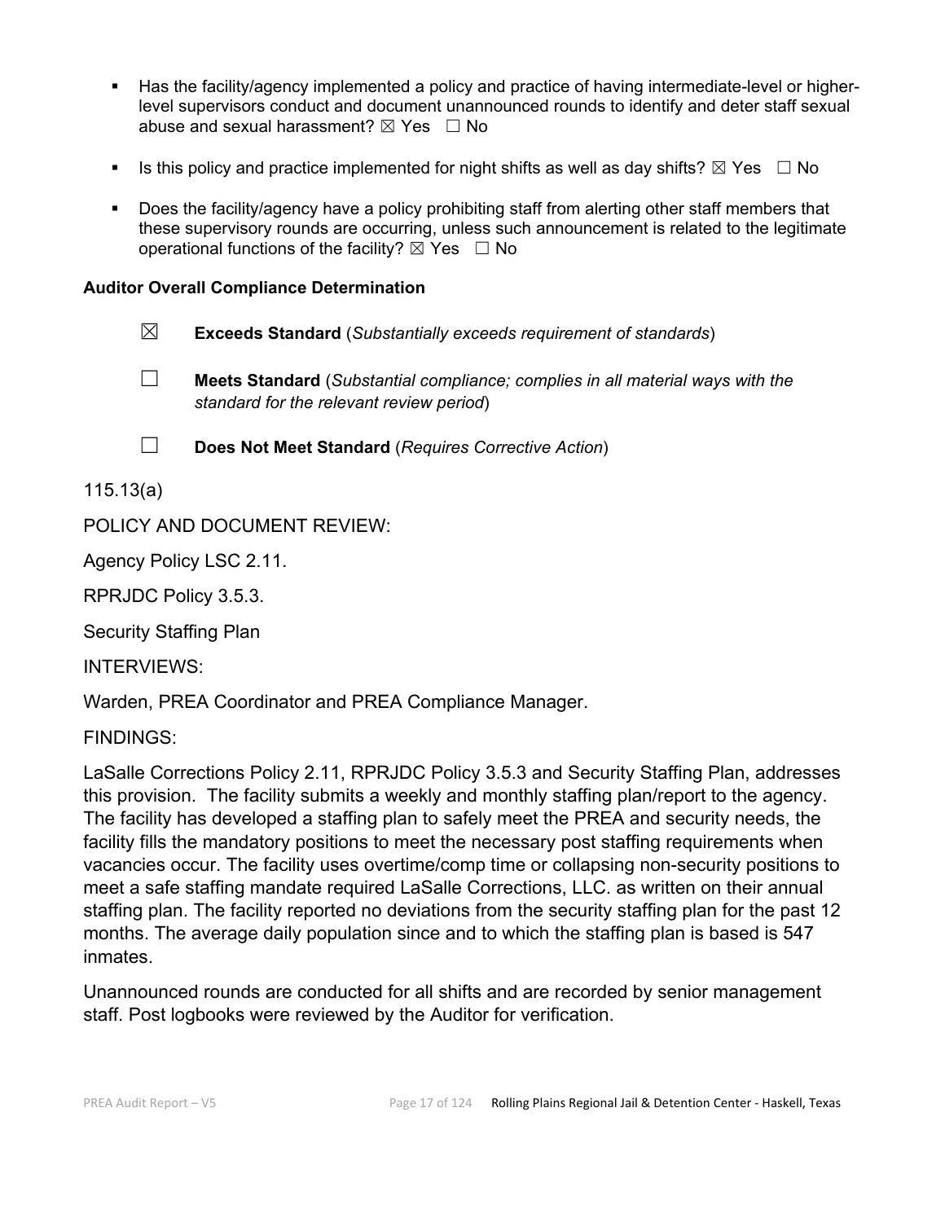- Has the facility/agency implemented a policy and practice of having intermediate-level or higher-level supervisors conduct and document unannounced rounds to identify and deter staff sexual abuse and sexual harassment? ☒ Yes ☐ No

- Is this policy and practice implemented for night shifts as well as day shifts? ☒ Yes ☐ No

- Does the facility/agency have a policy prohibiting staff from alerting other staff members that these supervisory rounds are occurring, unless such announcement is related to the legitimate operational functions of the facility? ☒ Yes ☐ No

**Auditor Overall Compliance Determination**

☒ **Exceeds Standard** (*Substantially exceeds requirement of standards*)

☐ **Meets Standard** (*Substantial compliance; complies in all material ways with the standard for the relevant review period*)

☐ **Does Not Meet Standard** (*Requires Corrective Action*)

115.13(a)

POLICY AND DOCUMENT REVIEW:

Agency Policy LSC 2.11.

RPRJDC Policy 3.5.3.

Security Staffing Plan

INTERVIEWS:

Warden, PREA Coordinator and PREA Compliance Manager.

FINDINGS:

LaSalle Corrections Policy 2.11, RPRJDC Policy 3.5.3 and Security Staffing Plan, addresses this provision. The facility submits a weekly and monthly staffing plan/report to the agency. The facility has developed a staffing plan to safely meet the PREA and security needs, the facility fills the mandatory positions to meet the necessary post staffing requirements when vacancies occur. The facility uses overtime/comp time or collapsing non-security positions to meet a safe staffing mandate required LaSalle Corrections, LLC. as written on their annual staffing plan. The facility reported no deviations from the security staffing plan for the past 12 months. The average daily population since and to which the staffing plan is based is 547 inmates.

Unannounced rounds are conducted for all shifts and are recorded by senior management staff. Post logbooks were reviewed by the Auditor for verification.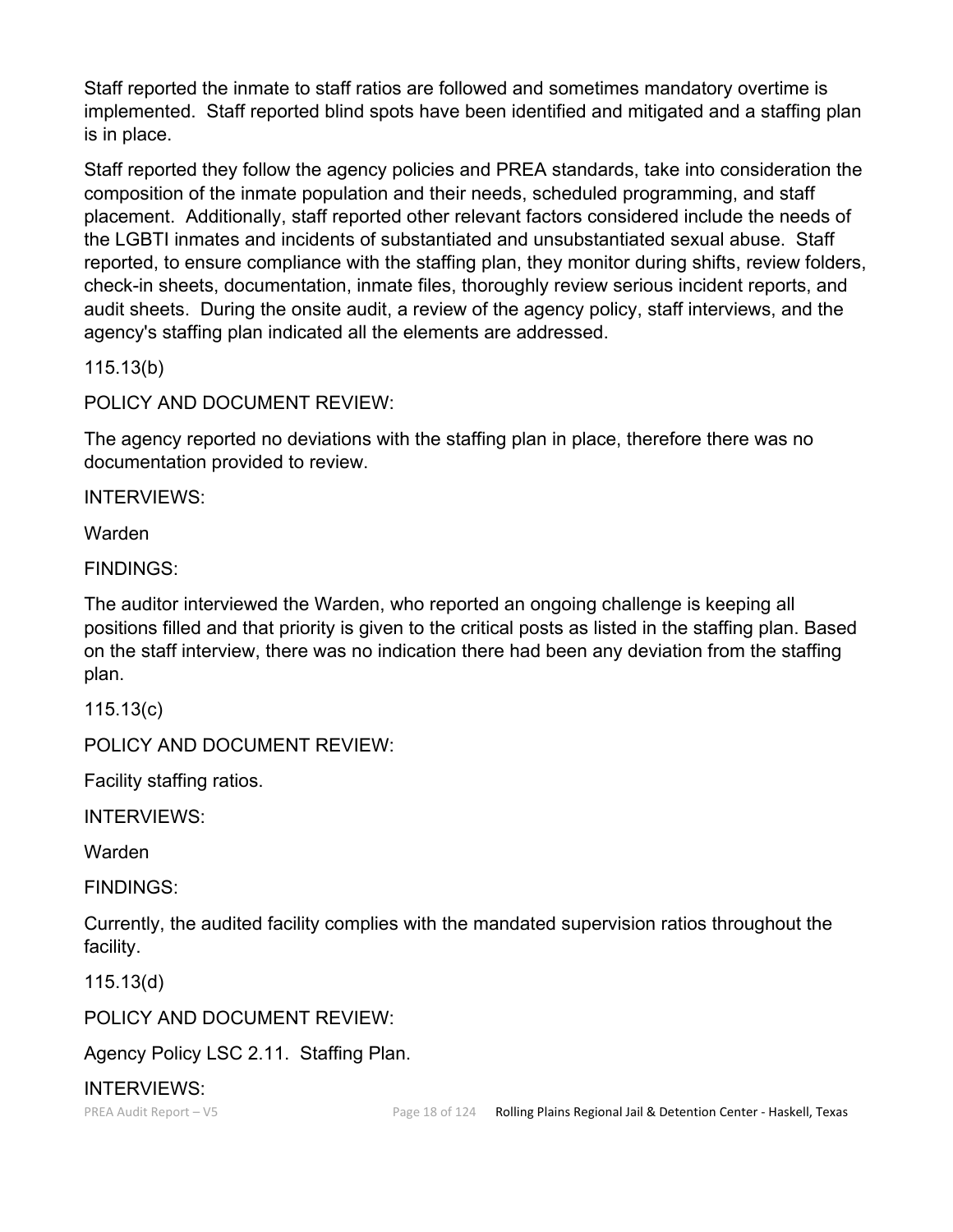Staff reported the inmate to staff ratios are followed and sometimes mandatory overtime is implemented. Staff reported blind spots have been identified and mitigated and a staffing plan is in place.

Staff reported they follow the agency policies and PREA standards, take into consideration the composition of the inmate population and their needs, scheduled programming, and staff placement. Additionally, staff reported other relevant factors considered include the needs of the LGBTI inmates and incidents of substantiated and unsubstantiated sexual abuse. Staff reported, to ensure compliance with the staffing plan, they monitor during shifts, review folders, check-in sheets, documentation, inmate files, thoroughly review serious incident reports, and audit sheets. During the onsite audit, a review of the agency policy, staff interviews, and the agency's staffing plan indicated all the elements are addressed.

115.13(b)

POLICY AND DOCUMENT REVIEW:

The agency reported no deviations with the staffing plan in place, therefore there was no documentation provided to review.

INTERVIEWS:

Warden

FINDINGS:

The auditor interviewed the Warden, who reported an ongoing challenge is keeping all positions filled and that priority is given to the critical posts as listed in the staffing plan. Based on the staff interview, there was no indication there had been any deviation from the staffing plan.

115.13(c)

POLICY AND DOCUMENT REVIEW:

Facility staffing ratios.

INTERVIEWS:

Warden

FINDINGS:

Currently, the audited facility complies with the mandated supervision ratios throughout the facility.

115.13(d)

POLICY AND DOCUMENT REVIEW:

Agency Policy LSC 2.11. Staffing Plan.

INTERVIEWS: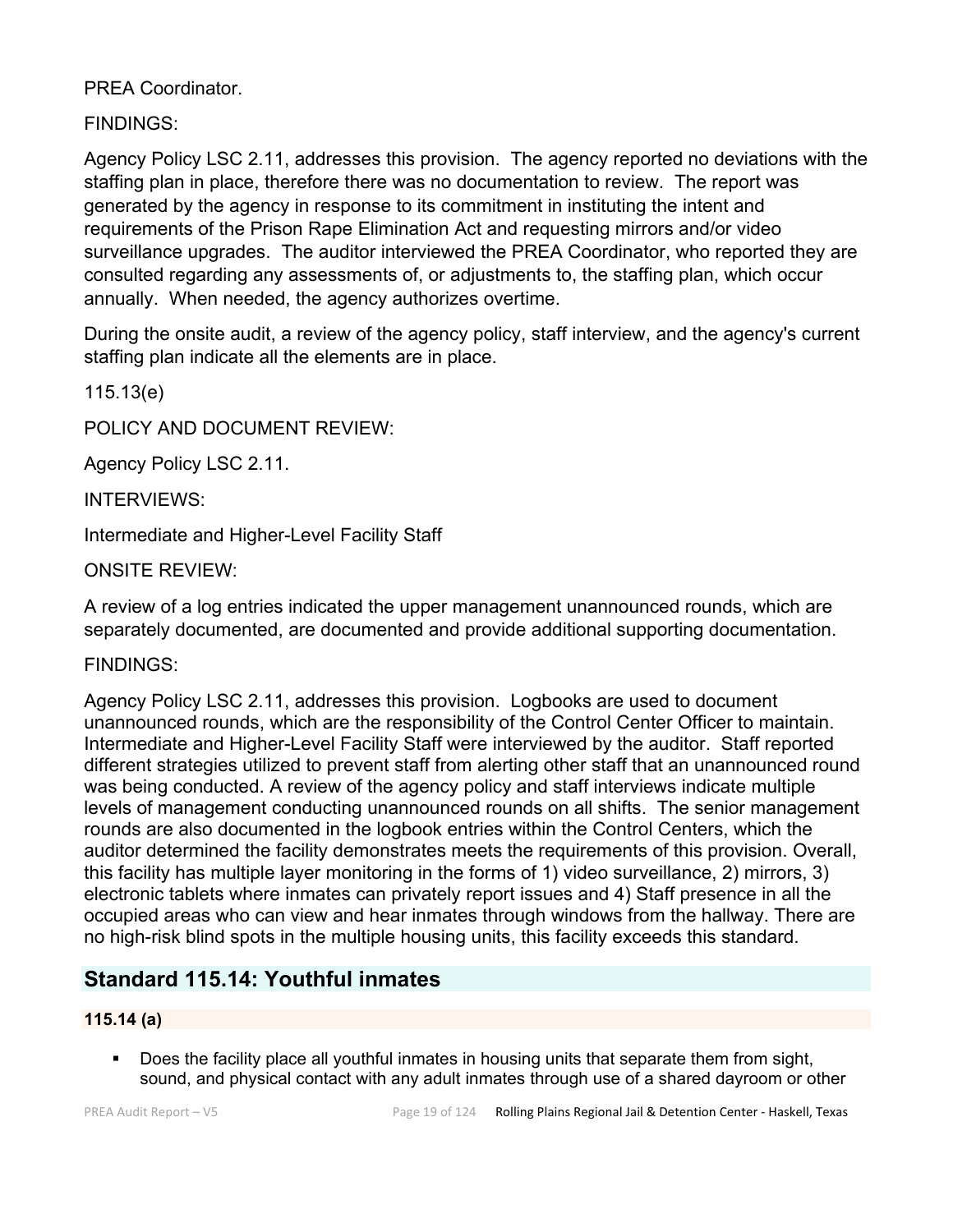PREA Coordinator.

FINDINGS:

Agency Policy LSC 2.11, addresses this provision.  The agency reported no deviations with the staffing plan in place, therefore there was no documentation to review.  The report was generated by the agency in response to its commitment in instituting the intent and requirements of the Prison Rape Elimination Act and requesting mirrors and/or video surveillance upgrades.  The auditor interviewed the PREA Coordinator, who reported they are consulted regarding any assessments of, or adjustments to, the staffing plan, which occur annually.  When needed, the agency authorizes overtime.

During the onsite audit, a review of the agency policy, staff interview, and the agency's current staffing plan indicate all the elements are in place.

115.13(e)

POLICY AND DOCUMENT REVIEW:

Agency Policy LSC 2.11.

INTERVIEWS:

Intermediate and Higher-Level Facility Staff

ONSITE REVIEW:

A review of a log entries indicated the upper management unannounced rounds, which are separately documented, are documented and provide additional supporting documentation.

FINDINGS:

Agency Policy LSC 2.11, addresses this provision.  Logbooks are used to document unannounced rounds, which are the responsibility of the Control Center Officer to maintain.  Intermediate and Higher-Level Facility Staff were interviewed by the auditor.  Staff reported different strategies utilized to prevent staff from alerting other staff that an unannounced round was being conducted. A review of the agency policy and staff interviews indicate multiple levels of management conducting unannounced rounds on all shifts.  The senior management rounds are also documented in the logbook entries within the Control Centers, which the auditor determined the facility demonstrates meets the requirements of this provision. Overall, this facility has multiple layer monitoring in the forms of 1) video surveillance, 2) mirrors, 3) electronic tablets where inmates can privately report issues and 4) Staff presence in all the occupied areas who can view and hear inmates through windows from the hallway. There are no high-risk blind spots in the multiple housing units, this facility exceeds this standard.

## Standard 115.14: Youthful inmates

**115.14 (a)**

- Does the facility place all youthful inmates in housing units that separate them from sight, sound, and physical contact with any adult inmates through use of a shared dayroom or other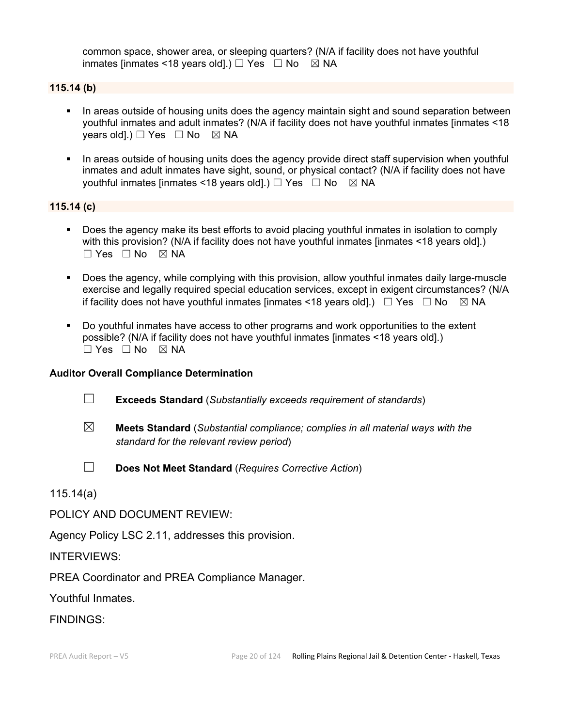common space, shower area, or sleeping quarters? (N/A if facility does not have youthful inmates [inmates <18 years old].) ☐ Yes ☐ No ☒ NA

**115.14 (b)**

- In areas outside of housing units does the agency maintain sight and sound separation between youthful inmates and adult inmates? (N/A if facility does not have youthful inmates [inmates <18 years old].) ☐ Yes ☐ No ☒ NA
- In areas outside of housing units does the agency provide direct staff supervision when youthful inmates and adult inmates have sight, sound, or physical contact? (N/A if facility does not have youthful inmates [inmates <18 years old].) ☐ Yes ☐ No ☒ NA

**115.14 (c)**

- Does the agency make its best efforts to avoid placing youthful inmates in isolation to comply with this provision? (N/A if facility does not have youthful inmates [inmates <18 years old].) ☐ Yes ☐ No ☒ NA
- Does the agency, while complying with this provision, allow youthful inmates daily large-muscle exercise and legally required special education services, except in exigent circumstances? (N/A if facility does not have youthful inmates [inmates <18 years old].) ☐ Yes ☐ No ☒ NA
- Do youthful inmates have access to other programs and work opportunities to the extent possible? (N/A if facility does not have youthful inmates [inmates <18 years old].) ☐ Yes ☐ No ☒ NA

**Auditor Overall Compliance Determination**

☐ **Exceeds Standard** (*Substantially exceeds requirement of standards*)

☒ **Meets Standard** (*Substantial compliance; complies in all material ways with the standard for the relevant review period*)

☐ **Does Not Meet Standard** (*Requires Corrective Action*)

115.14(a)

POLICY AND DOCUMENT REVIEW:

Agency Policy LSC 2.11, addresses this provision.

INTERVIEWS:

PREA Coordinator and PREA Compliance Manager.

Youthful Inmates.

FINDINGS: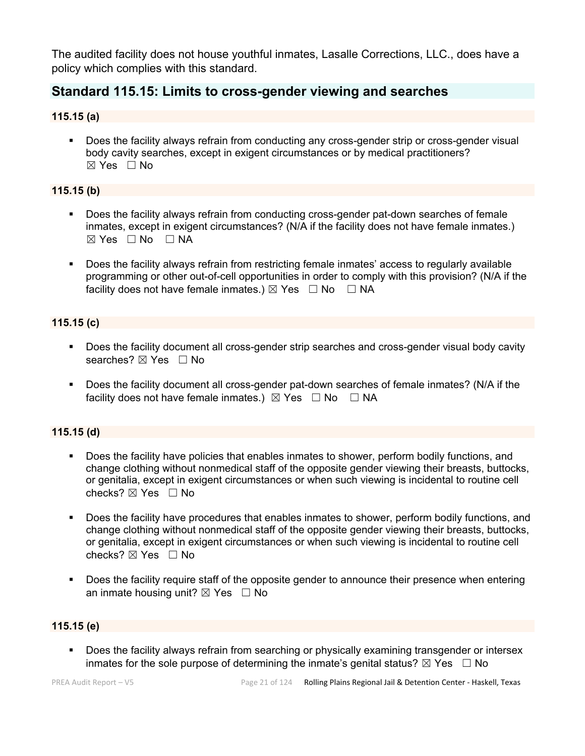The audited facility does not house youthful inmates, Lasalle Corrections, LLC., does have a policy which complies with this standard.

## Standard 115.15: Limits to cross-gender viewing and searches

### 115.15 (a)

- Does the facility always refrain from conducting any cross-gender strip or cross-gender visual body cavity searches, except in exigent circumstances or by medical practitioners? ☒ Yes ☐ No

### 115.15 (b)

- Does the facility always refrain from conducting cross-gender pat-down searches of female inmates, except in exigent circumstances? (N/A if the facility does not have female inmates.) ☒ Yes ☐ No ☐ NA
- Does the facility always refrain from restricting female inmates' access to regularly available programming or other out-of-cell opportunities in order to comply with this provision? (N/A if the facility does not have female inmates.) ☒ Yes ☐ No ☐ NA

### 115.15 (c)

- Does the facility document all cross-gender strip searches and cross-gender visual body cavity searches? ☒ Yes ☐ No
- Does the facility document all cross-gender pat-down searches of female inmates? (N/A if the facility does not have female inmates.) ☒ Yes ☐ No ☐ NA

### 115.15 (d)

- Does the facility have policies that enables inmates to shower, perform bodily functions, and change clothing without nonmedical staff of the opposite gender viewing their breasts, buttocks, or genitalia, except in exigent circumstances or when such viewing is incidental to routine cell checks? ☒ Yes ☐ No
- Does the facility have procedures that enables inmates to shower, perform bodily functions, and change clothing without nonmedical staff of the opposite gender viewing their breasts, buttocks, or genitalia, except in exigent circumstances or when such viewing is incidental to routine cell checks? ☒ Yes ☐ No
- Does the facility require staff of the opposite gender to announce their presence when entering an inmate housing unit? ☒ Yes ☐ No

### 115.15 (e)

- Does the facility always refrain from searching or physically examining transgender or intersex inmates for the sole purpose of determining the inmate's genital status? ☒ Yes ☐ No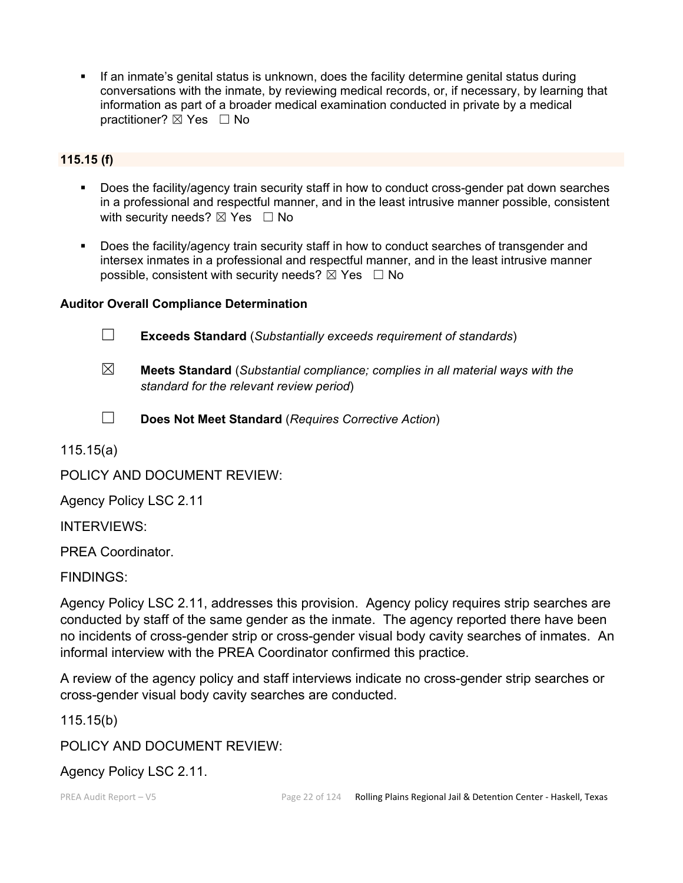- If an inmate's genital status is unknown, does the facility determine genital status during conversations with the inmate, by reviewing medical records, or, if necessary, by learning that information as part of a broader medical examination conducted in private by a medical practitioner? ☒ Yes ☐ No

**115.15 (f)**

- Does the facility/agency train security staff in how to conduct cross-gender pat down searches in a professional and respectful manner, and in the least intrusive manner possible, consistent with security needs? ☒ Yes ☐ No

- Does the facility/agency train security staff in how to conduct searches of transgender and intersex inmates in a professional and respectful manner, and in the least intrusive manner possible, consistent with security needs? ☒ Yes ☐ No

**Auditor Overall Compliance Determination**

☐ **Exceeds Standard** (*Substantially exceeds requirement of standards*)

☒ **Meets Standard** (*Substantial compliance; complies in all material ways with the standard for the relevant review period*)

☐ **Does Not Meet Standard** (*Requires Corrective Action*)

115.15(a)

POLICY AND DOCUMENT REVIEW:

Agency Policy LSC 2.11

INTERVIEWS:

PREA Coordinator.

FINDINGS:

Agency Policy LSC 2.11, addresses this provision. Agency policy requires strip searches are conducted by staff of the same gender as the inmate. The agency reported there have been no incidents of cross-gender strip or cross-gender visual body cavity searches of inmates. An informal interview with the PREA Coordinator confirmed this practice.

A review of the agency policy and staff interviews indicate no cross-gender strip searches or cross-gender visual body cavity searches are conducted.

115.15(b)

POLICY AND DOCUMENT REVIEW:

Agency Policy LSC 2.11.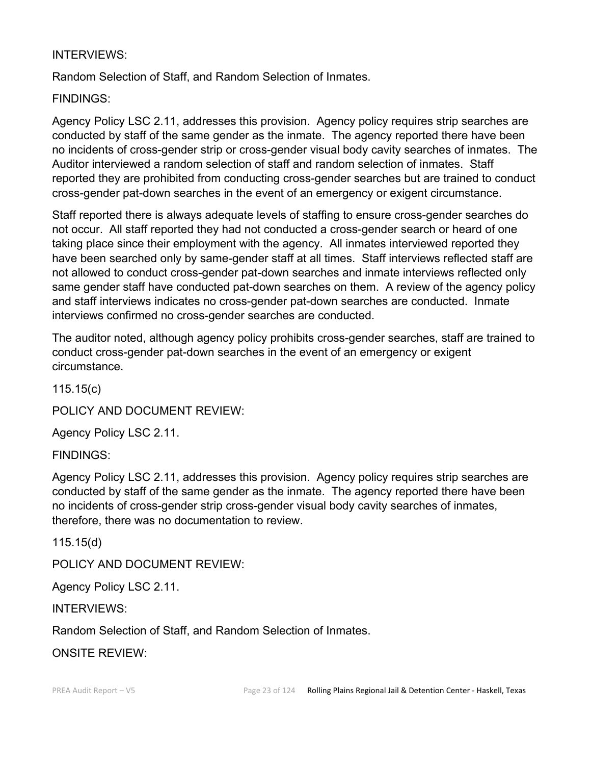INTERVIEWS:

Random Selection of Staff, and Random Selection of Inmates.

FINDINGS:

Agency Policy LSC 2.11, addresses this provision. Agency policy requires strip searches are conducted by staff of the same gender as the inmate. The agency reported there have been no incidents of cross-gender strip or cross-gender visual body cavity searches of inmates. The Auditor interviewed a random selection of staff and random selection of inmates. Staff reported they are prohibited from conducting cross-gender searches but are trained to conduct cross-gender pat-down searches in the event of an emergency or exigent circumstance.

Staff reported there is always adequate levels of staffing to ensure cross-gender searches do not occur. All staff reported they had not conducted a cross-gender search or heard of one taking place since their employment with the agency. All inmates interviewed reported they have been searched only by same-gender staff at all times. Staff interviews reflected staff are not allowed to conduct cross-gender pat-down searches and inmate interviews reflected only same gender staff have conducted pat-down searches on them. A review of the agency policy and staff interviews indicates no cross-gender pat-down searches are conducted. Inmate interviews confirmed no cross-gender searches are conducted.

The auditor noted, although agency policy prohibits cross-gender searches, staff are trained to conduct cross-gender pat-down searches in the event of an emergency or exigent circumstance.

115.15(c)

POLICY AND DOCUMENT REVIEW:

Agency Policy LSC 2.11.

FINDINGS:

Agency Policy LSC 2.11, addresses this provision. Agency policy requires strip searches are conducted by staff of the same gender as the inmate. The agency reported there have been no incidents of cross-gender strip cross-gender visual body cavity searches of inmates, therefore, there was no documentation to review.

115.15(d)

POLICY AND DOCUMENT REVIEW:

Agency Policy LSC 2.11.

INTERVIEWS:

Random Selection of Staff, and Random Selection of Inmates.

ONSITE REVIEW: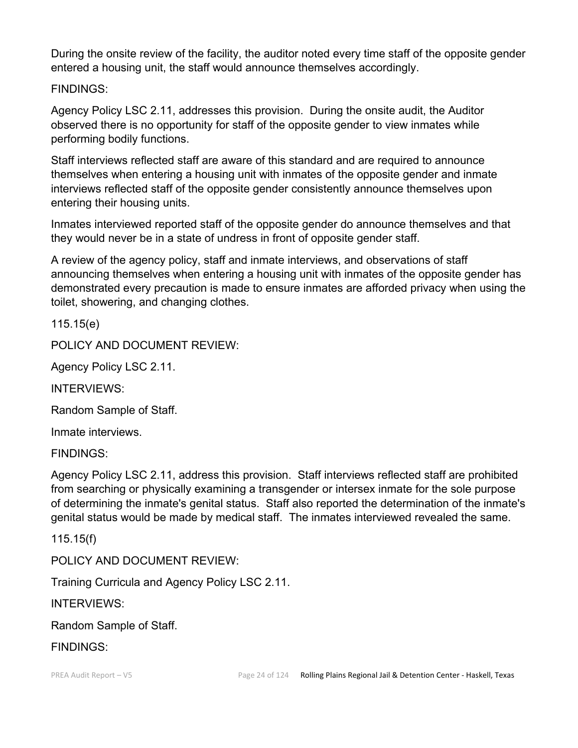During the onsite review of the facility, the auditor noted every time staff of the opposite gender entered a housing unit, the staff would announce themselves accordingly.

FINDINGS:

Agency Policy LSC 2.11, addresses this provision. During the onsite audit, the Auditor observed there is no opportunity for staff of the opposite gender to view inmates while performing bodily functions.

Staff interviews reflected staff are aware of this standard and are required to announce themselves when entering a housing unit with inmates of the opposite gender and inmate interviews reflected staff of the opposite gender consistently announce themselves upon entering their housing units.

Inmates interviewed reported staff of the opposite gender do announce themselves and that they would never be in a state of undress in front of opposite gender staff.

A review of the agency policy, staff and inmate interviews, and observations of staff announcing themselves when entering a housing unit with inmates of the opposite gender has demonstrated every precaution is made to ensure inmates are afforded privacy when using the toilet, showering, and changing clothes.

115.15(e)

POLICY AND DOCUMENT REVIEW:

Agency Policy LSC 2.11.

INTERVIEWS:

Random Sample of Staff.

Inmate interviews.

FINDINGS:

Agency Policy LSC 2.11, address this provision. Staff interviews reflected staff are prohibited from searching or physically examining a transgender or intersex inmate for the sole purpose of determining the inmate's genital status. Staff also reported the determination of the inmate's genital status would be made by medical staff. The inmates interviewed revealed the same.

115.15(f)

POLICY AND DOCUMENT REVIEW:

Training Curricula and Agency Policy LSC 2.11.

INTERVIEWS:

Random Sample of Staff.

FINDINGS: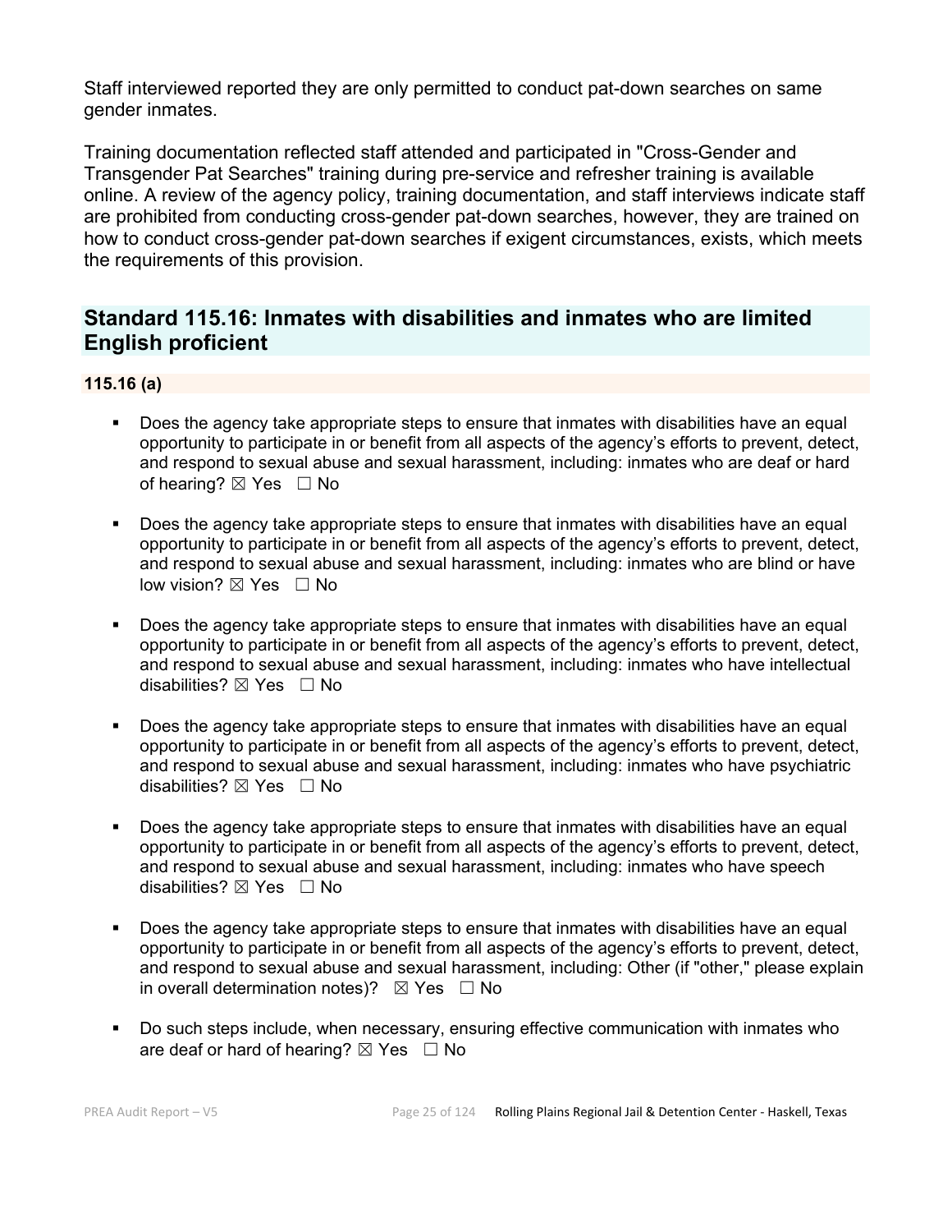Staff interviewed reported they are only permitted to conduct pat-down searches on same gender inmates.

Training documentation reflected staff attended and participated in "Cross-Gender and Transgender Pat Searches" training during pre-service and refresher training is available online. A review of the agency policy, training documentation, and staff interviews indicate staff are prohibited from conducting cross-gender pat-down searches, however, they are trained on how to conduct cross-gender pat-down searches if exigent circumstances, exists, which meets the requirements of this provision.

## Standard 115.16: Inmates with disabilities and inmates who are limited English proficient

### 115.16 (a)

- Does the agency take appropriate steps to ensure that inmates with disabilities have an equal opportunity to participate in or benefit from all aspects of the agency's efforts to prevent, detect, and respond to sexual abuse and sexual harassment, including: inmates who are deaf or hard of hearing? ☒ Yes ☐ No

- Does the agency take appropriate steps to ensure that inmates with disabilities have an equal opportunity to participate in or benefit from all aspects of the agency's efforts to prevent, detect, and respond to sexual abuse and sexual harassment, including: inmates who are blind or have low vision? ☒ Yes ☐ No

- Does the agency take appropriate steps to ensure that inmates with disabilities have an equal opportunity to participate in or benefit from all aspects of the agency's efforts to prevent, detect, and respond to sexual abuse and sexual harassment, including: inmates who have intellectual disabilities? ☒ Yes ☐ No

- Does the agency take appropriate steps to ensure that inmates with disabilities have an equal opportunity to participate in or benefit from all aspects of the agency's efforts to prevent, detect, and respond to sexual abuse and sexual harassment, including: inmates who have psychiatric disabilities? ☒ Yes ☐ No

- Does the agency take appropriate steps to ensure that inmates with disabilities have an equal opportunity to participate in or benefit from all aspects of the agency's efforts to prevent, detect, and respond to sexual abuse and sexual harassment, including: inmates who have speech disabilities? ☒ Yes ☐ No

- Does the agency take appropriate steps to ensure that inmates with disabilities have an equal opportunity to participate in or benefit from all aspects of the agency's efforts to prevent, detect, and respond to sexual abuse and sexual harassment, including: Other (if "other," please explain in overall determination notes)? ☒ Yes ☐ No

- Do such steps include, when necessary, ensuring effective communication with inmates who are deaf or hard of hearing? ☒ Yes ☐ No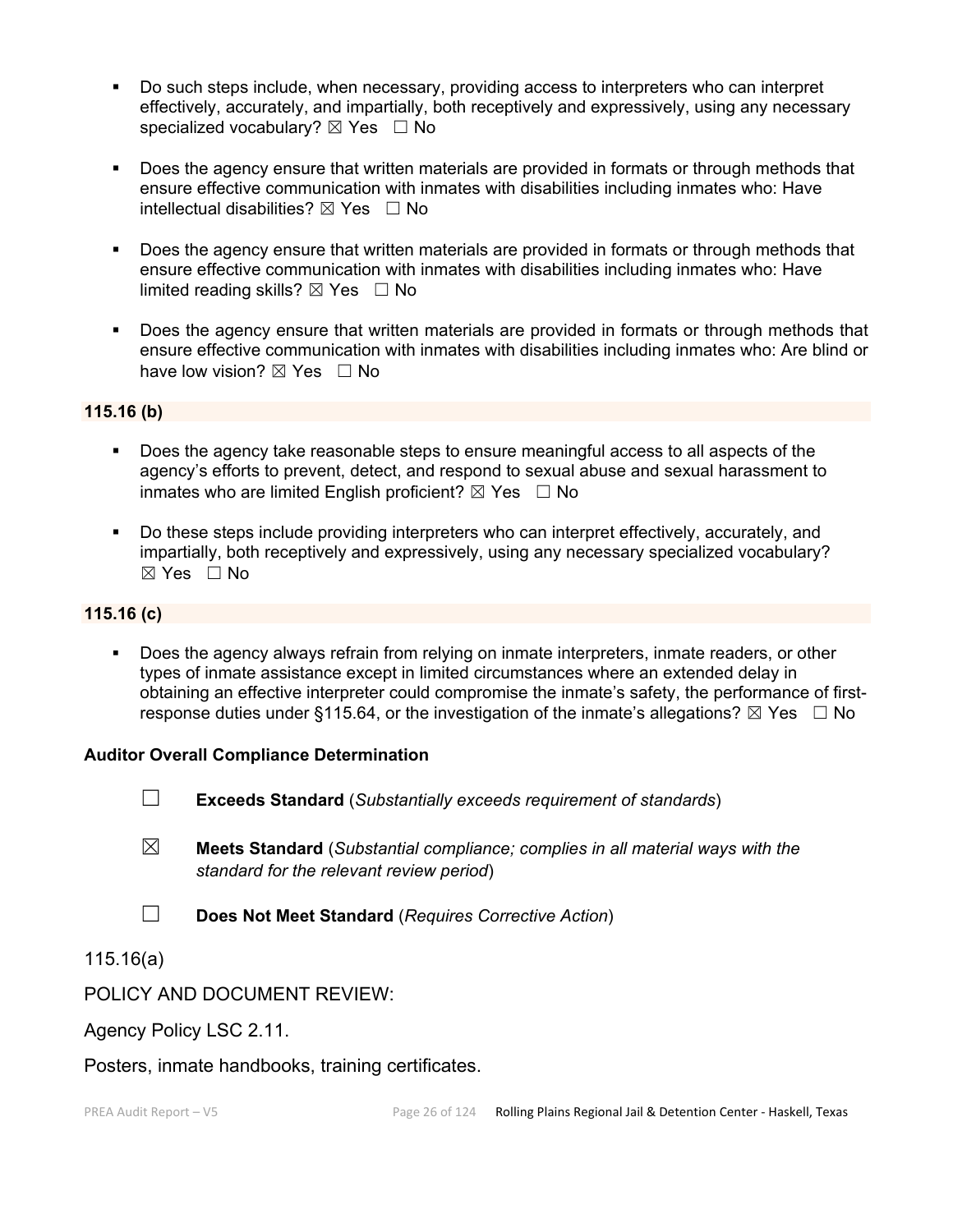- Do such steps include, when necessary, providing access to interpreters who can interpret effectively, accurately, and impartially, both receptively and expressively, using any necessary specialized vocabulary? ☒ Yes ☐ No

- Does the agency ensure that written materials are provided in formats or through methods that ensure effective communication with inmates with disabilities including inmates who: Have intellectual disabilities? ☒ Yes ☐ No

- Does the agency ensure that written materials are provided in formats or through methods that ensure effective communication with inmates with disabilities including inmates who: Have limited reading skills? ☒ Yes ☐ No

- Does the agency ensure that written materials are provided in formats or through methods that ensure effective communication with inmates with disabilities including inmates who: Are blind or have low vision? ☒ Yes ☐ No

**115.16 (b)**

- Does the agency take reasonable steps to ensure meaningful access to all aspects of the agency's efforts to prevent, detect, and respond to sexual abuse and sexual harassment to inmates who are limited English proficient? ☒ Yes ☐ No

- Do these steps include providing interpreters who can interpret effectively, accurately, and impartially, both receptively and expressively, using any necessary specialized vocabulary? ☒ Yes ☐ No

**115.16 (c)**

- Does the agency always refrain from relying on inmate interpreters, inmate readers, or other types of inmate assistance except in limited circumstances where an extended delay in obtaining an effective interpreter could compromise the inmate's safety, the performance of first-response duties under §115.64, or the investigation of the inmate's allegations? ☒ Yes ☐ No

**Auditor Overall Compliance Determination**

☐ **Exceeds Standard** (*Substantially exceeds requirement of standards*)

☒ **Meets Standard** (*Substantial compliance; complies in all material ways with the standard for the relevant review period*)

☐ **Does Not Meet Standard** (*Requires Corrective Action*)

115.16(a)

POLICY AND DOCUMENT REVIEW:

Agency Policy LSC 2.11.

Posters, inmate handbooks, training certificates.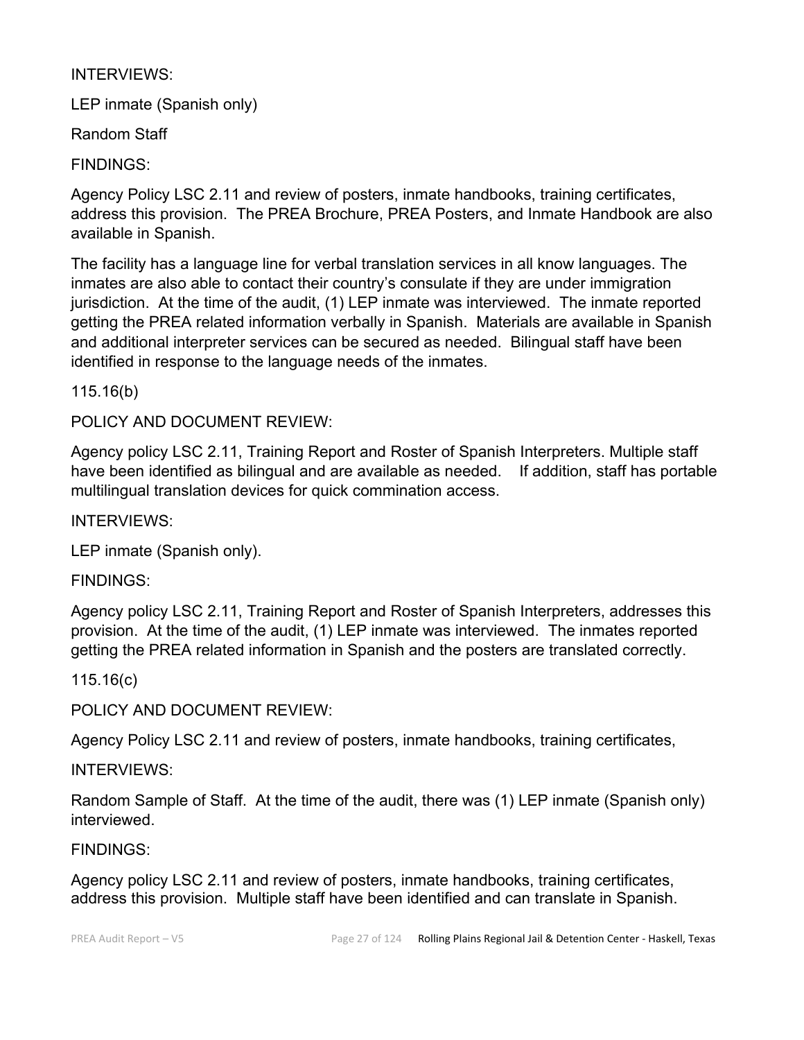INTERVIEWS:

LEP inmate (Spanish only)

Random Staff

FINDINGS:

Agency Policy LSC 2.11 and review of posters, inmate handbooks, training certificates, address this provision. The PREA Brochure, PREA Posters, and Inmate Handbook are also available in Spanish.

The facility has a language line for verbal translation services in all know languages. The inmates are also able to contact their country's consulate if they are under immigration jurisdiction. At the time of the audit, (1) LEP inmate was interviewed. The inmate reported getting the PREA related information verbally in Spanish. Materials are available in Spanish and additional interpreter services can be secured as needed. Bilingual staff have been identified in response to the language needs of the inmates.

115.16(b)

POLICY AND DOCUMENT REVIEW:

Agency policy LSC 2.11, Training Report and Roster of Spanish Interpreters. Multiple staff have been identified as bilingual and are available as needed. If addition, staff has portable multilingual translation devices for quick commination access.

INTERVIEWS:

LEP inmate (Spanish only).

FINDINGS:

Agency policy LSC 2.11, Training Report and Roster of Spanish Interpreters, addresses this provision. At the time of the audit, (1) LEP inmate was interviewed. The inmates reported getting the PREA related information in Spanish and the posters are translated correctly.

115.16(c)

POLICY AND DOCUMENT REVIEW:

Agency Policy LSC 2.11 and review of posters, inmate handbooks, training certificates,

INTERVIEWS:

Random Sample of Staff. At the time of the audit, there was (1) LEP inmate (Spanish only) interviewed.

FINDINGS:

Agency policy LSC 2.11 and review of posters, inmate handbooks, training certificates, address this provision. Multiple staff have been identified and can translate in Spanish.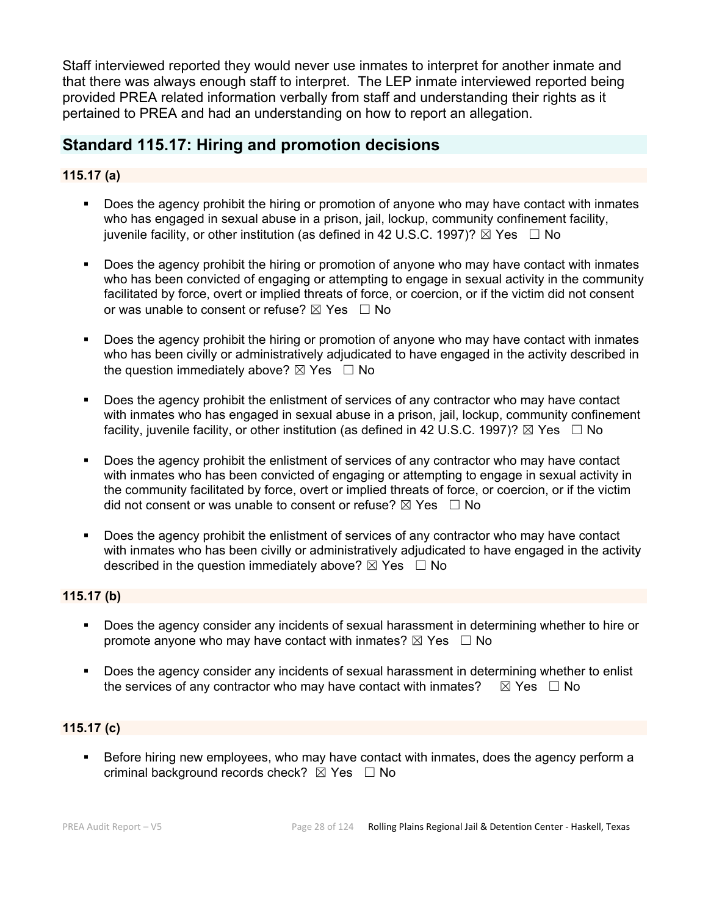Staff interviewed reported they would never use inmates to interpret for another inmate and that there was always enough staff to interpret. The LEP inmate interviewed reported being provided PREA related information verbally from staff and understanding their rights as it pertained to PREA and had an understanding on how to report an allegation.

## Standard 115.17: Hiring and promotion decisions

### 115.17 (a)

- Does the agency prohibit the hiring or promotion of anyone who may have contact with inmates who has engaged in sexual abuse in a prison, jail, lockup, community confinement facility, juvenile facility, or other institution (as defined in 42 U.S.C. 1997)? ☒ Yes ☐ No

- Does the agency prohibit the hiring or promotion of anyone who may have contact with inmates who has been convicted of engaging or attempting to engage in sexual activity in the community facilitated by force, overt or implied threats of force, or coercion, or if the victim did not consent or was unable to consent or refuse? ☒ Yes ☐ No

- Does the agency prohibit the hiring or promotion of anyone who may have contact with inmates who has been civilly or administratively adjudicated to have engaged in the activity described in the question immediately above? ☒ Yes ☐ No

- Does the agency prohibit the enlistment of services of any contractor who may have contact with inmates who has engaged in sexual abuse in a prison, jail, lockup, community confinement facility, juvenile facility, or other institution (as defined in 42 U.S.C. 1997)? ☒ Yes ☐ No

- Does the agency prohibit the enlistment of services of any contractor who may have contact with inmates who has been convicted of engaging or attempting to engage in sexual activity in the community facilitated by force, overt or implied threats of force, or coercion, or if the victim did not consent or was unable to consent or refuse? ☒ Yes ☐ No

- Does the agency prohibit the enlistment of services of any contractor who may have contact with inmates who has been civilly or administratively adjudicated to have engaged in the activity described in the question immediately above? ☒ Yes ☐ No

### 115.17 (b)

- Does the agency consider any incidents of sexual harassment in determining whether to hire or promote anyone who may have contact with inmates? ☒ Yes ☐ No

- Does the agency consider any incidents of sexual harassment in determining whether to enlist the services of any contractor who may have contact with inmates? ☒ Yes ☐ No

### 115.17 (c)

- Before hiring new employees, who may have contact with inmates, does the agency perform a criminal background records check? ☒ Yes ☐ No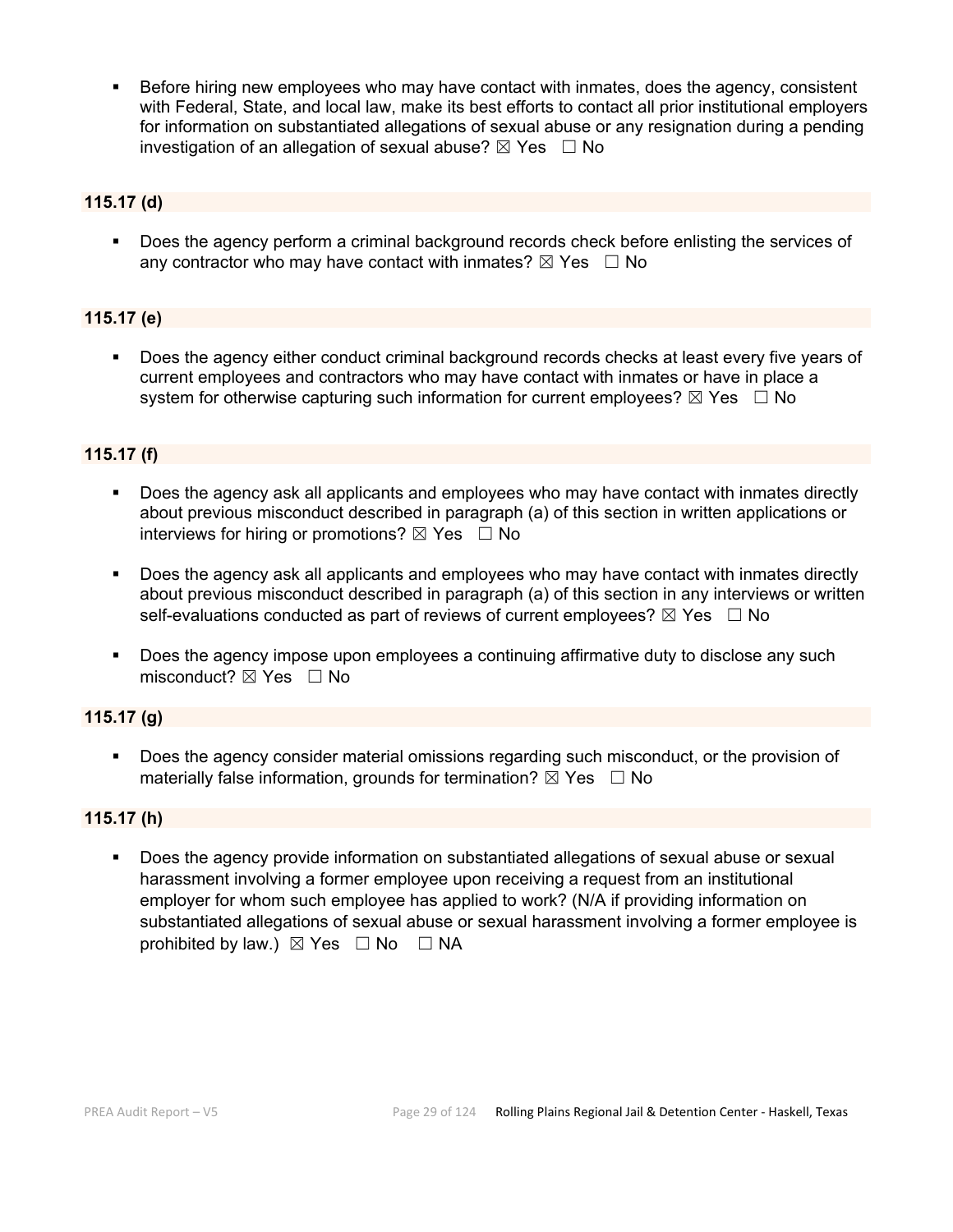- Before hiring new employees who may have contact with inmates, does the agency, consistent with Federal, State, and local law, make its best efforts to contact all prior institutional employers for information on substantiated allegations of sexual abuse or any resignation during a pending investigation of an allegation of sexual abuse? ☒ Yes ☐ No

**115.17 (d)**

- Does the agency perform a criminal background records check before enlisting the services of any contractor who may have contact with inmates? ☒ Yes ☐ No

**115.17 (e)**

- Does the agency either conduct criminal background records checks at least every five years of current employees and contractors who may have contact with inmates or have in place a system for otherwise capturing such information for current employees? ☒ Yes ☐ No

**115.17 (f)**

- Does the agency ask all applicants and employees who may have contact with inmates directly about previous misconduct described in paragraph (a) of this section in written applications or interviews for hiring or promotions? ☒ Yes ☐ No

- Does the agency ask all applicants and employees who may have contact with inmates directly about previous misconduct described in paragraph (a) of this section in any interviews or written self-evaluations conducted as part of reviews of current employees? ☒ Yes ☐ No

- Does the agency impose upon employees a continuing affirmative duty to disclose any such misconduct? ☒ Yes ☐ No

**115.17 (g)**

- Does the agency consider material omissions regarding such misconduct, or the provision of materially false information, grounds for termination? ☒ Yes ☐ No

**115.17 (h)**

- Does the agency provide information on substantiated allegations of sexual abuse or sexual harassment involving a former employee upon receiving a request from an institutional employer for whom such employee has applied to work? (N/A if providing information on substantiated allegations of sexual abuse or sexual harassment involving a former employee is prohibited by law.) ☒ Yes ☐ No ☐ NA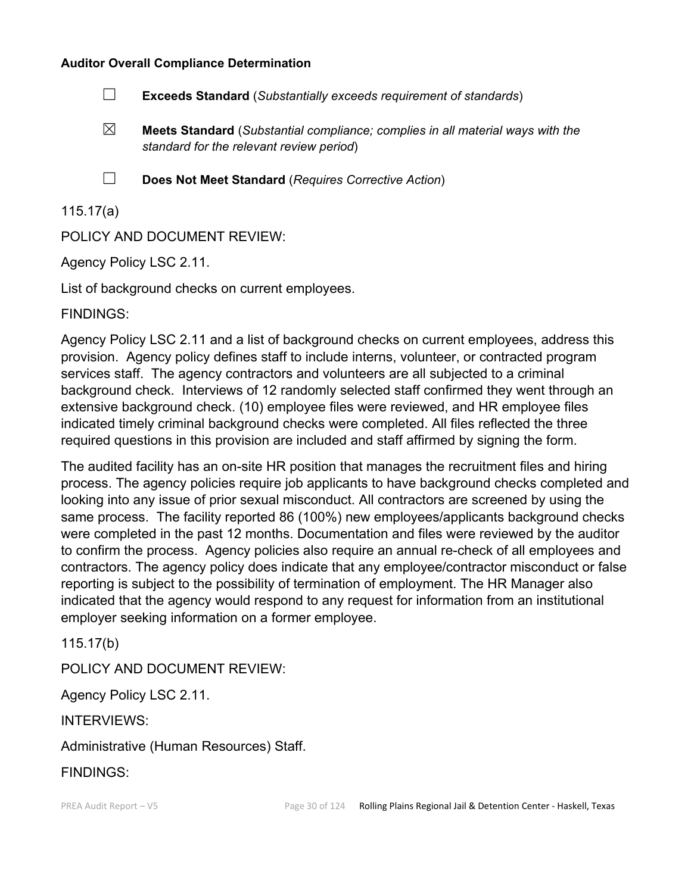**Auditor Overall Compliance Determination**

☐ **Exceeds Standard** (*Substantially exceeds requirement of standards*)

☒ **Meets Standard** (*Substantial compliance; complies in all material ways with the standard for the relevant review period*)

☐ **Does Not Meet Standard** (*Requires Corrective Action*)

115.17(a)

POLICY AND DOCUMENT REVIEW:

Agency Policy LSC 2.11.

List of background checks on current employees.

FINDINGS:

Agency Policy LSC 2.11 and a list of background checks on current employees, address this provision. Agency policy defines staff to include interns, volunteer, or contracted program services staff. The agency contractors and volunteers are all subjected to a criminal background check. Interviews of 12 randomly selected staff confirmed they went through an extensive background check. (10) employee files were reviewed, and HR employee files indicated timely criminal background checks were completed. All files reflected the three required questions in this provision are included and staff affirmed by signing the form.

The audited facility has an on-site HR position that manages the recruitment files and hiring process. The agency policies require job applicants to have background checks completed and looking into any issue of prior sexual misconduct. All contractors are screened by using the same process. The facility reported 86 (100%) new employees/applicants background checks were completed in the past 12 months. Documentation and files were reviewed by the auditor to confirm the process. Agency policies also require an annual re-check of all employees and contractors. The agency policy does indicate that any employee/contractor misconduct or false reporting is subject to the possibility of termination of employment. The HR Manager also indicated that the agency would respond to any request for information from an institutional employer seeking information on a former employee.

115.17(b)

POLICY AND DOCUMENT REVIEW:

Agency Policy LSC 2.11.

INTERVIEWS:

Administrative (Human Resources) Staff.

FINDINGS: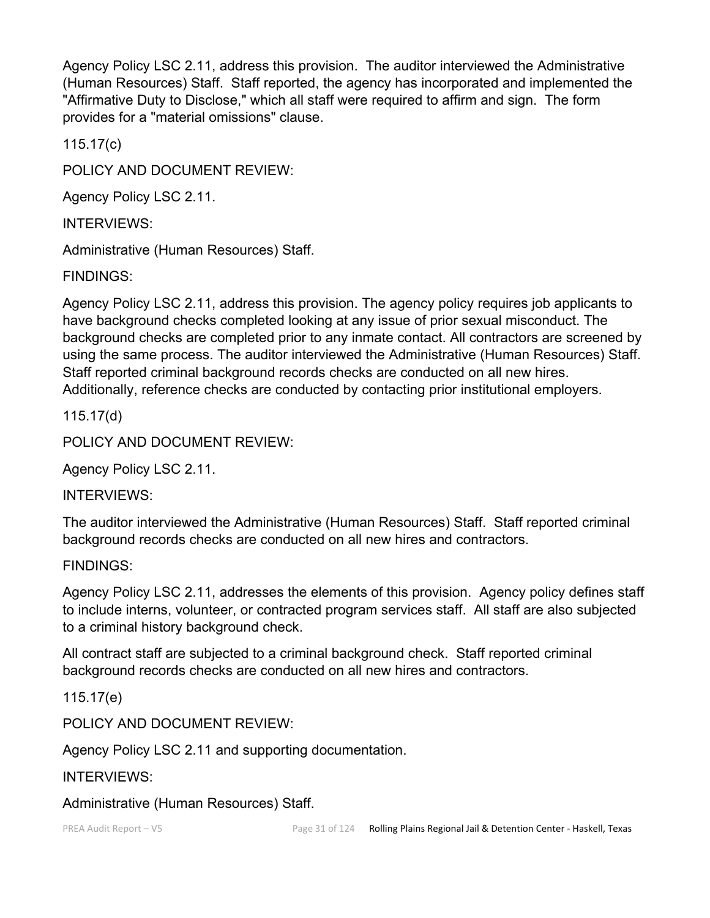Agency Policy LSC 2.11, address this provision. The auditor interviewed the Administrative (Human Resources) Staff. Staff reported, the agency has incorporated and implemented the "Affirmative Duty to Disclose," which all staff were required to affirm and sign. The form provides for a "material omissions" clause.

115.17(c)

POLICY AND DOCUMENT REVIEW:

Agency Policy LSC 2.11.

INTERVIEWS:

Administrative (Human Resources) Staff.

FINDINGS:

Agency Policy LSC 2.11, address this provision. The agency policy requires job applicants to have background checks completed looking at any issue of prior sexual misconduct. The background checks are completed prior to any inmate contact. All contractors are screened by using the same process. The auditor interviewed the Administrative (Human Resources) Staff. Staff reported criminal background records checks are conducted on all new hires. Additionally, reference checks are conducted by contacting prior institutional employers.

115.17(d)

POLICY AND DOCUMENT REVIEW:

Agency Policy LSC 2.11.

INTERVIEWS:

The auditor interviewed the Administrative (Human Resources) Staff. Staff reported criminal background records checks are conducted on all new hires and contractors.

FINDINGS:

Agency Policy LSC 2.11, addresses the elements of this provision. Agency policy defines staff to include interns, volunteer, or contracted program services staff. All staff are also subjected to a criminal history background check.

All contract staff are subjected to a criminal background check. Staff reported criminal background records checks are conducted on all new hires and contractors.

115.17(e)

POLICY AND DOCUMENT REVIEW:

Agency Policy LSC 2.11 and supporting documentation.

INTERVIEWS:

Administrative (Human Resources) Staff.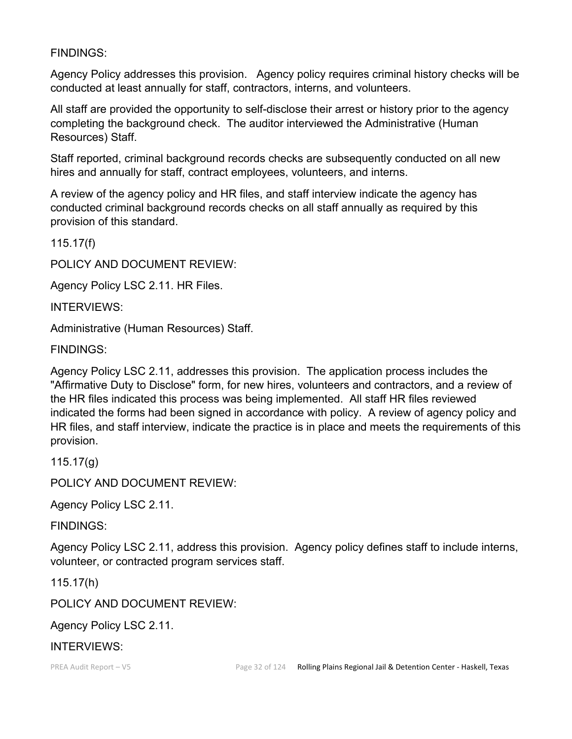FINDINGS:

Agency Policy addresses this provision. Agency policy requires criminal history checks will be conducted at least annually for staff, contractors, interns, and volunteers.

All staff are provided the opportunity to self-disclose their arrest or history prior to the agency completing the background check. The auditor interviewed the Administrative (Human Resources) Staff.

Staff reported, criminal background records checks are subsequently conducted on all new hires and annually for staff, contract employees, volunteers, and interns.

A review of the agency policy and HR files, and staff interview indicate the agency has conducted criminal background records checks on all staff annually as required by this provision of this standard.

115.17(f)

POLICY AND DOCUMENT REVIEW:

Agency Policy LSC 2.11. HR Files.

INTERVIEWS:

Administrative (Human Resources) Staff.

FINDINGS:

Agency Policy LSC 2.11, addresses this provision. The application process includes the "Affirmative Duty to Disclose" form, for new hires, volunteers and contractors, and a review of the HR files indicated this process was being implemented. All staff HR files reviewed indicated the forms had been signed in accordance with policy. A review of agency policy and HR files, and staff interview, indicate the practice is in place and meets the requirements of this provision.

115.17(g)

POLICY AND DOCUMENT REVIEW:

Agency Policy LSC 2.11.

FINDINGS:

Agency Policy LSC 2.11, address this provision. Agency policy defines staff to include interns, volunteer, or contracted program services staff.

115.17(h)

POLICY AND DOCUMENT REVIEW:

Agency Policy LSC 2.11.

INTERVIEWS: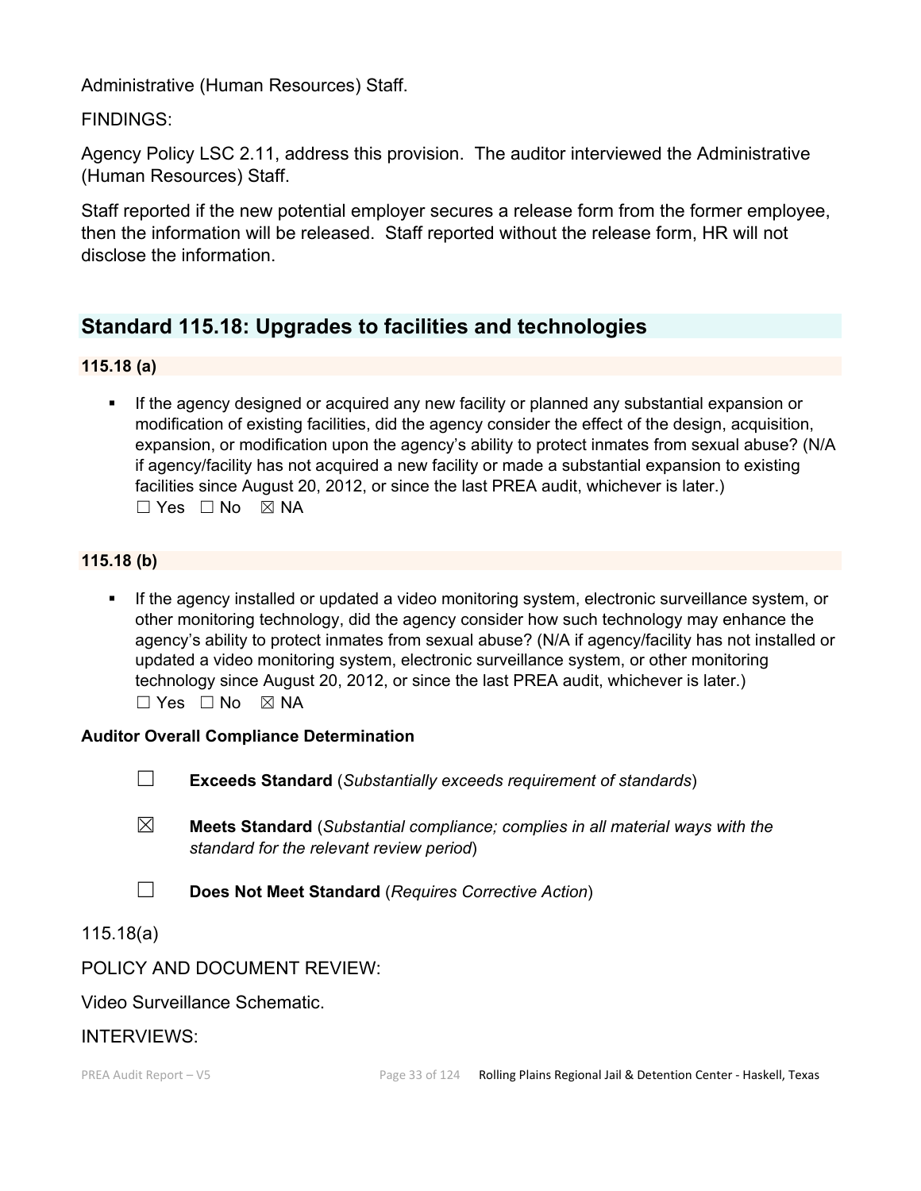Administrative (Human Resources) Staff.

FINDINGS:

Agency Policy LSC 2.11, address this provision. The auditor interviewed the Administrative (Human Resources) Staff.

Staff reported if the new potential employer secures a release form from the former employee, then the information will be released. Staff reported without the release form, HR will not disclose the information.

## Standard 115.18: Upgrades to facilities and technologies

**115.18 (a)**

- If the agency designed or acquired any new facility or planned any substantial expansion or modification of existing facilities, did the agency consider the effect of the design, acquisition, expansion, or modification upon the agency's ability to protect inmates from sexual abuse? (N/A if agency/facility has not acquired a new facility or made a substantial expansion to existing facilities since August 20, 2012, or since the last PREA audit, whichever is later.)
  ☐ Yes ☐ No ☒ NA

**115.18 (b)**

- If the agency installed or updated a video monitoring system, electronic surveillance system, or other monitoring technology, did the agency consider how such technology may enhance the agency's ability to protect inmates from sexual abuse? (N/A if agency/facility has not installed or updated a video monitoring system, electronic surveillance system, or other monitoring technology since August 20, 2012, or since the last PREA audit, whichever is later.)
  ☐ Yes ☐ No ☒ NA

**Auditor Overall Compliance Determination**

☐ **Exceeds Standard** (*Substantially exceeds requirement of standards*)

☒ **Meets Standard** (*Substantial compliance; complies in all material ways with the standard for the relevant review period*)

☐ **Does Not Meet Standard** (*Requires Corrective Action*)

115.18(a)

POLICY AND DOCUMENT REVIEW:

Video Surveillance Schematic.

INTERVIEWS: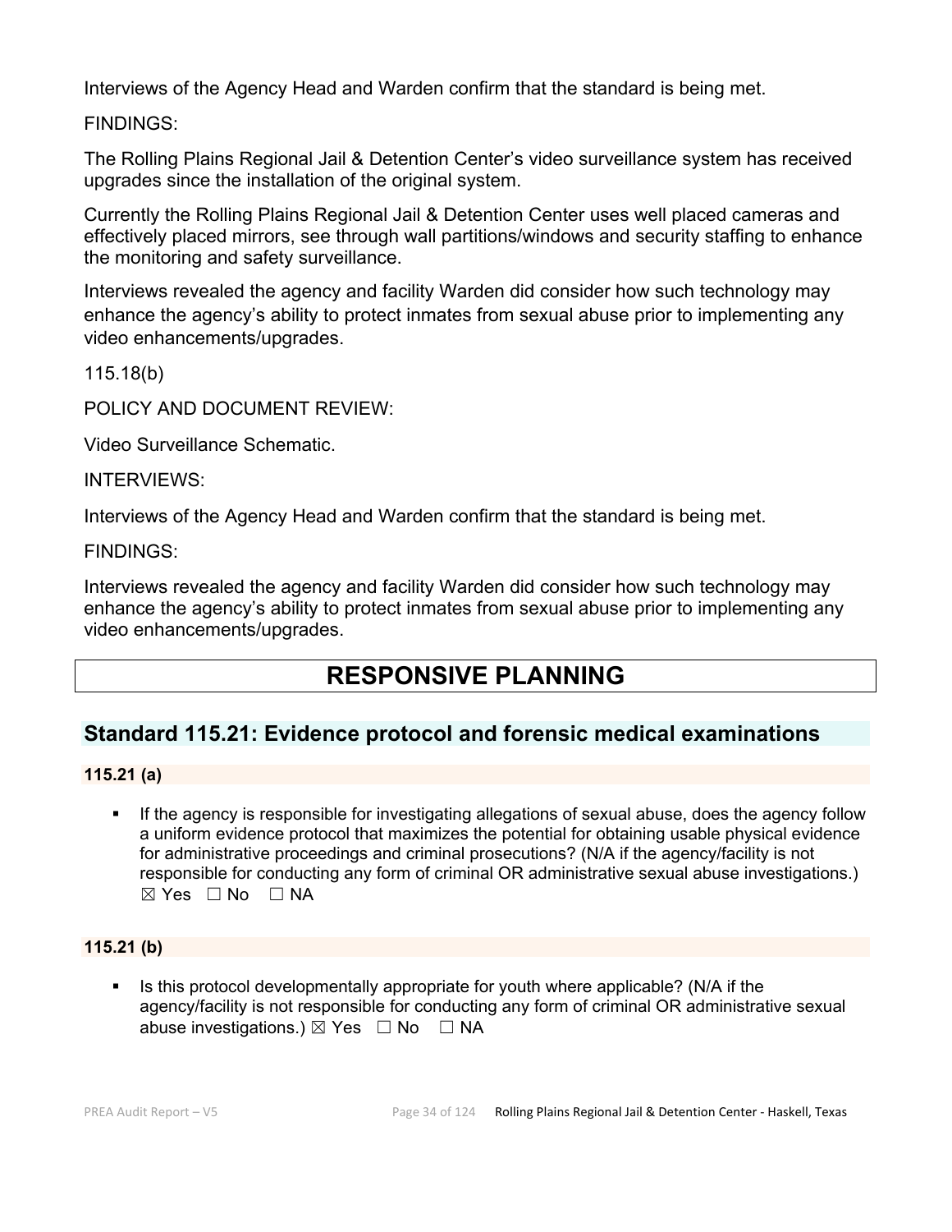Interviews of the Agency Head and Warden confirm that the standard is being met.

FINDINGS:

The Rolling Plains Regional Jail & Detention Center's video surveillance system has received upgrades since the installation of the original system.

Currently the Rolling Plains Regional Jail & Detention Center uses well placed cameras and effectively placed mirrors, see through wall partitions/windows and security staffing to enhance the monitoring and safety surveillance.

Interviews revealed the agency and facility Warden did consider how such technology may enhance the agency's ability to protect inmates from sexual abuse prior to implementing any video enhancements/upgrades.

115.18(b)

POLICY AND DOCUMENT REVIEW:

Video Surveillance Schematic.

INTERVIEWS:

Interviews of the Agency Head and Warden confirm that the standard is being met.

FINDINGS:

Interviews revealed the agency and facility Warden did consider how such technology may enhance the agency's ability to protect inmates from sexual abuse prior to implementing any video enhancements/upgrades.

# RESPONSIVE PLANNING

## Standard 115.21: Evidence protocol and forensic medical examinations

### 115.21 (a)

- If the agency is responsible for investigating allegations of sexual abuse, does the agency follow a uniform evidence protocol that maximizes the potential for obtaining usable physical evidence for administrative proceedings and criminal prosecutions? (N/A if the agency/facility is not responsible for conducting any form of criminal OR administrative sexual abuse investigations.) ☒ Yes ☐ No ☐ NA

### 115.21 (b)

- Is this protocol developmentally appropriate for youth where applicable? (N/A if the agency/facility is not responsible for conducting any form of criminal OR administrative sexual abuse investigations.) ☒ Yes ☐ No ☐ NA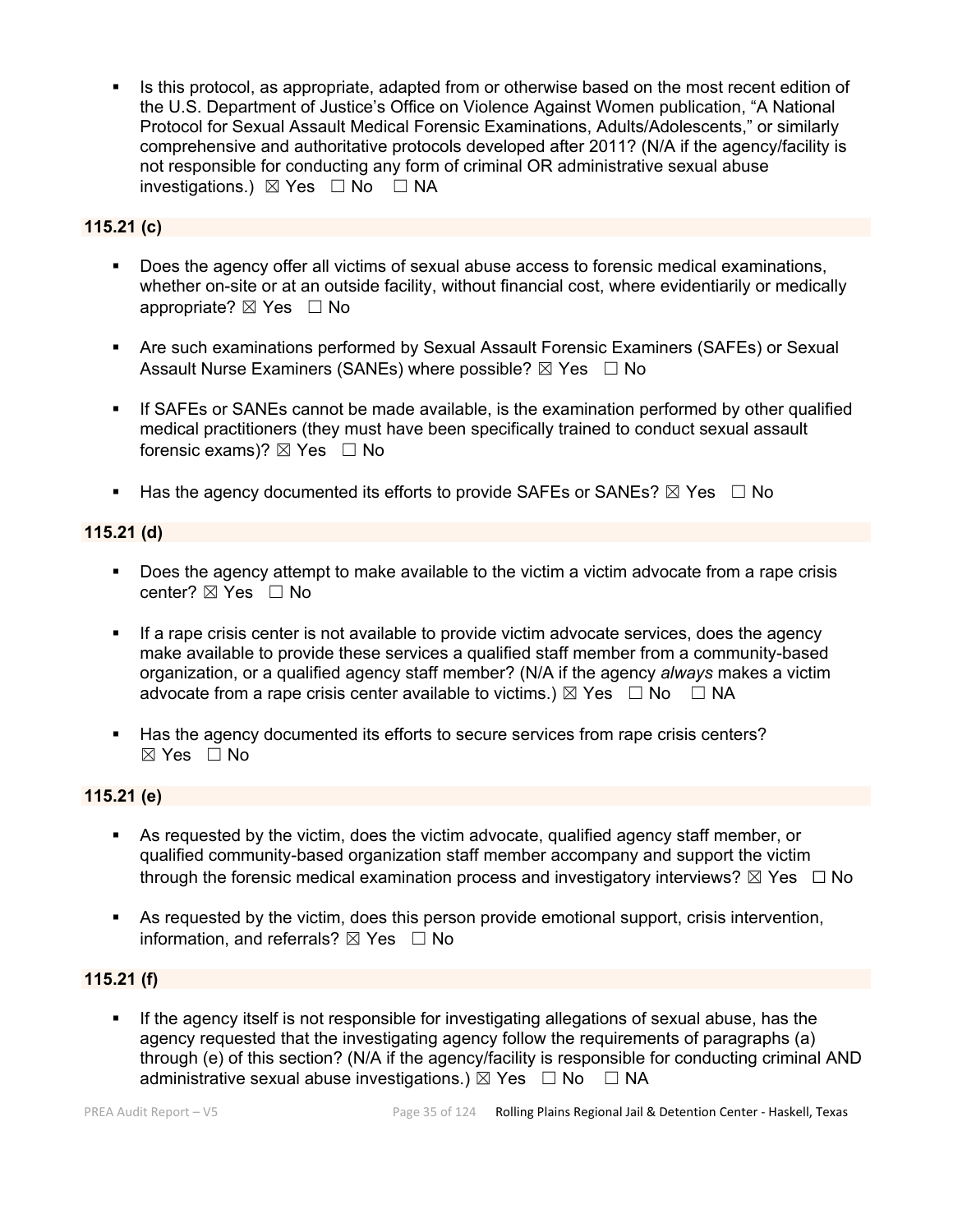- Is this protocol, as appropriate, adapted from or otherwise based on the most recent edition of the U.S. Department of Justice's Office on Violence Against Women publication, "A National Protocol for Sexual Assault Medical Forensic Examinations, Adults/Adolescents," or similarly comprehensive and authoritative protocols developed after 2011? (N/A if the agency/facility is not responsible for conducting any form of criminal OR administrative sexual abuse investigations.) ☒ Yes ☐ No ☐ NA

**115.21 (c)**

- Does the agency offer all victims of sexual abuse access to forensic medical examinations, whether on-site or at an outside facility, without financial cost, where evidentiarily or medically appropriate? ☒ Yes ☐ No

- Are such examinations performed by Sexual Assault Forensic Examiners (SAFEs) or Sexual Assault Nurse Examiners (SANEs) where possible? ☒ Yes ☐ No

- If SAFEs or SANEs cannot be made available, is the examination performed by other qualified medical practitioners (they must have been specifically trained to conduct sexual assault forensic exams)? ☒ Yes ☐ No

- Has the agency documented its efforts to provide SAFEs or SANEs? ☒ Yes ☐ No

**115.21 (d)**

- Does the agency attempt to make available to the victim a victim advocate from a rape crisis center? ☒ Yes ☐ No

- If a rape crisis center is not available to provide victim advocate services, does the agency make available to provide these services a qualified staff member from a community-based organization, or a qualified agency staff member? (N/A if the agency *always* makes a victim advocate from a rape crisis center available to victims.) ☒ Yes ☐ No ☐ NA

- Has the agency documented its efforts to secure services from rape crisis centers? ☒ Yes ☐ No

**115.21 (e)**

- As requested by the victim, does the victim advocate, qualified agency staff member, or qualified community-based organization staff member accompany and support the victim through the forensic medical examination process and investigatory interviews? ☒ Yes ☐ No

- As requested by the victim, does this person provide emotional support, crisis intervention, information, and referrals? ☒ Yes ☐ No

**115.21 (f)**

- If the agency itself is not responsible for investigating allegations of sexual abuse, has the agency requested that the investigating agency follow the requirements of paragraphs (a) through (e) of this section? (N/A if the agency/facility is responsible for conducting criminal AND administrative sexual abuse investigations.) ☒ Yes ☐ No ☐ NA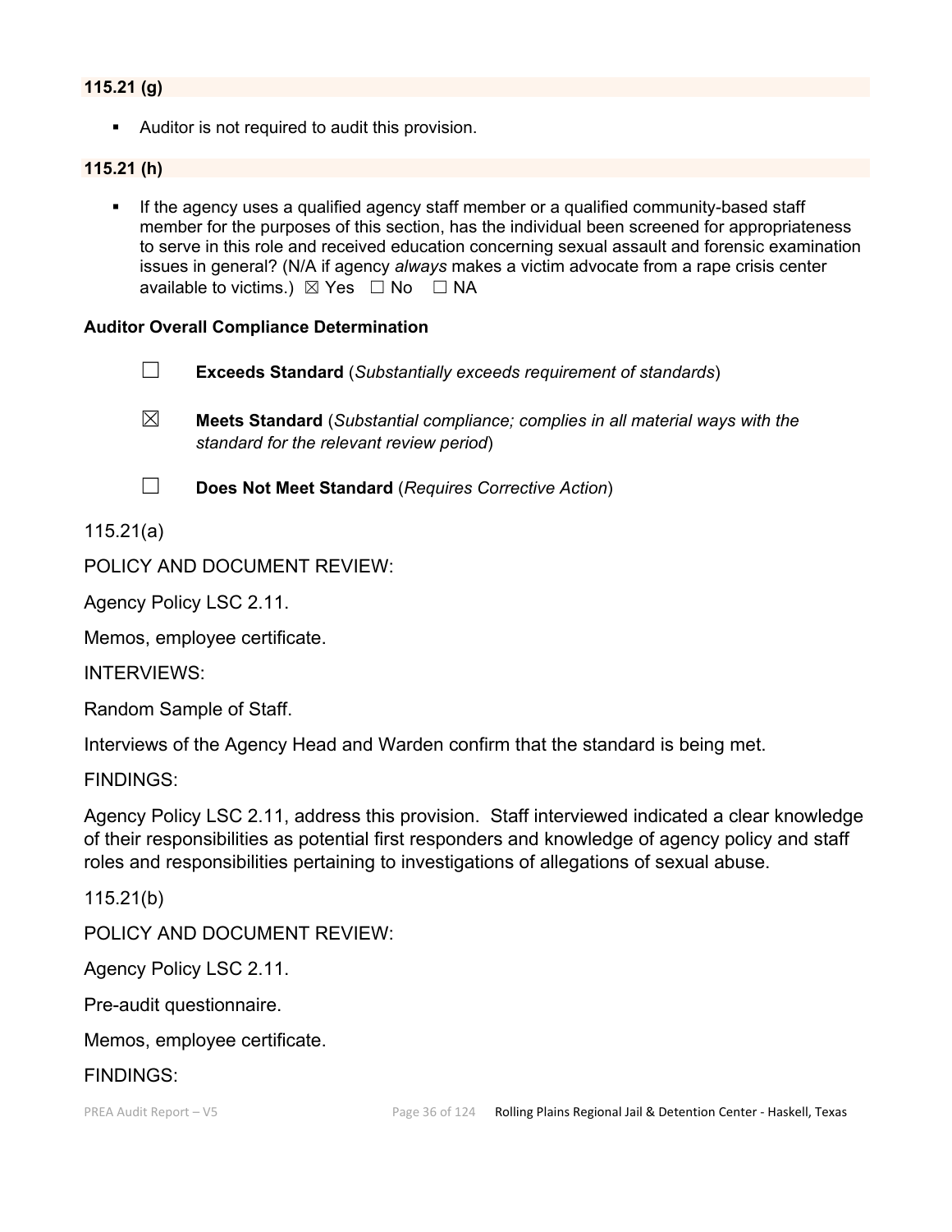**115.21 (g)**

- Auditor is not required to audit this provision.

**115.21 (h)**

- If the agency uses a qualified agency staff member or a qualified community-based staff member for the purposes of this section, has the individual been screened for appropriateness to serve in this role and received education concerning sexual assault and forensic examination issues in general? (N/A if agency *always* makes a victim advocate from a rape crisis center available to victims.) ☒ Yes ☐ No ☐ NA

**Auditor Overall Compliance Determination**

☐ **Exceeds Standard** (*Substantially exceeds requirement of standards*)

☒ **Meets Standard** (*Substantial compliance; complies in all material ways with the standard for the relevant review period*)

☐ **Does Not Meet Standard** (*Requires Corrective Action*)

115.21(a)

POLICY AND DOCUMENT REVIEW:

Agency Policy LSC 2.11.

Memos, employee certificate.

INTERVIEWS:

Random Sample of Staff.

Interviews of the Agency Head and Warden confirm that the standard is being met.

FINDINGS:

Agency Policy LSC 2.11, address this provision. Staff interviewed indicated a clear knowledge of their responsibilities as potential first responders and knowledge of agency policy and staff roles and responsibilities pertaining to investigations of allegations of sexual abuse.

115.21(b)

POLICY AND DOCUMENT REVIEW:

Agency Policy LSC 2.11.

Pre-audit questionnaire.

Memos, employee certificate.

FINDINGS: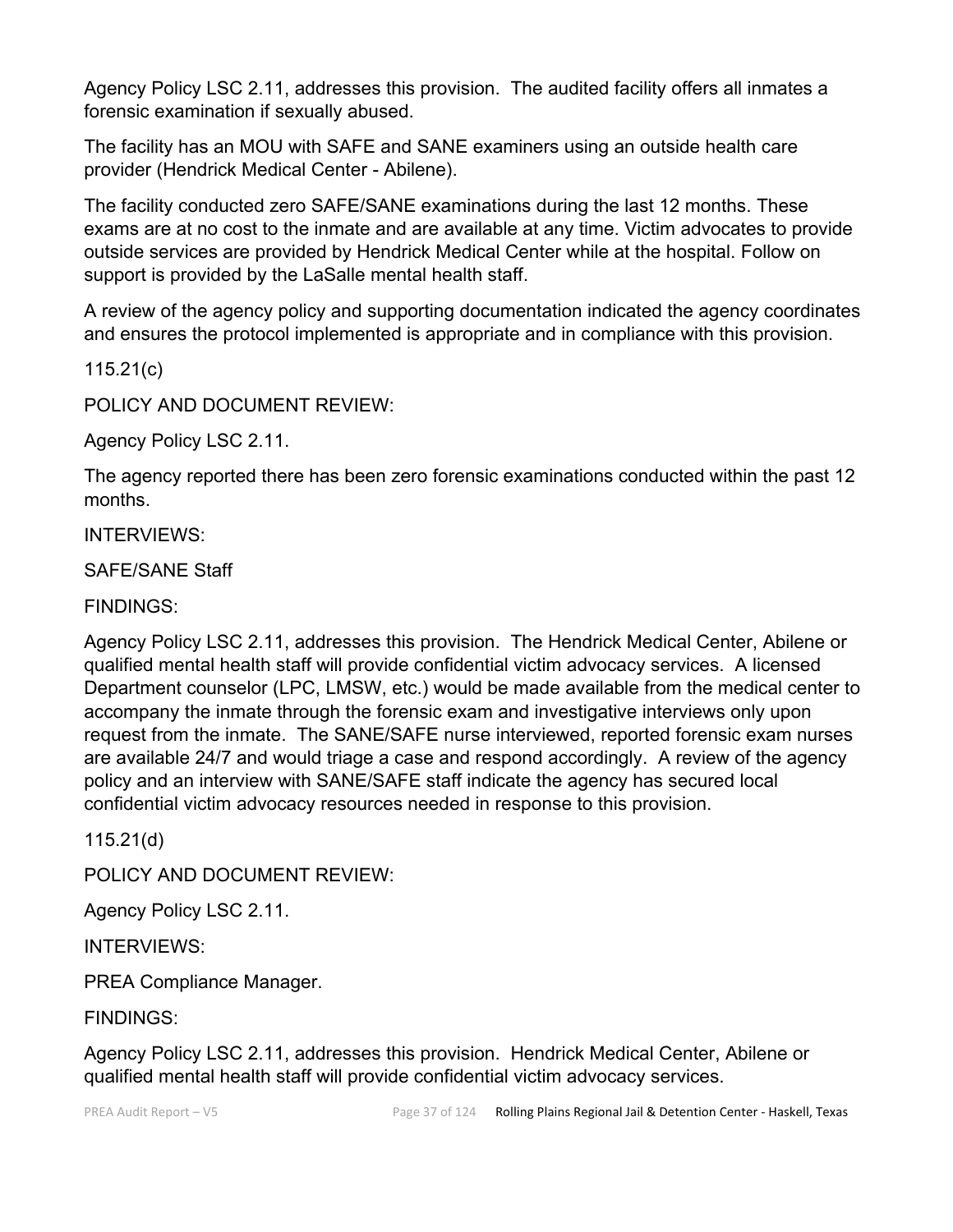Agency Policy LSC 2.11, addresses this provision. The audited facility offers all inmates a forensic examination if sexually abused.

The facility has an MOU with SAFE and SANE examiners using an outside health care provider (Hendrick Medical Center - Abilene).

The facility conducted zero SAFE/SANE examinations during the last 12 months. These exams are at no cost to the inmate and are available at any time. Victim advocates to provide outside services are provided by Hendrick Medical Center while at the hospital. Follow on support is provided by the LaSalle mental health staff.

A review of the agency policy and supporting documentation indicated the agency coordinates and ensures the protocol implemented is appropriate and in compliance with this provision.

115.21(c)

POLICY AND DOCUMENT REVIEW:

Agency Policy LSC 2.11.

The agency reported there has been zero forensic examinations conducted within the past 12 months.

INTERVIEWS:

SAFE/SANE Staff

FINDINGS:

Agency Policy LSC 2.11, addresses this provision. The Hendrick Medical Center, Abilene or qualified mental health staff will provide confidential victim advocacy services. A licensed Department counselor (LPC, LMSW, etc.) would be made available from the medical center to accompany the inmate through the forensic exam and investigative interviews only upon request from the inmate. The SANE/SAFE nurse interviewed, reported forensic exam nurses are available 24/7 and would triage a case and respond accordingly. A review of the agency policy and an interview with SANE/SAFE staff indicate the agency has secured local confidential victim advocacy resources needed in response to this provision.

115.21(d)

POLICY AND DOCUMENT REVIEW:

Agency Policy LSC 2.11.

INTERVIEWS:

PREA Compliance Manager.

FINDINGS:

Agency Policy LSC 2.11, addresses this provision. Hendrick Medical Center, Abilene or qualified mental health staff will provide confidential victim advocacy services.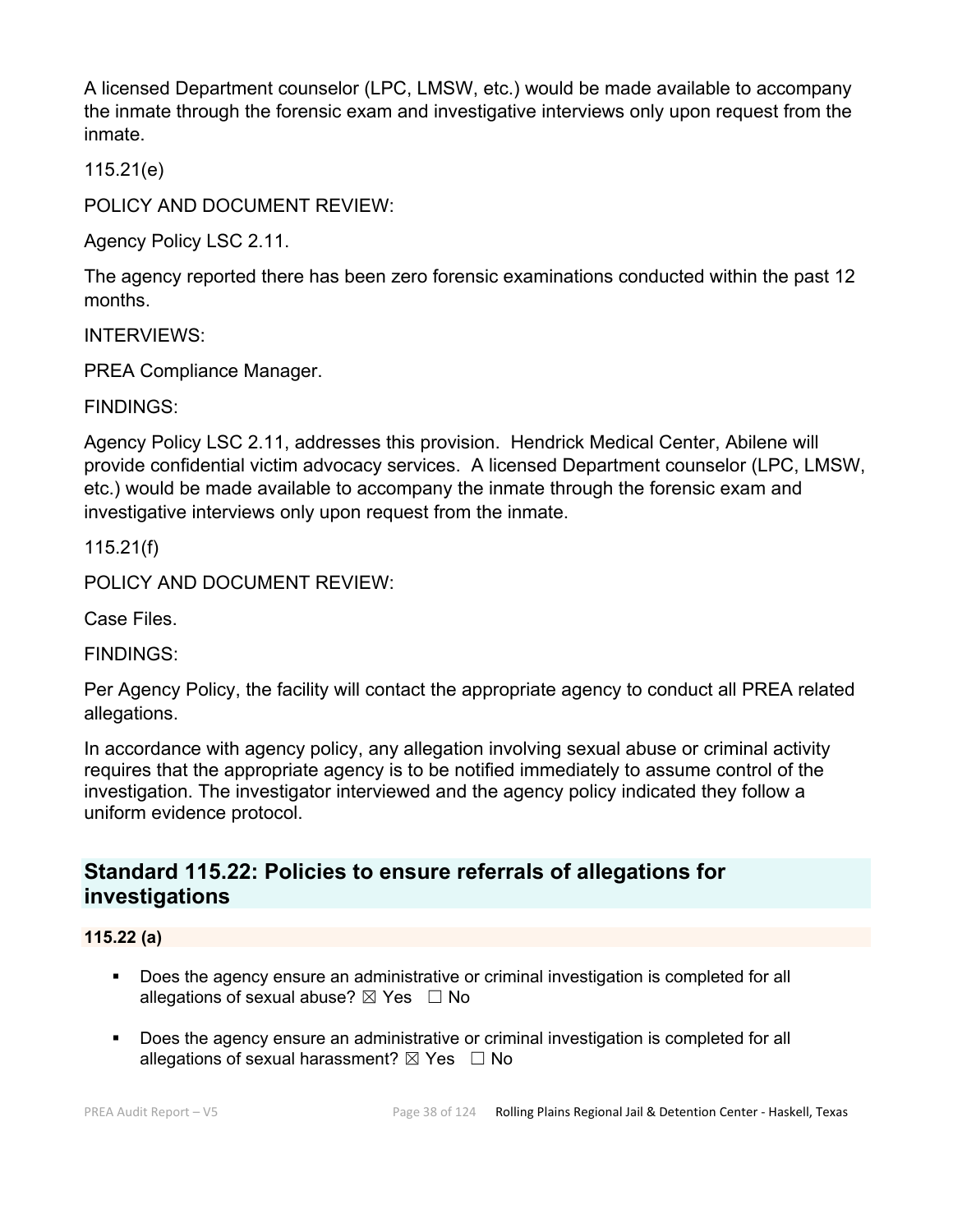A licensed Department counselor (LPC, LMSW, etc.) would be made available to accompany the inmate through the forensic exam and investigative interviews only upon request from the inmate.

115.21(e)

POLICY AND DOCUMENT REVIEW:

Agency Policy LSC 2.11.

The agency reported there has been zero forensic examinations conducted within the past 12 months.

INTERVIEWS:

PREA Compliance Manager.

FINDINGS:

Agency Policy LSC 2.11, addresses this provision. Hendrick Medical Center, Abilene will provide confidential victim advocacy services. A licensed Department counselor (LPC, LMSW, etc.) would be made available to accompany the inmate through the forensic exam and investigative interviews only upon request from the inmate.

115.21(f)

POLICY AND DOCUMENT REVIEW:

Case Files.

FINDINGS:

Per Agency Policy, the facility will contact the appropriate agency to conduct all PREA related allegations.

In accordance with agency policy, any allegation involving sexual abuse or criminal activity requires that the appropriate agency is to be notified immediately to assume control of the investigation. The investigator interviewed and the agency policy indicated they follow a uniform evidence protocol.

## Standard 115.22: Policies to ensure referrals of allegations for investigations

**115.22 (a)**

- Does the agency ensure an administrative or criminal investigation is completed for all allegations of sexual abuse? ☒ Yes ☐ No
- Does the agency ensure an administrative or criminal investigation is completed for all allegations of sexual harassment? ☒ Yes ☐ No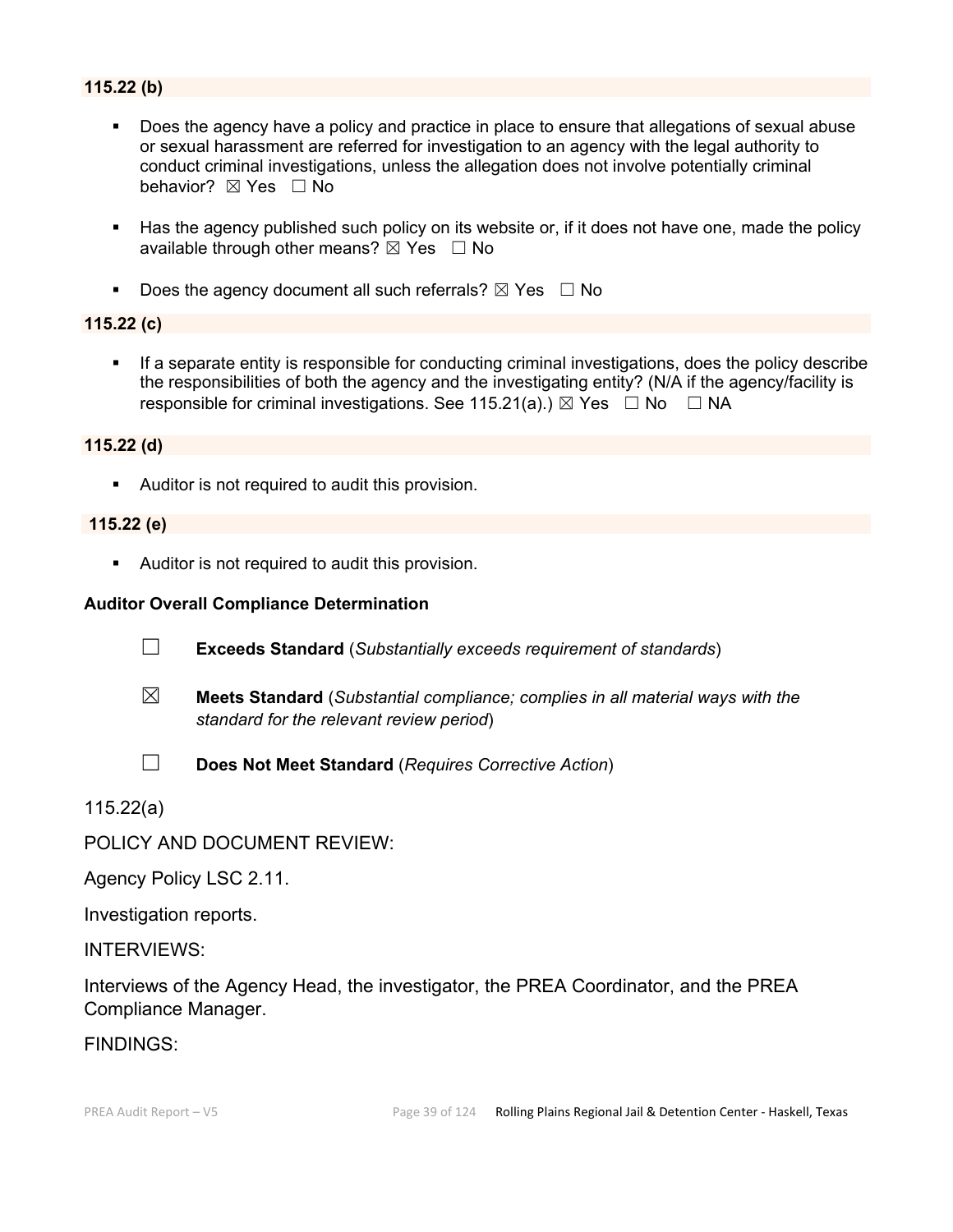**115.22 (b)**

- Does the agency have a policy and practice in place to ensure that allegations of sexual abuse or sexual harassment are referred for investigation to an agency with the legal authority to conduct criminal investigations, unless the allegation does not involve potentially criminal behavior? ☒ Yes ☐ No

- Has the agency published such policy on its website or, if it does not have one, made the policy available through other means? ☒ Yes ☐ No

- Does the agency document all such referrals? ☒ Yes ☐ No

**115.22 (c)**

- If a separate entity is responsible for conducting criminal investigations, does the policy describe the responsibilities of both the agency and the investigating entity? (N/A if the agency/facility is responsible for criminal investigations. See 115.21(a).) ☒ Yes ☐ No ☐ NA

**115.22 (d)**

- Auditor is not required to audit this provision.

**115.22 (e)**

- Auditor is not required to audit this provision.

**Auditor Overall Compliance Determination**

☐ **Exceeds Standard** (*Substantially exceeds requirement of standards*)

☒ **Meets Standard** (*Substantial compliance; complies in all material ways with the standard for the relevant review period*)

☐ **Does Not Meet Standard** (*Requires Corrective Action*)

115.22(a)

POLICY AND DOCUMENT REVIEW:

Agency Policy LSC 2.11.

Investigation reports.

INTERVIEWS:

Interviews of the Agency Head, the investigator, the PREA Coordinator, and the PREA Compliance Manager.

FINDINGS: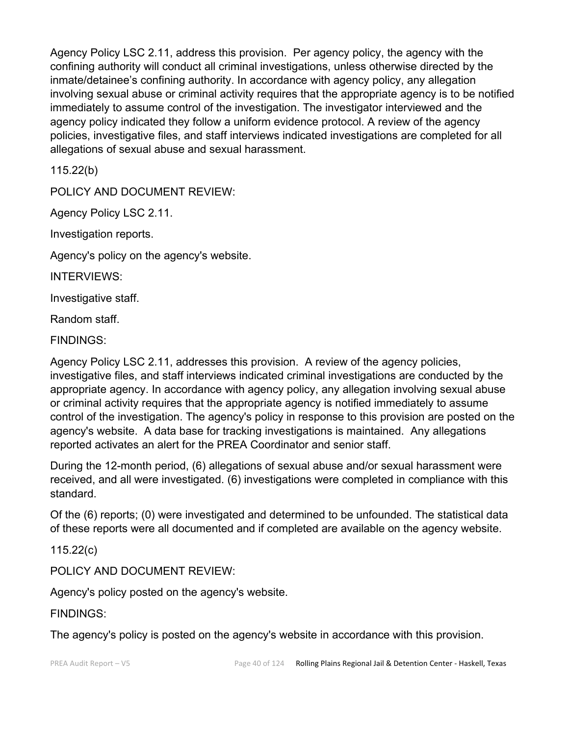Agency Policy LSC 2.11, address this provision. Per agency policy, the agency with the confining authority will conduct all criminal investigations, unless otherwise directed by the inmate/detainee's confining authority. In accordance with agency policy, any allegation involving sexual abuse or criminal activity requires that the appropriate agency is to be notified immediately to assume control of the investigation. The investigator interviewed and the agency policy indicated they follow a uniform evidence protocol. A review of the agency policies, investigative files, and staff interviews indicated investigations are completed for all allegations of sexual abuse and sexual harassment.

115.22(b)

POLICY AND DOCUMENT REVIEW:

Agency Policy LSC 2.11.

Investigation reports.

Agency's policy on the agency's website.

INTERVIEWS:

Investigative staff.

Random staff.

FINDINGS:

Agency Policy LSC 2.11, addresses this provision. A review of the agency policies, investigative files, and staff interviews indicated criminal investigations are conducted by the appropriate agency. In accordance with agency policy, any allegation involving sexual abuse or criminal activity requires that the appropriate agency is notified immediately to assume control of the investigation. The agency's policy in response to this provision are posted on the agency's website. A data base for tracking investigations is maintained. Any allegations reported activates an alert for the PREA Coordinator and senior staff.

During the 12-month period, (6) allegations of sexual abuse and/or sexual harassment were received, and all were investigated. (6) investigations were completed in compliance with this standard.

Of the (6) reports; (0) were investigated and determined to be unfounded. The statistical data of these reports were all documented and if completed are available on the agency website.

115.22(c)

POLICY AND DOCUMENT REVIEW:

Agency's policy posted on the agency's website.

FINDINGS:

The agency's policy is posted on the agency's website in accordance with this provision.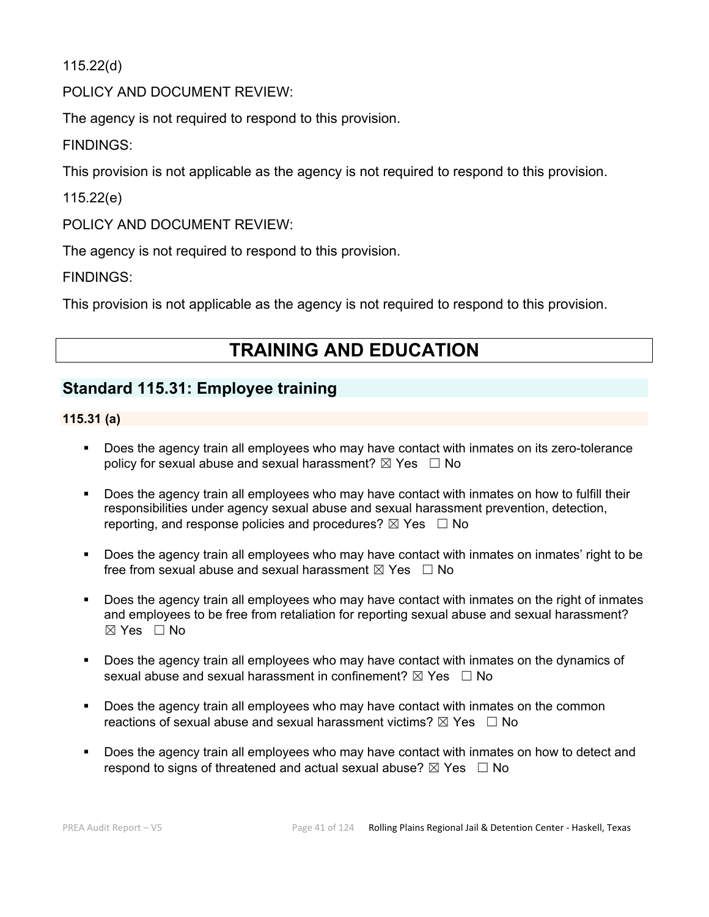115.22(d)

POLICY AND DOCUMENT REVIEW:

The agency is not required to respond to this provision.

FINDINGS:

This provision is not applicable as the agency is not required to respond to this provision.

115.22(e)

POLICY AND DOCUMENT REVIEW:

The agency is not required to respond to this provision.

FINDINGS:

This provision is not applicable as the agency is not required to respond to this provision.

# TRAINING AND EDUCATION

## Standard 115.31: Employee training

### 115.31 (a)

- Does the agency train all employees who may have contact with inmates on its zero-tolerance policy for sexual abuse and sexual harassment? ☒ Yes ☐ No
- Does the agency train all employees who may have contact with inmates on how to fulfill their responsibilities under agency sexual abuse and sexual harassment prevention, detection, reporting, and response policies and procedures? ☒ Yes ☐ No
- Does the agency train all employees who may have contact with inmates on inmates' right to be free from sexual abuse and sexual harassment ☒ Yes ☐ No
- Does the agency train all employees who may have contact with inmates on the right of inmates and employees to be free from retaliation for reporting sexual abuse and sexual harassment? ☒ Yes ☐ No
- Does the agency train all employees who may have contact with inmates on the dynamics of sexual abuse and sexual harassment in confinement? ☒ Yes ☐ No
- Does the agency train all employees who may have contact with inmates on the common reactions of sexual abuse and sexual harassment victims? ☒ Yes ☐ No
- Does the agency train all employees who may have contact with inmates on how to detect and respond to signs of threatened and actual sexual abuse? ☒ Yes ☐ No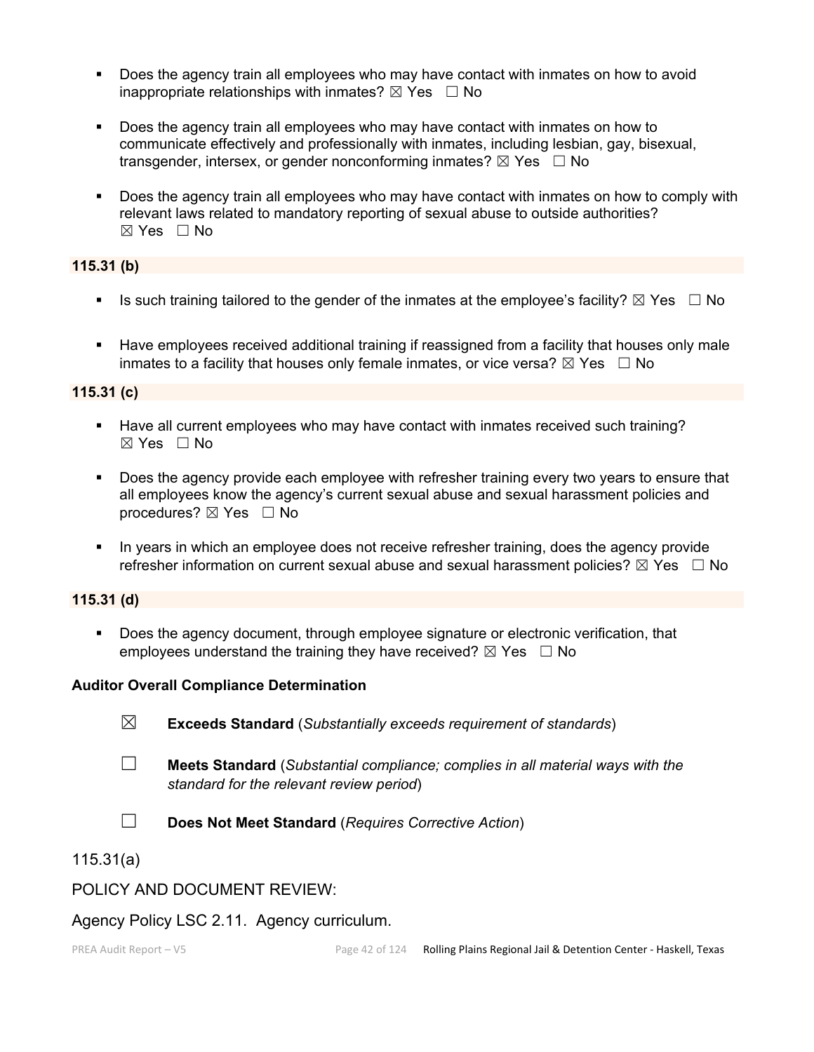- Does the agency train all employees who may have contact with inmates on how to avoid inappropriate relationships with inmates? ☒ Yes ☐ No

- Does the agency train all employees who may have contact with inmates on how to communicate effectively and professionally with inmates, including lesbian, gay, bisexual, transgender, intersex, or gender nonconforming inmates? ☒ Yes ☐ No

- Does the agency train all employees who may have contact with inmates on how to comply with relevant laws related to mandatory reporting of sexual abuse to outside authorities? ☒ Yes ☐ No

**115.31 (b)**

- Is such training tailored to the gender of the inmates at the employee's facility? ☒ Yes ☐ No

- Have employees received additional training if reassigned from a facility that houses only male inmates to a facility that houses only female inmates, or vice versa? ☒ Yes ☐ No

**115.31 (c)**

- Have all current employees who may have contact with inmates received such training? ☒ Yes ☐ No

- Does the agency provide each employee with refresher training every two years to ensure that all employees know the agency's current sexual abuse and sexual harassment policies and procedures? ☒ Yes ☐ No

- In years in which an employee does not receive refresher training, does the agency provide refresher information on current sexual abuse and sexual harassment policies? ☒ Yes ☐ No

**115.31 (d)**

- Does the agency document, through employee signature or electronic verification, that employees understand the training they have received? ☒ Yes ☐ No

**Auditor Overall Compliance Determination**

☒ **Exceeds Standard** (*Substantially exceeds requirement of standards*)

☐ **Meets Standard** (*Substantial compliance; complies in all material ways with the standard for the relevant review period*)

☐ **Does Not Meet Standard** (*Requires Corrective Action*)

115.31(a)

POLICY AND DOCUMENT REVIEW:

Agency Policy LSC 2.11. Agency curriculum.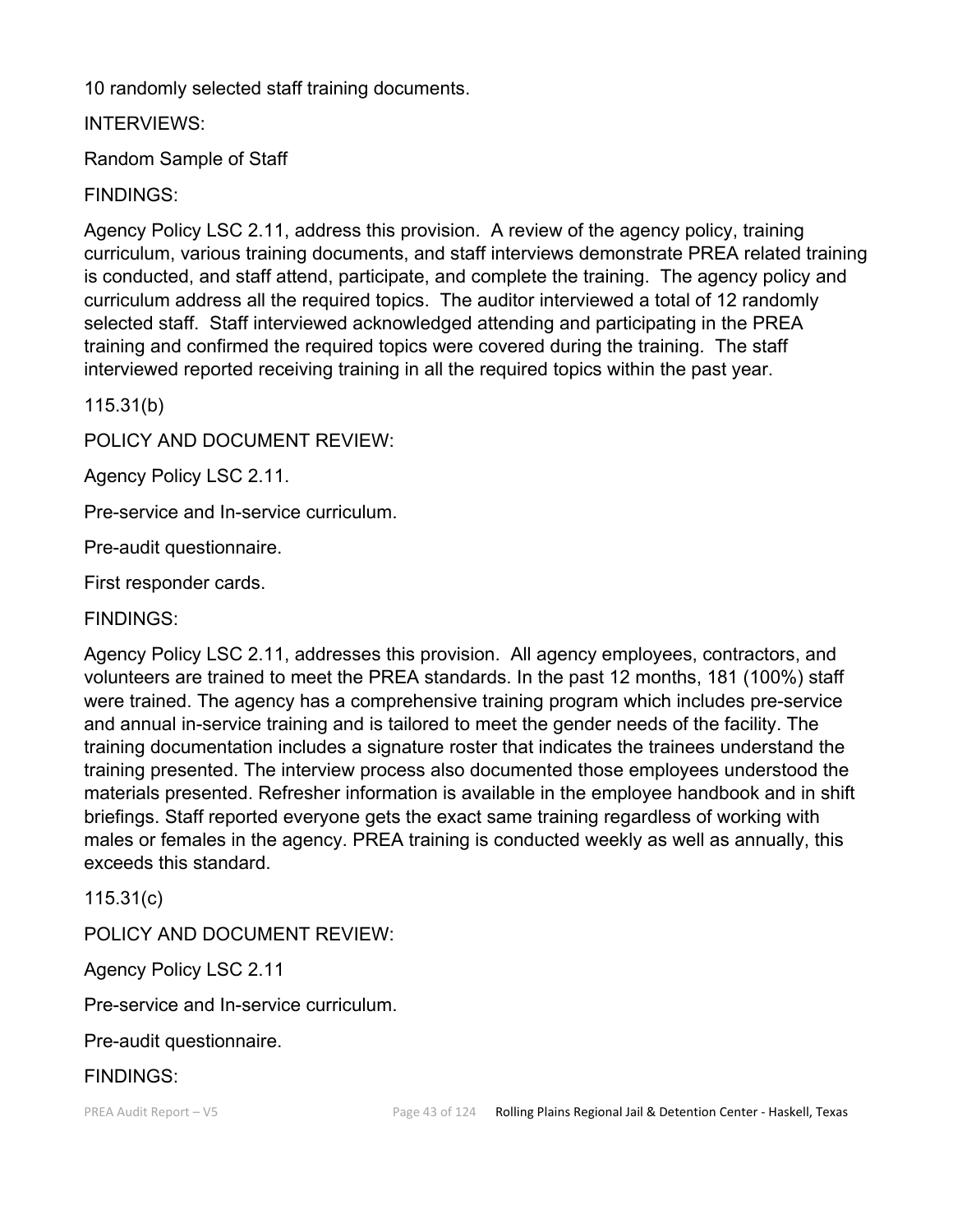10 randomly selected staff training documents.

INTERVIEWS:

Random Sample of Staff

FINDINGS:

Agency Policy LSC 2.11, address this provision. A review of the agency policy, training curriculum, various training documents, and staff interviews demonstrate PREA related training is conducted, and staff attend, participate, and complete the training. The agency policy and curriculum address all the required topics. The auditor interviewed a total of 12 randomly selected staff. Staff interviewed acknowledged attending and participating in the PREA training and confirmed the required topics were covered during the training. The staff interviewed reported receiving training in all the required topics within the past year.

115.31(b)

POLICY AND DOCUMENT REVIEW:

Agency Policy LSC 2.11.

Pre-service and In-service curriculum.

Pre-audit questionnaire.

First responder cards.

FINDINGS:

Agency Policy LSC 2.11, addresses this provision. All agency employees, contractors, and volunteers are trained to meet the PREA standards. In the past 12 months, 181 (100%) staff were trained. The agency has a comprehensive training program which includes pre-service and annual in-service training and is tailored to meet the gender needs of the facility. The training documentation includes a signature roster that indicates the trainees understand the training presented. The interview process also documented those employees understood the materials presented. Refresher information is available in the employee handbook and in shift briefings. Staff reported everyone gets the exact same training regardless of working with males or females in the agency. PREA training is conducted weekly as well as annually, this exceeds this standard.

115.31(c)

POLICY AND DOCUMENT REVIEW:

Agency Policy LSC 2.11

Pre-service and In-service curriculum.

Pre-audit questionnaire.

FINDINGS: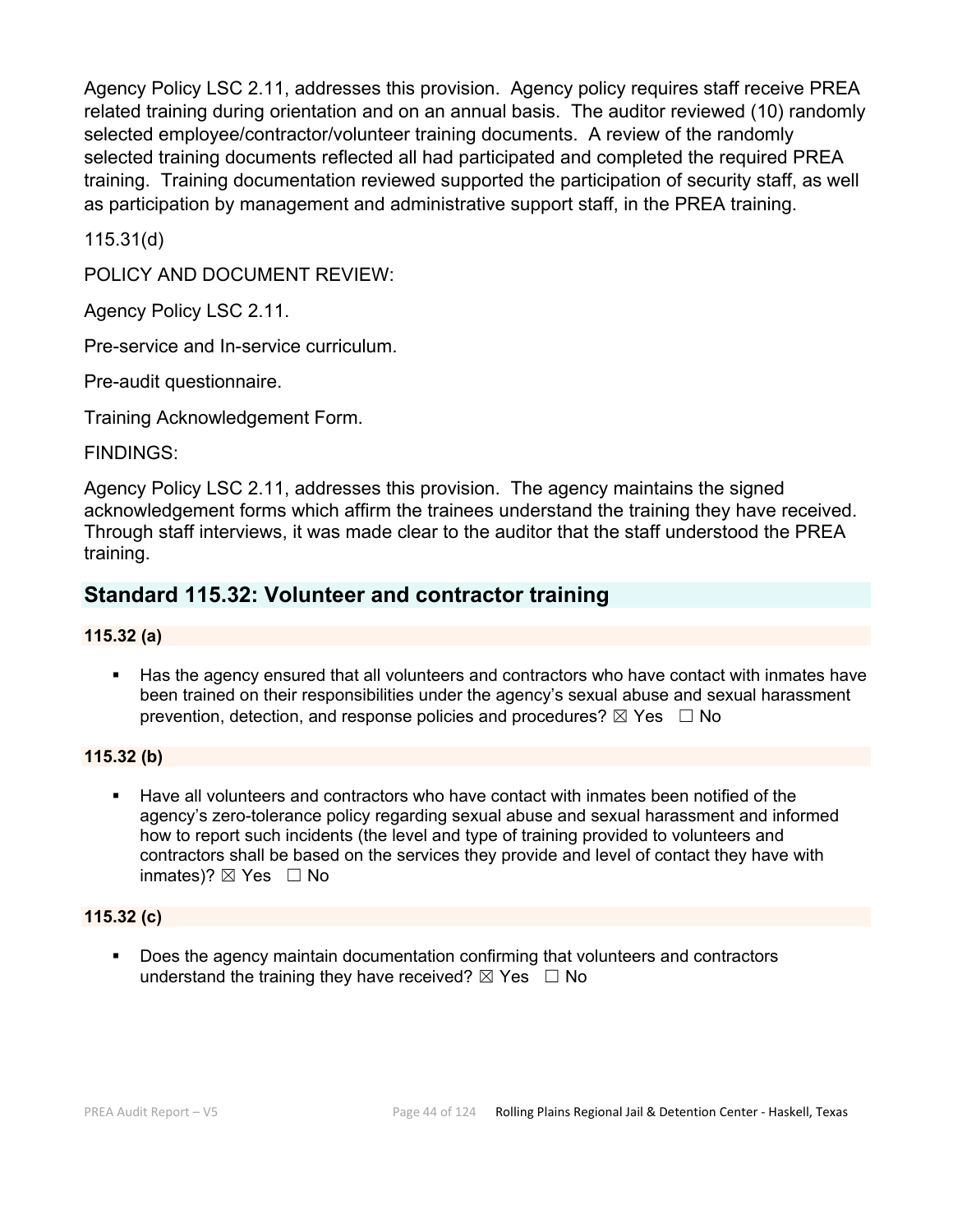Agency Policy LSC 2.11, addresses this provision. Agency policy requires staff receive PREA related training during orientation and on an annual basis. The auditor reviewed (10) randomly selected employee/contractor/volunteer training documents. A review of the randomly selected training documents reflected all had participated and completed the required PREA training. Training documentation reviewed supported the participation of security staff, as well as participation by management and administrative support staff, in the PREA training.

115.31(d)

POLICY AND DOCUMENT REVIEW:

Agency Policy LSC 2.11.

Pre-service and In-service curriculum.

Pre-audit questionnaire.

Training Acknowledgement Form.

FINDINGS:

Agency Policy LSC 2.11, addresses this provision. The agency maintains the signed acknowledgement forms which affirm the trainees understand the training they have received. Through staff interviews, it was made clear to the auditor that the staff understood the PREA training.

## Standard 115.32: Volunteer and contractor training

**115.32 (a)**

- Has the agency ensured that all volunteers and contractors who have contact with inmates have been trained on their responsibilities under the agency's sexual abuse and sexual harassment prevention, detection, and response policies and procedures? ☒ Yes ☐ No

**115.32 (b)**

- Have all volunteers and contractors who have contact with inmates been notified of the agency's zero-tolerance policy regarding sexual abuse and sexual harassment and informed how to report such incidents (the level and type of training provided to volunteers and contractors shall be based on the services they provide and level of contact they have with inmates)? ☒ Yes ☐ No

**115.32 (c)**

- Does the agency maintain documentation confirming that volunteers and contractors understand the training they have received? ☒ Yes ☐ No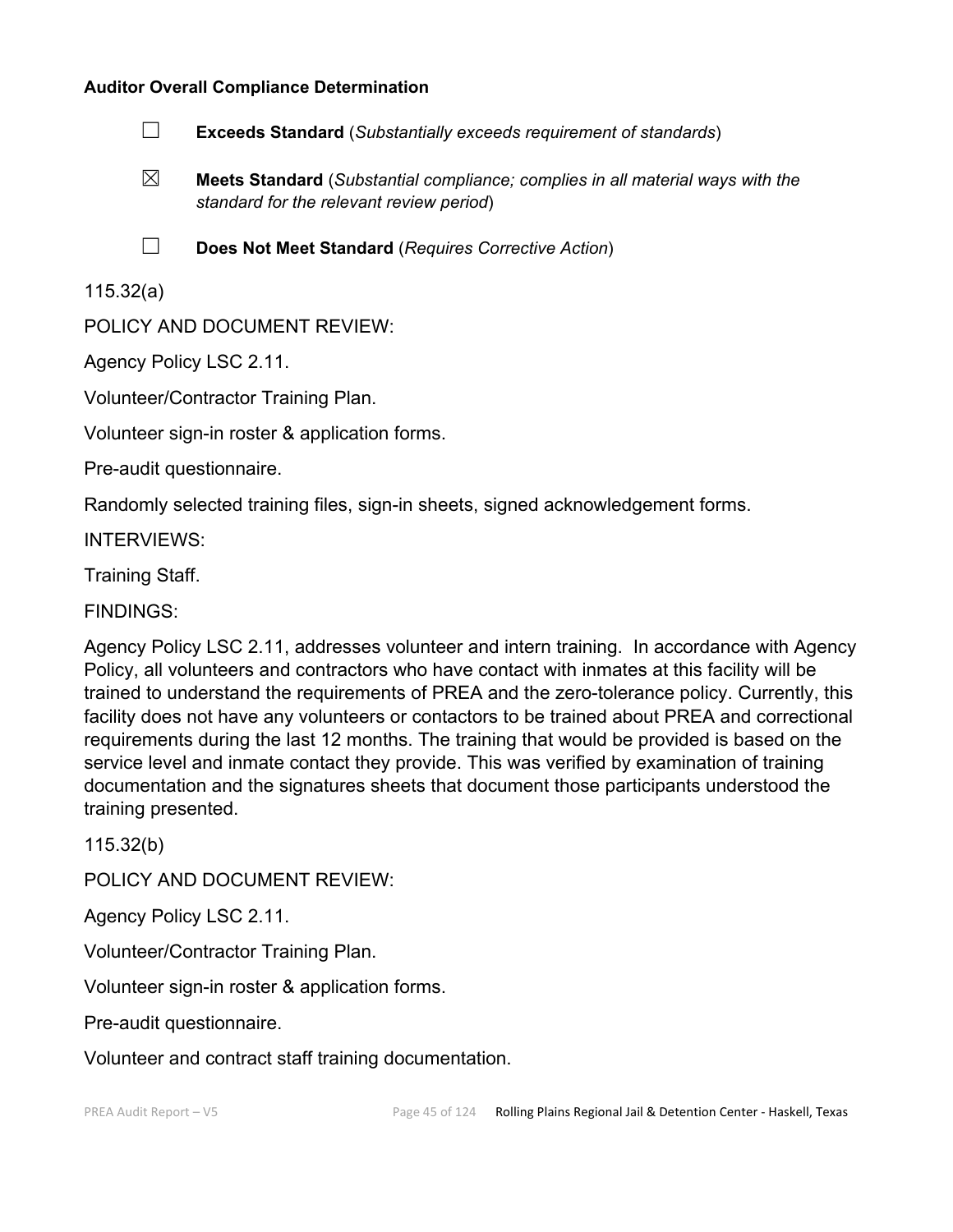**Auditor Overall Compliance Determination**

☐ **Exceeds Standard** (*Substantially exceeds requirement of standards*)

☒ **Meets Standard** (*Substantial compliance; complies in all material ways with the standard for the relevant review period*)

☐ **Does Not Meet Standard** (*Requires Corrective Action*)

115.32(a)

POLICY AND DOCUMENT REVIEW:

Agency Policy LSC 2.11.

Volunteer/Contractor Training Plan.

Volunteer sign-in roster & application forms.

Pre-audit questionnaire.

Randomly selected training files, sign-in sheets, signed acknowledgement forms.

INTERVIEWS:

Training Staff.

FINDINGS:

Agency Policy LSC 2.11, addresses volunteer and intern training. In accordance with Agency Policy, all volunteers and contractors who have contact with inmates at this facility will be trained to understand the requirements of PREA and the zero-tolerance policy. Currently, this facility does not have any volunteers or contactors to be trained about PREA and correctional requirements during the last 12 months. The training that would be provided is based on the service level and inmate contact they provide. This was verified by examination of training documentation and the signatures sheets that document those participants understood the training presented.

115.32(b)

POLICY AND DOCUMENT REVIEW:

Agency Policy LSC 2.11.

Volunteer/Contractor Training Plan.

Volunteer sign-in roster & application forms.

Pre-audit questionnaire.

Volunteer and contract staff training documentation.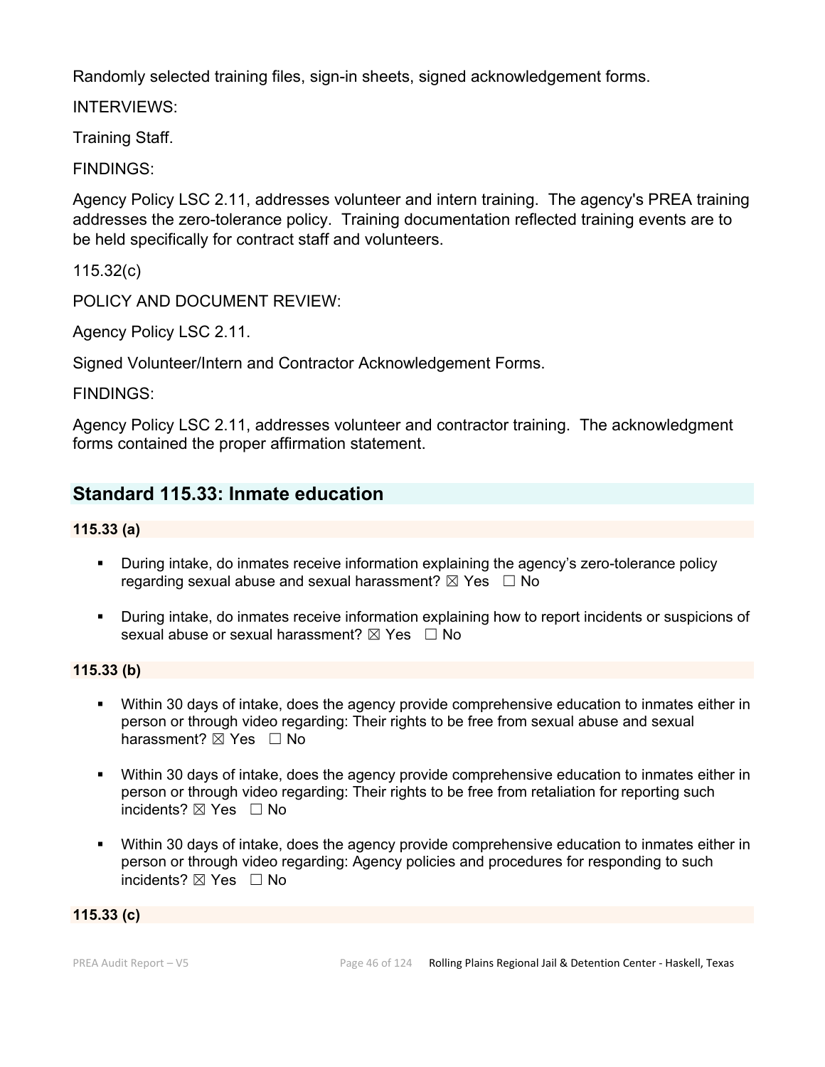Randomly selected training files, sign-in sheets, signed acknowledgement forms.

INTERVIEWS:

Training Staff.

FINDINGS:

Agency Policy LSC 2.11, addresses volunteer and intern training. The agency's PREA training addresses the zero-tolerance policy. Training documentation reflected training events are to be held specifically for contract staff and volunteers.

115.32(c)

POLICY AND DOCUMENT REVIEW:

Agency Policy LSC 2.11.

Signed Volunteer/Intern and Contractor Acknowledgement Forms.

FINDINGS:

Agency Policy LSC 2.11, addresses volunteer and contractor training. The acknowledgment forms contained the proper affirmation statement.

## Standard 115.33: Inmate education

**115.33 (a)**

- During intake, do inmates receive information explaining the agency's zero-tolerance policy regarding sexual abuse and sexual harassment? ☒ Yes ☐ No
- During intake, do inmates receive information explaining how to report incidents or suspicions of sexual abuse or sexual harassment? ☒ Yes ☐ No

**115.33 (b)**

- Within 30 days of intake, does the agency provide comprehensive education to inmates either in person or through video regarding: Their rights to be free from sexual abuse and sexual harassment? ☒ Yes ☐ No
- Within 30 days of intake, does the agency provide comprehensive education to inmates either in person or through video regarding: Their rights to be free from retaliation for reporting such incidents? ☒ Yes ☐ No
- Within 30 days of intake, does the agency provide comprehensive education to inmates either in person or through video regarding: Agency policies and procedures for responding to such incidents? ☒ Yes ☐ No

**115.33 (c)**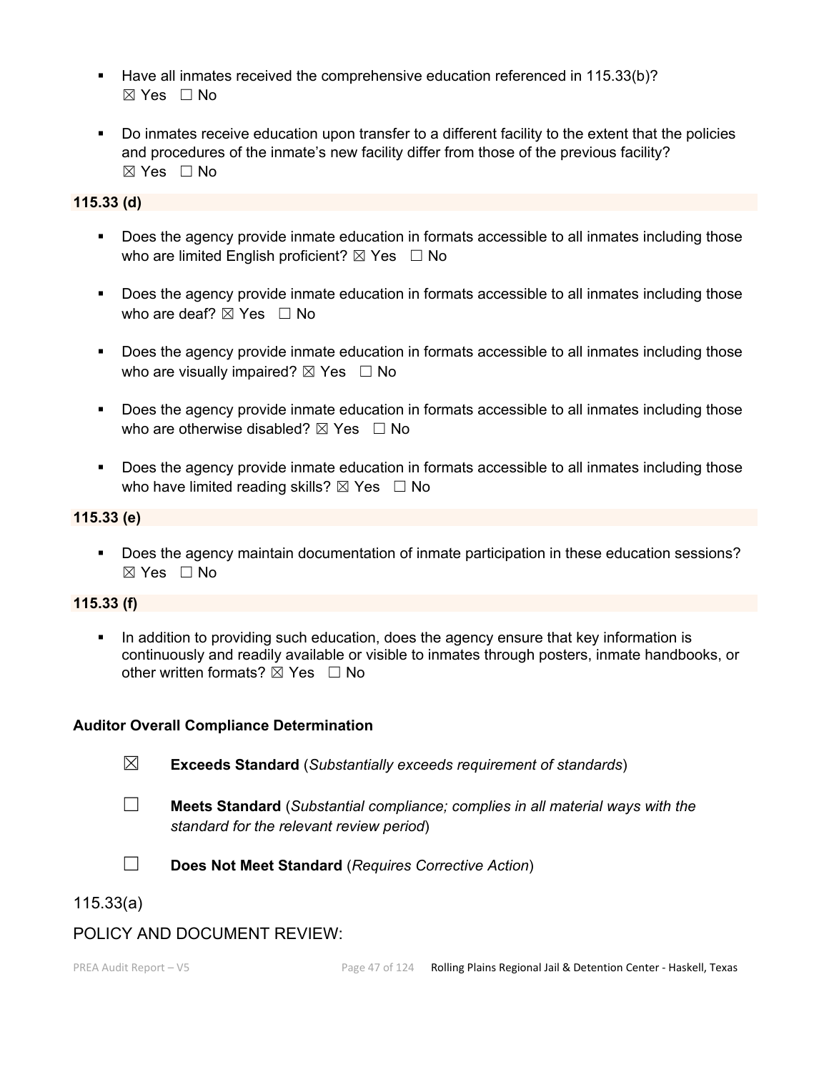- Have all inmates received the comprehensive education referenced in 115.33(b)?
  ☒ Yes ☐ No

- Do inmates receive education upon transfer to a different facility to the extent that the policies and procedures of the inmate's new facility differ from those of the previous facility?
  ☒ Yes ☐ No

**115.33 (d)**

- Does the agency provide inmate education in formats accessible to all inmates including those who are limited English proficient? ☒ Yes ☐ No

- Does the agency provide inmate education in formats accessible to all inmates including those who are deaf? ☒ Yes ☐ No

- Does the agency provide inmate education in formats accessible to all inmates including those who are visually impaired? ☒ Yes ☐ No

- Does the agency provide inmate education in formats accessible to all inmates including those who are otherwise disabled? ☒ Yes ☐ No

- Does the agency provide inmate education in formats accessible to all inmates including those who have limited reading skills? ☒ Yes ☐ No

**115.33 (e)**

- Does the agency maintain documentation of inmate participation in these education sessions?
  ☒ Yes ☐ No

**115.33 (f)**

- In addition to providing such education, does the agency ensure that key information is continuously and readily available or visible to inmates through posters, inmate handbooks, or other written formats? ☒ Yes ☐ No

**Auditor Overall Compliance Determination**

☒ **Exceeds Standard** (*Substantially exceeds requirement of standards*)

☐ **Meets Standard** (*Substantial compliance; complies in all material ways with the standard for the relevant review period*)

☐ **Does Not Meet Standard** (*Requires Corrective Action*)

115.33(a)

POLICY AND DOCUMENT REVIEW: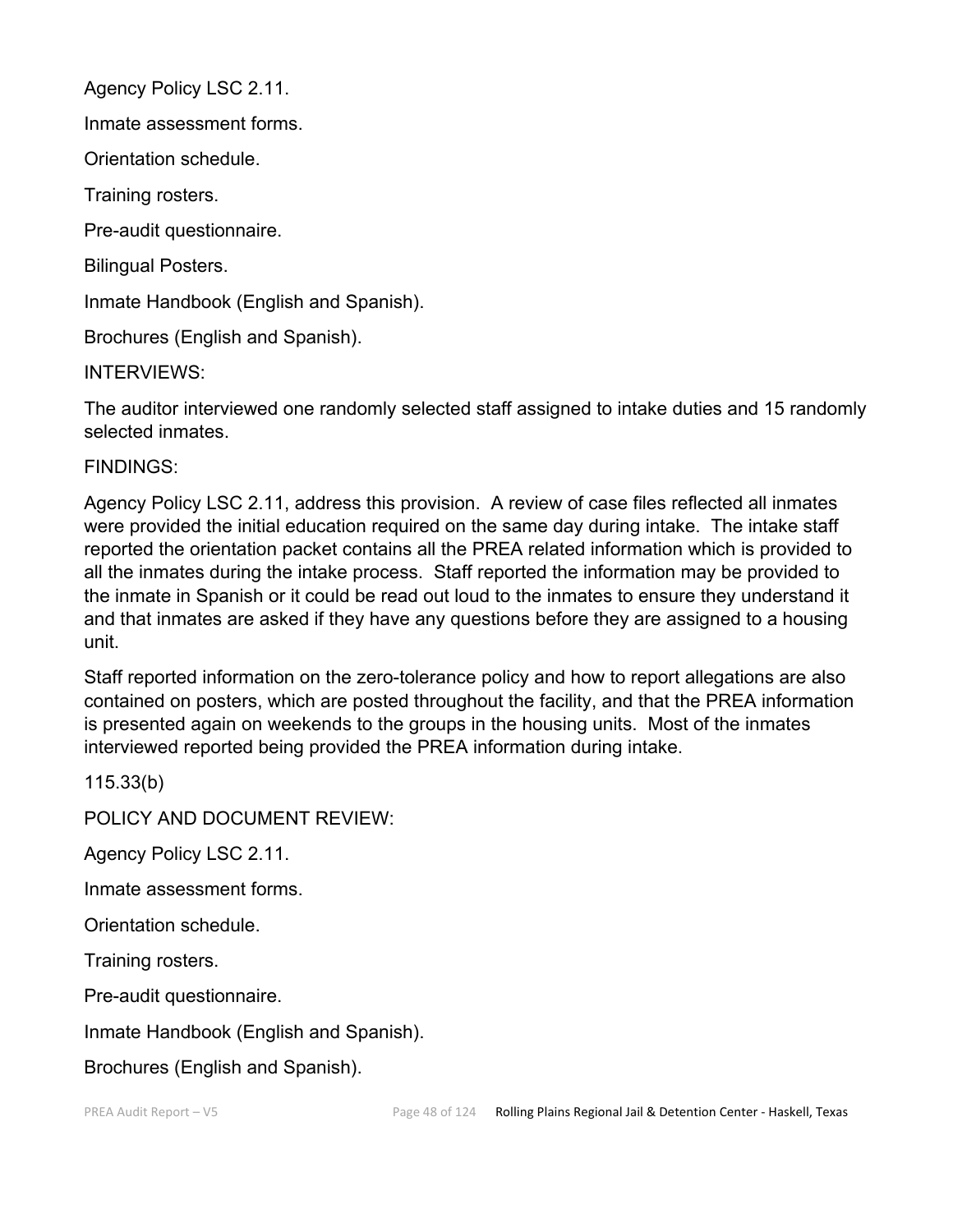Agency Policy LSC 2.11.

Inmate assessment forms.

Orientation schedule.

Training rosters.

Pre-audit questionnaire.

Bilingual Posters.

Inmate Handbook (English and Spanish).

Brochures (English and Spanish).

INTERVIEWS:

The auditor interviewed one randomly selected staff assigned to intake duties and 15 randomly selected inmates.

FINDINGS:

Agency Policy LSC 2.11, address this provision. A review of case files reflected all inmates were provided the initial education required on the same day during intake. The intake staff reported the orientation packet contains all the PREA related information which is provided to all the inmates during the intake process. Staff reported the information may be provided to the inmate in Spanish or it could be read out loud to the inmates to ensure they understand it and that inmates are asked if they have any questions before they are assigned to a housing unit.

Staff reported information on the zero-tolerance policy and how to report allegations are also contained on posters, which are posted throughout the facility, and that the PREA information is presented again on weekends to the groups in the housing units. Most of the inmates interviewed reported being provided the PREA information during intake.

115.33(b)

POLICY AND DOCUMENT REVIEW:

Agency Policy LSC 2.11.

Inmate assessment forms.

Orientation schedule.

Training rosters.

Pre-audit questionnaire.

Inmate Handbook (English and Spanish).

Brochures (English and Spanish).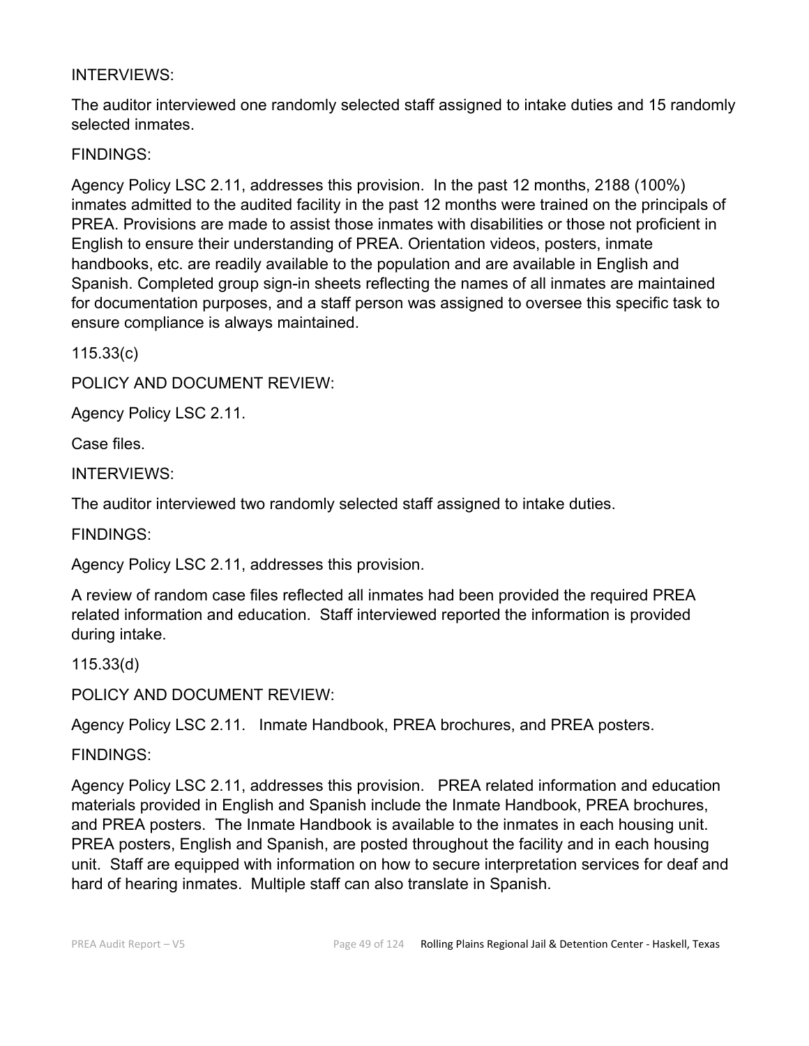INTERVIEWS:

The auditor interviewed one randomly selected staff assigned to intake duties and 15 randomly selected inmates.

FINDINGS:

Agency Policy LSC 2.11, addresses this provision. In the past 12 months, 2188 (100%) inmates admitted to the audited facility in the past 12 months were trained on the principals of PREA. Provisions are made to assist those inmates with disabilities or those not proficient in English to ensure their understanding of PREA. Orientation videos, posters, inmate handbooks, etc. are readily available to the population and are available in English and Spanish. Completed group sign-in sheets reflecting the names of all inmates are maintained for documentation purposes, and a staff person was assigned to oversee this specific task to ensure compliance is always maintained.

115.33(c)

POLICY AND DOCUMENT REVIEW:

Agency Policy LSC 2.11.

Case files.

INTERVIEWS:

The auditor interviewed two randomly selected staff assigned to intake duties.

FINDINGS:

Agency Policy LSC 2.11, addresses this provision.

A review of random case files reflected all inmates had been provided the required PREA related information and education. Staff interviewed reported the information is provided during intake.

115.33(d)

POLICY AND DOCUMENT REVIEW:

Agency Policy LSC 2.11. Inmate Handbook, PREA brochures, and PREA posters.

FINDINGS:

Agency Policy LSC 2.11, addresses this provision. PREA related information and education materials provided in English and Spanish include the Inmate Handbook, PREA brochures, and PREA posters. The Inmate Handbook is available to the inmates in each housing unit. PREA posters, English and Spanish, are posted throughout the facility and in each housing unit. Staff are equipped with information on how to secure interpretation services for deaf and hard of hearing inmates. Multiple staff can also translate in Spanish.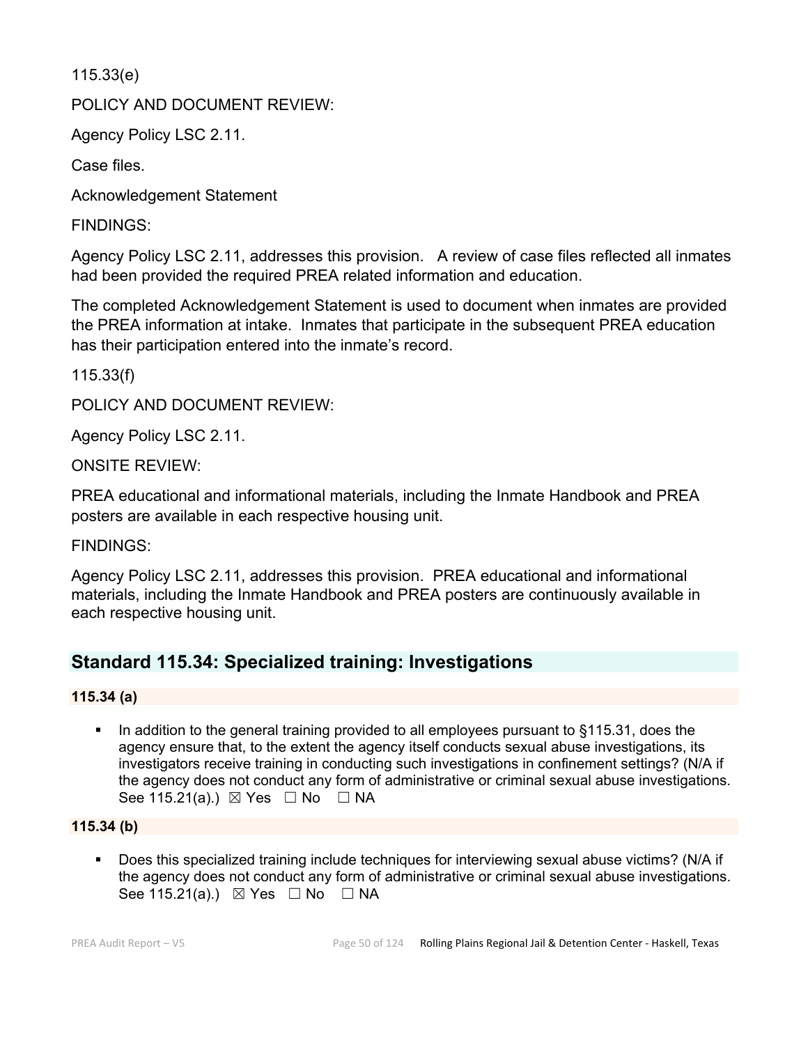115.33(e)

POLICY AND DOCUMENT REVIEW:

Agency Policy LSC 2.11.

Case files.

Acknowledgement Statement

FINDINGS:

Agency Policy LSC 2.11, addresses this provision. A review of case files reflected all inmates had been provided the required PREA related information and education.

The completed Acknowledgement Statement is used to document when inmates are provided the PREA information at intake. Inmates that participate in the subsequent PREA education has their participation entered into the inmate's record.

115.33(f)

POLICY AND DOCUMENT REVIEW:

Agency Policy LSC 2.11.

ONSITE REVIEW:

PREA educational and informational materials, including the Inmate Handbook and PREA posters are available in each respective housing unit.

FINDINGS:

Agency Policy LSC 2.11, addresses this provision. PREA educational and informational materials, including the Inmate Handbook and PREA posters are continuously available in each respective housing unit.

## Standard 115.34: Specialized training: Investigations

**115.34 (a)**

- In addition to the general training provided to all employees pursuant to §115.31, does the agency ensure that, to the extent the agency itself conducts sexual abuse investigations, its investigators receive training in conducting such investigations in confinement settings? (N/A if the agency does not conduct any form of administrative or criminal sexual abuse investigations. See 115.21(a).) ☒ Yes ☐ No ☐ NA

**115.34 (b)**

- Does this specialized training include techniques for interviewing sexual abuse victims? (N/A if the agency does not conduct any form of administrative or criminal sexual abuse investigations. See 115.21(a).) ☒ Yes ☐ No ☐ NA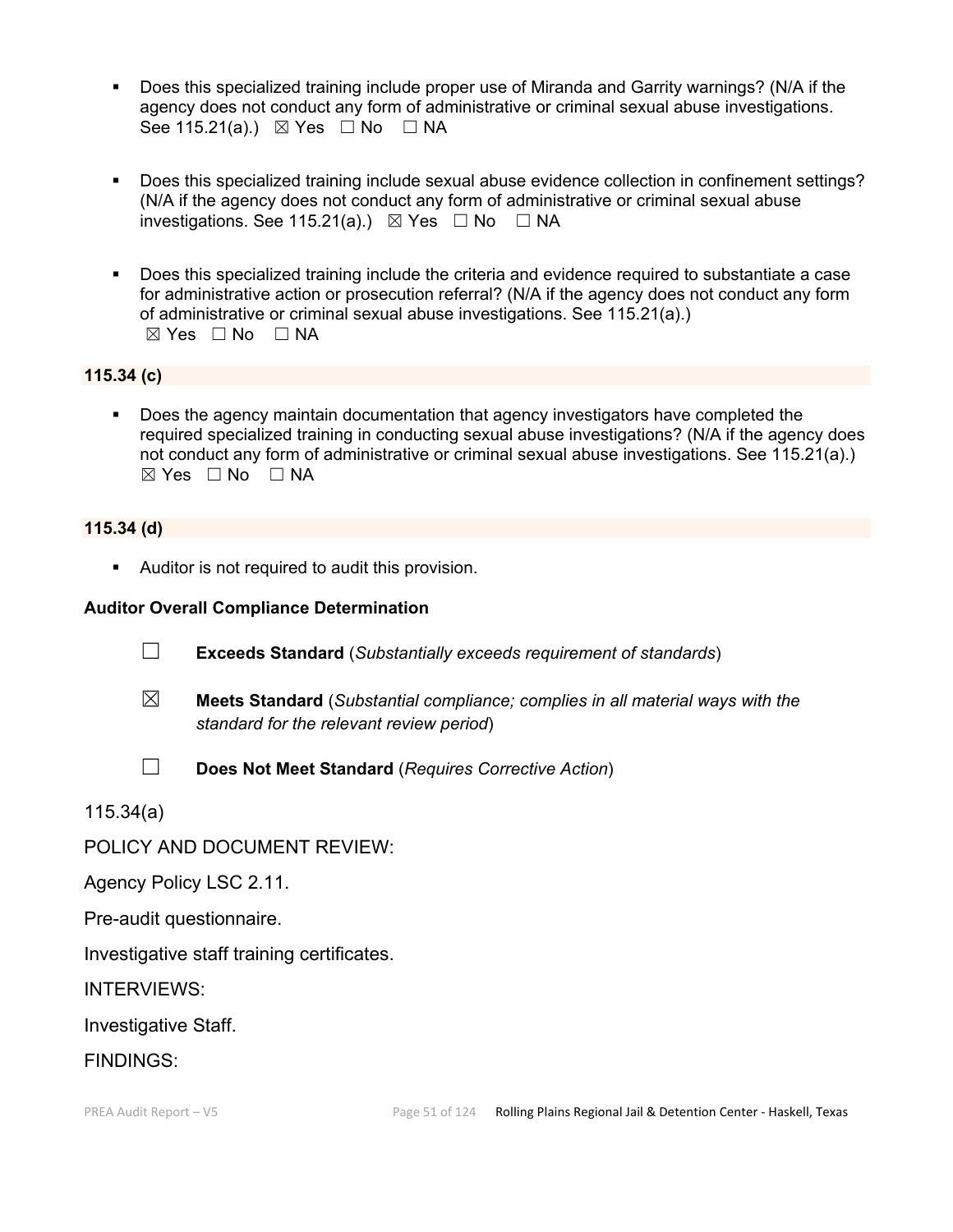- Does this specialized training include proper use of Miranda and Garrity warnings? (N/A if the agency does not conduct any form of administrative or criminal sexual abuse investigations. See 115.21(a).) ☒ Yes ☐ No ☐ NA

- Does this specialized training include sexual abuse evidence collection in confinement settings? (N/A if the agency does not conduct any form of administrative or criminal sexual abuse investigations. See 115.21(a).) ☒ Yes ☐ No ☐ NA

- Does this specialized training include the criteria and evidence required to substantiate a case for administrative action or prosecution referral? (N/A if the agency does not conduct any form of administrative or criminal sexual abuse investigations. See 115.21(a).) ☒ Yes ☐ No ☐ NA

**115.34 (c)**

- Does the agency maintain documentation that agency investigators have completed the required specialized training in conducting sexual abuse investigations? (N/A if the agency does not conduct any form of administrative or criminal sexual abuse investigations. See 115.21(a).) ☒ Yes ☐ No ☐ NA

**115.34 (d)**

- Auditor is not required to audit this provision.

**Auditor Overall Compliance Determination**

☐ **Exceeds Standard** (*Substantially exceeds requirement of standards*)

☒ **Meets Standard** (*Substantial compliance; complies in all material ways with the standard for the relevant review period*)

☐ **Does Not Meet Standard** (*Requires Corrective Action*)

115.34(a)

POLICY AND DOCUMENT REVIEW:

Agency Policy LSC 2.11.

Pre-audit questionnaire.

Investigative staff training certificates.

INTERVIEWS:

Investigative Staff.

FINDINGS: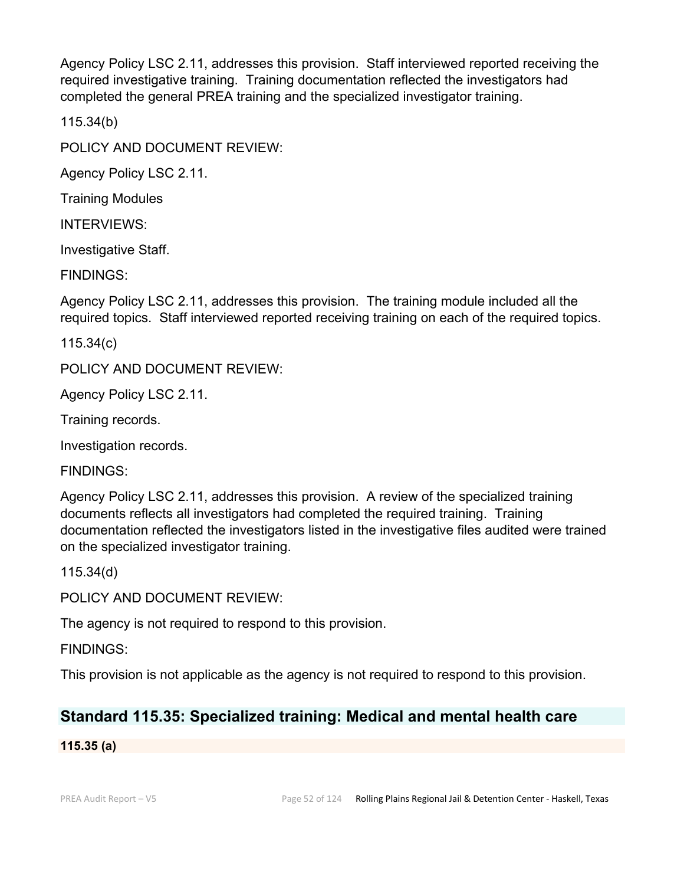Agency Policy LSC 2.11, addresses this provision. Staff interviewed reported receiving the required investigative training. Training documentation reflected the investigators had completed the general PREA training and the specialized investigator training.

115.34(b)

POLICY AND DOCUMENT REVIEW:

Agency Policy LSC 2.11.

Training Modules

INTERVIEWS:

Investigative Staff.

FINDINGS:

Agency Policy LSC 2.11, addresses this provision. The training module included all the required topics. Staff interviewed reported receiving training on each of the required topics.

115.34(c)

POLICY AND DOCUMENT REVIEW:

Agency Policy LSC 2.11.

Training records.

Investigation records.

FINDINGS:

Agency Policy LSC 2.11, addresses this provision. A review of the specialized training documents reflects all investigators had completed the required training. Training documentation reflected the investigators listed in the investigative files audited were trained on the specialized investigator training.

115.34(d)

POLICY AND DOCUMENT REVIEW:

The agency is not required to respond to this provision.

FINDINGS:

This provision is not applicable as the agency is not required to respond to this provision.

## Standard 115.35: Specialized training: Medical and mental health care

**115.35 (a)**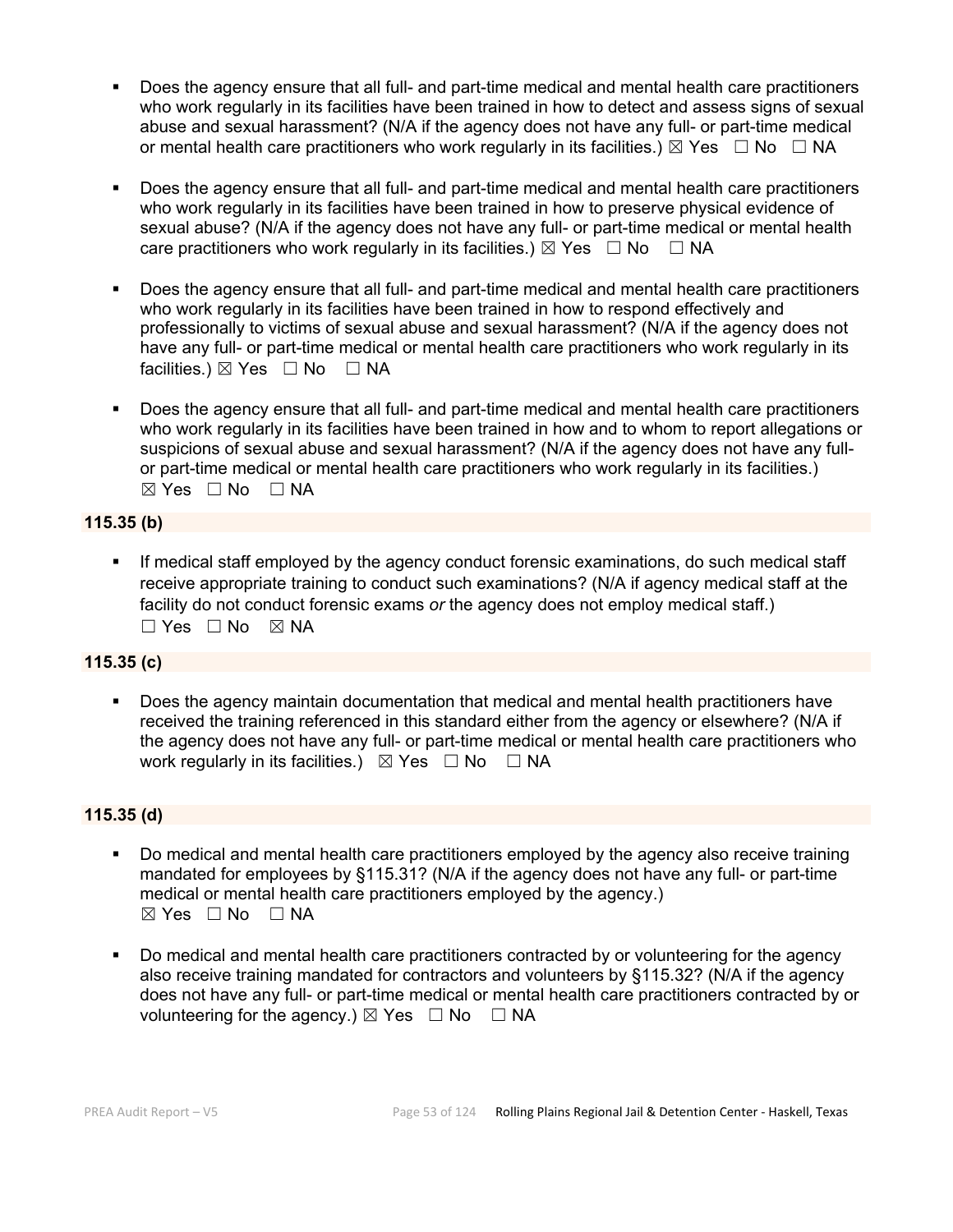- Does the agency ensure that all full- and part-time medical and mental health care practitioners who work regularly in its facilities have been trained in how to detect and assess signs of sexual abuse and sexual harassment? (N/A if the agency does not have any full- or part-time medical or mental health care practitioners who work regularly in its facilities.) ☒ Yes ☐ No ☐ NA

- Does the agency ensure that all full- and part-time medical and mental health care practitioners who work regularly in its facilities have been trained in how to preserve physical evidence of sexual abuse? (N/A if the agency does not have any full- or part-time medical or mental health care practitioners who work regularly in its facilities.) ☒ Yes ☐ No ☐ NA

- Does the agency ensure that all full- and part-time medical and mental health care practitioners who work regularly in its facilities have been trained in how to respond effectively and professionally to victims of sexual abuse and sexual harassment? (N/A if the agency does not have any full- or part-time medical or mental health care practitioners who work regularly in its facilities.) ☒ Yes ☐ No ☐ NA

- Does the agency ensure that all full- and part-time medical and mental health care practitioners who work regularly in its facilities have been trained in how and to whom to report allegations or suspicions of sexual abuse and sexual harassment? (N/A if the agency does not have any full- or part-time medical or mental health care practitioners who work regularly in its facilities.) ☒ Yes ☐ No ☐ NA

**115.35 (b)**

- If medical staff employed by the agency conduct forensic examinations, do such medical staff receive appropriate training to conduct such examinations? (N/A if agency medical staff at the facility do not conduct forensic exams *or* the agency does not employ medical staff.) ☐ Yes ☐ No ☒ NA

**115.35 (c)**

- Does the agency maintain documentation that medical and mental health practitioners have received the training referenced in this standard either from the agency or elsewhere? (N/A if the agency does not have any full- or part-time medical or mental health care practitioners who work regularly in its facilities.) ☒ Yes ☐ No ☐ NA

**115.35 (d)**

- Do medical and mental health care practitioners employed by the agency also receive training mandated for employees by §115.31? (N/A if the agency does not have any full- or part-time medical or mental health care practitioners employed by the agency.) ☒ Yes ☐ No ☐ NA

- Do medical and mental health care practitioners contracted by or volunteering for the agency also receive training mandated for contractors and volunteers by §115.32? (N/A if the agency does not have any full- or part-time medical or mental health care practitioners contracted by or volunteering for the agency.) ☒ Yes ☐ No ☐ NA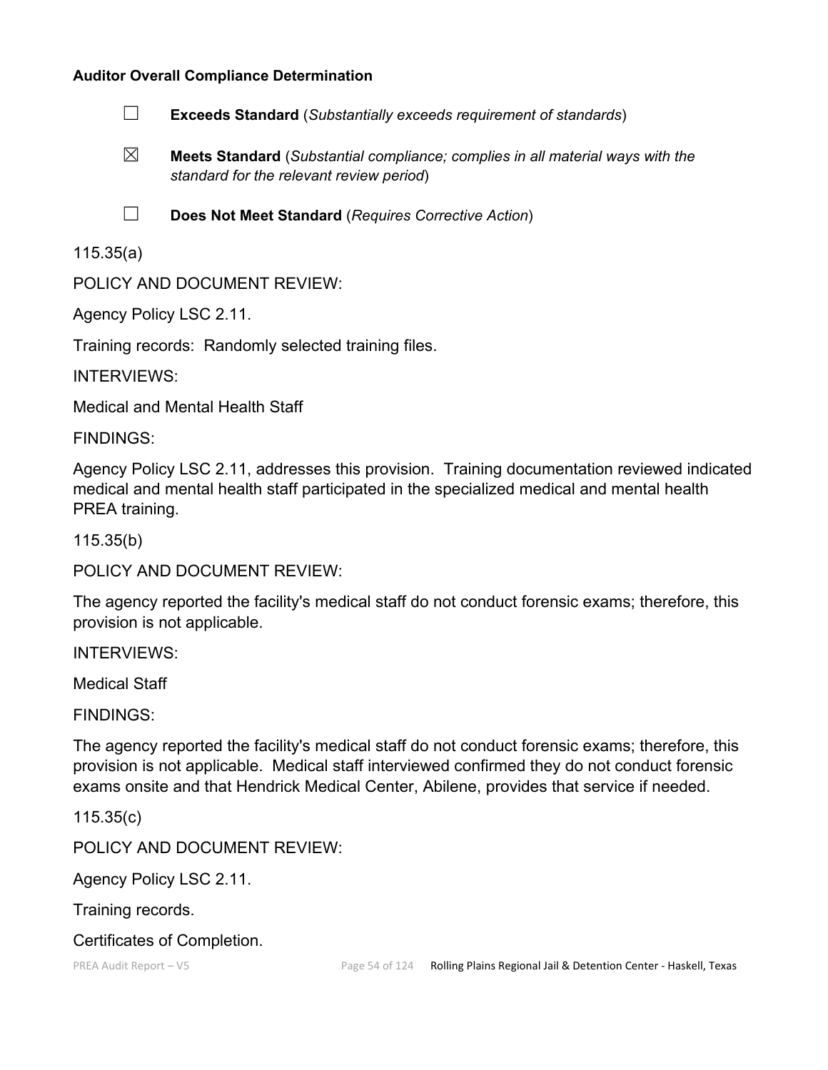**Auditor Overall Compliance Determination**

☐ **Exceeds Standard** (*Substantially exceeds requirement of standards*)

☒ **Meets Standard** (*Substantial compliance; complies in all material ways with the standard for the relevant review period*)

☐ **Does Not Meet Standard** (*Requires Corrective Action*)

115.35(a)

POLICY AND DOCUMENT REVIEW:

Agency Policy LSC 2.11.

Training records: Randomly selected training files.

INTERVIEWS:

Medical and Mental Health Staff

FINDINGS:

Agency Policy LSC 2.11, addresses this provision. Training documentation reviewed indicated medical and mental health staff participated in the specialized medical and mental health PREA training.

115.35(b)

POLICY AND DOCUMENT REVIEW:

The agency reported the facility's medical staff do not conduct forensic exams; therefore, this provision is not applicable.

INTERVIEWS:

Medical Staff

FINDINGS:

The agency reported the facility's medical staff do not conduct forensic exams; therefore, this provision is not applicable. Medical staff interviewed confirmed they do not conduct forensic exams onsite and that Hendrick Medical Center, Abilene, provides that service if needed.

115.35(c)

POLICY AND DOCUMENT REVIEW:

Agency Policy LSC 2.11.

Training records.

Certificates of Completion.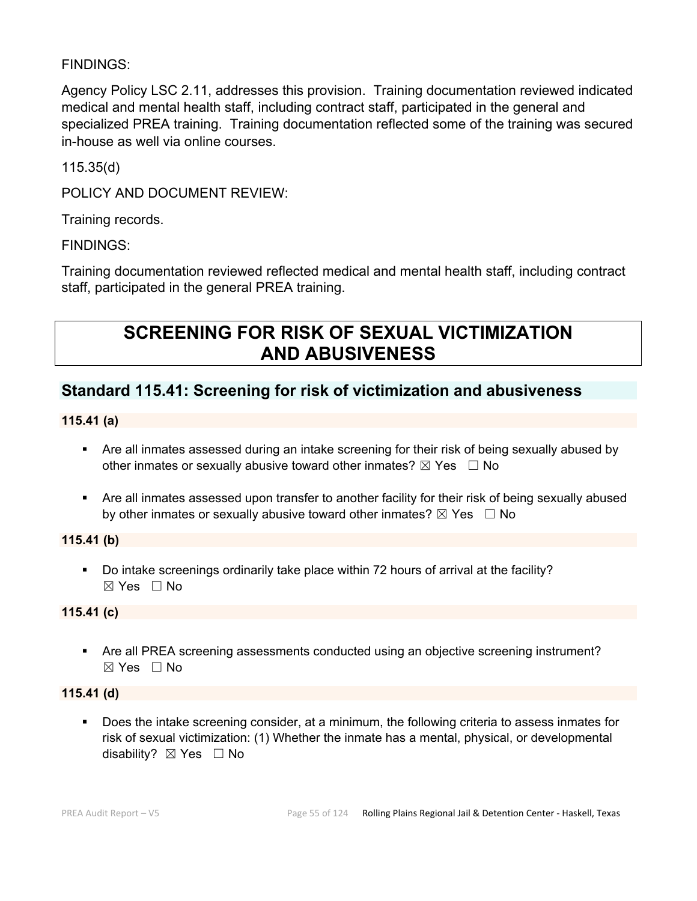FINDINGS:

Agency Policy LSC 2.11, addresses this provision. Training documentation reviewed indicated medical and mental health staff, including contract staff, participated in the general and specialized PREA training. Training documentation reflected some of the training was secured in-house as well via online courses.

115.35(d)

POLICY AND DOCUMENT REVIEW:

Training records.

FINDINGS:

Training documentation reviewed reflected medical and mental health staff, including contract staff, participated in the general PREA training.

# SCREENING FOR RISK OF SEXUAL VICTIMIZATION AND ABUSIVENESS

## Standard 115.41: Screening for risk of victimization and abusiveness

**115.41 (a)**

- Are all inmates assessed during an intake screening for their risk of being sexually abused by other inmates or sexually abusive toward other inmates? ☒ Yes ☐ No
- Are all inmates assessed upon transfer to another facility for their risk of being sexually abused by other inmates or sexually abusive toward other inmates? ☒ Yes ☐ No

**115.41 (b)**

- Do intake screenings ordinarily take place within 72 hours of arrival at the facility? ☒ Yes ☐ No

**115.41 (c)**

- Are all PREA screening assessments conducted using an objective screening instrument? ☒ Yes ☐ No

**115.41 (d)**

- Does the intake screening consider, at a minimum, the following criteria to assess inmates for risk of sexual victimization: (1) Whether the inmate has a mental, physical, or developmental disability? ☒ Yes ☐ No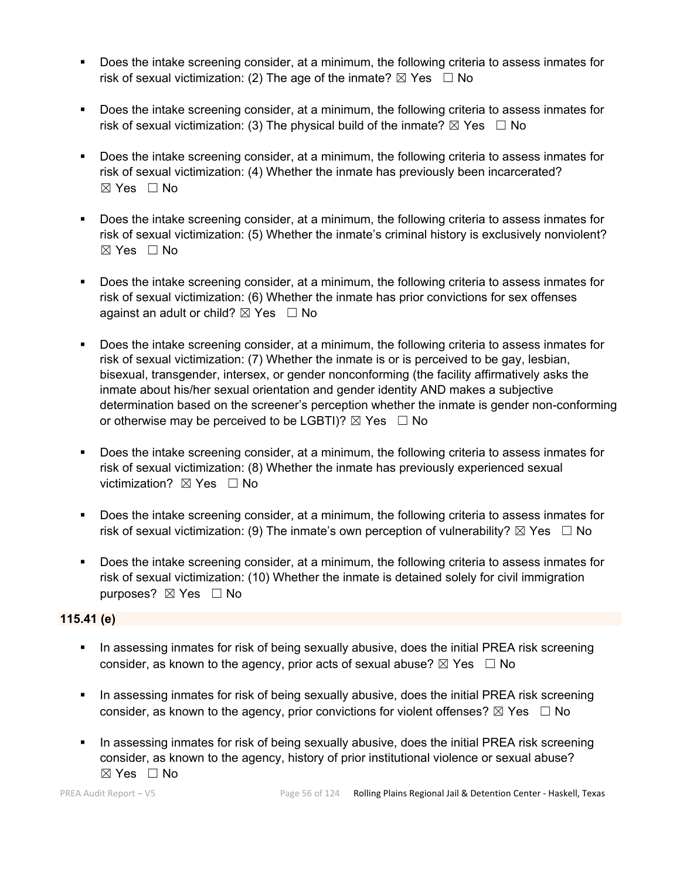- Does the intake screening consider, at a minimum, the following criteria to assess inmates for risk of sexual victimization: (2) The age of the inmate? ☒ Yes ☐ No

- Does the intake screening consider, at a minimum, the following criteria to assess inmates for risk of sexual victimization: (3) The physical build of the inmate? ☒ Yes ☐ No

- Does the intake screening consider, at a minimum, the following criteria to assess inmates for risk of sexual victimization: (4) Whether the inmate has previously been incarcerated? ☒ Yes ☐ No

- Does the intake screening consider, at a minimum, the following criteria to assess inmates for risk of sexual victimization: (5) Whether the inmate's criminal history is exclusively nonviolent? ☒ Yes ☐ No

- Does the intake screening consider, at a minimum, the following criteria to assess inmates for risk of sexual victimization: (6) Whether the inmate has prior convictions for sex offenses against an adult or child? ☒ Yes ☐ No

- Does the intake screening consider, at a minimum, the following criteria to assess inmates for risk of sexual victimization: (7) Whether the inmate is or is perceived to be gay, lesbian, bisexual, transgender, intersex, or gender nonconforming (the facility affirmatively asks the inmate about his/her sexual orientation and gender identity AND makes a subjective determination based on the screener's perception whether the inmate is gender non-conforming or otherwise may be perceived to be LGBTI)? ☒ Yes ☐ No

- Does the intake screening consider, at a minimum, the following criteria to assess inmates for risk of sexual victimization: (8) Whether the inmate has previously experienced sexual victimization? ☒ Yes ☐ No

- Does the intake screening consider, at a minimum, the following criteria to assess inmates for risk of sexual victimization: (9) The inmate's own perception of vulnerability? ☒ Yes ☐ No

- Does the intake screening consider, at a minimum, the following criteria to assess inmates for risk of sexual victimization: (10) Whether the inmate is detained solely for civil immigration purposes? ☒ Yes ☐ No

**115.41 (e)**

- In assessing inmates for risk of being sexually abusive, does the initial PREA risk screening consider, as known to the agency, prior acts of sexual abuse? ☒ Yes ☐ No

- In assessing inmates for risk of being sexually abusive, does the initial PREA risk screening consider, as known to the agency, prior convictions for violent offenses? ☒ Yes ☐ No

- In assessing inmates for risk of being sexually abusive, does the initial PREA risk screening consider, as known to the agency, history of prior institutional violence or sexual abuse? ☒ Yes ☐ No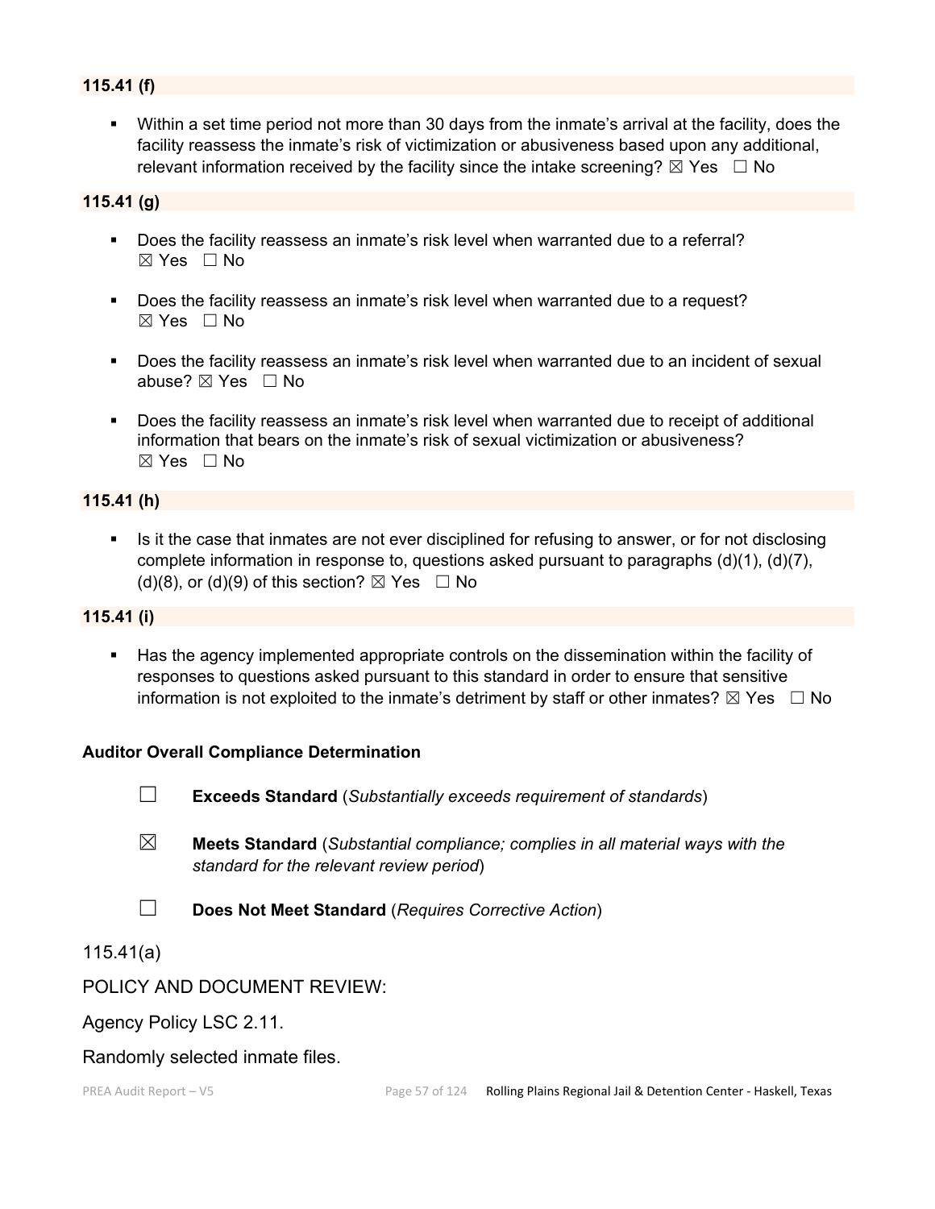**115.41 (f)**

- Within a set time period not more than 30 days from the inmate's arrival at the facility, does the facility reassess the inmate's risk of victimization or abusiveness based upon any additional, relevant information received by the facility since the intake screening? ☒ Yes ☐ No

**115.41 (g)**

- Does the facility reassess an inmate's risk level when warranted due to a referral? ☒ Yes ☐ No
- Does the facility reassess an inmate's risk level when warranted due to a request? ☒ Yes ☐ No
- Does the facility reassess an inmate's risk level when warranted due to an incident of sexual abuse? ☒ Yes ☐ No
- Does the facility reassess an inmate's risk level when warranted due to receipt of additional information that bears on the inmate's risk of sexual victimization or abusiveness? ☒ Yes ☐ No

**115.41 (h)**

- Is it the case that inmates are not ever disciplined for refusing to answer, or for not disclosing complete information in response to, questions asked pursuant to paragraphs (d)(1), (d)(7), (d)(8), or (d)(9) of this section? ☒ Yes ☐ No

**115.41 (i)**

- Has the agency implemented appropriate controls on the dissemination within the facility of responses to questions asked pursuant to this standard in order to ensure that sensitive information is not exploited to the inmate's detriment by staff or other inmates? ☒ Yes ☐ No

**Auditor Overall Compliance Determination**

☐ **Exceeds Standard** (*Substantially exceeds requirement of standards*)

☒ **Meets Standard** (*Substantial compliance; complies in all material ways with the standard for the relevant review period*)

☐ **Does Not Meet Standard** (*Requires Corrective Action*)

115.41(a)

POLICY AND DOCUMENT REVIEW:

Agency Policy LSC 2.11.

Randomly selected inmate files.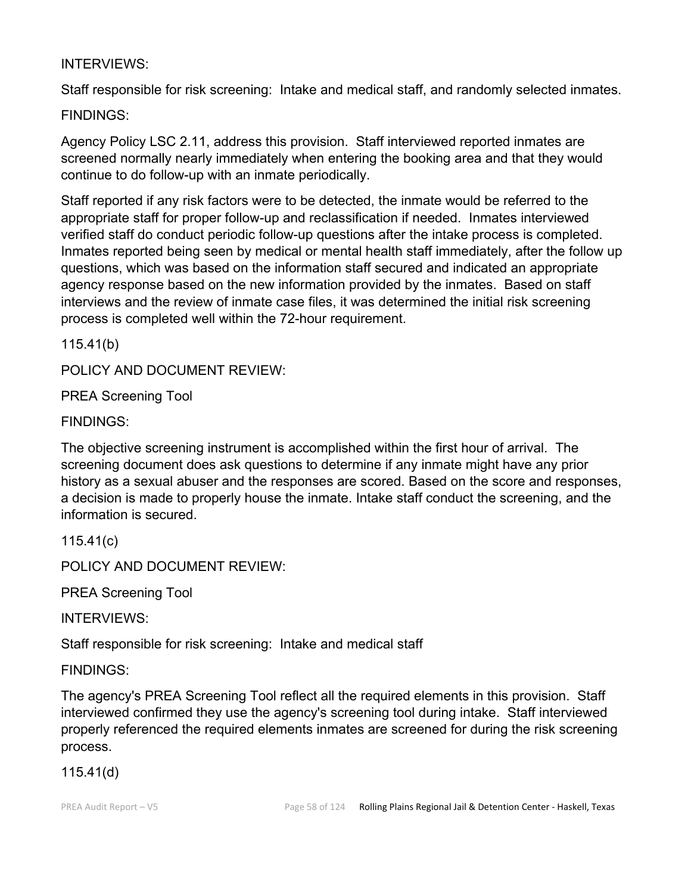INTERVIEWS:

Staff responsible for risk screening:  Intake and medical staff, and randomly selected inmates.

FINDINGS:

Agency Policy LSC 2.11, address this provision.  Staff interviewed reported inmates are screened normally nearly immediately when entering the booking area and that they would continue to do follow-up with an inmate periodically.

Staff reported if any risk factors were to be detected, the inmate would be referred to the appropriate staff for proper follow-up and reclassification if needed.  Inmates interviewed verified staff do conduct periodic follow-up questions after the intake process is completed. Inmates reported being seen by medical or mental health staff immediately, after the follow up questions, which was based on the information staff secured and indicated an appropriate agency response based on the new information provided by the inmates.  Based on staff interviews and the review of inmate case files, it was determined the initial risk screening process is completed well within the 72-hour requirement.

115.41(b)

POLICY AND DOCUMENT REVIEW:

PREA Screening Tool

FINDINGS:

The objective screening instrument is accomplished within the first hour of arrival.  The screening document does ask questions to determine if any inmate might have any prior history as a sexual abuser and the responses are scored. Based on the score and responses, a decision is made to properly house the inmate. Intake staff conduct the screening, and the information is secured.

115.41(c)

POLICY AND DOCUMENT REVIEW:

PREA Screening Tool

INTERVIEWS:

Staff responsible for risk screening:  Intake and medical staff

FINDINGS:

The agency's PREA Screening Tool reflect all the required elements in this provision.  Staff interviewed confirmed they use the agency's screening tool during intake.  Staff interviewed properly referenced the required elements inmates are screened for during the risk screening process.

115.41(d)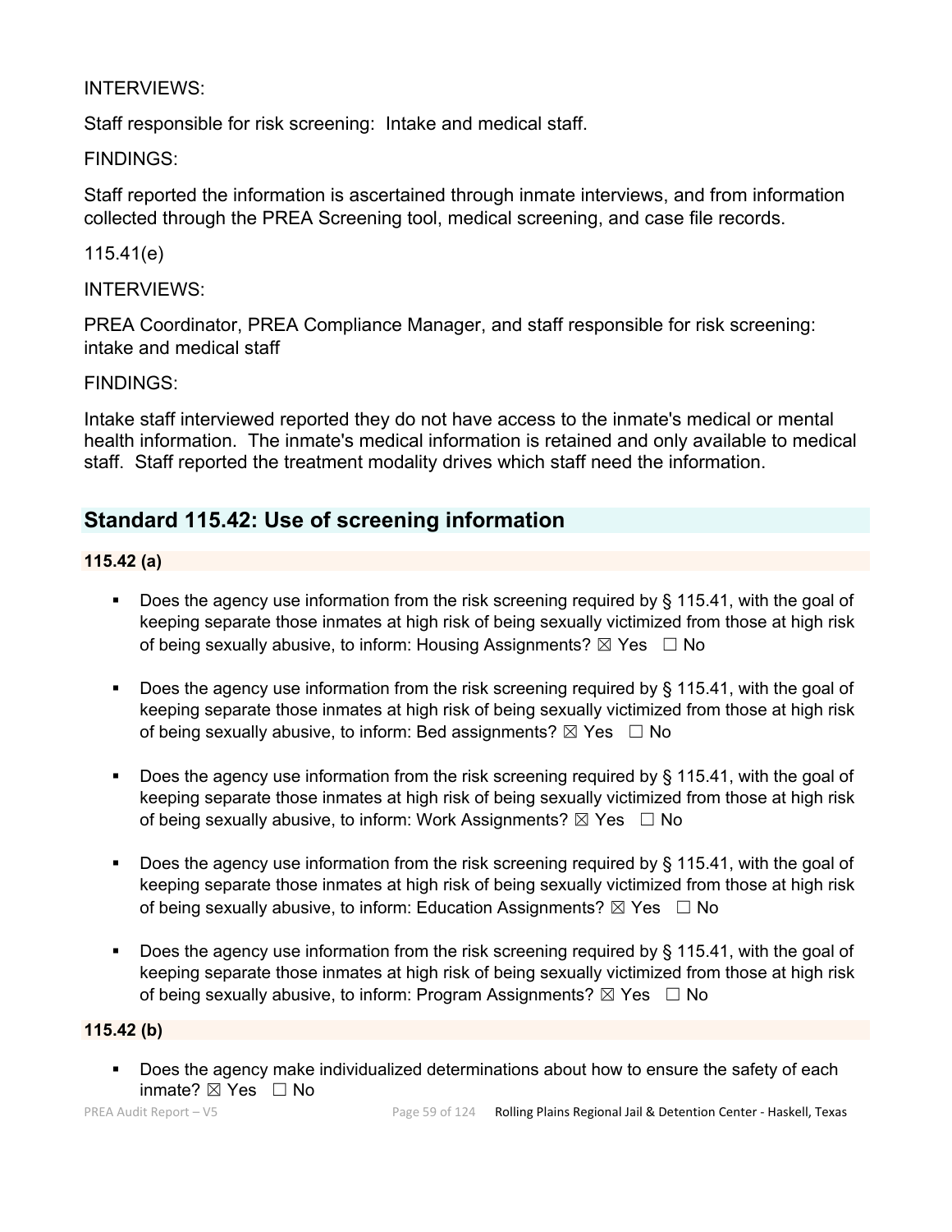INTERVIEWS:

Staff responsible for risk screening: Intake and medical staff.

FINDINGS:

Staff reported the information is ascertained through inmate interviews, and from information collected through the PREA Screening tool, medical screening, and case file records.

115.41(e)

INTERVIEWS:

PREA Coordinator, PREA Compliance Manager, and staff responsible for risk screening: intake and medical staff

FINDINGS:

Intake staff interviewed reported they do not have access to the inmate's medical or mental health information. The inmate's medical information is retained and only available to medical staff. Staff reported the treatment modality drives which staff need the information.

## Standard 115.42: Use of screening information

**115.42 (a)**

- Does the agency use information from the risk screening required by § 115.41, with the goal of keeping separate those inmates at high risk of being sexually victimized from those at high risk of being sexually abusive, to inform: Housing Assignments? ☒ Yes ☐ No
- Does the agency use information from the risk screening required by § 115.41, with the goal of keeping separate those inmates at high risk of being sexually victimized from those at high risk of being sexually abusive, to inform: Bed assignments? ☒ Yes ☐ No
- Does the agency use information from the risk screening required by § 115.41, with the goal of keeping separate those inmates at high risk of being sexually victimized from those at high risk of being sexually abusive, to inform: Work Assignments? ☒ Yes ☐ No
- Does the agency use information from the risk screening required by § 115.41, with the goal of keeping separate those inmates at high risk of being sexually victimized from those at high risk of being sexually abusive, to inform: Education Assignments? ☒ Yes ☐ No
- Does the agency use information from the risk screening required by § 115.41, with the goal of keeping separate those inmates at high risk of being sexually victimized from those at high risk of being sexually abusive, to inform: Program Assignments? ☒ Yes ☐ No

**115.42 (b)**

- Does the agency make individualized determinations about how to ensure the safety of each inmate? ☒ Yes ☐ No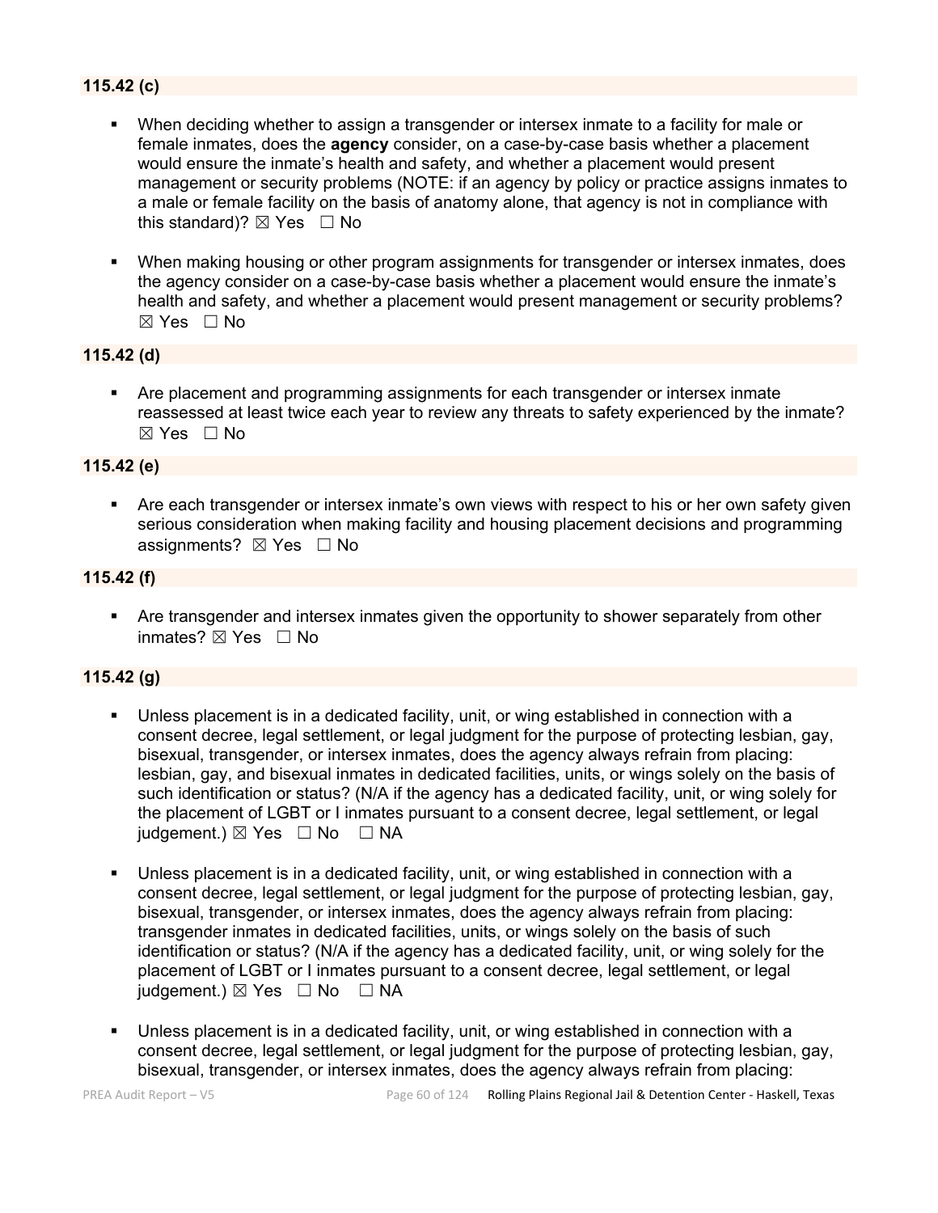### 115.42 (c)

- When deciding whether to assign a transgender or intersex inmate to a facility for male or female inmates, does the **agency** consider, on a case-by-case basis whether a placement would ensure the inmate's health and safety, and whether a placement would present management or security problems (NOTE: if an agency by policy or practice assigns inmates to a male or female facility on the basis of anatomy alone, that agency is not in compliance with this standard)? ☒ Yes ☐ No

- When making housing or other program assignments for transgender or intersex inmates, does the agency consider on a case-by-case basis whether a placement would ensure the inmate's health and safety, and whether a placement would present management or security problems? ☒ Yes ☐ No

### 115.42 (d)

- Are placement and programming assignments for each transgender or intersex inmate reassessed at least twice each year to review any threats to safety experienced by the inmate? ☒ Yes ☐ No

### 115.42 (e)

- Are each transgender or intersex inmate's own views with respect to his or her own safety given serious consideration when making facility and housing placement decisions and programming assignments? ☒ Yes ☐ No

### 115.42 (f)

- Are transgender and intersex inmates given the opportunity to shower separately from other inmates? ☒ Yes ☐ No

### 115.42 (g)

- Unless placement is in a dedicated facility, unit, or wing established in connection with a consent decree, legal settlement, or legal judgment for the purpose of protecting lesbian, gay, bisexual, transgender, or intersex inmates, does the agency always refrain from placing: lesbian, gay, and bisexual inmates in dedicated facilities, units, or wings solely on the basis of such identification or status? (N/A if the agency has a dedicated facility, unit, or wing solely for the placement of LGBT or I inmates pursuant to a consent decree, legal settlement, or legal judgement.) ☒ Yes ☐ No ☐ NA

- Unless placement is in a dedicated facility, unit, or wing established in connection with a consent decree, legal settlement, or legal judgment for the purpose of protecting lesbian, gay, bisexual, transgender, or intersex inmates, does the agency always refrain from placing: transgender inmates in dedicated facilities, units, or wings solely on the basis of such identification or status? (N/A if the agency has a dedicated facility, unit, or wing solely for the placement of LGBT or I inmates pursuant to a consent decree, legal settlement, or legal judgement.) ☒ Yes ☐ No ☐ NA

- Unless placement is in a dedicated facility, unit, or wing established in connection with a consent decree, legal settlement, or legal judgment for the purpose of protecting lesbian, gay, bisexual, transgender, or intersex inmates, does the agency always refrain from placing: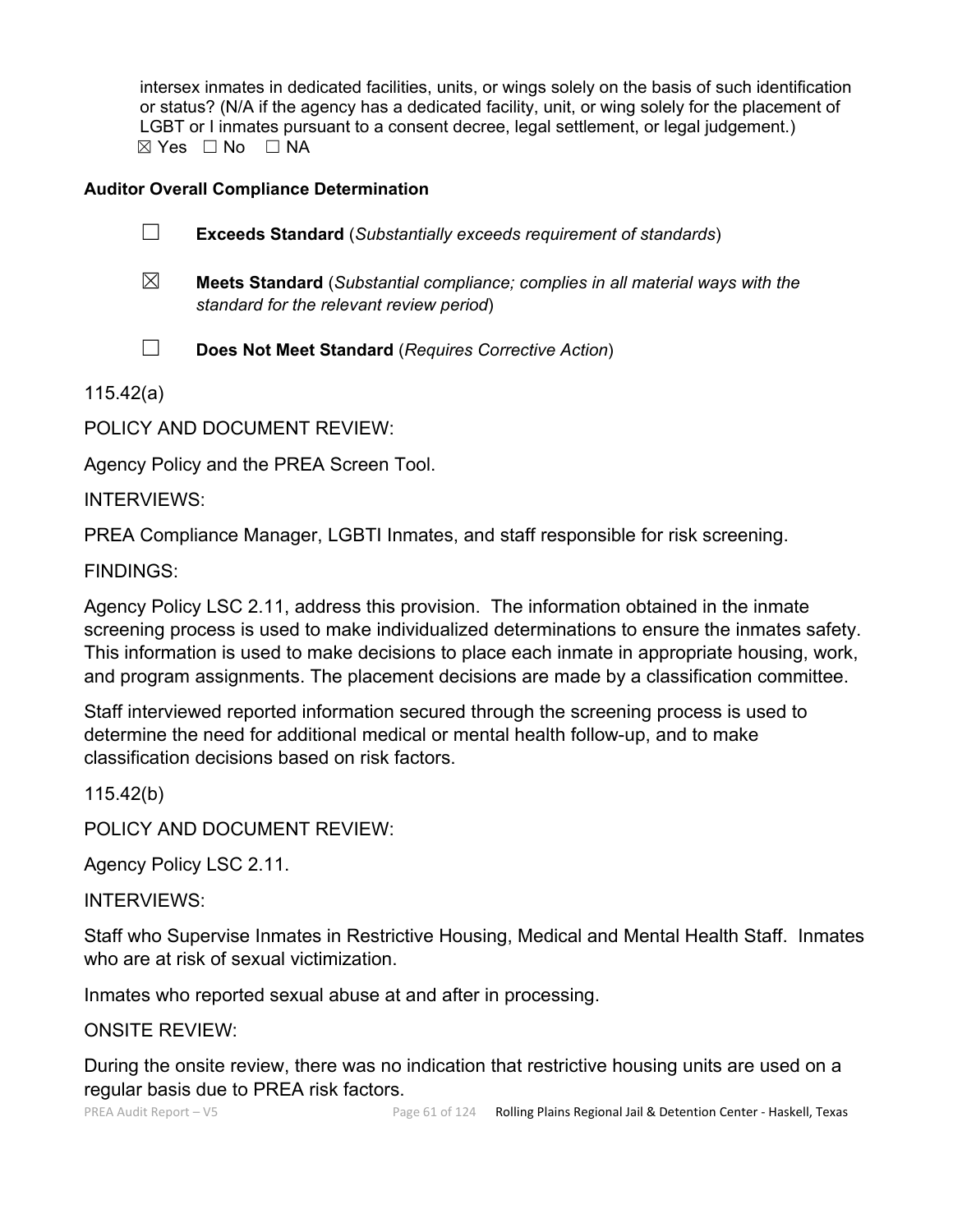intersex inmates in dedicated facilities, units, or wings solely on the basis of such identification or status? (N/A if the agency has a dedicated facility, unit, or wing solely for the placement of LGBT or I inmates pursuant to a consent decree, legal settlement, or legal judgement.)
☒ Yes ☐ No ☐ NA

**Auditor Overall Compliance Determination**

☐ **Exceeds Standard** (*Substantially exceeds requirement of standards*)

☒ **Meets Standard** (*Substantial compliance; complies in all material ways with the standard for the relevant review period*)

☐ **Does Not Meet Standard** (*Requires Corrective Action*)

115.42(a)

POLICY AND DOCUMENT REVIEW:

Agency Policy and the PREA Screen Tool.

INTERVIEWS:

PREA Compliance Manager, LGBTI Inmates, and staff responsible for risk screening.

FINDINGS:

Agency Policy LSC 2.11, address this provision. The information obtained in the inmate screening process is used to make individualized determinations to ensure the inmates safety. This information is used to make decisions to place each inmate in appropriate housing, work, and program assignments. The placement decisions are made by a classification committee.

Staff interviewed reported information secured through the screening process is used to determine the need for additional medical or mental health follow-up, and to make classification decisions based on risk factors.

115.42(b)

POLICY AND DOCUMENT REVIEW:

Agency Policy LSC 2.11.

INTERVIEWS:

Staff who Supervise Inmates in Restrictive Housing, Medical and Mental Health Staff. Inmates who are at risk of sexual victimization.

Inmates who reported sexual abuse at and after in processing.

ONSITE REVIEW:

During the onsite review, there was no indication that restrictive housing units are used on a regular basis due to PREA risk factors.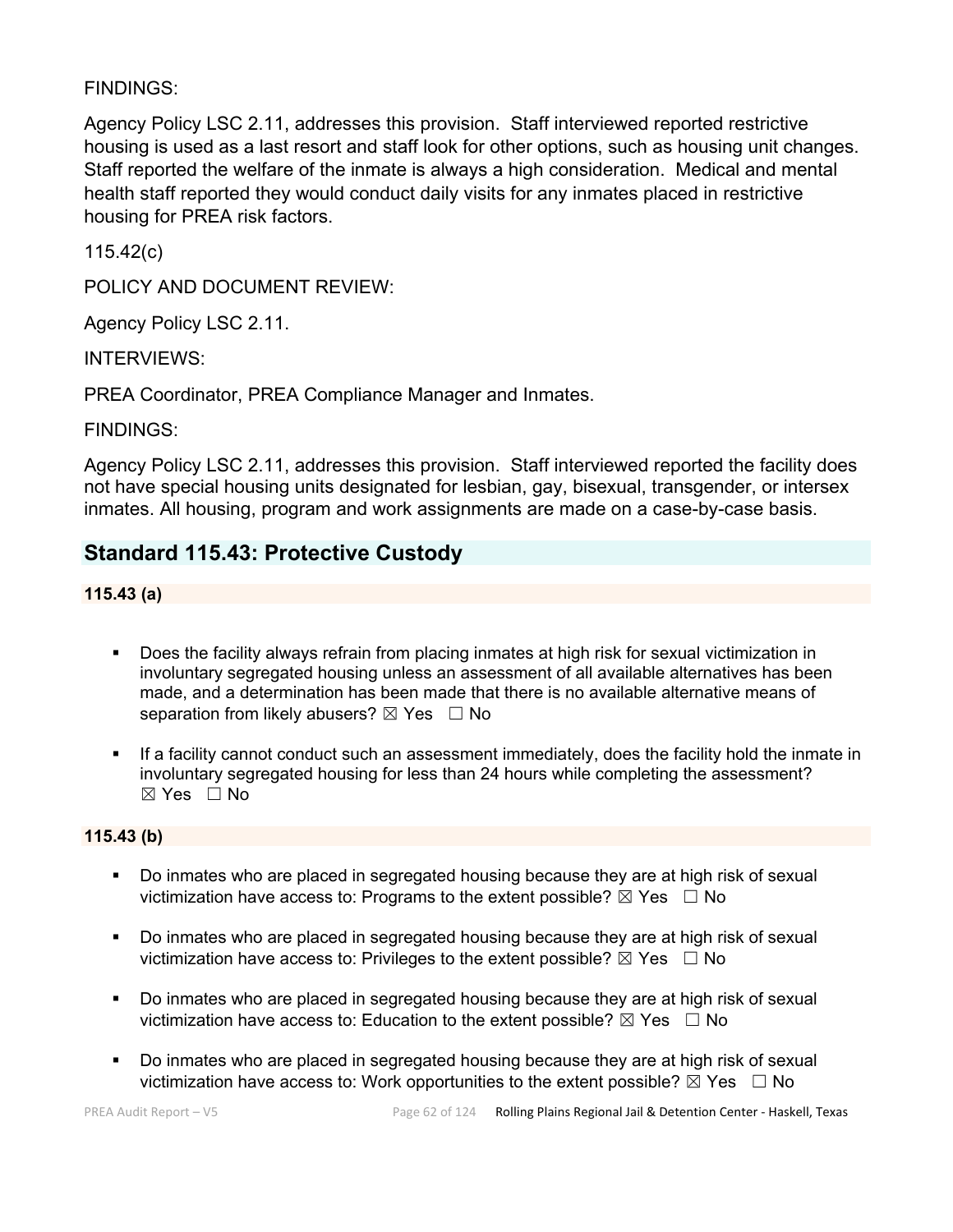FINDINGS:

Agency Policy LSC 2.11, addresses this provision. Staff interviewed reported restrictive housing is used as a last resort and staff look for other options, such as housing unit changes. Staff reported the welfare of the inmate is always a high consideration. Medical and mental health staff reported they would conduct daily visits for any inmates placed in restrictive housing for PREA risk factors.

115.42(c)

POLICY AND DOCUMENT REVIEW:

Agency Policy LSC 2.11.

INTERVIEWS:

PREA Coordinator, PREA Compliance Manager and Inmates.

FINDINGS:

Agency Policy LSC 2.11, addresses this provision. Staff interviewed reported the facility does not have special housing units designated for lesbian, gay, bisexual, transgender, or intersex inmates. All housing, program and work assignments are made on a case-by-case basis.

## Standard 115.43: Protective Custody

**115.43 (a)**

- Does the facility always refrain from placing inmates at high risk for sexual victimization in involuntary segregated housing unless an assessment of all available alternatives has been made, and a determination has been made that there is no available alternative means of separation from likely abusers? ☒ Yes ☐ No
- If a facility cannot conduct such an assessment immediately, does the facility hold the inmate in involuntary segregated housing for less than 24 hours while completing the assessment? ☒ Yes ☐ No

**115.43 (b)**

- Do inmates who are placed in segregated housing because they are at high risk of sexual victimization have access to: Programs to the extent possible? ☒ Yes ☐ No
- Do inmates who are placed in segregated housing because they are at high risk of sexual victimization have access to: Privileges to the extent possible? ☒ Yes ☐ No
- Do inmates who are placed in segregated housing because they are at high risk of sexual victimization have access to: Education to the extent possible? ☒ Yes ☐ No
- Do inmates who are placed in segregated housing because they are at high risk of sexual victimization have access to: Work opportunities to the extent possible? ☒ Yes ☐ No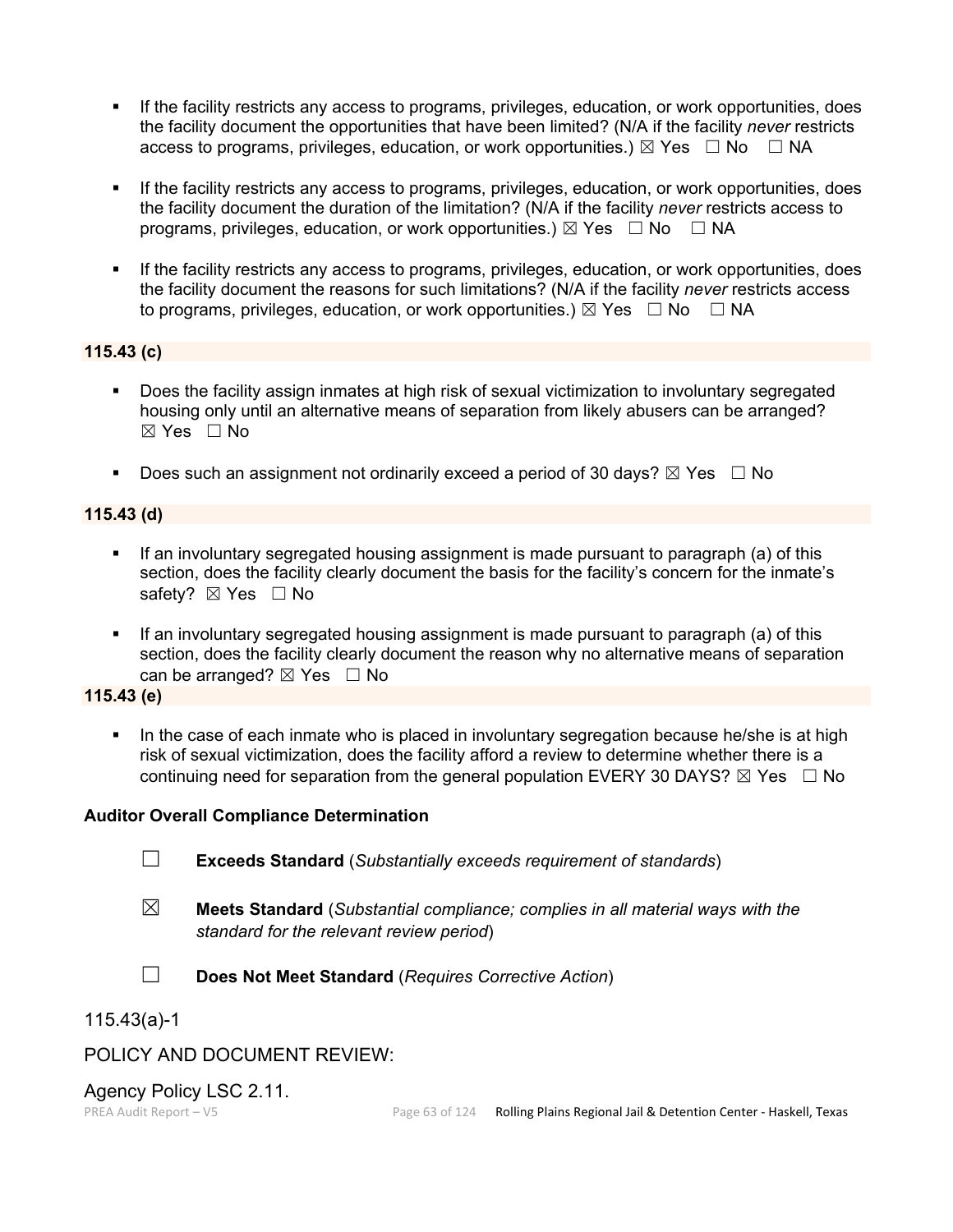- If the facility restricts any access to programs, privileges, education, or work opportunities, does the facility document the opportunities that have been limited? (N/A if the facility *never* restricts access to programs, privileges, education, or work opportunities.) ☒ Yes ☐ No ☐ NA

- If the facility restricts any access to programs, privileges, education, or work opportunities, does the facility document the duration of the limitation? (N/A if the facility *never* restricts access to programs, privileges, education, or work opportunities.) ☒ Yes ☐ No ☐ NA

- If the facility restricts any access to programs, privileges, education, or work opportunities, does the facility document the reasons for such limitations? (N/A if the facility *never* restricts access to programs, privileges, education, or work opportunities.) ☒ Yes ☐ No ☐ NA

**115.43 (c)**

- Does the facility assign inmates at high risk of sexual victimization to involuntary segregated housing only until an alternative means of separation from likely abusers can be arranged? ☒ Yes ☐ No

- Does such an assignment not ordinarily exceed a period of 30 days? ☒ Yes ☐ No

**115.43 (d)**

- If an involuntary segregated housing assignment is made pursuant to paragraph (a) of this section, does the facility clearly document the basis for the facility's concern for the inmate's safety? ☒ Yes ☐ No

- If an involuntary segregated housing assignment is made pursuant to paragraph (a) of this section, does the facility clearly document the reason why no alternative means of separation can be arranged? ☒ Yes ☐ No

**115.43 (e)**

- In the case of each inmate who is placed in involuntary segregation because he/she is at high risk of sexual victimization, does the facility afford a review to determine whether there is a continuing need for separation from the general population EVERY 30 DAYS? ☒ Yes ☐ No

**Auditor Overall Compliance Determination**

☐ **Exceeds Standard** (*Substantially exceeds requirement of standards*)

☒ **Meets Standard** (*Substantial compliance; complies in all material ways with the standard for the relevant review period*)

☐ **Does Not Meet Standard** (*Requires Corrective Action*)

115.43(a)-1

POLICY AND DOCUMENT REVIEW:

Agency Policy LSC 2.11.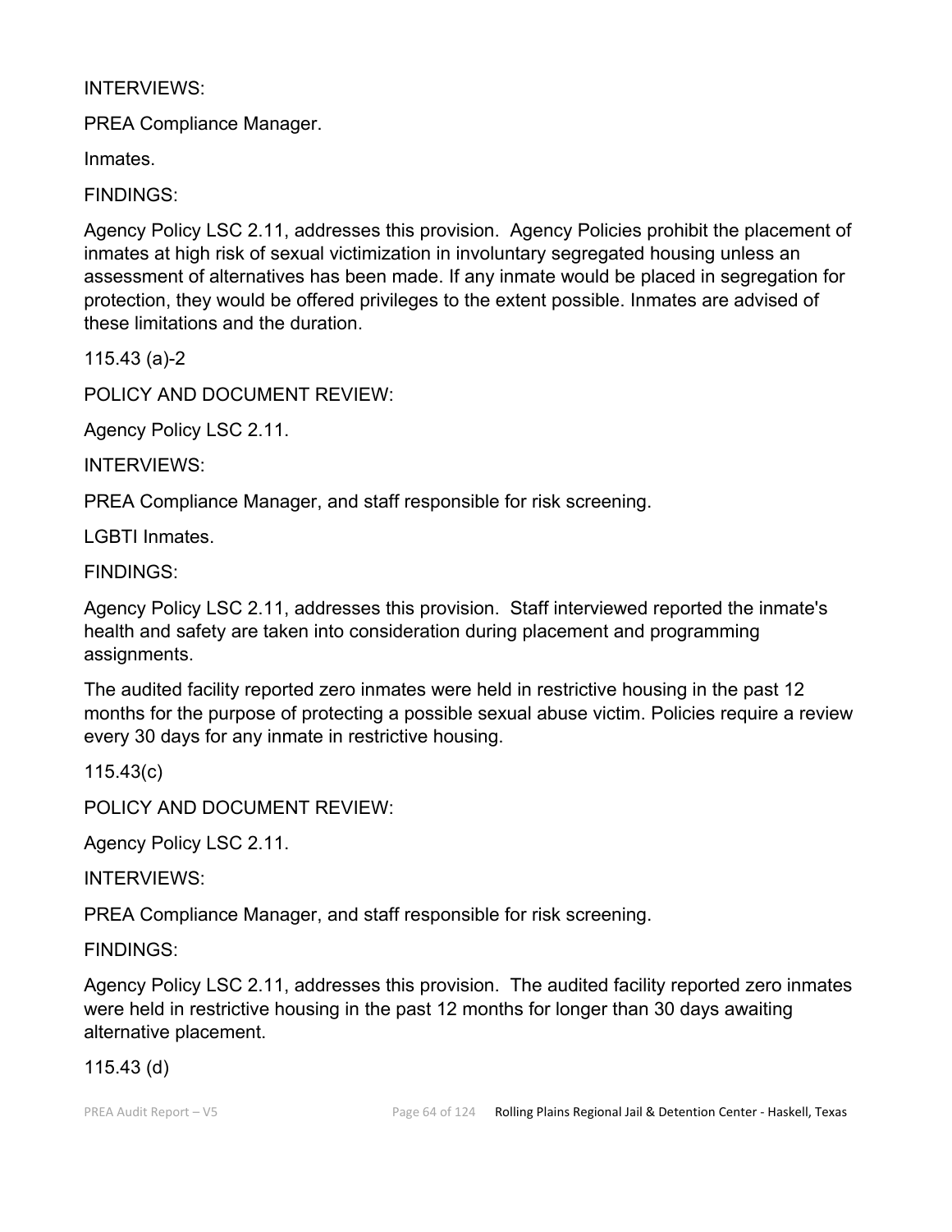INTERVIEWS:

PREA Compliance Manager.

Inmates.

FINDINGS:

Agency Policy LSC 2.11, addresses this provision.  Agency Policies prohibit the placement of inmates at high risk of sexual victimization in involuntary segregated housing unless an assessment of alternatives has been made. If any inmate would be placed in segregation for protection, they would be offered privileges to the extent possible. Inmates are advised of these limitations and the duration.

115.43 (a)-2

POLICY AND DOCUMENT REVIEW:

Agency Policy LSC 2.11.

INTERVIEWS:

PREA Compliance Manager, and staff responsible for risk screening.

LGBTI Inmates.

FINDINGS:

Agency Policy LSC 2.11, addresses this provision.  Staff interviewed reported the inmate's health and safety are taken into consideration during placement and programming assignments.

The audited facility reported zero inmates were held in restrictive housing in the past 12 months for the purpose of protecting a possible sexual abuse victim. Policies require a review every 30 days for any inmate in restrictive housing.

115.43(c)

POLICY AND DOCUMENT REVIEW:

Agency Policy LSC 2.11.

INTERVIEWS:

PREA Compliance Manager, and staff responsible for risk screening.

FINDINGS:

Agency Policy LSC 2.11, addresses this provision.  The audited facility reported zero inmates were held in restrictive housing in the past 12 months for longer than 30 days awaiting alternative placement.

115.43 (d)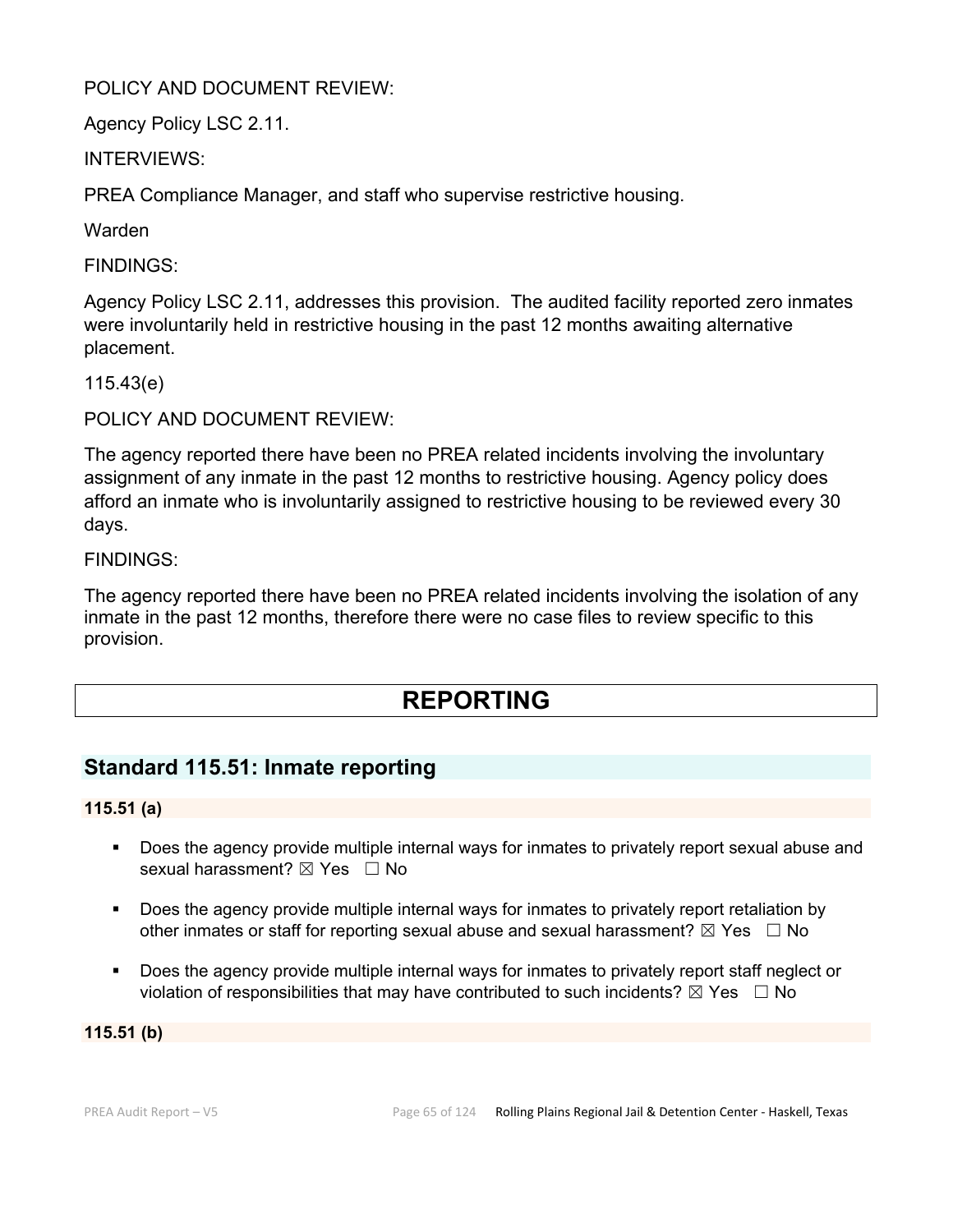POLICY AND DOCUMENT REVIEW:

Agency Policy LSC 2.11.

INTERVIEWS:

PREA Compliance Manager, and staff who supervise restrictive housing.

Warden

FINDINGS:

Agency Policy LSC 2.11, addresses this provision. The audited facility reported zero inmates were involuntarily held in restrictive housing in the past 12 months awaiting alternative placement.

115.43(e)

POLICY AND DOCUMENT REVIEW:

The agency reported there have been no PREA related incidents involving the involuntary assignment of any inmate in the past 12 months to restrictive housing. Agency policy does afford an inmate who is involuntarily assigned to restrictive housing to be reviewed every 30 days.

FINDINGS:

The agency reported there have been no PREA related incidents involving the isolation of any inmate in the past 12 months, therefore there were no case files to review specific to this provision.

# REPORTING

## Standard 115.51: Inmate reporting

**115.51 (a)**

- Does the agency provide multiple internal ways for inmates to privately report sexual abuse and sexual harassment? ☒ Yes ☐ No
- Does the agency provide multiple internal ways for inmates to privately report retaliation by other inmates or staff for reporting sexual abuse and sexual harassment? ☒ Yes ☐ No
- Does the agency provide multiple internal ways for inmates to privately report staff neglect or violation of responsibilities that may have contributed to such incidents? ☒ Yes ☐ No

**115.51 (b)**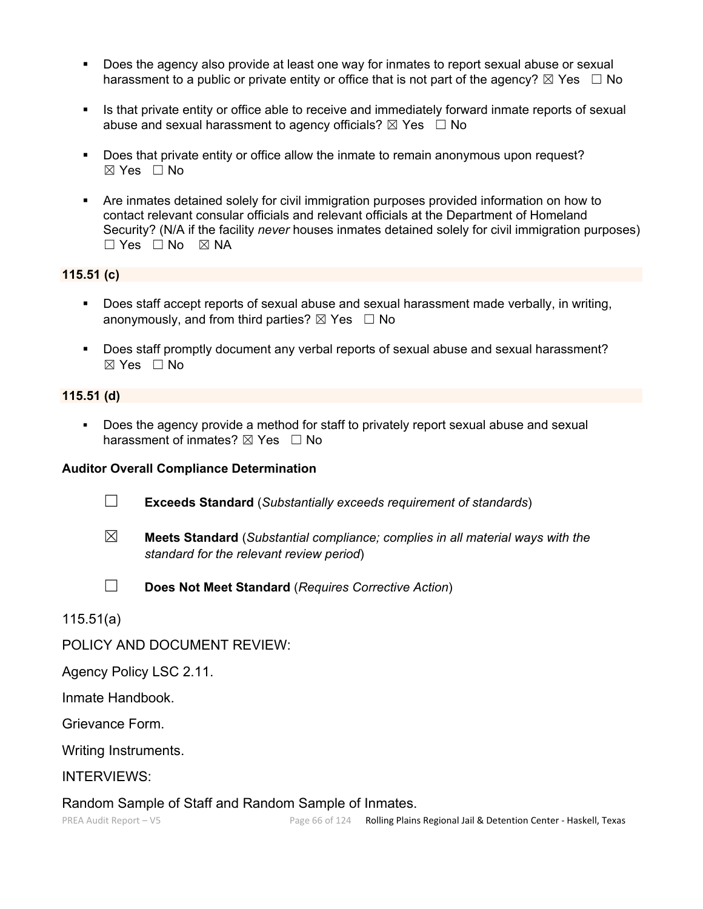- Does the agency also provide at least one way for inmates to report sexual abuse or sexual harassment to a public or private entity or office that is not part of the agency? ☒ Yes ☐ No

- Is that private entity or office able to receive and immediately forward inmate reports of sexual abuse and sexual harassment to agency officials? ☒ Yes ☐ No

- Does that private entity or office allow the inmate to remain anonymous upon request? ☒ Yes ☐ No

- Are inmates detained solely for civil immigration purposes provided information on how to contact relevant consular officials and relevant officials at the Department of Homeland Security? (N/A if the facility *never* houses inmates detained solely for civil immigration purposes) ☐ Yes ☐ No ☒ NA

**115.51 (c)**

- Does staff accept reports of sexual abuse and sexual harassment made verbally, in writing, anonymously, and from third parties? ☒ Yes ☐ No

- Does staff promptly document any verbal reports of sexual abuse and sexual harassment? ☒ Yes ☐ No

**115.51 (d)**

- Does the agency provide a method for staff to privately report sexual abuse and sexual harassment of inmates? ☒ Yes ☐ No

**Auditor Overall Compliance Determination**

☐ **Exceeds Standard** (*Substantially exceeds requirement of standards*)

☒ **Meets Standard** (*Substantial compliance; complies in all material ways with the standard for the relevant review period*)

☐ **Does Not Meet Standard** (*Requires Corrective Action*)

115.51(a)

POLICY AND DOCUMENT REVIEW:

Agency Policy LSC 2.11.

Inmate Handbook.

Grievance Form.

Writing Instruments.

INTERVIEWS:

Random Sample of Staff and Random Sample of Inmates.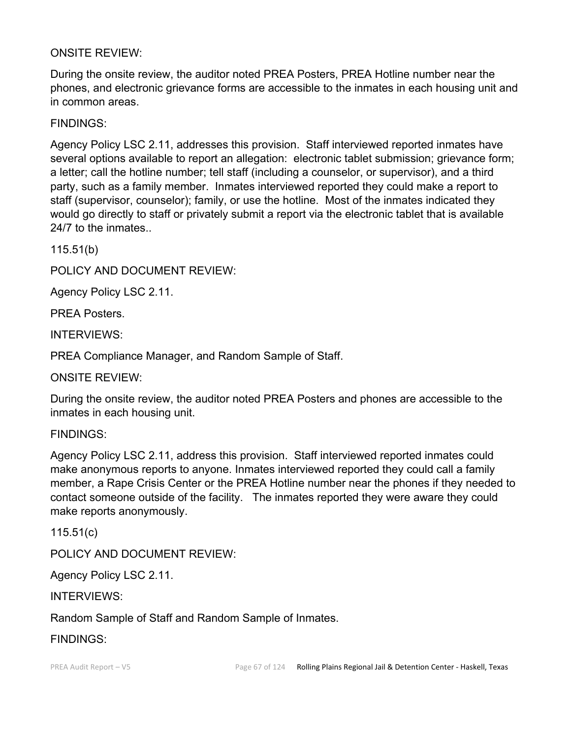ONSITE REVIEW:

During the onsite review, the auditor noted PREA Posters, PREA Hotline number near the phones, and electronic grievance forms are accessible to the inmates in each housing unit and in common areas.

FINDINGS:

Agency Policy LSC 2.11, addresses this provision. Staff interviewed reported inmates have several options available to report an allegation: electronic tablet submission; grievance form; a letter; call the hotline number; tell staff (including a counselor, or supervisor), and a third party, such as a family member. Inmates interviewed reported they could make a report to staff (supervisor, counselor); family, or use the hotline. Most of the inmates indicated they would go directly to staff or privately submit a report via the electronic tablet that is available 24/7 to the inmates..

115.51(b)

POLICY AND DOCUMENT REVIEW:

Agency Policy LSC 2.11.

PREA Posters.

INTERVIEWS:

PREA Compliance Manager, and Random Sample of Staff.

ONSITE REVIEW:

During the onsite review, the auditor noted PREA Posters and phones are accessible to the inmates in each housing unit.

FINDINGS:

Agency Policy LSC 2.11, address this provision. Staff interviewed reported inmates could make anonymous reports to anyone. Inmates interviewed reported they could call a family member, a Rape Crisis Center or the PREA Hotline number near the phones if they needed to contact someone outside of the facility. The inmates reported they were aware they could make reports anonymously.

115.51(c)

POLICY AND DOCUMENT REVIEW:

Agency Policy LSC 2.11.

INTERVIEWS:

Random Sample of Staff and Random Sample of Inmates.

FINDINGS: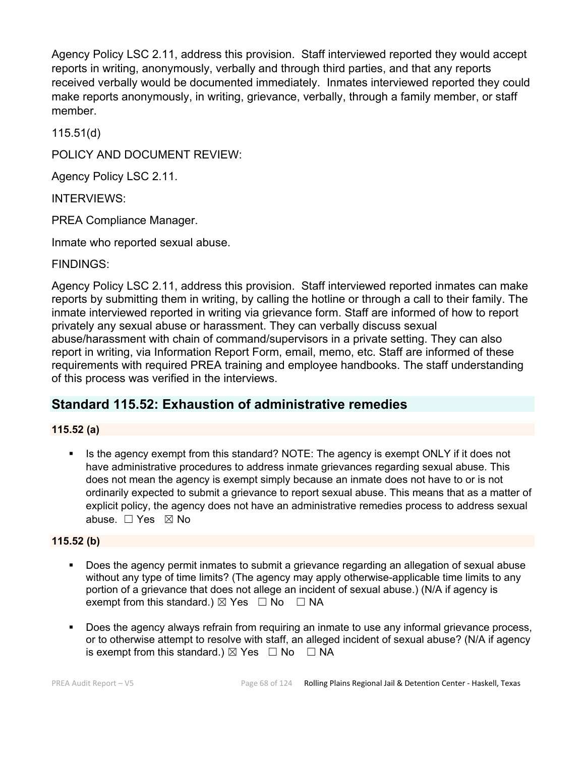Agency Policy LSC 2.11, address this provision. Staff interviewed reported they would accept reports in writing, anonymously, verbally and through third parties, and that any reports received verbally would be documented immediately. Inmates interviewed reported they could make reports anonymously, in writing, grievance, verbally, through a family member, or staff member.

115.51(d)

POLICY AND DOCUMENT REVIEW:

Agency Policy LSC 2.11.

INTERVIEWS:

PREA Compliance Manager.

Inmate who reported sexual abuse.

FINDINGS:

Agency Policy LSC 2.11, address this provision. Staff interviewed reported inmates can make reports by submitting them in writing, by calling the hotline or through a call to their family. The inmate interviewed reported in writing via grievance form. Staff are informed of how to report privately any sexual abuse or harassment. They can verbally discuss sexual abuse/harassment with chain of command/supervisors in a private setting. They can also report in writing, via Information Report Form, email, memo, etc. Staff are informed of these requirements with required PREA training and employee handbooks. The staff understanding of this process was verified in the interviews.

## Standard 115.52: Exhaustion of administrative remedies

**115.52 (a)**

- Is the agency exempt from this standard? NOTE: The agency is exempt ONLY if it does not have administrative procedures to address inmate grievances regarding sexual abuse. This does not mean the agency is exempt simply because an inmate does not have to or is not ordinarily expected to submit a grievance to report sexual abuse. This means that as a matter of explicit policy, the agency does not have an administrative remedies process to address sexual abuse. ☐ Yes ☒ No

**115.52 (b)**

- Does the agency permit inmates to submit a grievance regarding an allegation of sexual abuse without any type of time limits? (The agency may apply otherwise-applicable time limits to any portion of a grievance that does not allege an incident of sexual abuse.) (N/A if agency is exempt from this standard.) ☒ Yes ☐ No ☐ NA
- Does the agency always refrain from requiring an inmate to use any informal grievance process, or to otherwise attempt to resolve with staff, an alleged incident of sexual abuse? (N/A if agency is exempt from this standard.) ☒ Yes ☐ No ☐ NA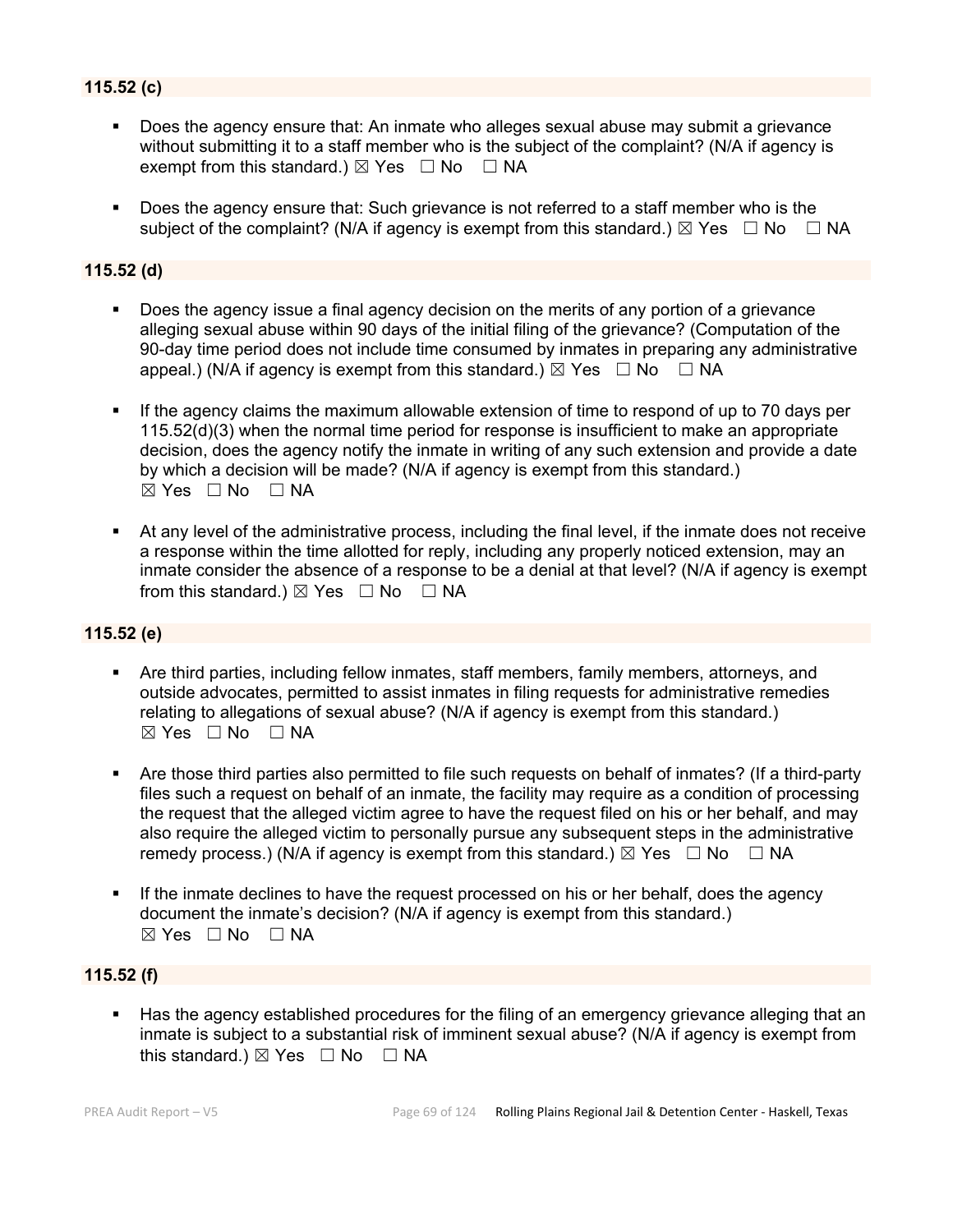**115.52 (c)**

- Does the agency ensure that: An inmate who alleges sexual abuse may submit a grievance without submitting it to a staff member who is the subject of the complaint? (N/A if agency is exempt from this standard.) ☒ Yes ☐ No ☐ NA

- Does the agency ensure that: Such grievance is not referred to a staff member who is the subject of the complaint? (N/A if agency is exempt from this standard.) ☒ Yes ☐ No ☐ NA

**115.52 (d)**

- Does the agency issue a final agency decision on the merits of any portion of a grievance alleging sexual abuse within 90 days of the initial filing of the grievance? (Computation of the 90-day time period does not include time consumed by inmates in preparing any administrative appeal.) (N/A if agency is exempt from this standard.) ☒ Yes ☐ No ☐ NA

- If the agency claims the maximum allowable extension of time to respond of up to 70 days per 115.52(d)(3) when the normal time period for response is insufficient to make an appropriate decision, does the agency notify the inmate in writing of any such extension and provide a date by which a decision will be made? (N/A if agency is exempt from this standard.) ☒ Yes ☐ No ☐ NA

- At any level of the administrative process, including the final level, if the inmate does not receive a response within the time allotted for reply, including any properly noticed extension, may an inmate consider the absence of a response to be a denial at that level? (N/A if agency is exempt from this standard.) ☒ Yes ☐ No ☐ NA

**115.52 (e)**

- Are third parties, including fellow inmates, staff members, family members, attorneys, and outside advocates, permitted to assist inmates in filing requests for administrative remedies relating to allegations of sexual abuse? (N/A if agency is exempt from this standard.) ☒ Yes ☐ No ☐ NA

- Are those third parties also permitted to file such requests on behalf of inmates? (If a third-party files such a request on behalf of an inmate, the facility may require as a condition of processing the request that the alleged victim agree to have the request filed on his or her behalf, and may also require the alleged victim to personally pursue any subsequent steps in the administrative remedy process.) (N/A if agency is exempt from this standard.) ☒ Yes ☐ No ☐ NA

- If the inmate declines to have the request processed on his or her behalf, does the agency document the inmate's decision? (N/A if agency is exempt from this standard.) ☒ Yes ☐ No ☐ NA

**115.52 (f)**

- Has the agency established procedures for the filing of an emergency grievance alleging that an inmate is subject to a substantial risk of imminent sexual abuse? (N/A if agency is exempt from this standard.) ☒ Yes ☐ No ☐ NA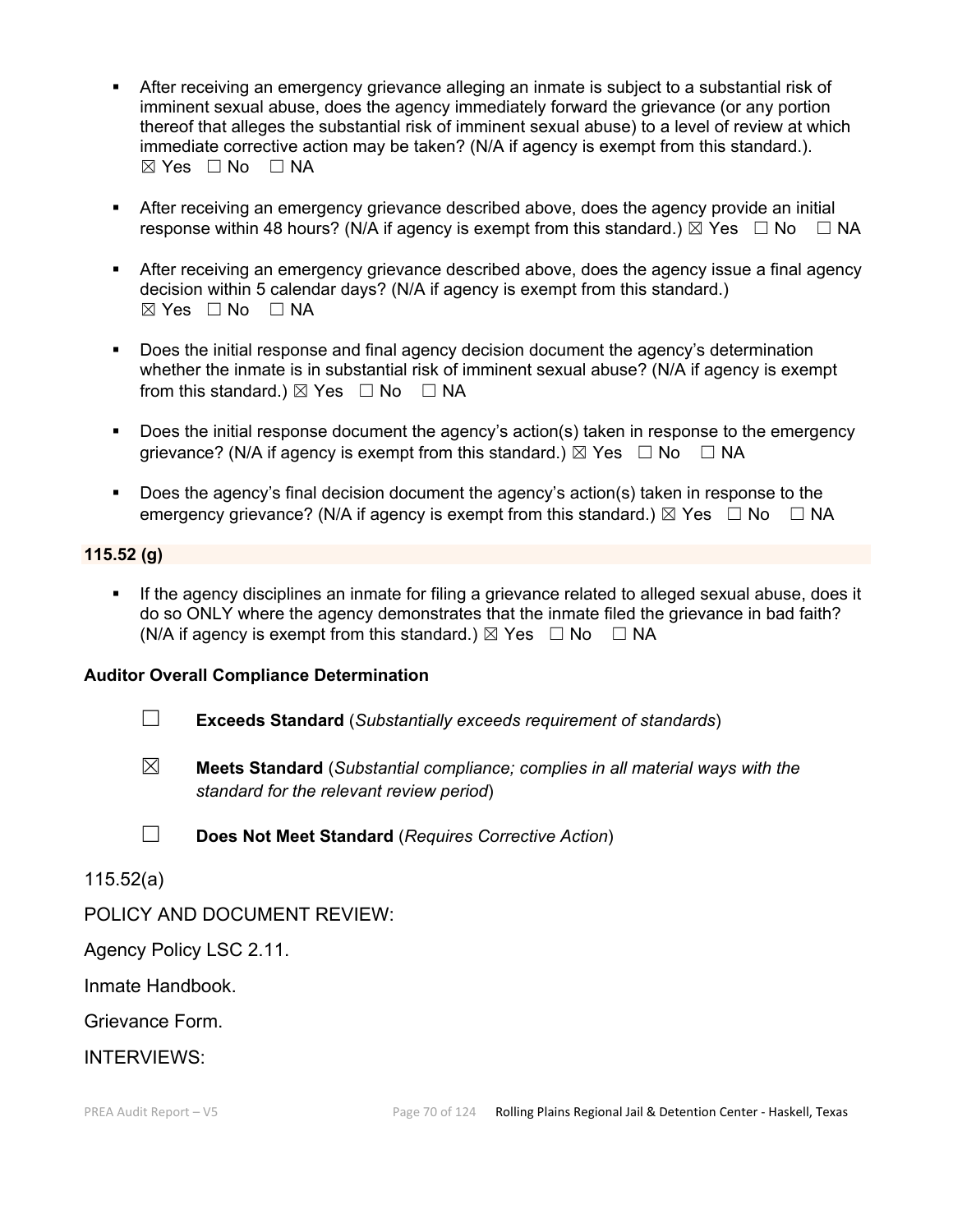- After receiving an emergency grievance alleging an inmate is subject to a substantial risk of imminent sexual abuse, does the agency immediately forward the grievance (or any portion thereof that alleges the substantial risk of imminent sexual abuse) to a level of review at which immediate corrective action may be taken? (N/A if agency is exempt from this standard.). ☒ Yes ☐ No ☐ NA

- After receiving an emergency grievance described above, does the agency provide an initial response within 48 hours? (N/A if agency is exempt from this standard.) ☒ Yes ☐ No ☐ NA

- After receiving an emergency grievance described above, does the agency issue a final agency decision within 5 calendar days? (N/A if agency is exempt from this standard.) ☒ Yes ☐ No ☐ NA

- Does the initial response and final agency decision document the agency's determination whether the inmate is in substantial risk of imminent sexual abuse? (N/A if agency is exempt from this standard.) ☒ Yes ☐ No ☐ NA

- Does the initial response document the agency's action(s) taken in response to the emergency grievance? (N/A if agency is exempt from this standard.) ☒ Yes ☐ No ☐ NA

- Does the agency's final decision document the agency's action(s) taken in response to the emergency grievance? (N/A if agency is exempt from this standard.) ☒ Yes ☐ No ☐ NA

**115.52 (g)**

- If the agency disciplines an inmate for filing a grievance related to alleged sexual abuse, does it do so ONLY where the agency demonstrates that the inmate filed the grievance in bad faith? (N/A if agency is exempt from this standard.) ☒ Yes ☐ No ☐ NA

**Auditor Overall Compliance Determination**

☐ **Exceeds Standard** (*Substantially exceeds requirement of standards*)

☒ **Meets Standard** (*Substantial compliance; complies in all material ways with the standard for the relevant review period*)

☐ **Does Not Meet Standard** (*Requires Corrective Action*)

115.52(a)

POLICY AND DOCUMENT REVIEW:

Agency Policy LSC 2.11.

Inmate Handbook.

Grievance Form.

INTERVIEWS: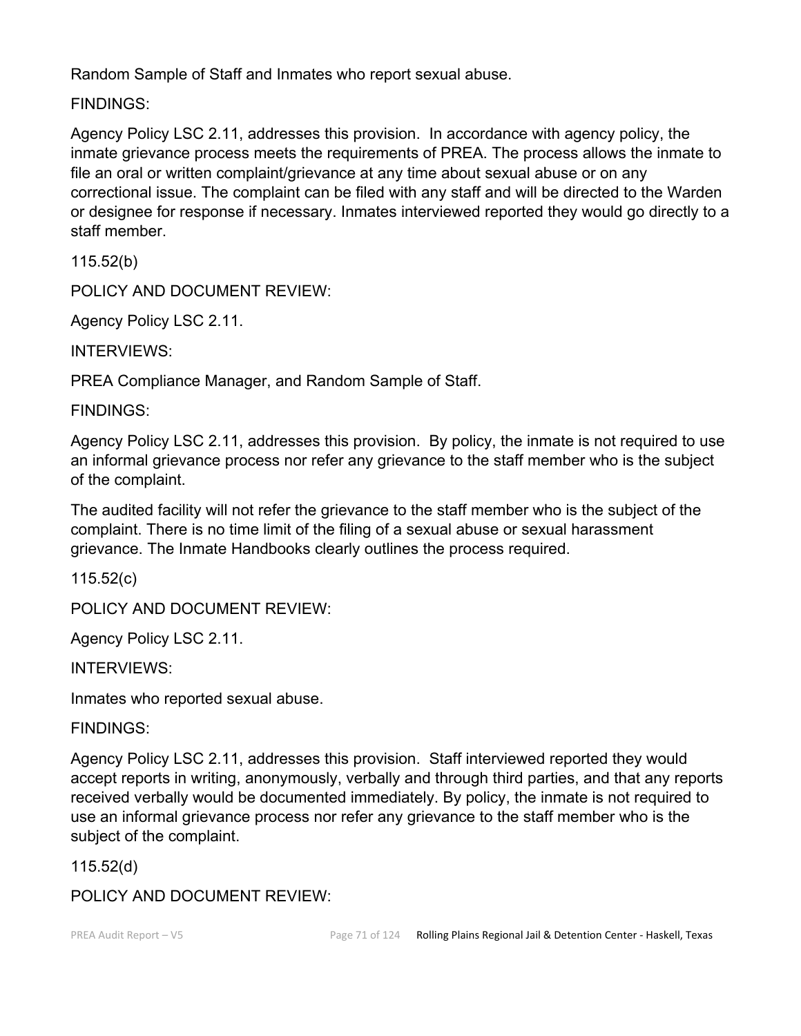Random Sample of Staff and Inmates who report sexual abuse.

FINDINGS:

Agency Policy LSC 2.11, addresses this provision. In accordance with agency policy, the inmate grievance process meets the requirements of PREA. The process allows the inmate to file an oral or written complaint/grievance at any time about sexual abuse or on any correctional issue. The complaint can be filed with any staff and will be directed to the Warden or designee for response if necessary. Inmates interviewed reported they would go directly to a staff member.

115.52(b)

POLICY AND DOCUMENT REVIEW:

Agency Policy LSC 2.11.

INTERVIEWS:

PREA Compliance Manager, and Random Sample of Staff.

FINDINGS:

Agency Policy LSC 2.11, addresses this provision. By policy, the inmate is not required to use an informal grievance process nor refer any grievance to the staff member who is the subject of the complaint.

The audited facility will not refer the grievance to the staff member who is the subject of the complaint. There is no time limit of the filing of a sexual abuse or sexual harassment grievance. The Inmate Handbooks clearly outlines the process required.

115.52(c)

POLICY AND DOCUMENT REVIEW:

Agency Policy LSC 2.11.

INTERVIEWS:

Inmates who reported sexual abuse.

FINDINGS:

Agency Policy LSC 2.11, addresses this provision. Staff interviewed reported they would accept reports in writing, anonymously, verbally and through third parties, and that any reports received verbally would be documented immediately. By policy, the inmate is not required to use an informal grievance process nor refer any grievance to the staff member who is the subject of the complaint.

115.52(d)

POLICY AND DOCUMENT REVIEW: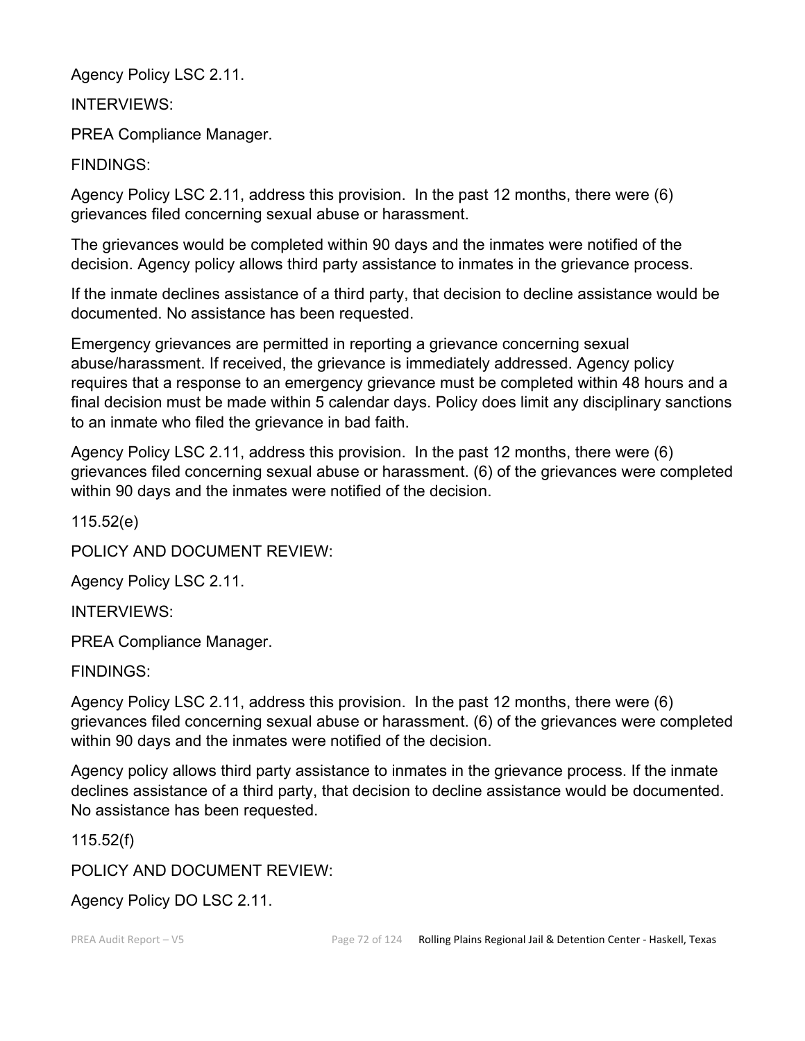Agency Policy LSC 2.11.

INTERVIEWS:

PREA Compliance Manager.

FINDINGS:

Agency Policy LSC 2.11, address this provision. In the past 12 months, there were (6) grievances filed concerning sexual abuse or harassment.

The grievances would be completed within 90 days and the inmates were notified of the decision. Agency policy allows third party assistance to inmates in the grievance process.

If the inmate declines assistance of a third party, that decision to decline assistance would be documented. No assistance has been requested.

Emergency grievances are permitted in reporting a grievance concerning sexual abuse/harassment. If received, the grievance is immediately addressed. Agency policy requires that a response to an emergency grievance must be completed within 48 hours and a final decision must be made within 5 calendar days. Policy does limit any disciplinary sanctions to an inmate who filed the grievance in bad faith.

Agency Policy LSC 2.11, address this provision. In the past 12 months, there were (6) grievances filed concerning sexual abuse or harassment. (6) of the grievances were completed within 90 days and the inmates were notified of the decision.

115.52(e)

POLICY AND DOCUMENT REVIEW:

Agency Policy LSC 2.11.

INTERVIEWS:

PREA Compliance Manager.

FINDINGS:

Agency Policy LSC 2.11, address this provision. In the past 12 months, there were (6) grievances filed concerning sexual abuse or harassment. (6) of the grievances were completed within 90 days and the inmates were notified of the decision.

Agency policy allows third party assistance to inmates in the grievance process. If the inmate declines assistance of a third party, that decision to decline assistance would be documented. No assistance has been requested.

115.52(f)

POLICY AND DOCUMENT REVIEW:

Agency Policy DO LSC 2.11.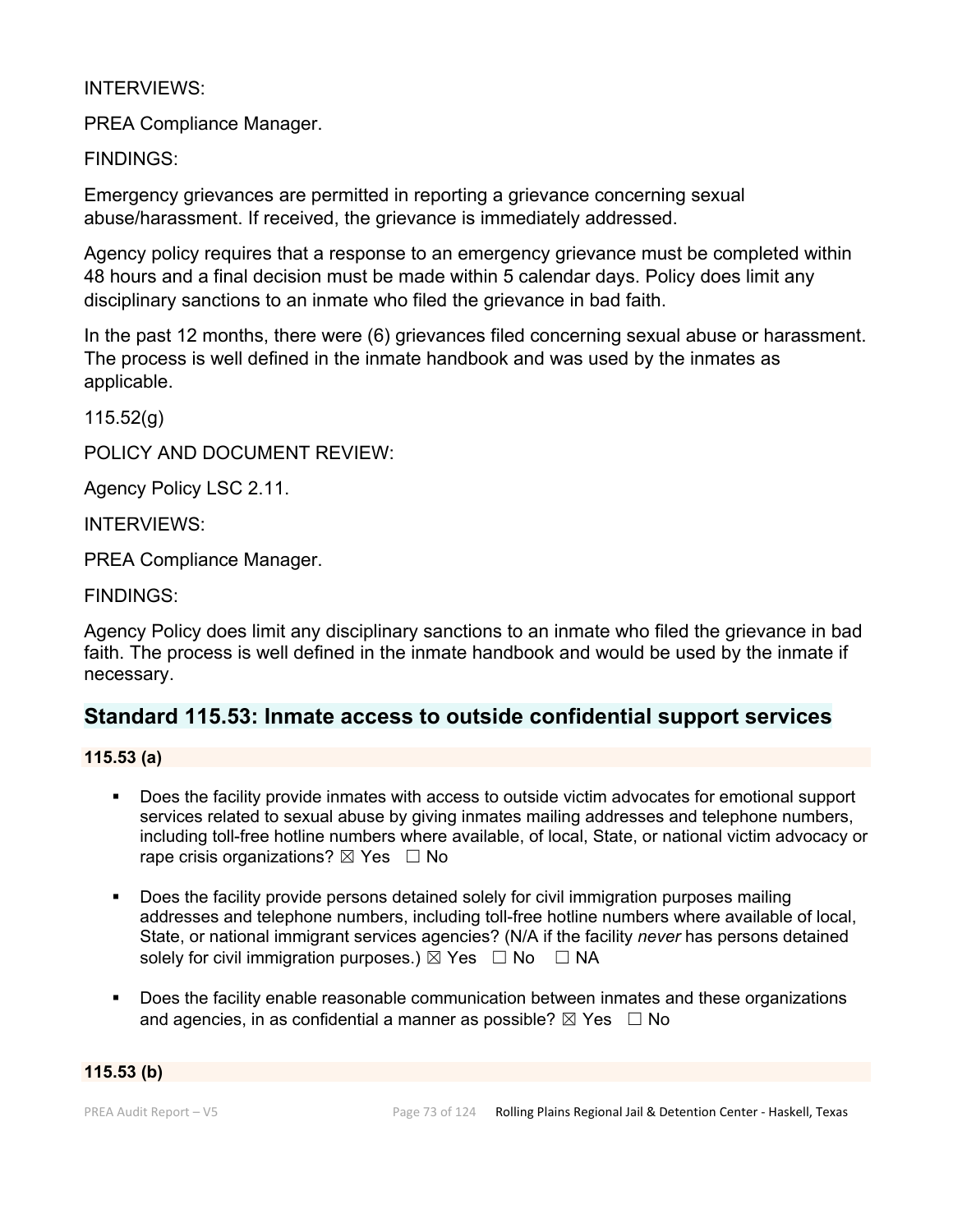INTERVIEWS:

PREA Compliance Manager.

FINDINGS:

Emergency grievances are permitted in reporting a grievance concerning sexual abuse/harassment. If received, the grievance is immediately addressed.

Agency policy requires that a response to an emergency grievance must be completed within 48 hours and a final decision must be made within 5 calendar days. Policy does limit any disciplinary sanctions to an inmate who filed the grievance in bad faith.

In the past 12 months, there were (6) grievances filed concerning sexual abuse or harassment. The process is well defined in the inmate handbook and was used by the inmates as applicable.

115.52(g)

POLICY AND DOCUMENT REVIEW:

Agency Policy LSC 2.11.

INTERVIEWS:

PREA Compliance Manager.

FINDINGS:

Agency Policy does limit any disciplinary sanctions to an inmate who filed the grievance in bad faith. The process is well defined in the inmate handbook and would be used by the inmate if necessary.

## Standard 115.53: Inmate access to outside confidential support services

**115.53 (a)**

- Does the facility provide inmates with access to outside victim advocates for emotional support services related to sexual abuse by giving inmates mailing addresses and telephone numbers, including toll-free hotline numbers where available, of local, State, or national victim advocacy or rape crisis organizations? ☒ Yes ☐ No
- Does the facility provide persons detained solely for civil immigration purposes mailing addresses and telephone numbers, including toll-free hotline numbers where available of local, State, or national immigrant services agencies? (N/A if the facility *never* has persons detained solely for civil immigration purposes.) ☒ Yes ☐ No ☐ NA
- Does the facility enable reasonable communication between inmates and these organizations and agencies, in as confidential a manner as possible? ☒ Yes ☐ No

**115.53 (b)**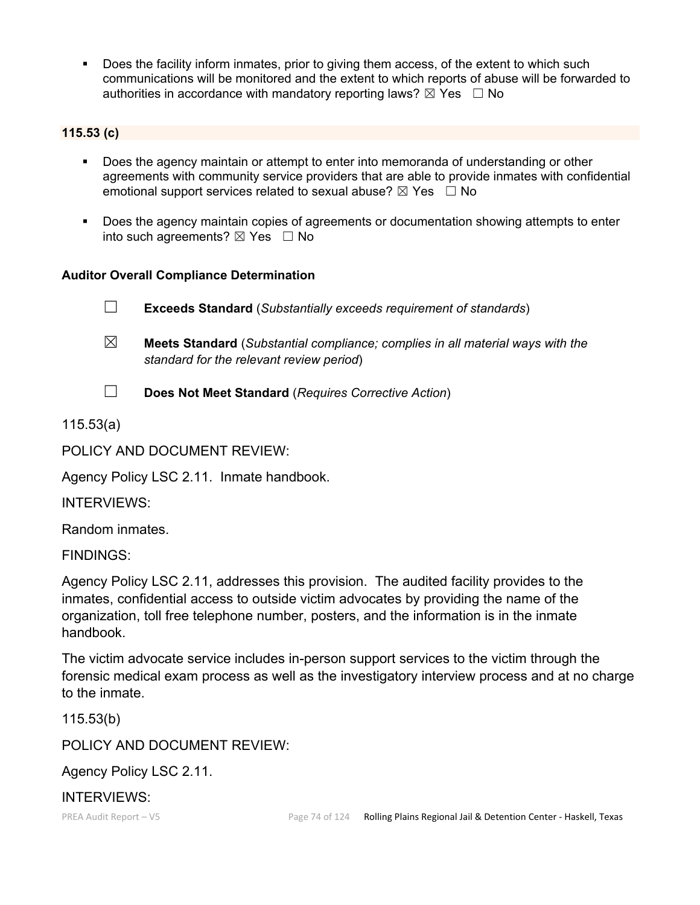- Does the facility inform inmates, prior to giving them access, of the extent to which such communications will be monitored and the extent to which reports of abuse will be forwarded to authorities in accordance with mandatory reporting laws? ☒ Yes ☐ No

**115.53 (c)**

- Does the agency maintain or attempt to enter into memoranda of understanding or other agreements with community service providers that are able to provide inmates with confidential emotional support services related to sexual abuse? ☒ Yes ☐ No
- Does the agency maintain copies of agreements or documentation showing attempts to enter into such agreements? ☒ Yes ☐ No

**Auditor Overall Compliance Determination**

☐ **Exceeds Standard** (*Substantially exceeds requirement of standards*)

☒ **Meets Standard** (*Substantial compliance; complies in all material ways with the standard for the relevant review period*)

☐ **Does Not Meet Standard** (*Requires Corrective Action*)

115.53(a)

POLICY AND DOCUMENT REVIEW:

Agency Policy LSC 2.11. Inmate handbook.

INTERVIEWS:

Random inmates.

FINDINGS:

Agency Policy LSC 2.11, addresses this provision. The audited facility provides to the inmates, confidential access to outside victim advocates by providing the name of the organization, toll free telephone number, posters, and the information is in the inmate handbook.

The victim advocate service includes in-person support services to the victim through the forensic medical exam process as well as the investigatory interview process and at no charge to the inmate.

115.53(b)

POLICY AND DOCUMENT REVIEW:

Agency Policy LSC 2.11.

INTERVIEWS: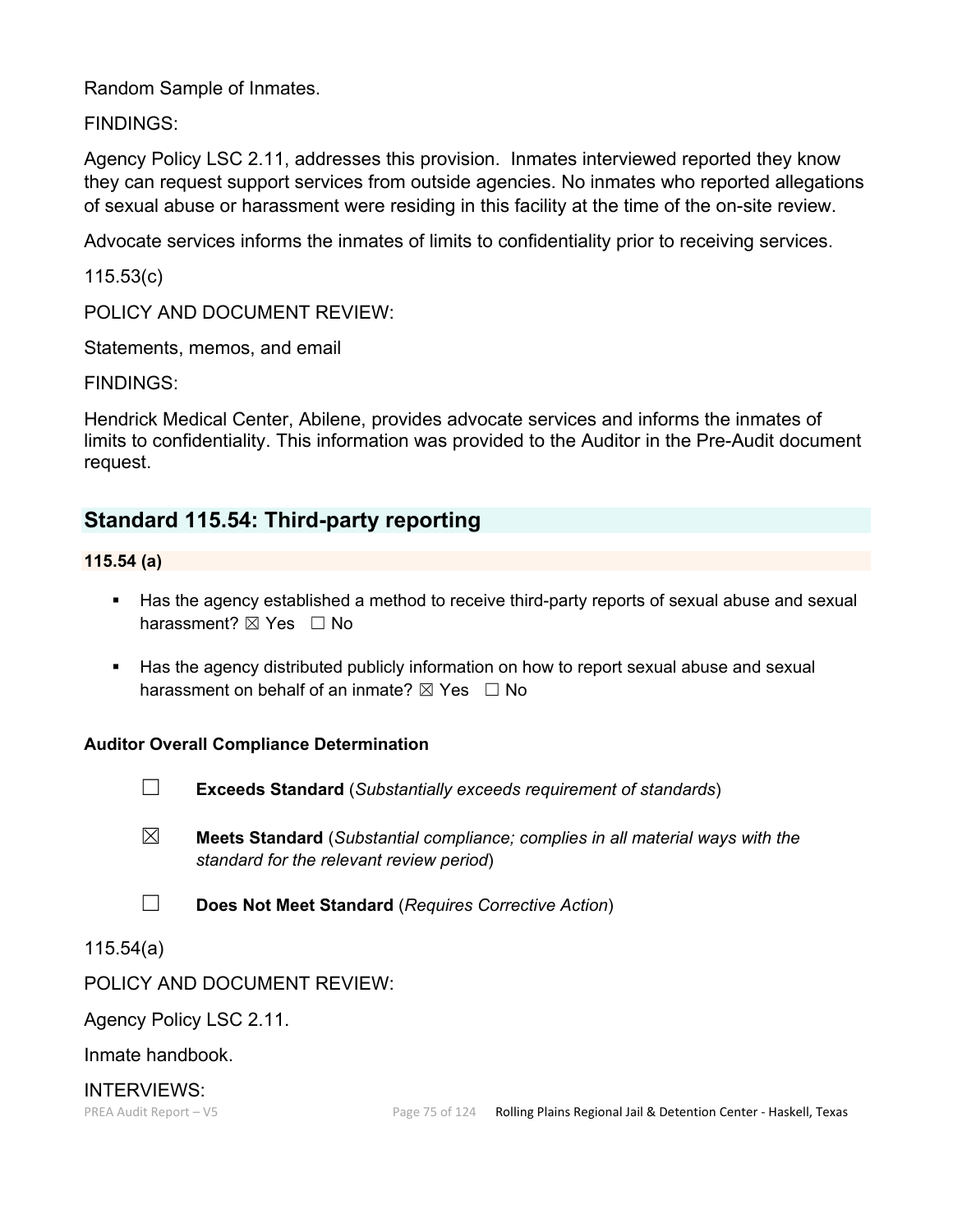Random Sample of Inmates.

FINDINGS:

Agency Policy LSC 2.11, addresses this provision. Inmates interviewed reported they know they can request support services from outside agencies. No inmates who reported allegations of sexual abuse or harassment were residing in this facility at the time of the on-site review.

Advocate services informs the inmates of limits to confidentiality prior to receiving services.

115.53(c)

POLICY AND DOCUMENT REVIEW:

Statements, memos, and email

FINDINGS:

Hendrick Medical Center, Abilene, provides advocate services and informs the inmates of limits to confidentiality. This information was provided to the Auditor in the Pre-Audit document request.

## Standard 115.54: Third-party reporting

### 115.54 (a)

- Has the agency established a method to receive third-party reports of sexual abuse and sexual harassment? ☒ Yes ☐ No
- Has the agency distributed publicly information on how to report sexual abuse and sexual harassment on behalf of an inmate? ☒ Yes ☐ No

**Auditor Overall Compliance Determination**

☐ **Exceeds Standard** (*Substantially exceeds requirement of standards*)

☒ **Meets Standard** (*Substantial compliance; complies in all material ways with the standard for the relevant review period*)

☐ **Does Not Meet Standard** (*Requires Corrective Action*)

115.54(a)

POLICY AND DOCUMENT REVIEW:

Agency Policy LSC 2.11.

Inmate handbook.

INTERVIEWS: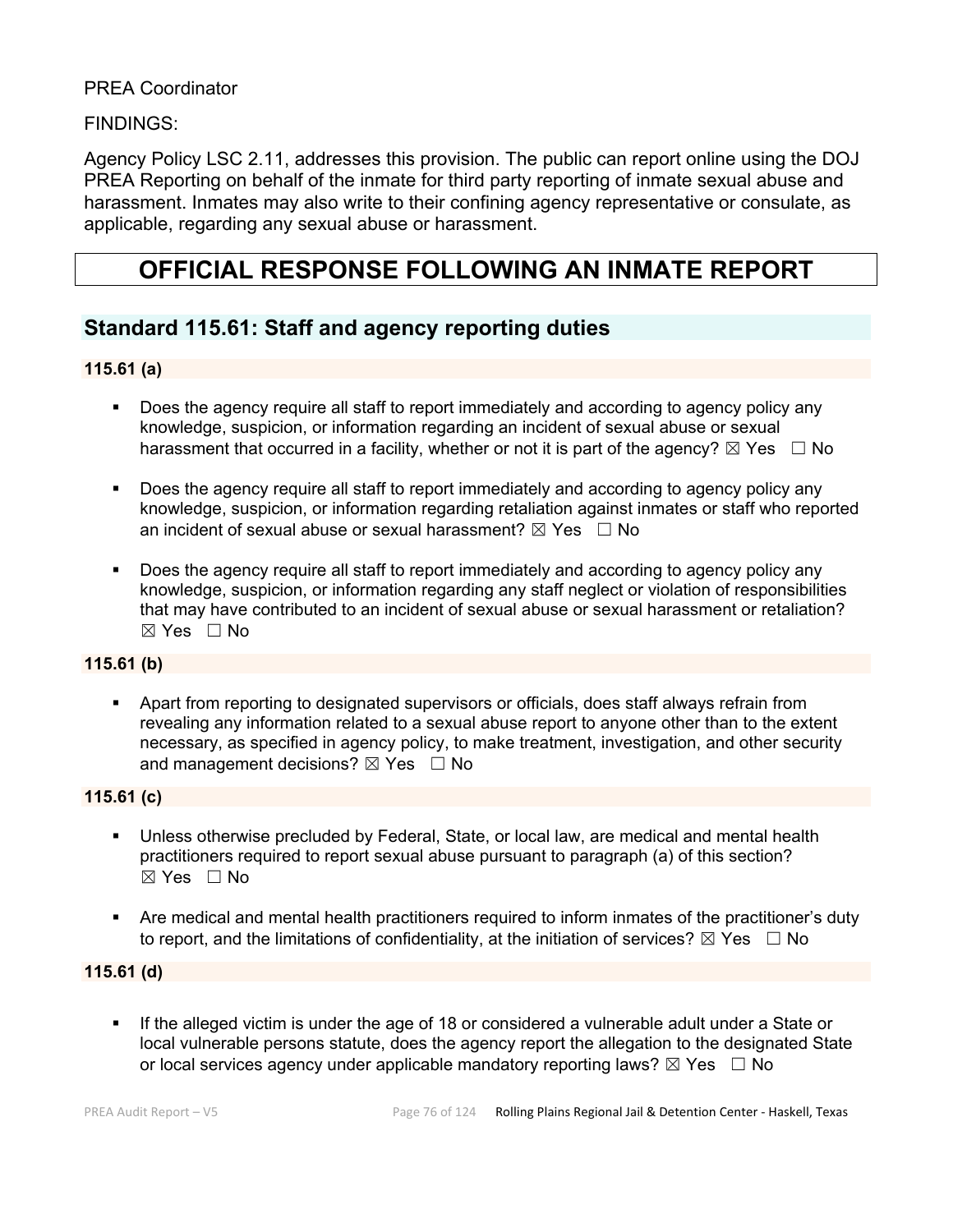PREA Coordinator

FINDINGS:

Agency Policy LSC 2.11, addresses this provision. The public can report online using the DOJ PREA Reporting on behalf of the inmate for third party reporting of inmate sexual abuse and harassment. Inmates may also write to their confining agency representative or consulate, as applicable, regarding any sexual abuse or harassment.

# OFFICIAL RESPONSE FOLLOWING AN INMATE REPORT

## Standard 115.61: Staff and agency reporting duties

### 115.61 (a)

- Does the agency require all staff to report immediately and according to agency policy any knowledge, suspicion, or information regarding an incident of sexual abuse or sexual harassment that occurred in a facility, whether or not it is part of the agency? ☒ Yes ☐ No
- Does the agency require all staff to report immediately and according to agency policy any knowledge, suspicion, or information regarding retaliation against inmates or staff who reported an incident of sexual abuse or sexual harassment? ☒ Yes ☐ No
- Does the agency require all staff to report immediately and according to agency policy any knowledge, suspicion, or information regarding any staff neglect or violation of responsibilities that may have contributed to an incident of sexual abuse or sexual harassment or retaliation? ☒ Yes ☐ No

### 115.61 (b)

- Apart from reporting to designated supervisors or officials, does staff always refrain from revealing any information related to a sexual abuse report to anyone other than to the extent necessary, as specified in agency policy, to make treatment, investigation, and other security and management decisions? ☒ Yes ☐ No

### 115.61 (c)

- Unless otherwise precluded by Federal, State, or local law, are medical and mental health practitioners required to report sexual abuse pursuant to paragraph (a) of this section? ☒ Yes ☐ No
- Are medical and mental health practitioners required to inform inmates of the practitioner's duty to report, and the limitations of confidentiality, at the initiation of services? ☒ Yes ☐ No

### 115.61 (d)

- If the alleged victim is under the age of 18 or considered a vulnerable adult under a State or local vulnerable persons statute, does the agency report the allegation to the designated State or local services agency under applicable mandatory reporting laws? ☒ Yes ☐ No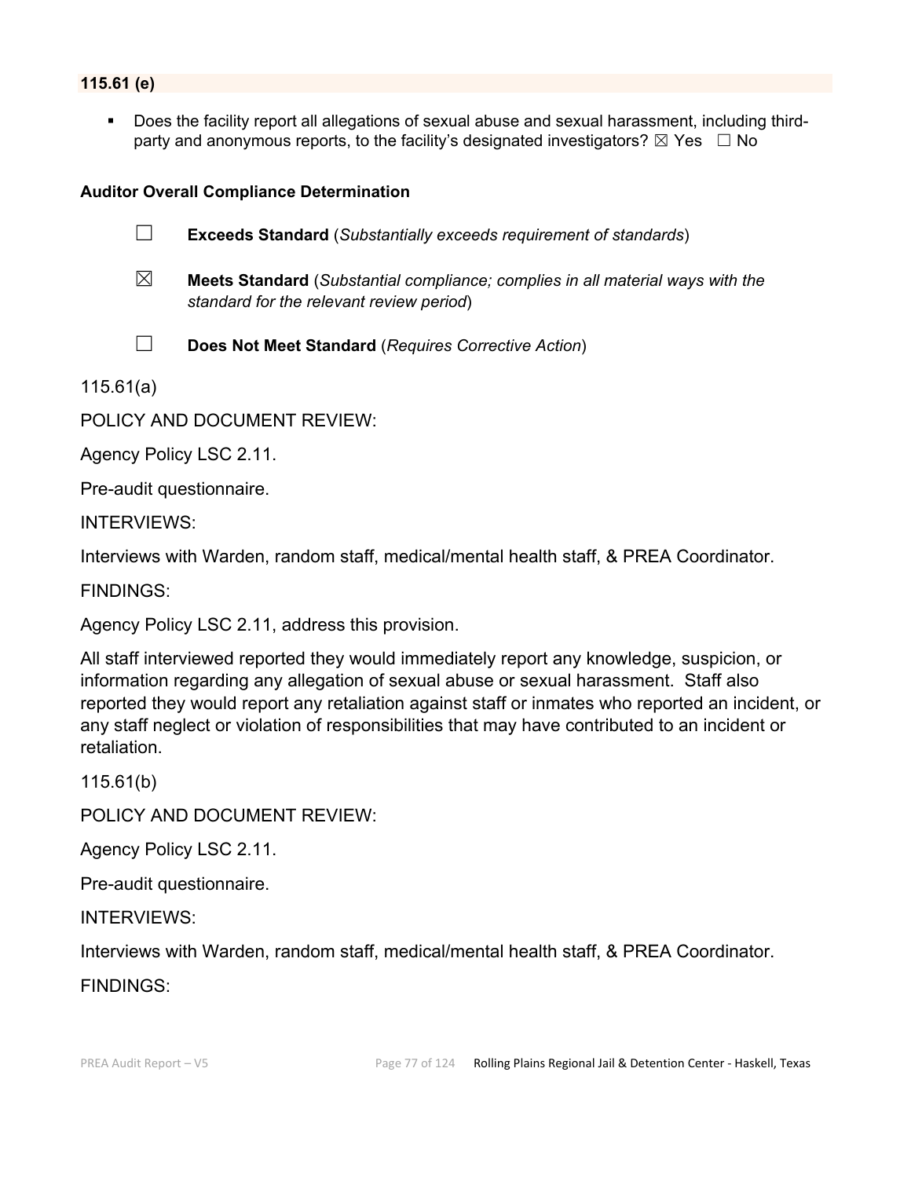**115.61 (e)**

- Does the facility report all allegations of sexual abuse and sexual harassment, including third-party and anonymous reports, to the facility's designated investigators? ☒ Yes ☐ No

**Auditor Overall Compliance Determination**

☐ **Exceeds Standard** (*Substantially exceeds requirement of standards*)

☒ **Meets Standard** (*Substantial compliance; complies in all material ways with the standard for the relevant review period*)

☐ **Does Not Meet Standard** (*Requires Corrective Action*)

115.61(a)

POLICY AND DOCUMENT REVIEW:

Agency Policy LSC 2.11.

Pre-audit questionnaire.

INTERVIEWS:

Interviews with Warden, random staff, medical/mental health staff, & PREA Coordinator.

FINDINGS:

Agency Policy LSC 2.11, address this provision.

All staff interviewed reported they would immediately report any knowledge, suspicion, or information regarding any allegation of sexual abuse or sexual harassment. Staff also reported they would report any retaliation against staff or inmates who reported an incident, or any staff neglect or violation of responsibilities that may have contributed to an incident or retaliation.

115.61(b)

POLICY AND DOCUMENT REVIEW:

Agency Policy LSC 2.11.

Pre-audit questionnaire.

INTERVIEWS:

Interviews with Warden, random staff, medical/mental health staff, & PREA Coordinator.

FINDINGS: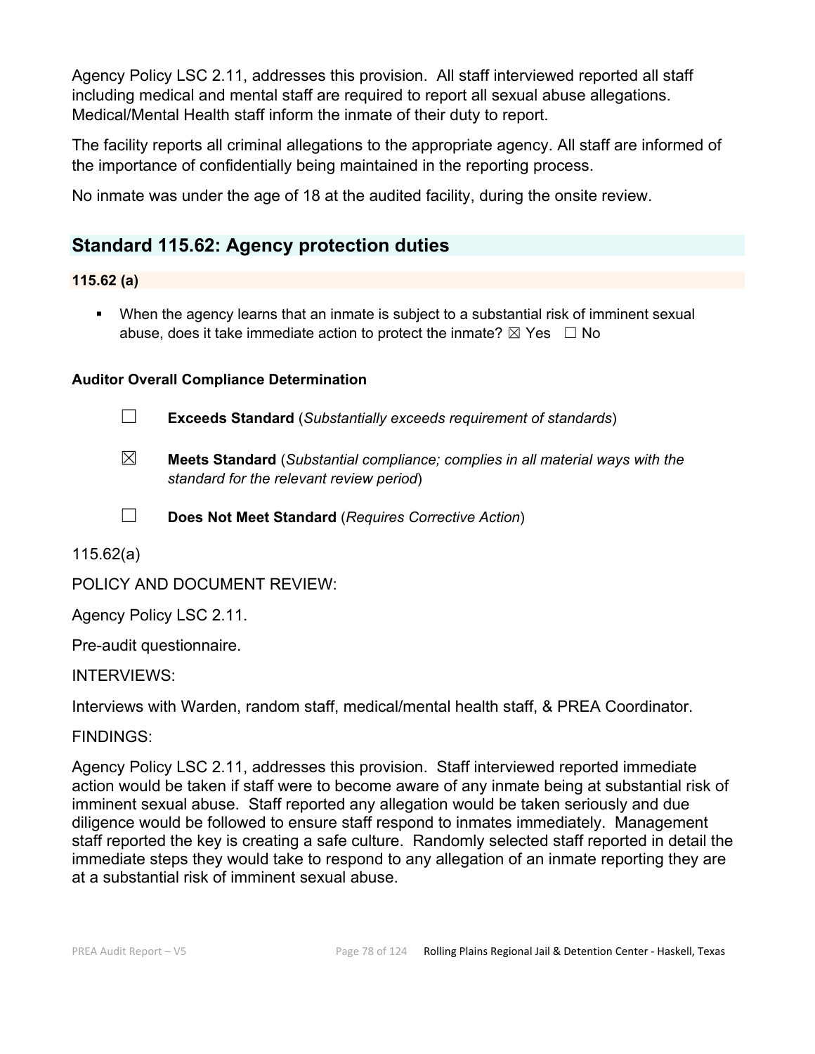Agency Policy LSC 2.11, addresses this provision. All staff interviewed reported all staff including medical and mental staff are required to report all sexual abuse allegations. Medical/Mental Health staff inform the inmate of their duty to report.

The facility reports all criminal allegations to the appropriate agency. All staff are informed of the importance of confidentially being maintained in the reporting process.

No inmate was under the age of 18 at the audited facility, during the onsite review.

## Standard 115.62: Agency protection duties

**115.62 (a)**

- When the agency learns that an inmate is subject to a substantial risk of imminent sexual abuse, does it take immediate action to protect the inmate? ☒ Yes ☐ No

**Auditor Overall Compliance Determination**

☐ **Exceeds Standard** (*Substantially exceeds requirement of standards*)

☒ **Meets Standard** (*Substantial compliance; complies in all material ways with the standard for the relevant review period*)

☐ **Does Not Meet Standard** (*Requires Corrective Action*)

115.62(a)

POLICY AND DOCUMENT REVIEW:

Agency Policy LSC 2.11.

Pre-audit questionnaire.

INTERVIEWS:

Interviews with Warden, random staff, medical/mental health staff, & PREA Coordinator.

FINDINGS:

Agency Policy LSC 2.11, addresses this provision. Staff interviewed reported immediate action would be taken if staff were to become aware of any inmate being at substantial risk of imminent sexual abuse. Staff reported any allegation would be taken seriously and due diligence would be followed to ensure staff respond to inmates immediately. Management staff reported the key is creating a safe culture. Randomly selected staff reported in detail the immediate steps they would take to respond to any allegation of an inmate reporting they are at a substantial risk of imminent sexual abuse.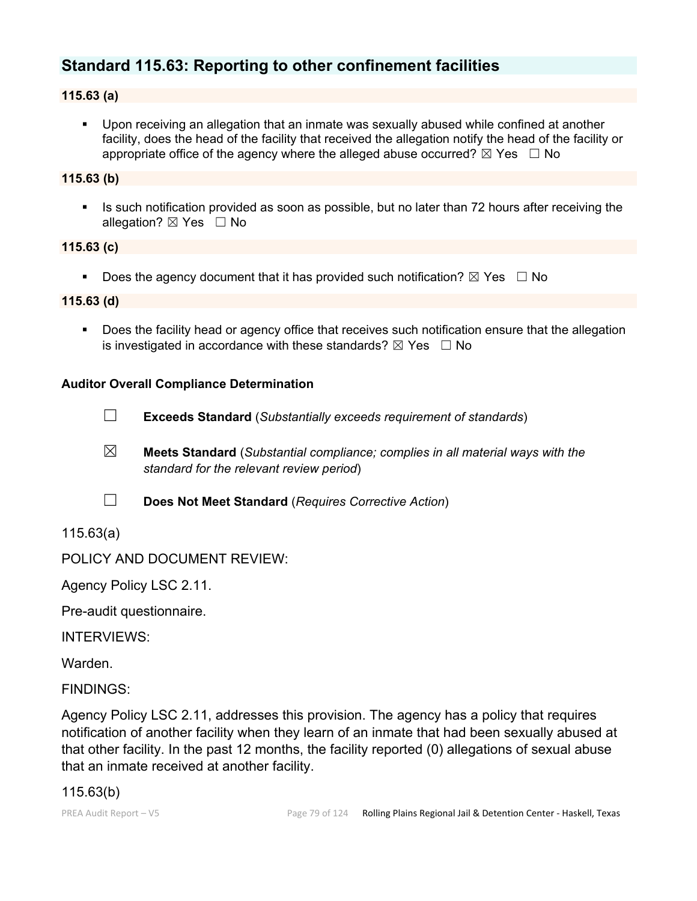## Standard 115.63: Reporting to other confinement facilities

**115.63 (a)**

- Upon receiving an allegation that an inmate was sexually abused while confined at another facility, does the head of the facility that received the allegation notify the head of the facility or appropriate office of the agency where the alleged abuse occurred? ☒ Yes ☐ No

**115.63 (b)**

- Is such notification provided as soon as possible, but no later than 72 hours after receiving the allegation? ☒ Yes ☐ No

**115.63 (c)**

- Does the agency document that it has provided such notification? ☒ Yes ☐ No

**115.63 (d)**

- Does the facility head or agency office that receives such notification ensure that the allegation is investigated in accordance with these standards? ☒ Yes ☐ No

**Auditor Overall Compliance Determination**

☐ **Exceeds Standard** (*Substantially exceeds requirement of standards*)

☒ **Meets Standard** (*Substantial compliance; complies in all material ways with the standard for the relevant review period*)

☐ **Does Not Meet Standard** (*Requires Corrective Action*)

115.63(a)

POLICY AND DOCUMENT REVIEW:

Agency Policy LSC 2.11.

Pre-audit questionnaire.

INTERVIEWS:

Warden.

FINDINGS:

Agency Policy LSC 2.11, addresses this provision. The agency has a policy that requires notification of another facility when they learn of an inmate that had been sexually abused at that other facility. In the past 12 months, the facility reported (0) allegations of sexual abuse that an inmate received at another facility.

115.63(b)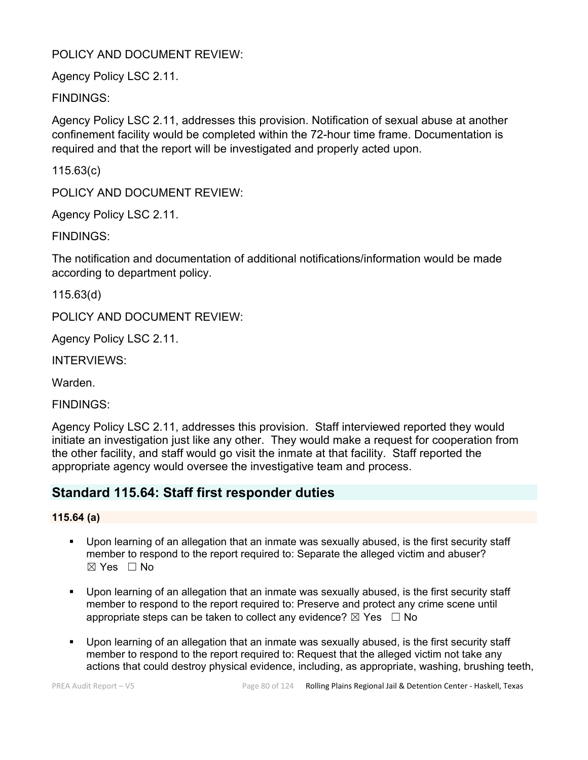POLICY AND DOCUMENT REVIEW:

Agency Policy LSC 2.11.

FINDINGS:

Agency Policy LSC 2.11, addresses this provision. Notification of sexual abuse at another confinement facility would be completed within the 72-hour time frame. Documentation is required and that the report will be investigated and properly acted upon.

115.63(c)

POLICY AND DOCUMENT REVIEW:

Agency Policy LSC 2.11.

FINDINGS:

The notification and documentation of additional notifications/information would be made according to department policy.

115.63(d)

POLICY AND DOCUMENT REVIEW:

Agency Policy LSC 2.11.

INTERVIEWS:

Warden.

FINDINGS:

Agency Policy LSC 2.11, addresses this provision. Staff interviewed reported they would initiate an investigation just like any other. They would make a request for cooperation from the other facility, and staff would go visit the inmate at that facility. Staff reported the appropriate agency would oversee the investigative team and process.

## Standard 115.64: Staff first responder duties

**115.64 (a)**

- Upon learning of an allegation that an inmate was sexually abused, is the first security staff member to respond to the report required to: Separate the alleged victim and abuser? ☒ Yes ☐ No

- Upon learning of an allegation that an inmate was sexually abused, is the first security staff member to respond to the report required to: Preserve and protect any crime scene until appropriate steps can be taken to collect any evidence? ☒ Yes ☐ No

- Upon learning of an allegation that an inmate was sexually abused, is the first security staff member to respond to the report required to: Request that the alleged victim not take any actions that could destroy physical evidence, including, as appropriate, washing, brushing teeth,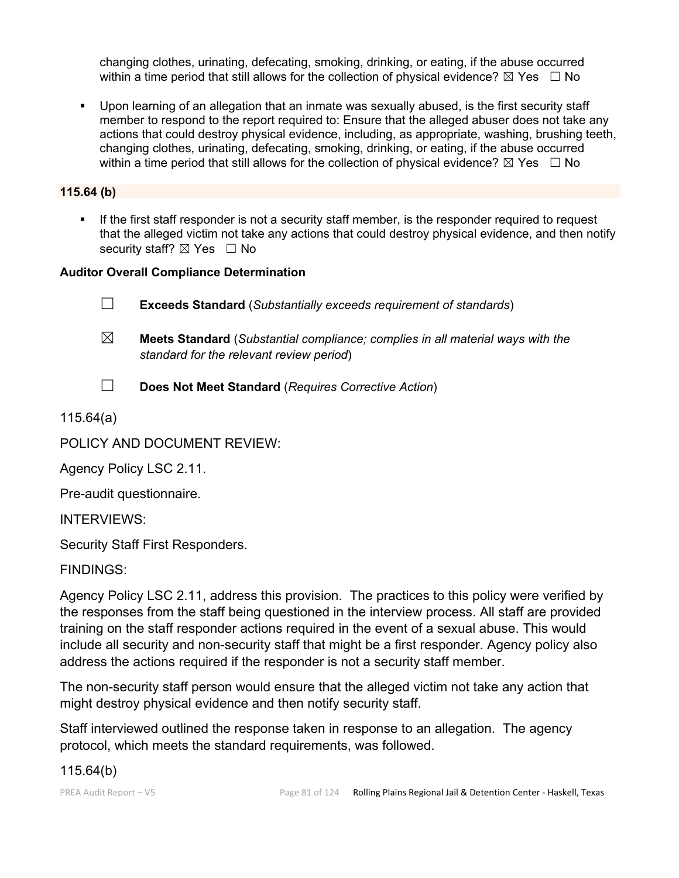changing clothes, urinating, defecating, smoking, drinking, or eating, if the abuse occurred within a time period that still allows for the collection of physical evidence? ☒ Yes ☐ No

- Upon learning of an allegation that an inmate was sexually abused, is the first security staff member to respond to the report required to: Ensure that the alleged abuser does not take any actions that could destroy physical evidence, including, as appropriate, washing, brushing teeth, changing clothes, urinating, defecating, smoking, drinking, or eating, if the abuse occurred within a time period that still allows for the collection of physical evidence? ☒ Yes ☐ No

**115.64 (b)**

- If the first staff responder is not a security staff member, is the responder required to request that the alleged victim not take any actions that could destroy physical evidence, and then notify security staff? ☒ Yes ☐ No

**Auditor Overall Compliance Determination**

☐ **Exceeds Standard** (*Substantially exceeds requirement of standards*)

☒ **Meets Standard** (*Substantial compliance; complies in all material ways with the standard for the relevant review period*)

☐ **Does Not Meet Standard** (*Requires Corrective Action*)

115.64(a)

POLICY AND DOCUMENT REVIEW:

Agency Policy LSC 2.11.

Pre-audit questionnaire.

INTERVIEWS:

Security Staff First Responders.

FINDINGS:

Agency Policy LSC 2.11, address this provision. The practices to this policy were verified by the responses from the staff being questioned in the interview process. All staff are provided training on the staff responder actions required in the event of a sexual abuse. This would include all security and non-security staff that might be a first responder. Agency policy also address the actions required if the responder is not a security staff member.

The non-security staff person would ensure that the alleged victim not take any action that might destroy physical evidence and then notify security staff.

Staff interviewed outlined the response taken in response to an allegation. The agency protocol, which meets the standard requirements, was followed.

115.64(b)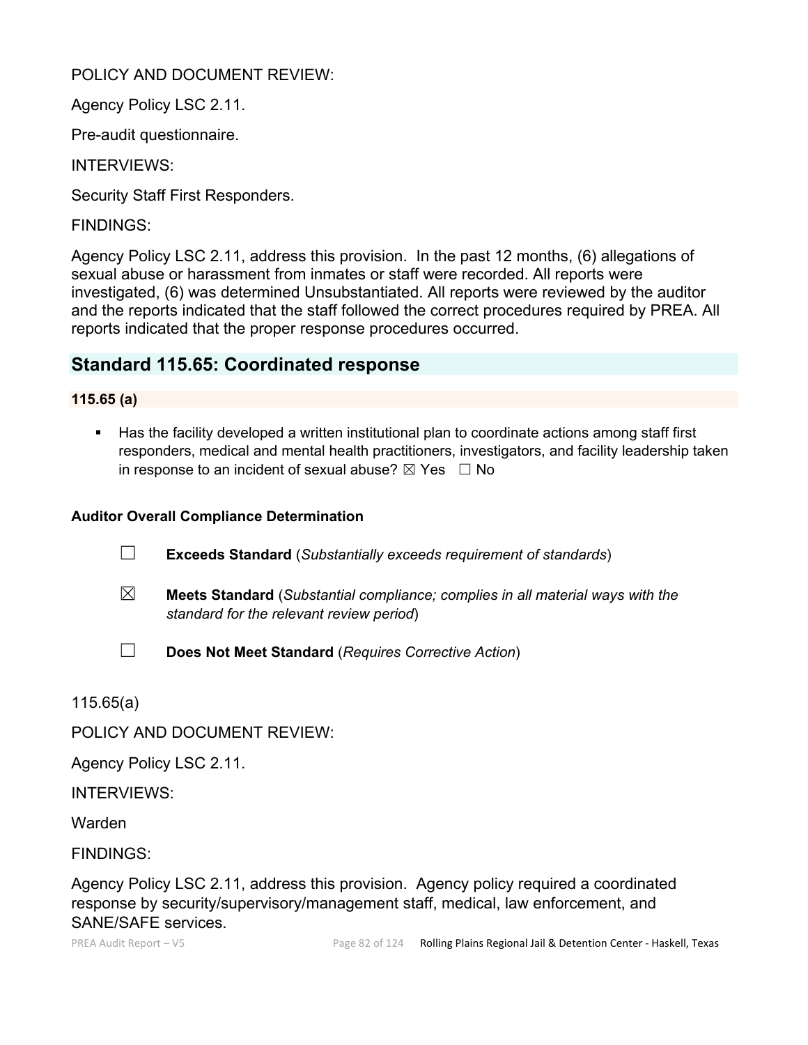POLICY AND DOCUMENT REVIEW:

Agency Policy LSC 2.11.

Pre-audit questionnaire.

INTERVIEWS:

Security Staff First Responders.

FINDINGS:

Agency Policy LSC 2.11, address this provision. In the past 12 months, (6) allegations of sexual abuse or harassment from inmates or staff were recorded. All reports were investigated, (6) was determined Unsubstantiated. All reports were reviewed by the auditor and the reports indicated that the staff followed the correct procedures required by PREA. All reports indicated that the proper response procedures occurred.

## Standard 115.65: Coordinated response

### 115.65 (a)

- Has the facility developed a written institutional plan to coordinate actions among staff first responders, medical and mental health practitioners, investigators, and facility leadership taken in response to an incident of sexual abuse? ☒ Yes ☐ No

**Auditor Overall Compliance Determination**

☐ **Exceeds Standard** (*Substantially exceeds requirement of standards*)

☒ **Meets Standard** (*Substantial compliance; complies in all material ways with the standard for the relevant review period*)

☐ **Does Not Meet Standard** (*Requires Corrective Action*)

115.65(a)

POLICY AND DOCUMENT REVIEW:

Agency Policy LSC 2.11.

INTERVIEWS:

Warden

FINDINGS:

Agency Policy LSC 2.11, address this provision. Agency policy required a coordinated response by security/supervisory/management staff, medical, law enforcement, and SANE/SAFE services.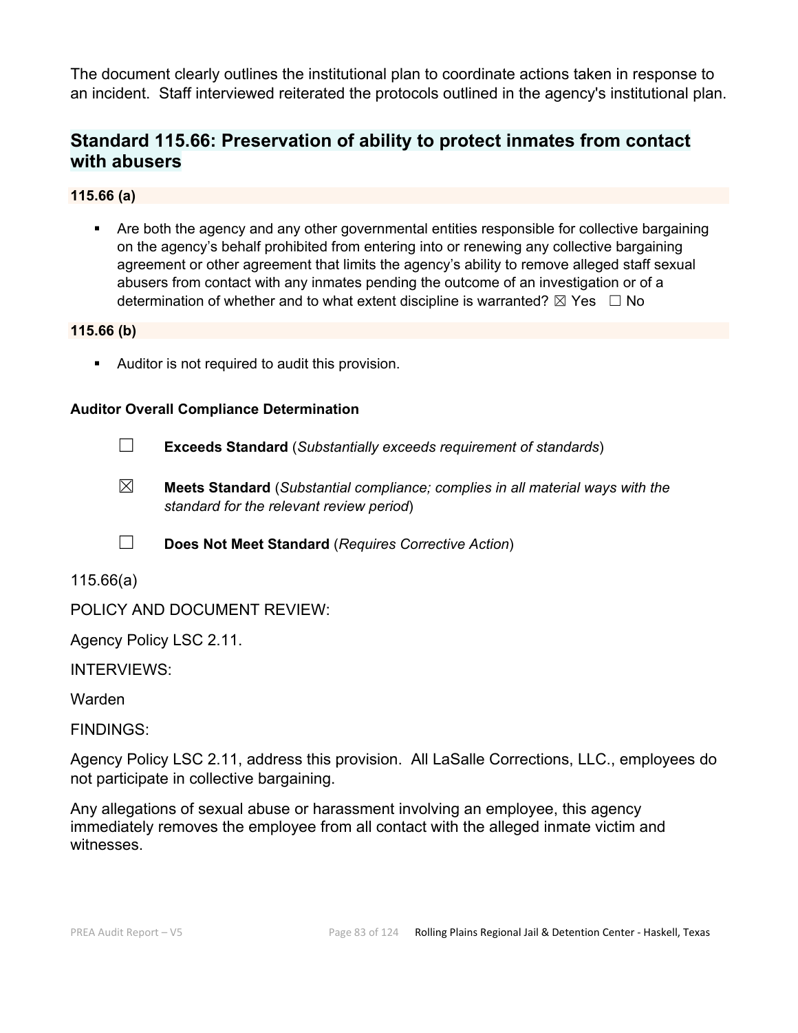The document clearly outlines the institutional plan to coordinate actions taken in response to an incident. Staff interviewed reiterated the protocols outlined in the agency's institutional plan.

## Standard 115.66: Preservation of ability to protect inmates from contact with abusers

**115.66 (a)**

- Are both the agency and any other governmental entities responsible for collective bargaining on the agency's behalf prohibited from entering into or renewing any collective bargaining agreement or other agreement that limits the agency's ability to remove alleged staff sexual abusers from contact with any inmates pending the outcome of an investigation or of a determination of whether and to what extent discipline is warranted? ☒ Yes ☐ No

**115.66 (b)**

- Auditor is not required to audit this provision.

**Auditor Overall Compliance Determination**

☐ **Exceeds Standard** (*Substantially exceeds requirement of standards*)

☒ **Meets Standard** (*Substantial compliance; complies in all material ways with the standard for the relevant review period*)

☐ **Does Not Meet Standard** (*Requires Corrective Action*)

115.66(a)

POLICY AND DOCUMENT REVIEW:

Agency Policy LSC 2.11.

INTERVIEWS:

Warden

FINDINGS:

Agency Policy LSC 2.11, address this provision. All LaSalle Corrections, LLC., employees do not participate in collective bargaining.

Any allegations of sexual abuse or harassment involving an employee, this agency immediately removes the employee from all contact with the alleged inmate victim and witnesses.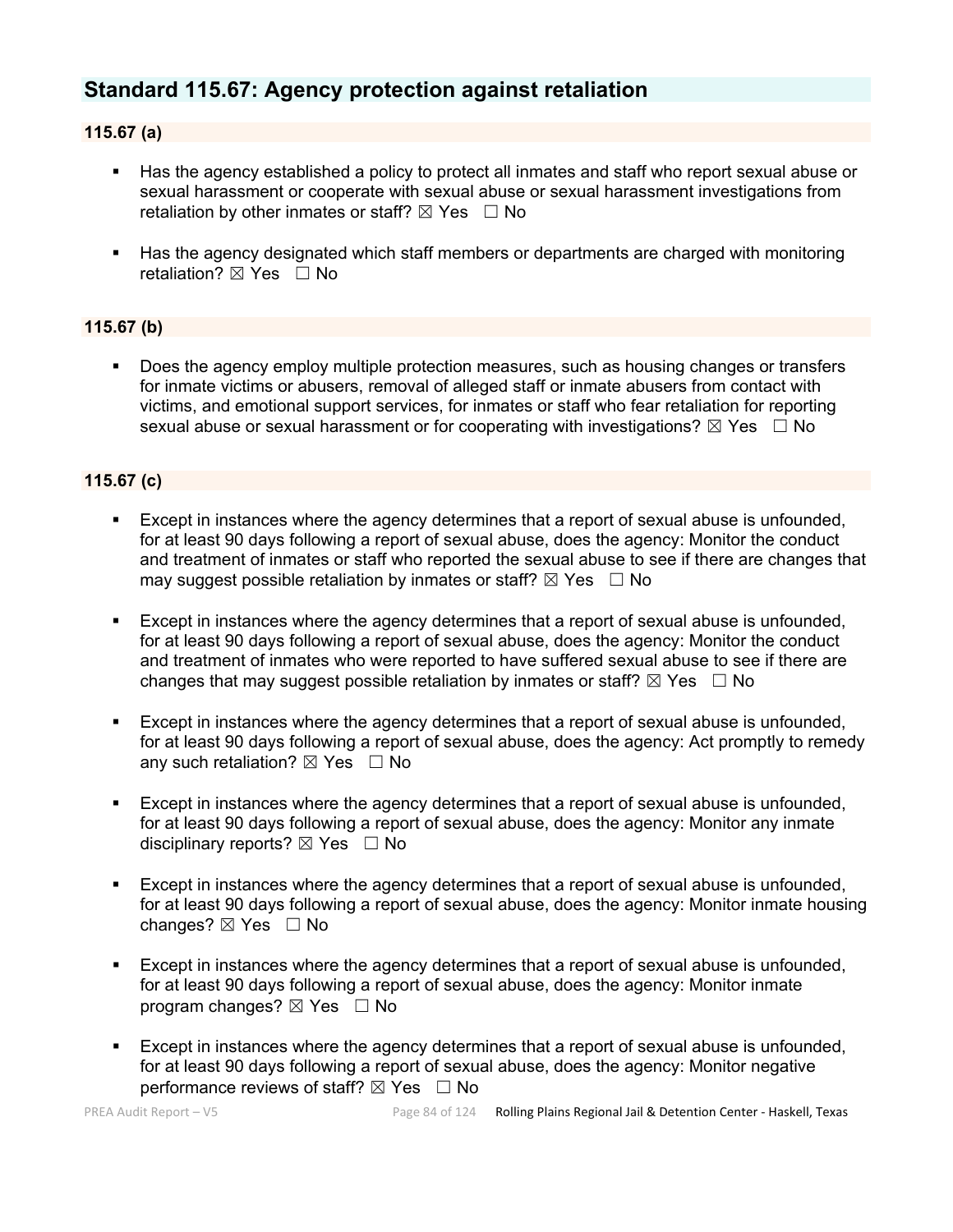## Standard 115.67: Agency protection against retaliation

### 115.67 (a)

- Has the agency established a policy to protect all inmates and staff who report sexual abuse or sexual harassment or cooperate with sexual abuse or sexual harassment investigations from retaliation by other inmates or staff? ☒ Yes ☐ No

- Has the agency designated which staff members or departments are charged with monitoring retaliation? ☒ Yes ☐ No

### 115.67 (b)

- Does the agency employ multiple protection measures, such as housing changes or transfers for inmate victims or abusers, removal of alleged staff or inmate abusers from contact with victims, and emotional support services, for inmates or staff who fear retaliation for reporting sexual abuse or sexual harassment or for cooperating with investigations? ☒ Yes ☐ No

### 115.67 (c)

- Except in instances where the agency determines that a report of sexual abuse is unfounded, for at least 90 days following a report of sexual abuse, does the agency: Monitor the conduct and treatment of inmates or staff who reported the sexual abuse to see if there are changes that may suggest possible retaliation by inmates or staff? ☒ Yes ☐ No

- Except in instances where the agency determines that a report of sexual abuse is unfounded, for at least 90 days following a report of sexual abuse, does the agency: Monitor the conduct and treatment of inmates who were reported to have suffered sexual abuse to see if there are changes that may suggest possible retaliation by inmates or staff? ☒ Yes ☐ No

- Except in instances where the agency determines that a report of sexual abuse is unfounded, for at least 90 days following a report of sexual abuse, does the agency: Act promptly to remedy any such retaliation? ☒ Yes ☐ No

- Except in instances where the agency determines that a report of sexual abuse is unfounded, for at least 90 days following a report of sexual abuse, does the agency: Monitor any inmate disciplinary reports? ☒ Yes ☐ No

- Except in instances where the agency determines that a report of sexual abuse is unfounded, for at least 90 days following a report of sexual abuse, does the agency: Monitor inmate housing changes? ☒ Yes ☐ No

- Except in instances where the agency determines that a report of sexual abuse is unfounded, for at least 90 days following a report of sexual abuse, does the agency: Monitor inmate program changes? ☒ Yes ☐ No

- Except in instances where the agency determines that a report of sexual abuse is unfounded, for at least 90 days following a report of sexual abuse, does the agency: Monitor negative performance reviews of staff? ☒ Yes ☐ No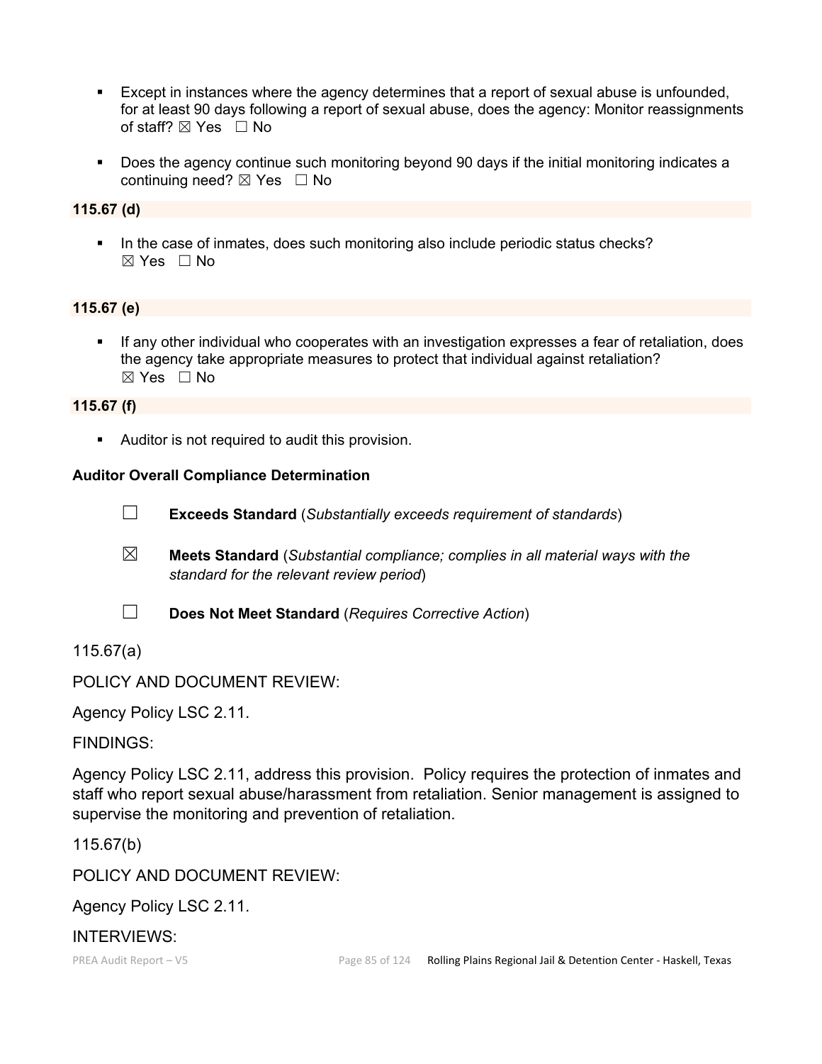- Except in instances where the agency determines that a report of sexual abuse is unfounded, for at least 90 days following a report of sexual abuse, does the agency: Monitor reassignments of staff? ☒ Yes ☐ No

- Does the agency continue such monitoring beyond 90 days if the initial monitoring indicates a continuing need? ☒ Yes ☐ No

**115.67 (d)**

- In the case of inmates, does such monitoring also include periodic status checks? ☒ Yes ☐ No

**115.67 (e)**

- If any other individual who cooperates with an investigation expresses a fear of retaliation, does the agency take appropriate measures to protect that individual against retaliation? ☒ Yes ☐ No

**115.67 (f)**

- Auditor is not required to audit this provision.

**Auditor Overall Compliance Determination**

☐ **Exceeds Standard** (*Substantially exceeds requirement of standards*)

☒ **Meets Standard** (*Substantial compliance; complies in all material ways with the standard for the relevant review period*)

☐ **Does Not Meet Standard** (*Requires Corrective Action*)

115.67(a)

POLICY AND DOCUMENT REVIEW:

Agency Policy LSC 2.11.

FINDINGS:

Agency Policy LSC 2.11, address this provision. Policy requires the protection of inmates and staff who report sexual abuse/harassment from retaliation. Senior management is assigned to supervise the monitoring and prevention of retaliation.

115.67(b)

POLICY AND DOCUMENT REVIEW:

Agency Policy LSC 2.11.

INTERVIEWS: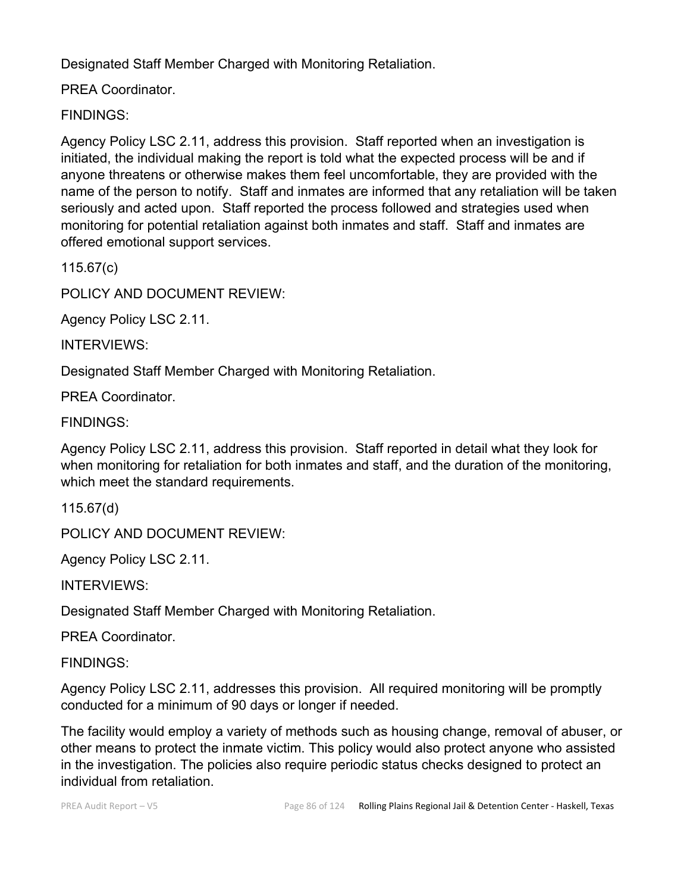Designated Staff Member Charged with Monitoring Retaliation.

PREA Coordinator.

FINDINGS:

Agency Policy LSC 2.11, address this provision. Staff reported when an investigation is initiated, the individual making the report is told what the expected process will be and if anyone threatens or otherwise makes them feel uncomfortable, they are provided with the name of the person to notify. Staff and inmates are informed that any retaliation will be taken seriously and acted upon. Staff reported the process followed and strategies used when monitoring for potential retaliation against both inmates and staff. Staff and inmates are offered emotional support services.

115.67(c)

POLICY AND DOCUMENT REVIEW:

Agency Policy LSC 2.11.

INTERVIEWS:

Designated Staff Member Charged with Monitoring Retaliation.

PREA Coordinator.

FINDINGS:

Agency Policy LSC 2.11, address this provision. Staff reported in detail what they look for when monitoring for retaliation for both inmates and staff, and the duration of the monitoring, which meet the standard requirements.

115.67(d)

POLICY AND DOCUMENT REVIEW:

Agency Policy LSC 2.11.

INTERVIEWS:

Designated Staff Member Charged with Monitoring Retaliation.

PREA Coordinator.

FINDINGS:

Agency Policy LSC 2.11, addresses this provision. All required monitoring will be promptly conducted for a minimum of 90 days or longer if needed.

The facility would employ a variety of methods such as housing change, removal of abuser, or other means to protect the inmate victim. This policy would also protect anyone who assisted in the investigation. The policies also require periodic status checks designed to protect an individual from retaliation.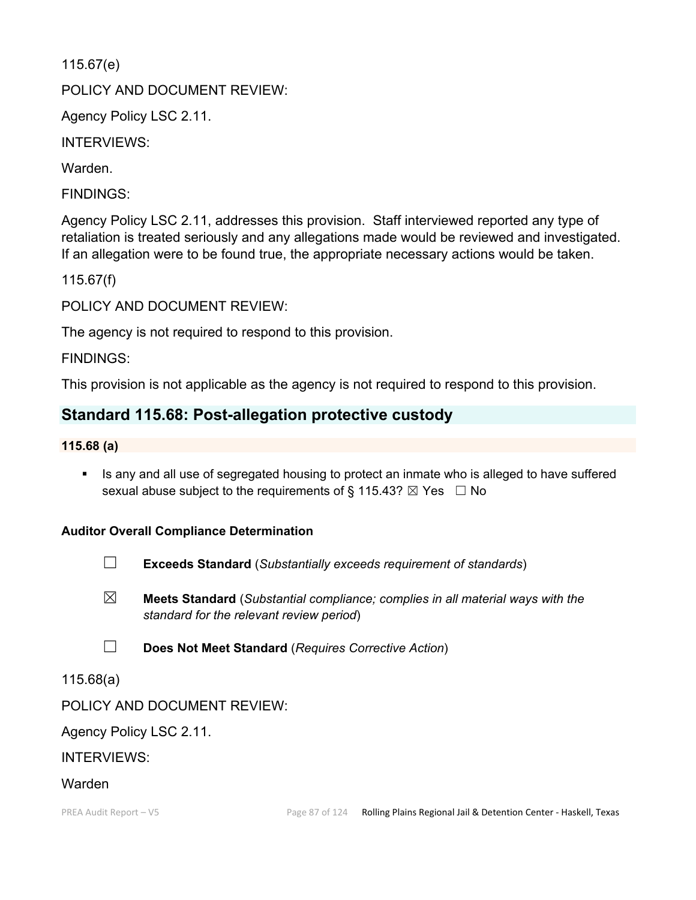115.67(e)

POLICY AND DOCUMENT REVIEW:

Agency Policy LSC 2.11.

INTERVIEWS:

Warden.

FINDINGS:

Agency Policy LSC 2.11, addresses this provision. Staff interviewed reported any type of retaliation is treated seriously and any allegations made would be reviewed and investigated. If an allegation were to be found true, the appropriate necessary actions would be taken.

115.67(f)

POLICY AND DOCUMENT REVIEW:

The agency is not required to respond to this provision.

FINDINGS:

This provision is not applicable as the agency is not required to respond to this provision.

## Standard 115.68: Post-allegation protective custody

### 115.68 (a)

- Is any and all use of segregated housing to protect an inmate who is alleged to have suffered sexual abuse subject to the requirements of § 115.43? ☒ Yes ☐ No

**Auditor Overall Compliance Determination**

☐ **Exceeds Standard** (*Substantially exceeds requirement of standards*)

☒ **Meets Standard** (*Substantial compliance; complies in all material ways with the standard for the relevant review period*)

☐ **Does Not Meet Standard** (*Requires Corrective Action*)

115.68(a)

POLICY AND DOCUMENT REVIEW:

Agency Policy LSC 2.11.

INTERVIEWS:

Warden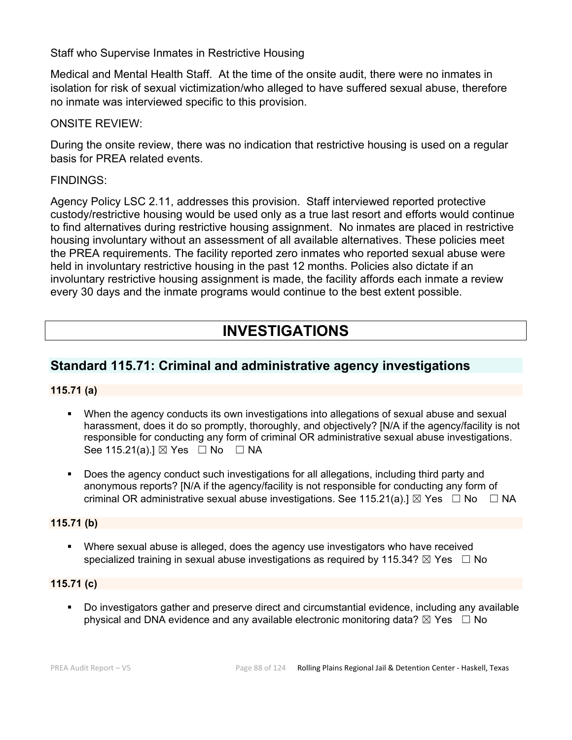Staff who Supervise Inmates in Restrictive Housing

Medical and Mental Health Staff. At the time of the onsite audit, there were no inmates in isolation for risk of sexual victimization/who alleged to have suffered sexual abuse, therefore no inmate was interviewed specific to this provision.

ONSITE REVIEW:

During the onsite review, there was no indication that restrictive housing is used on a regular basis for PREA related events.

FINDINGS:

Agency Policy LSC 2.11, addresses this provision. Staff interviewed reported protective custody/restrictive housing would be used only as a true last resort and efforts would continue to find alternatives during restrictive housing assignment. No inmates are placed in restrictive housing involuntary without an assessment of all available alternatives. These policies meet the PREA requirements. The facility reported zero inmates who reported sexual abuse were held in involuntary restrictive housing in the past 12 months. Policies also dictate if an involuntary restrictive housing assignment is made, the facility affords each inmate a review every 30 days and the inmate programs would continue to the best extent possible.

# INVESTIGATIONS

## Standard 115.71: Criminal and administrative agency investigations

### 115.71 (a)

- When the agency conducts its own investigations into allegations of sexual abuse and sexual harassment, does it do so promptly, thoroughly, and objectively? [N/A if the agency/facility is not responsible for conducting any form of criminal OR administrative sexual abuse investigations. See 115.21(a).] ☒ Yes ☐ No ☐ NA
- Does the agency conduct such investigations for all allegations, including third party and anonymous reports? [N/A if the agency/facility is not responsible for conducting any form of criminal OR administrative sexual abuse investigations. See 115.21(a).] ☒ Yes ☐ No ☐ NA

### 115.71 (b)

- Where sexual abuse is alleged, does the agency use investigators who have received specialized training in sexual abuse investigations as required by 115.34? ☒ Yes ☐ No

### 115.71 (c)

- Do investigators gather and preserve direct and circumstantial evidence, including any available physical and DNA evidence and any available electronic monitoring data? ☒ Yes ☐ No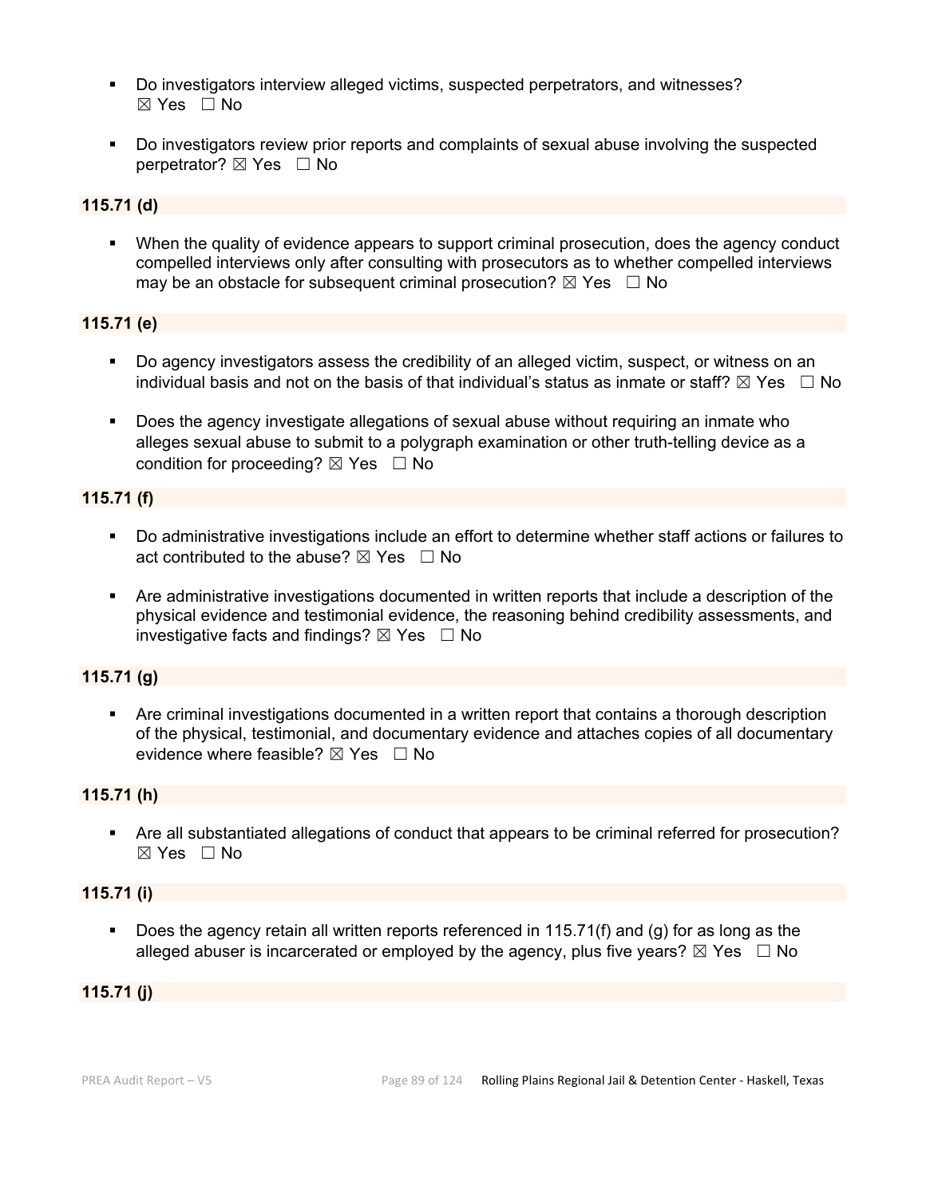- Do investigators interview alleged victims, suspected perpetrators, and witnesses? ☒ Yes ☐ No

- Do investigators review prior reports and complaints of sexual abuse involving the suspected perpetrator? ☒ Yes ☐ No

**115.71 (d)**

- When the quality of evidence appears to support criminal prosecution, does the agency conduct compelled interviews only after consulting with prosecutors as to whether compelled interviews may be an obstacle for subsequent criminal prosecution? ☒ Yes ☐ No

**115.71 (e)**

- Do agency investigators assess the credibility of an alleged victim, suspect, or witness on an individual basis and not on the basis of that individual's status as inmate or staff? ☒ Yes ☐ No

- Does the agency investigate allegations of sexual abuse without requiring an inmate who alleges sexual abuse to submit to a polygraph examination or other truth-telling device as a condition for proceeding? ☒ Yes ☐ No

**115.71 (f)**

- Do administrative investigations include an effort to determine whether staff actions or failures to act contributed to the abuse? ☒ Yes ☐ No

- Are administrative investigations documented in written reports that include a description of the physical evidence and testimonial evidence, the reasoning behind credibility assessments, and investigative facts and findings? ☒ Yes ☐ No

**115.71 (g)**

- Are criminal investigations documented in a written report that contains a thorough description of the physical, testimonial, and documentary evidence and attaches copies of all documentary evidence where feasible? ☒ Yes ☐ No

**115.71 (h)**

- Are all substantiated allegations of conduct that appears to be criminal referred for prosecution? ☒ Yes ☐ No

**115.71 (i)**

- Does the agency retain all written reports referenced in 115.71(f) and (g) for as long as the alleged abuser is incarcerated or employed by the agency, plus five years? ☒ Yes ☐ No

**115.71 (j)**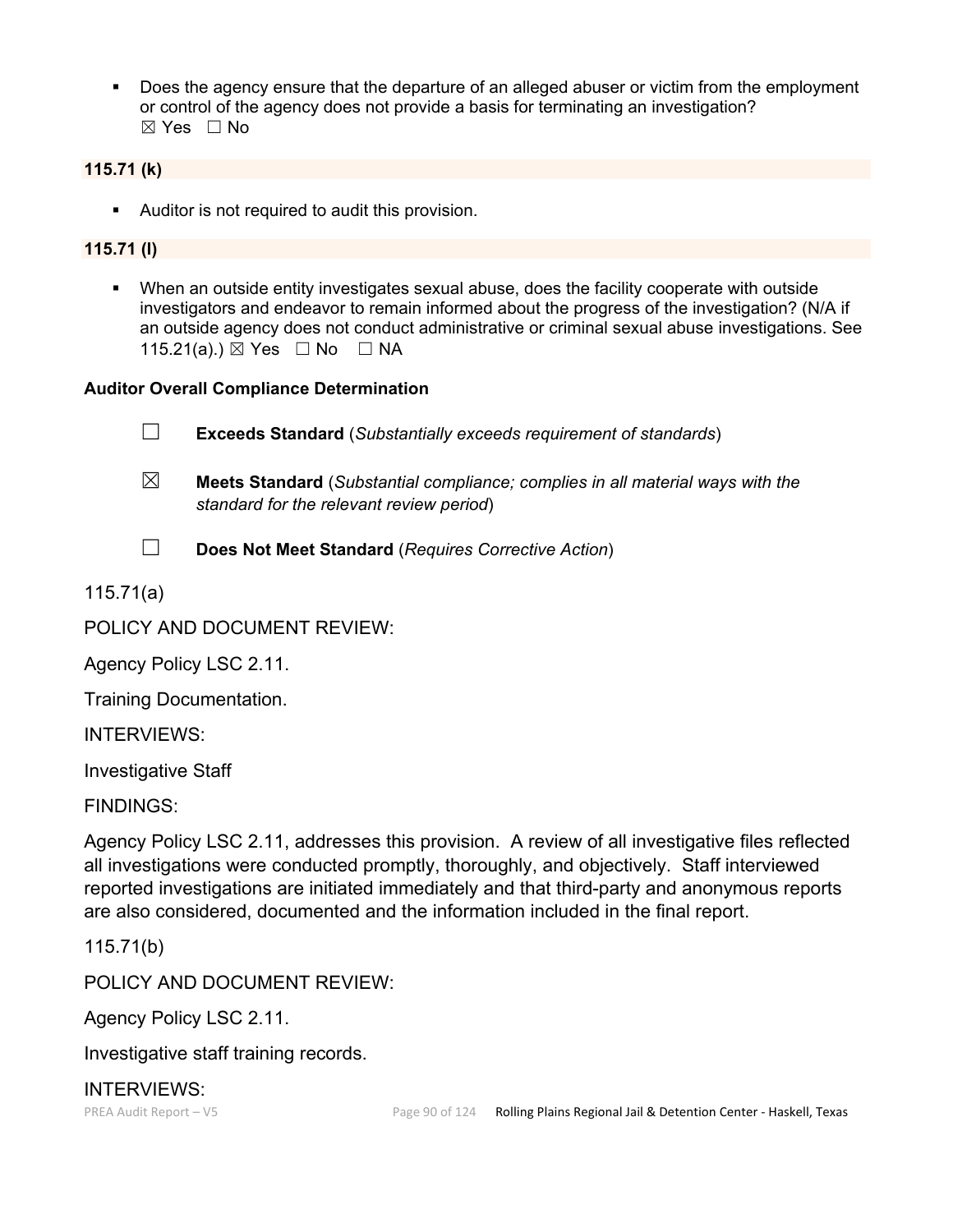- Does the agency ensure that the departure of an alleged abuser or victim from the employment or control of the agency does not provide a basis for terminating an investigation?
  ☒ Yes ☐ No

**115.71 (k)**

- Auditor is not required to audit this provision.

**115.71 (l)**

- When an outside entity investigates sexual abuse, does the facility cooperate with outside investigators and endeavor to remain informed about the progress of the investigation? (N/A if an outside agency does not conduct administrative or criminal sexual abuse investigations. See 115.21(a).) ☒ Yes ☐ No ☐ NA

**Auditor Overall Compliance Determination**

☐ **Exceeds Standard** (*Substantially exceeds requirement of standards*)

☒ **Meets Standard** (*Substantial compliance; complies in all material ways with the standard for the relevant review period*)

☐ **Does Not Meet Standard** (*Requires Corrective Action*)

115.71(a)

POLICY AND DOCUMENT REVIEW:

Agency Policy LSC 2.11.

Training Documentation.

INTERVIEWS:

Investigative Staff

FINDINGS:

Agency Policy LSC 2.11, addresses this provision. A review of all investigative files reflected all investigations were conducted promptly, thoroughly, and objectively. Staff interviewed reported investigations are initiated immediately and that third-party and anonymous reports are also considered, documented and the information included in the final report.

115.71(b)

POLICY AND DOCUMENT REVIEW:

Agency Policy LSC 2.11.

Investigative staff training records.

INTERVIEWS: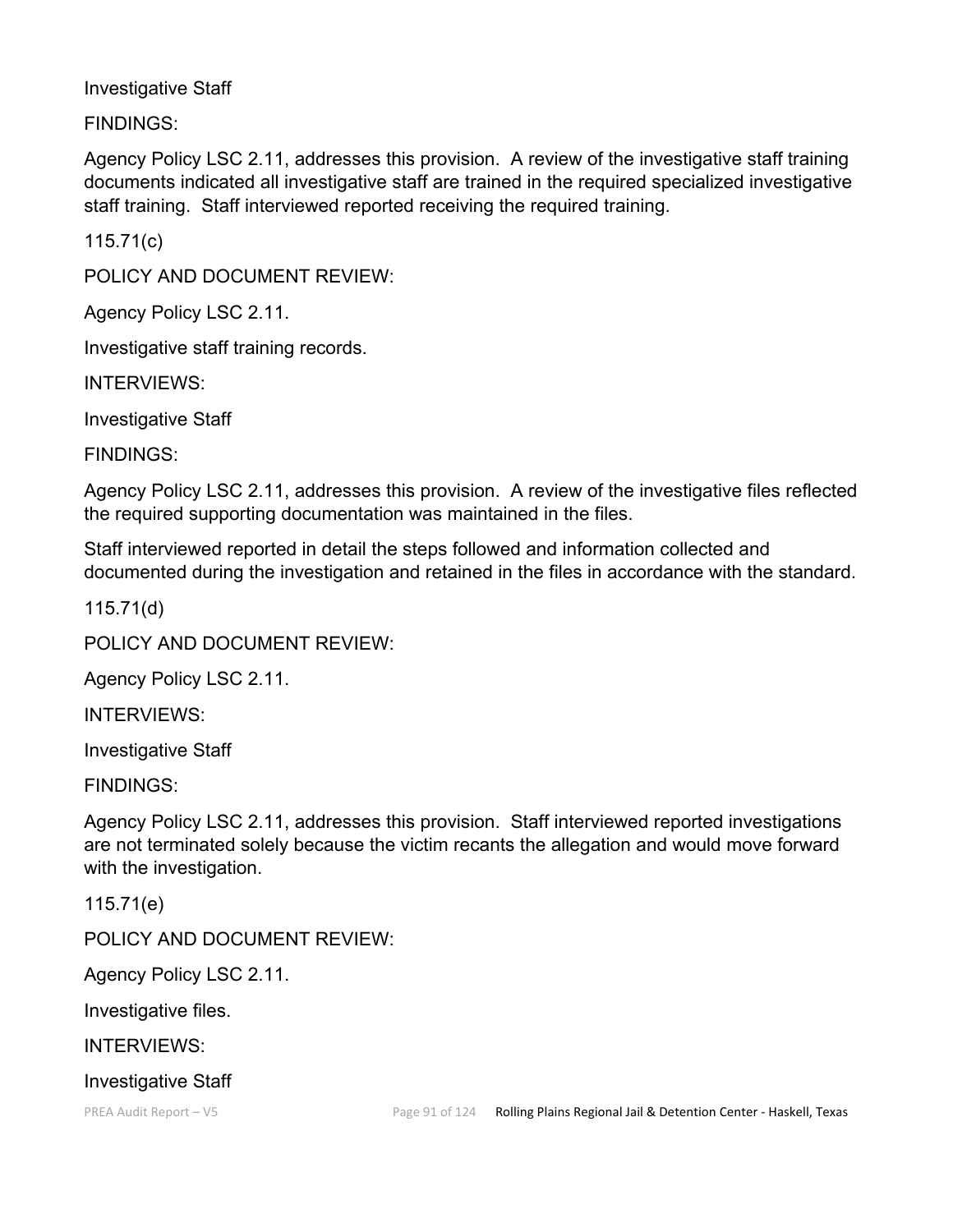Investigative Staff

FINDINGS:

Agency Policy LSC 2.11, addresses this provision. A review of the investigative staff training documents indicated all investigative staff are trained in the required specialized investigative staff training. Staff interviewed reported receiving the required training.

115.71(c)

POLICY AND DOCUMENT REVIEW:

Agency Policy LSC 2.11.

Investigative staff training records.

INTERVIEWS:

Investigative Staff

FINDINGS:

Agency Policy LSC 2.11, addresses this provision. A review of the investigative files reflected the required supporting documentation was maintained in the files.

Staff interviewed reported in detail the steps followed and information collected and documented during the investigation and retained in the files in accordance with the standard.

115.71(d)

POLICY AND DOCUMENT REVIEW:

Agency Policy LSC 2.11.

INTERVIEWS:

Investigative Staff

FINDINGS:

Agency Policy LSC 2.11, addresses this provision. Staff interviewed reported investigations are not terminated solely because the victim recants the allegation and would move forward with the investigation.

115.71(e)

POLICY AND DOCUMENT REVIEW:

Agency Policy LSC 2.11.

Investigative files.

INTERVIEWS:

Investigative Staff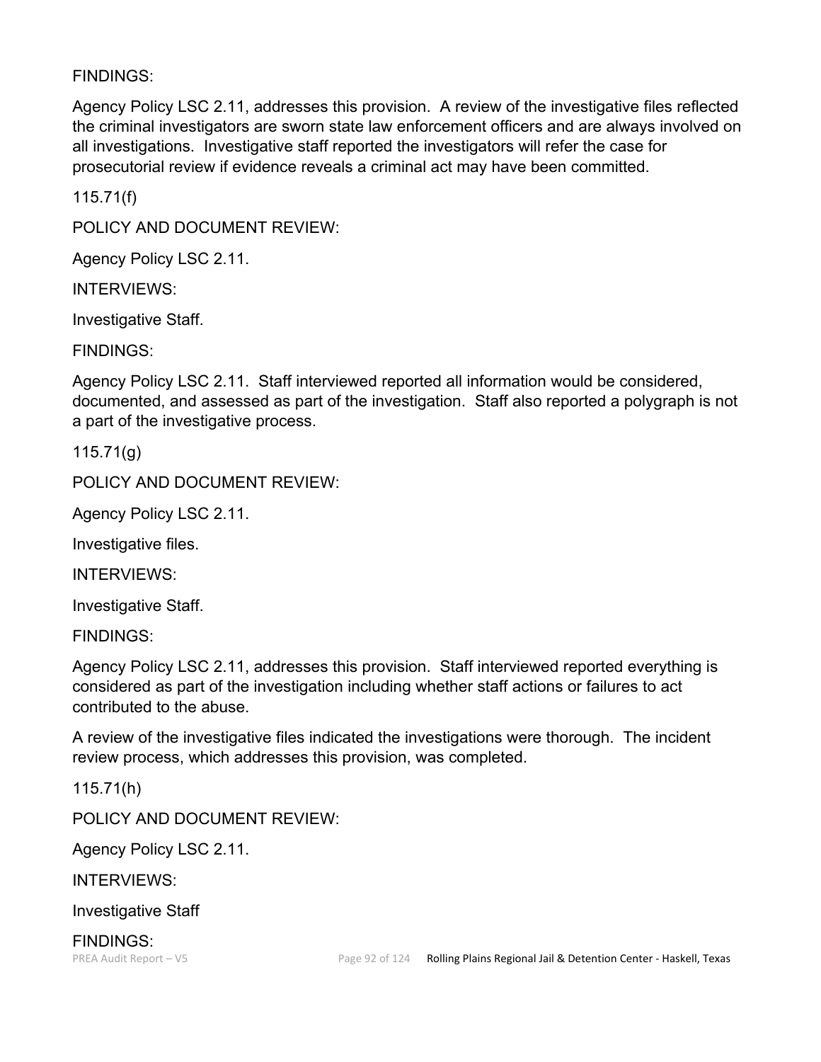FINDINGS:

Agency Policy LSC 2.11, addresses this provision. A review of the investigative files reflected the criminal investigators are sworn state law enforcement officers and are always involved on all investigations. Investigative staff reported the investigators will refer the case for prosecutorial review if evidence reveals a criminal act may have been committed.

115.71(f)

POLICY AND DOCUMENT REVIEW:

Agency Policy LSC 2.11.

INTERVIEWS:

Investigative Staff.

FINDINGS:

Agency Policy LSC 2.11. Staff interviewed reported all information would be considered, documented, and assessed as part of the investigation. Staff also reported a polygraph is not a part of the investigative process.

115.71(g)

POLICY AND DOCUMENT REVIEW:

Agency Policy LSC 2.11.

Investigative files.

INTERVIEWS:

Investigative Staff.

FINDINGS:

Agency Policy LSC 2.11, addresses this provision. Staff interviewed reported everything is considered as part of the investigation including whether staff actions or failures to act contributed to the abuse.

A review of the investigative files indicated the investigations were thorough. The incident review process, which addresses this provision, was completed.

115.71(h)

POLICY AND DOCUMENT REVIEW:

Agency Policy LSC 2.11.

INTERVIEWS:

Investigative Staff

FINDINGS: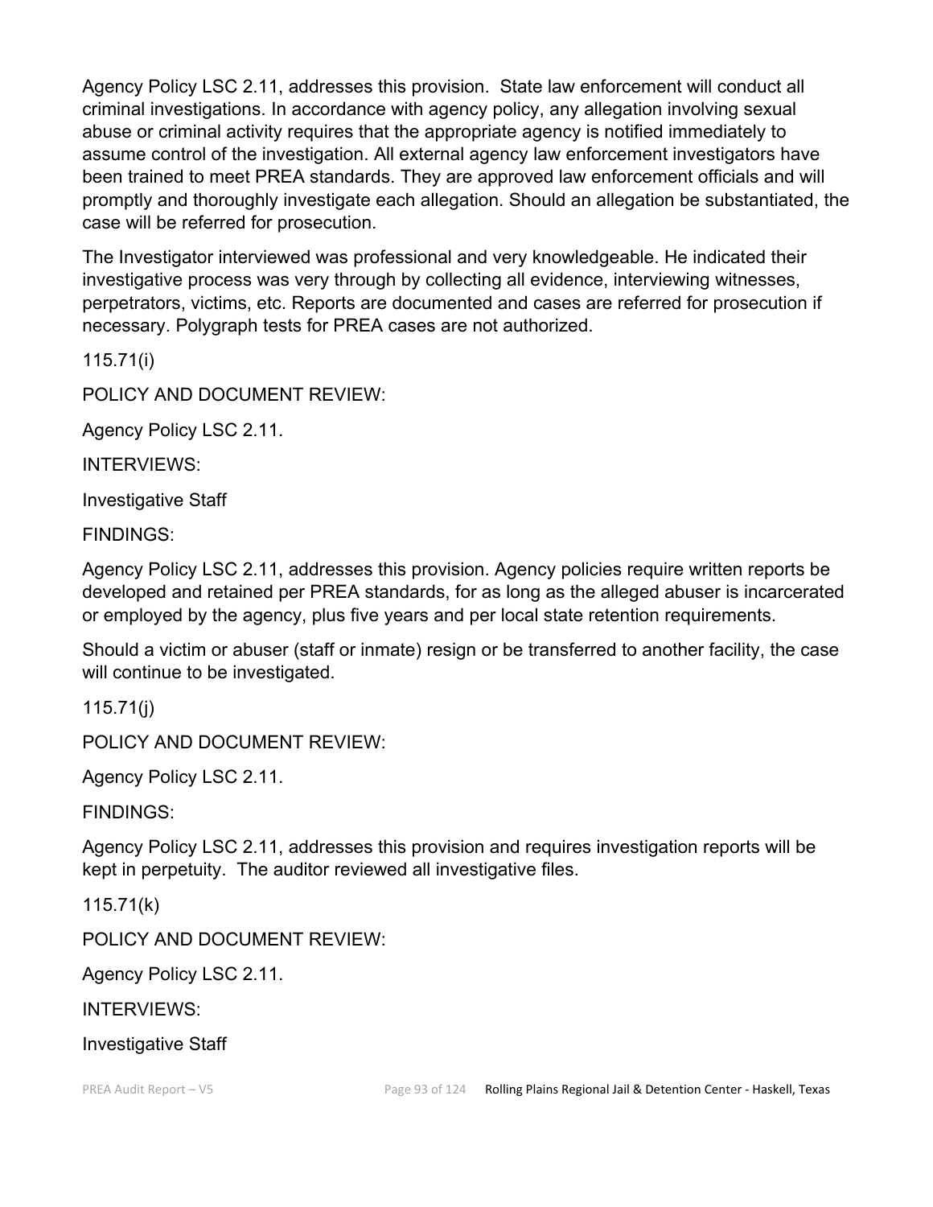Agency Policy LSC 2.11, addresses this provision.  State law enforcement will conduct all criminal investigations. In accordance with agency policy, any allegation involving sexual abuse or criminal activity requires that the appropriate agency is notified immediately to assume control of the investigation. All external agency law enforcement investigators have been trained to meet PREA standards. They are approved law enforcement officials and will promptly and thoroughly investigate each allegation. Should an allegation be substantiated, the case will be referred for prosecution.

The Investigator interviewed was professional and very knowledgeable. He indicated their investigative process was very through by collecting all evidence, interviewing witnesses, perpetrators, victims, etc. Reports are documented and cases are referred for prosecution if necessary. Polygraph tests for PREA cases are not authorized.

115.71(i)

POLICY AND DOCUMENT REVIEW:

Agency Policy LSC 2.11.

INTERVIEWS:

Investigative Staff

FINDINGS:

Agency Policy LSC 2.11, addresses this provision. Agency policies require written reports be developed and retained per PREA standards, for as long as the alleged abuser is incarcerated or employed by the agency, plus five years and per local state retention requirements.

Should a victim or abuser (staff or inmate) resign or be transferred to another facility, the case will continue to be investigated.

115.71(j)

POLICY AND DOCUMENT REVIEW:

Agency Policy LSC 2.11.

FINDINGS:

Agency Policy LSC 2.11, addresses this provision and requires investigation reports will be kept in perpetuity.  The auditor reviewed all investigative files.

115.71(k)

POLICY AND DOCUMENT REVIEW:

Agency Policy LSC 2.11.

INTERVIEWS:

Investigative Staff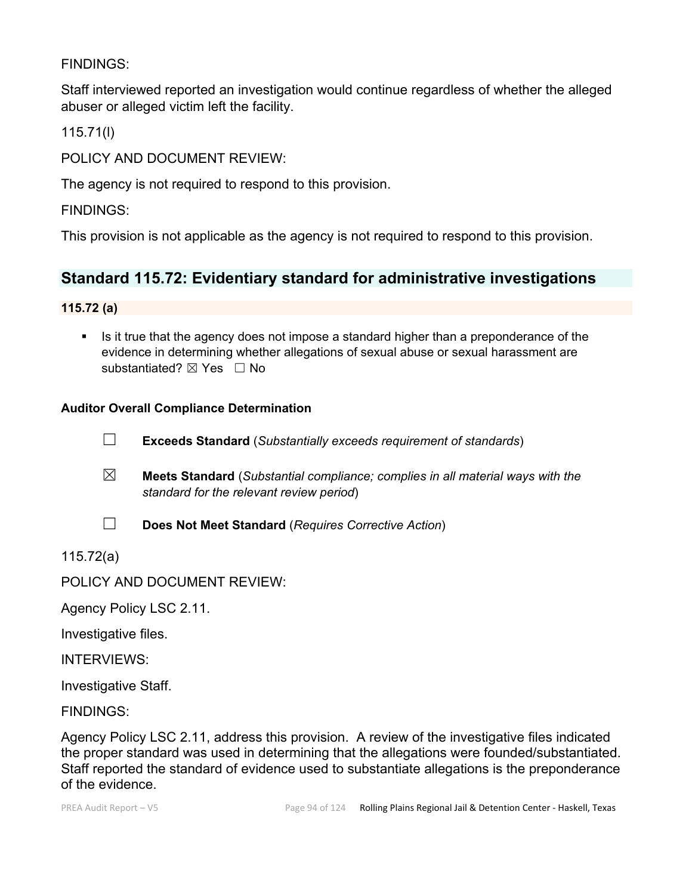FINDINGS:

Staff interviewed reported an investigation would continue regardless of whether the alleged abuser or alleged victim left the facility.

115.71(l)

POLICY AND DOCUMENT REVIEW:

The agency is not required to respond to this provision.

FINDINGS:

This provision is not applicable as the agency is not required to respond to this provision.

## Standard 115.72: Evidentiary standard for administrative investigations

### 115.72 (a)

- Is it true that the agency does not impose a standard higher than a preponderance of the evidence in determining whether allegations of sexual abuse or sexual harassment are substantiated? ☒ Yes ☐ No

**Auditor Overall Compliance Determination**

☐ **Exceeds Standard** (*Substantially exceeds requirement of standards*)

☒ **Meets Standard** (*Substantial compliance; complies in all material ways with the standard for the relevant review period*)

☐ **Does Not Meet Standard** (*Requires Corrective Action*)

115.72(a)

POLICY AND DOCUMENT REVIEW:

Agency Policy LSC 2.11.

Investigative files.

INTERVIEWS:

Investigative Staff.

FINDINGS:

Agency Policy LSC 2.11, address this provision. A review of the investigative files indicated the proper standard was used in determining that the allegations were founded/substantiated. Staff reported the standard of evidence used to substantiate allegations is the preponderance of the evidence.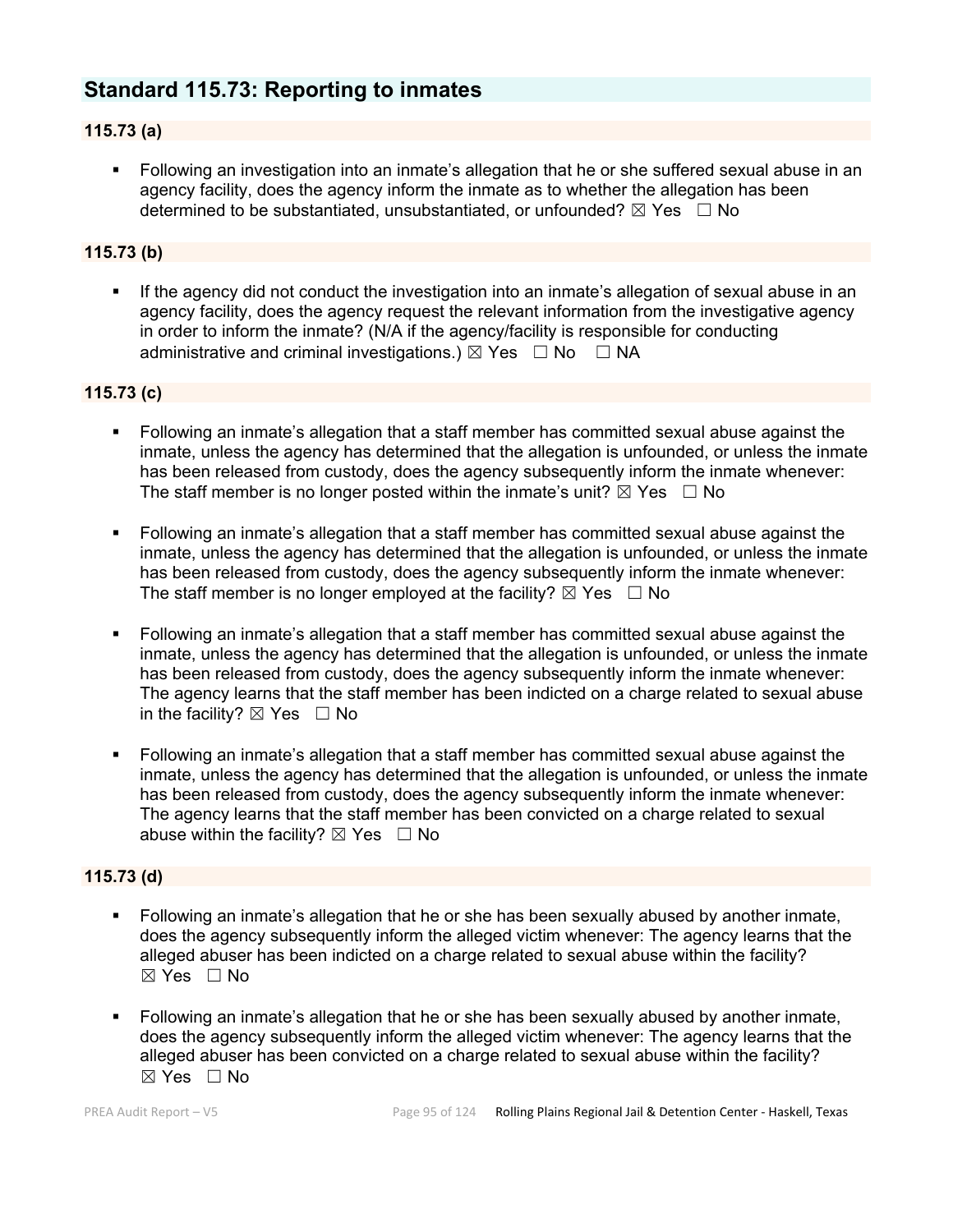## Standard 115.73: Reporting to inmates

### 115.73 (a)

- Following an investigation into an inmate's allegation that he or she suffered sexual abuse in an agency facility, does the agency inform the inmate as to whether the allegation has been determined to be substantiated, unsubstantiated, or unfounded? ☒ Yes ☐ No

### 115.73 (b)

- If the agency did not conduct the investigation into an inmate's allegation of sexual abuse in an agency facility, does the agency request the relevant information from the investigative agency in order to inform the inmate? (N/A if the agency/facility is responsible for conducting administrative and criminal investigations.) ☒ Yes ☐ No ☐ NA

### 115.73 (c)

- Following an inmate's allegation that a staff member has committed sexual abuse against the inmate, unless the agency has determined that the allegation is unfounded, or unless the inmate has been released from custody, does the agency subsequently inform the inmate whenever: The staff member is no longer posted within the inmate's unit? ☒ Yes ☐ No

- Following an inmate's allegation that a staff member has committed sexual abuse against the inmate, unless the agency has determined that the allegation is unfounded, or unless the inmate has been released from custody, does the agency subsequently inform the inmate whenever: The staff member is no longer employed at the facility? ☒ Yes ☐ No

- Following an inmate's allegation that a staff member has committed sexual abuse against the inmate, unless the agency has determined that the allegation is unfounded, or unless the inmate has been released from custody, does the agency subsequently inform the inmate whenever: The agency learns that the staff member has been indicted on a charge related to sexual abuse in the facility? ☒ Yes ☐ No

- Following an inmate's allegation that a staff member has committed sexual abuse against the inmate, unless the agency has determined that the allegation is unfounded, or unless the inmate has been released from custody, does the agency subsequently inform the inmate whenever: The agency learns that the staff member has been convicted on a charge related to sexual abuse within the facility? ☒ Yes ☐ No

### 115.73 (d)

- Following an inmate's allegation that he or she has been sexually abused by another inmate, does the agency subsequently inform the alleged victim whenever: The agency learns that the alleged abuser has been indicted on a charge related to sexual abuse within the facility? ☒ Yes ☐ No

- Following an inmate's allegation that he or she has been sexually abused by another inmate, does the agency subsequently inform the alleged victim whenever: The agency learns that the alleged abuser has been convicted on a charge related to sexual abuse within the facility? ☒ Yes ☐ No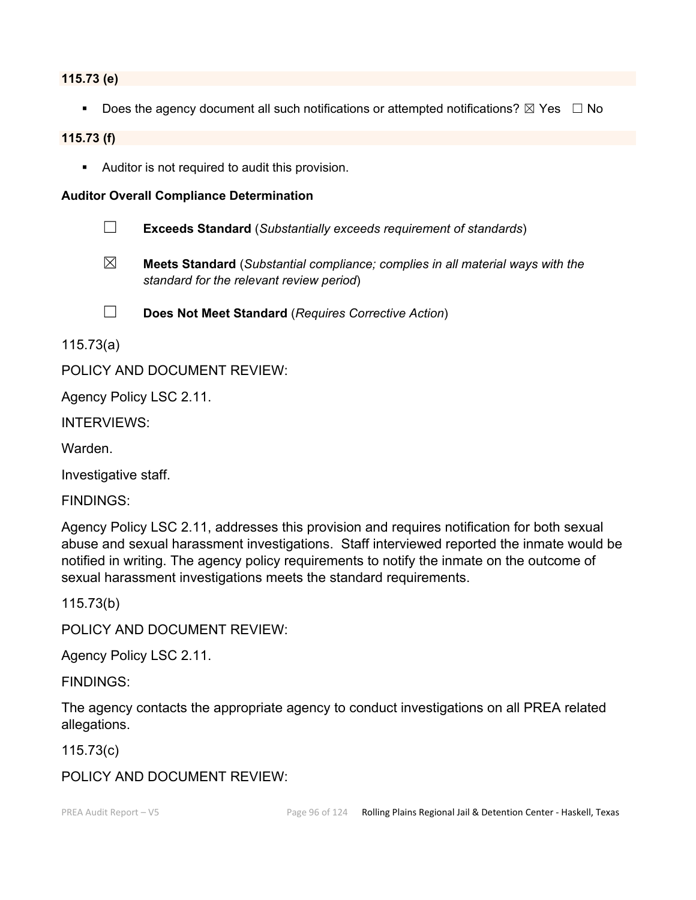**115.73 (e)**

- Does the agency document all such notifications or attempted notifications? ☒ Yes ☐ No

**115.73 (f)**

- Auditor is not required to audit this provision.

**Auditor Overall Compliance Determination**

☐ **Exceeds Standard** (*Substantially exceeds requirement of standards*)

☒ **Meets Standard** (*Substantial compliance; complies in all material ways with the standard for the relevant review period*)

☐ **Does Not Meet Standard** (*Requires Corrective Action*)

115.73(a)

POLICY AND DOCUMENT REVIEW:

Agency Policy LSC 2.11.

INTERVIEWS:

Warden.

Investigative staff.

FINDINGS:

Agency Policy LSC 2.11, addresses this provision and requires notification for both sexual abuse and sexual harassment investigations. Staff interviewed reported the inmate would be notified in writing. The agency policy requirements to notify the inmate on the outcome of sexual harassment investigations meets the standard requirements.

115.73(b)

POLICY AND DOCUMENT REVIEW:

Agency Policy LSC 2.11.

FINDINGS:

The agency contacts the appropriate agency to conduct investigations on all PREA related allegations.

115.73(c)

POLICY AND DOCUMENT REVIEW: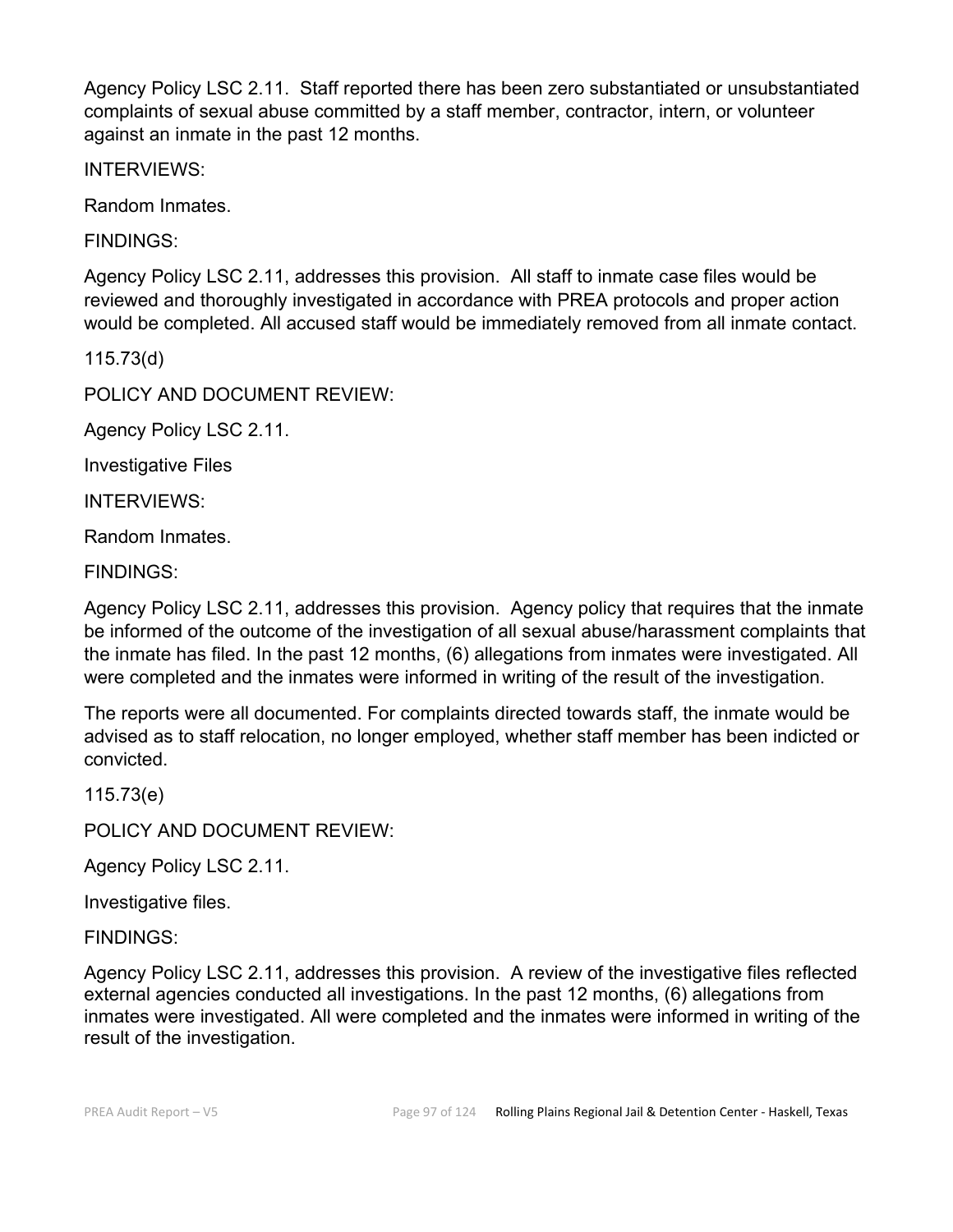Agency Policy LSC 2.11. Staff reported there has been zero substantiated or unsubstantiated complaints of sexual abuse committed by a staff member, contractor, intern, or volunteer against an inmate in the past 12 months.

INTERVIEWS:

Random Inmates.

FINDINGS:

Agency Policy LSC 2.11, addresses this provision. All staff to inmate case files would be reviewed and thoroughly investigated in accordance with PREA protocols and proper action would be completed. All accused staff would be immediately removed from all inmate contact.

115.73(d)

POLICY AND DOCUMENT REVIEW:

Agency Policy LSC 2.11.

Investigative Files

INTERVIEWS:

Random Inmates.

FINDINGS:

Agency Policy LSC 2.11, addresses this provision. Agency policy that requires that the inmate be informed of the outcome of the investigation of all sexual abuse/harassment complaints that the inmate has filed. In the past 12 months, (6) allegations from inmates were investigated. All were completed and the inmates were informed in writing of the result of the investigation.

The reports were all documented. For complaints directed towards staff, the inmate would be advised as to staff relocation, no longer employed, whether staff member has been indicted or convicted.

115.73(e)

POLICY AND DOCUMENT REVIEW:

Agency Policy LSC 2.11.

Investigative files.

FINDINGS:

Agency Policy LSC 2.11, addresses this provision. A review of the investigative files reflected external agencies conducted all investigations. In the past 12 months, (6) allegations from inmates were investigated. All were completed and the inmates were informed in writing of the result of the investigation.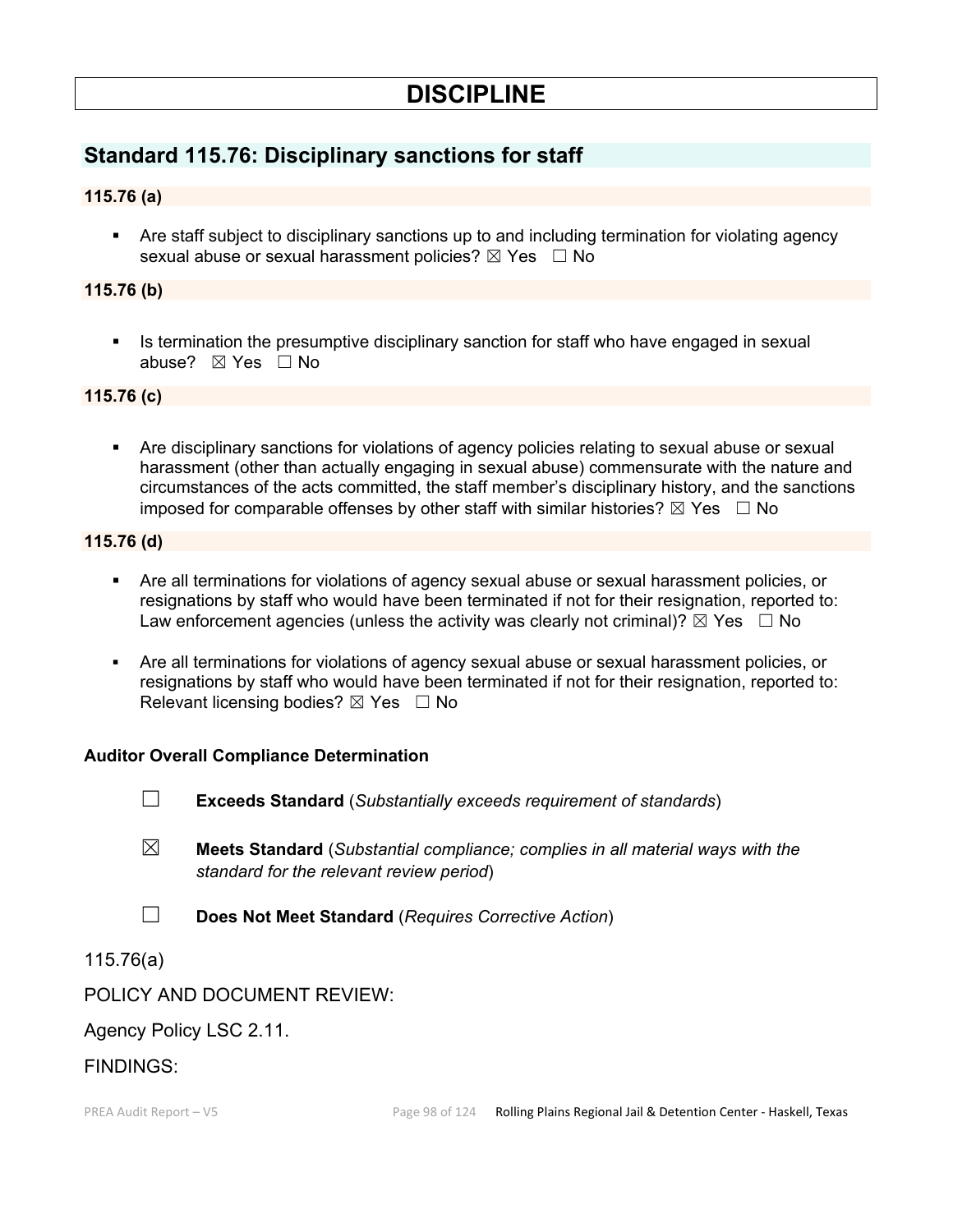# DISCIPLINE

## Standard 115.76: Disciplinary sanctions for staff

### 115.76 (a)

- Are staff subject to disciplinary sanctions up to and including termination for violating agency sexual abuse or sexual harassment policies? ☒ Yes ☐ No

### 115.76 (b)

- Is termination the presumptive disciplinary sanction for staff who have engaged in sexual abuse? ☒ Yes ☐ No

### 115.76 (c)

- Are disciplinary sanctions for violations of agency policies relating to sexual abuse or sexual harassment (other than actually engaging in sexual abuse) commensurate with the nature and circumstances of the acts committed, the staff member's disciplinary history, and the sanctions imposed for comparable offenses by other staff with similar histories? ☒ Yes ☐ No

### 115.76 (d)

- Are all terminations for violations of agency sexual abuse or sexual harassment policies, or resignations by staff who would have been terminated if not for their resignation, reported to: Law enforcement agencies (unless the activity was clearly not criminal)? ☒ Yes ☐ No
- Are all terminations for violations of agency sexual abuse or sexual harassment policies, or resignations by staff who would have been terminated if not for their resignation, reported to: Relevant licensing bodies? ☒ Yes ☐ No

**Auditor Overall Compliance Determination**

☐ **Exceeds Standard** (*Substantially exceeds requirement of standards*)

☒ **Meets Standard** (*Substantial compliance; complies in all material ways with the standard for the relevant review period*)

☐ **Does Not Meet Standard** (*Requires Corrective Action*)

115.76(a)

POLICY AND DOCUMENT REVIEW:

Agency Policy LSC 2.11.

FINDINGS: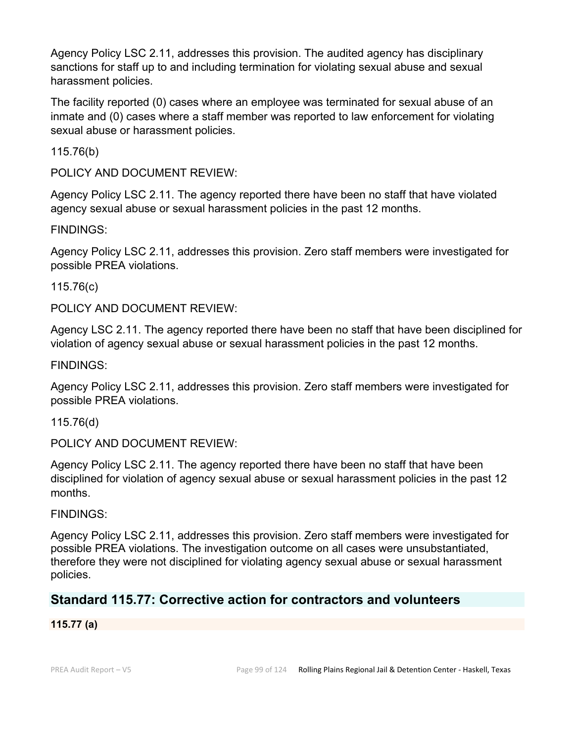Agency Policy LSC 2.11, addresses this provision. The audited agency has disciplinary sanctions for staff up to and including termination for violating sexual abuse and sexual harassment policies.

The facility reported (0) cases where an employee was terminated for sexual abuse of an inmate and (0) cases where a staff member was reported to law enforcement for violating sexual abuse or harassment policies.

115.76(b)

POLICY AND DOCUMENT REVIEW:

Agency Policy LSC 2.11. The agency reported there have been no staff that have violated agency sexual abuse or sexual harassment policies in the past 12 months.

FINDINGS:

Agency Policy LSC 2.11, addresses this provision. Zero staff members were investigated for possible PREA violations.

115.76(c)

POLICY AND DOCUMENT REVIEW:

Agency LSC 2.11. The agency reported there have been no staff that have been disciplined for violation of agency sexual abuse or sexual harassment policies in the past 12 months.

FINDINGS:

Agency Policy LSC 2.11, addresses this provision. Zero staff members were investigated for possible PREA violations.

115.76(d)

POLICY AND DOCUMENT REVIEW:

Agency Policy LSC 2.11. The agency reported there have been no staff that have been disciplined for violation of agency sexual abuse or sexual harassment policies in the past 12 months.

FINDINGS:

Agency Policy LSC 2.11, addresses this provision. Zero staff members were investigated for possible PREA violations. The investigation outcome on all cases were unsubstantiated, therefore they were not disciplined for violating agency sexual abuse or sexual harassment policies.

## Standard 115.77: Corrective action for contractors and volunteers

**115.77 (a)**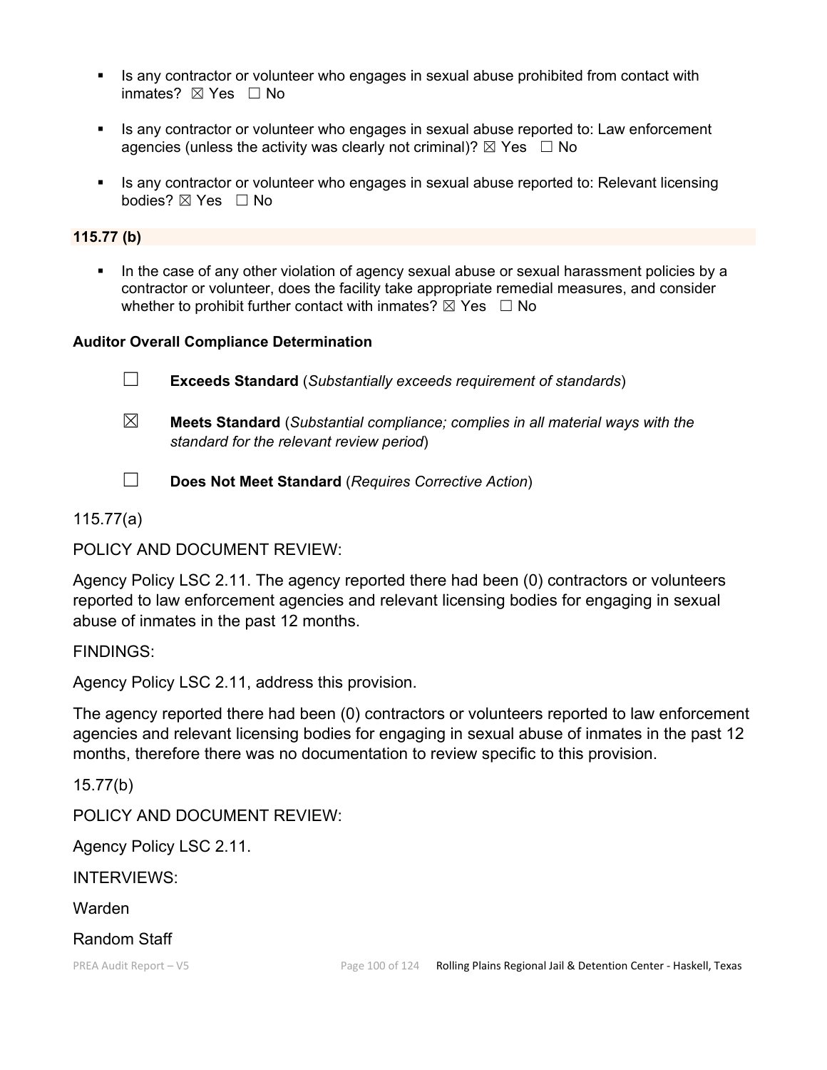- Is any contractor or volunteer who engages in sexual abuse prohibited from contact with inmates? ☒ Yes ☐ No
- Is any contractor or volunteer who engages in sexual abuse reported to: Law enforcement agencies (unless the activity was clearly not criminal)? ☒ Yes ☐ No
- Is any contractor or volunteer who engages in sexual abuse reported to: Relevant licensing bodies? ☒ Yes ☐ No

**115.77 (b)**

- In the case of any other violation of agency sexual abuse or sexual harassment policies by a contractor or volunteer, does the facility take appropriate remedial measures, and consider whether to prohibit further contact with inmates? ☒ Yes ☐ No

**Auditor Overall Compliance Determination**

☐ **Exceeds Standard** (*Substantially exceeds requirement of standards*)

☒ **Meets Standard** (*Substantial compliance; complies in all material ways with the standard for the relevant review period*)

☐ **Does Not Meet Standard** (*Requires Corrective Action*)

115.77(a)

POLICY AND DOCUMENT REVIEW:

Agency Policy LSC 2.11. The agency reported there had been (0) contractors or volunteers reported to law enforcement agencies and relevant licensing bodies for engaging in sexual abuse of inmates in the past 12 months.

FINDINGS:

Agency Policy LSC 2.11, address this provision.

The agency reported there had been (0) contractors or volunteers reported to law enforcement agencies and relevant licensing bodies for engaging in sexual abuse of inmates in the past 12 months, therefore there was no documentation to review specific to this provision.

15.77(b)

POLICY AND DOCUMENT REVIEW:

Agency Policy LSC 2.11.

INTERVIEWS:

Warden

Random Staff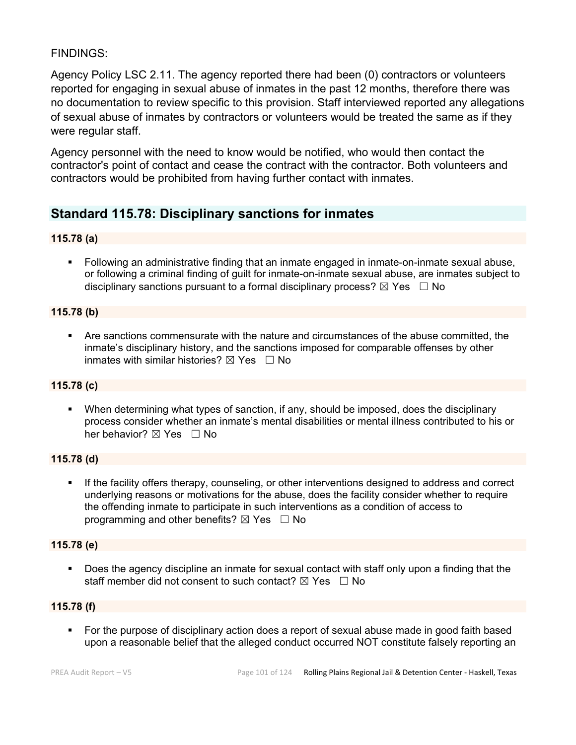FINDINGS:

Agency Policy LSC 2.11. The agency reported there had been (0) contractors or volunteers reported for engaging in sexual abuse of inmates in the past 12 months, therefore there was no documentation to review specific to this provision. Staff interviewed reported any allegations of sexual abuse of inmates by contractors or volunteers would be treated the same as if they were regular staff.

Agency personnel with the need to know would be notified, who would then contact the contractor's point of contact and cease the contract with the contractor. Both volunteers and contractors would be prohibited from having further contact with inmates.

## Standard 115.78: Disciplinary sanctions for inmates

**115.78 (a)**

- Following an administrative finding that an inmate engaged in inmate-on-inmate sexual abuse, or following a criminal finding of guilt for inmate-on-inmate sexual abuse, are inmates subject to disciplinary sanctions pursuant to a formal disciplinary process? ☒ Yes ☐ No

**115.78 (b)**

- Are sanctions commensurate with the nature and circumstances of the abuse committed, the inmate's disciplinary history, and the sanctions imposed for comparable offenses by other inmates with similar histories? ☒ Yes ☐ No

**115.78 (c)**

- When determining what types of sanction, if any, should be imposed, does the disciplinary process consider whether an inmate's mental disabilities or mental illness contributed to his or her behavior? ☒ Yes ☐ No

**115.78 (d)**

- If the facility offers therapy, counseling, or other interventions designed to address and correct underlying reasons or motivations for the abuse, does the facility consider whether to require the offending inmate to participate in such interventions as a condition of access to programming and other benefits? ☒ Yes ☐ No

**115.78 (e)**

- Does the agency discipline an inmate for sexual contact with staff only upon a finding that the staff member did not consent to such contact? ☒ Yes ☐ No

**115.78 (f)**

- For the purpose of disciplinary action does a report of sexual abuse made in good faith based upon a reasonable belief that the alleged conduct occurred NOT constitute falsely reporting an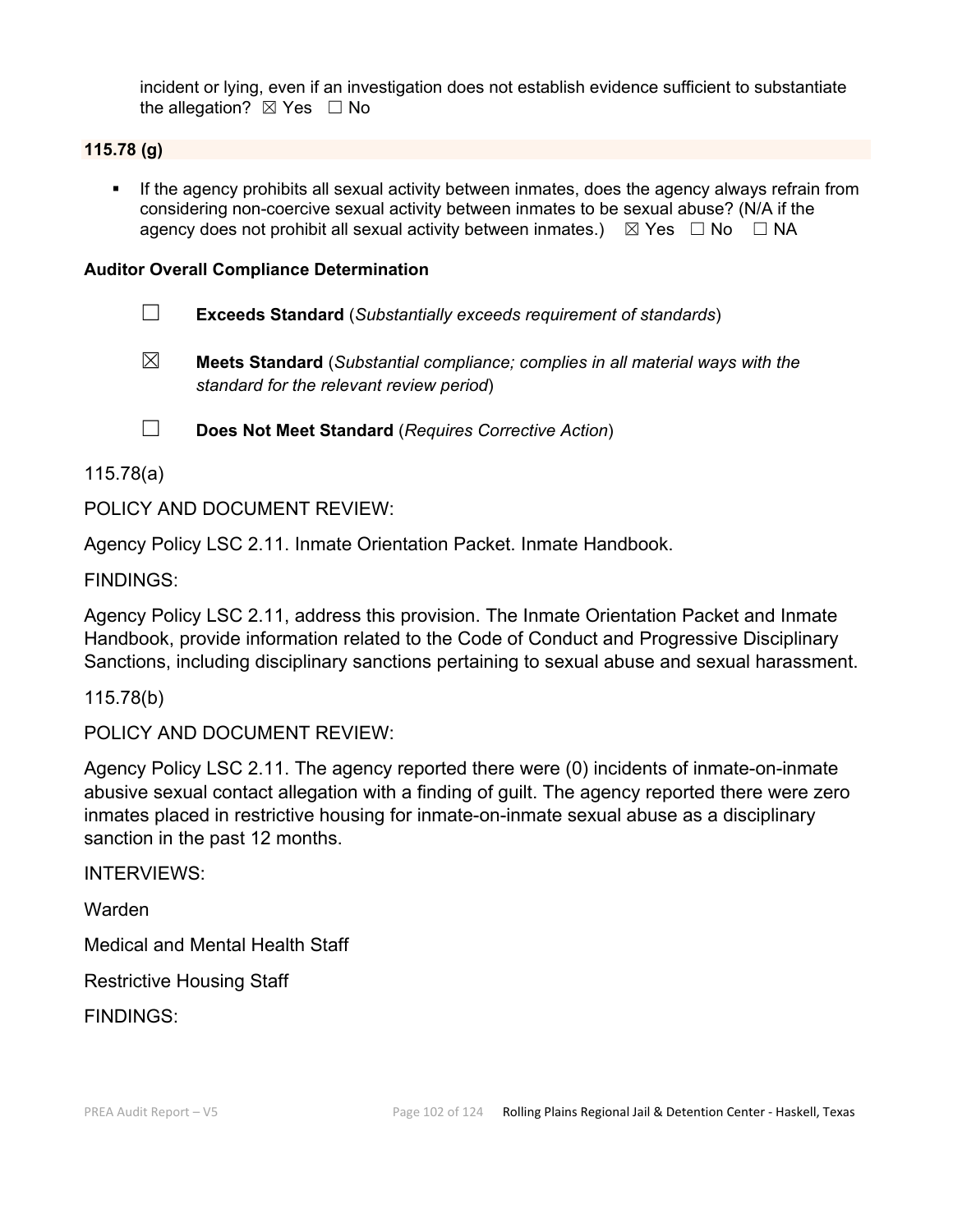incident or lying, even if an investigation does not establish evidence sufficient to substantiate the allegation? ☒ Yes ☐ No

**115.78 (g)**

- If the agency prohibits all sexual activity between inmates, does the agency always refrain from considering non-coercive sexual activity between inmates to be sexual abuse? (N/A if the agency does not prohibit all sexual activity between inmates.) ☒ Yes ☐ No ☐ NA

**Auditor Overall Compliance Determination**

☐ **Exceeds Standard** (*Substantially exceeds requirement of standards*)

☒ **Meets Standard** (*Substantial compliance; complies in all material ways with the standard for the relevant review period*)

☐ **Does Not Meet Standard** (*Requires Corrective Action*)

115.78(a)

POLICY AND DOCUMENT REVIEW:

Agency Policy LSC 2.11. Inmate Orientation Packet. Inmate Handbook.

FINDINGS:

Agency Policy LSC 2.11, address this provision. The Inmate Orientation Packet and Inmate Handbook, provide information related to the Code of Conduct and Progressive Disciplinary Sanctions, including disciplinary sanctions pertaining to sexual abuse and sexual harassment.

115.78(b)

POLICY AND DOCUMENT REVIEW:

Agency Policy LSC 2.11. The agency reported there were (0) incidents of inmate-on-inmate abusive sexual contact allegation with a finding of guilt. The agency reported there were zero inmates placed in restrictive housing for inmate-on-inmate sexual abuse as a disciplinary sanction in the past 12 months.

INTERVIEWS:

Warden

Medical and Mental Health Staff

Restrictive Housing Staff

FINDINGS: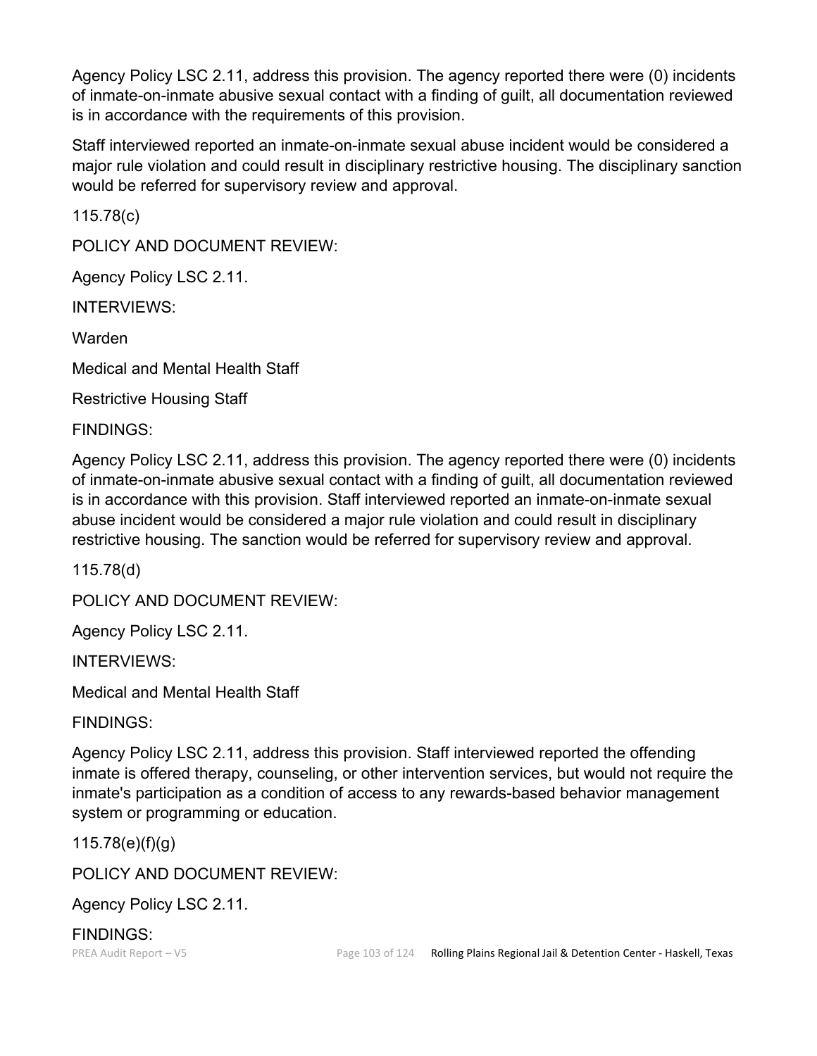Agency Policy LSC 2.11, address this provision. The agency reported there were (0) incidents of inmate-on-inmate abusive sexual contact with a finding of guilt, all documentation reviewed is in accordance with the requirements of this provision.

Staff interviewed reported an inmate-on-inmate sexual abuse incident would be considered a major rule violation and could result in disciplinary restrictive housing. The disciplinary sanction would be referred for supervisory review and approval.

115.78(c)

POLICY AND DOCUMENT REVIEW:

Agency Policy LSC 2.11.

INTERVIEWS:

Warden

Medical and Mental Health Staff

Restrictive Housing Staff

FINDINGS:

Agency Policy LSC 2.11, address this provision. The agency reported there were (0) incidents of inmate-on-inmate abusive sexual contact with a finding of guilt, all documentation reviewed is in accordance with this provision. Staff interviewed reported an inmate-on-inmate sexual abuse incident would be considered a major rule violation and could result in disciplinary restrictive housing. The sanction would be referred for supervisory review and approval.

115.78(d)

POLICY AND DOCUMENT REVIEW:

Agency Policy LSC 2.11.

INTERVIEWS:

Medical and Mental Health Staff

FINDINGS:

Agency Policy LSC 2.11, address this provision. Staff interviewed reported the offending inmate is offered therapy, counseling, or other intervention services, but would not require the inmate's participation as a condition of access to any rewards-based behavior management system or programming or education.

115.78(e)(f)(g)

POLICY AND DOCUMENT REVIEW:

Agency Policy LSC 2.11.

FINDINGS: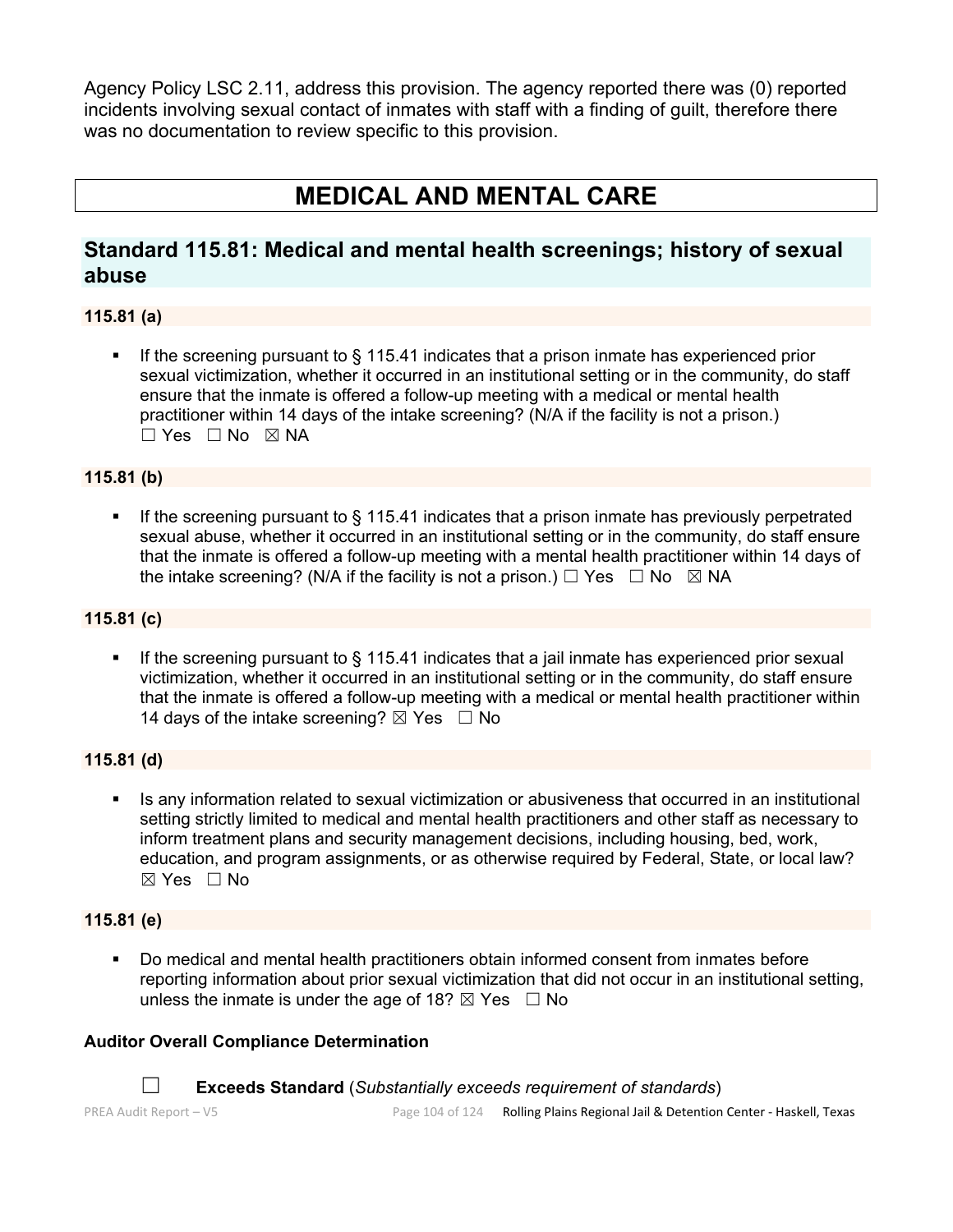Agency Policy LSC 2.11, address this provision. The agency reported there was (0) reported incidents involving sexual contact of inmates with staff with a finding of guilt, therefore there was no documentation to review specific to this provision.

# MEDICAL AND MENTAL CARE

## Standard 115.81: Medical and mental health screenings; history of sexual abuse

### 115.81 (a)

- If the screening pursuant to § 115.41 indicates that a prison inmate has experienced prior sexual victimization, whether it occurred in an institutional setting or in the community, do staff ensure that the inmate is offered a follow-up meeting with a medical or mental health practitioner within 14 days of the intake screening? (N/A if the facility is not a prison.) ☐ Yes ☐ No ☒ NA

### 115.81 (b)

- If the screening pursuant to § 115.41 indicates that a prison inmate has previously perpetrated sexual abuse, whether it occurred in an institutional setting or in the community, do staff ensure that the inmate is offered a follow-up meeting with a mental health practitioner within 14 days of the intake screening? (N/A if the facility is not a prison.) ☐ Yes ☐ No ☒ NA

### 115.81 (c)

- If the screening pursuant to § 115.41 indicates that a jail inmate has experienced prior sexual victimization, whether it occurred in an institutional setting or in the community, do staff ensure that the inmate is offered a follow-up meeting with a medical or mental health practitioner within 14 days of the intake screening? ☒ Yes ☐ No

### 115.81 (d)

- Is any information related to sexual victimization or abusiveness that occurred in an institutional setting strictly limited to medical and mental health practitioners and other staff as necessary to inform treatment plans and security management decisions, including housing, bed, work, education, and program assignments, or as otherwise required by Federal, State, or local law? ☒ Yes ☐ No

### 115.81 (e)

- Do medical and mental health practitioners obtain informed consent from inmates before reporting information about prior sexual victimization that did not occur in an institutional setting, unless the inmate is under the age of 18? ☒ Yes ☐ No

**Auditor Overall Compliance Determination**

☐ **Exceeds Standard** (*Substantially exceeds requirement of standards*)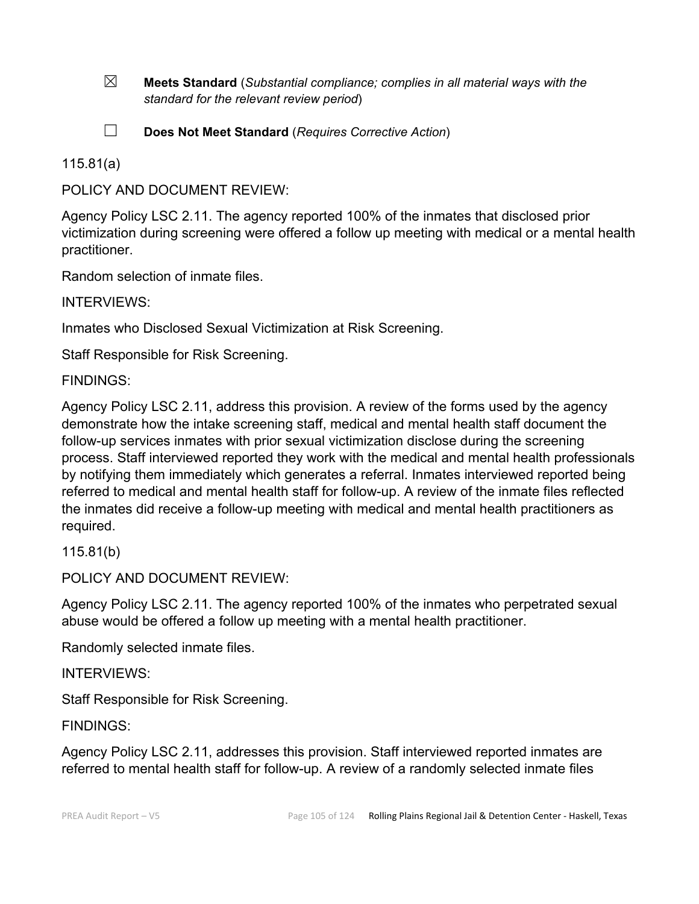☒ **Meets Standard** (*Substantial compliance; complies in all material ways with the standard for the relevant review period*)

☐ **Does Not Meet Standard** (*Requires Corrective Action*)

115.81(a)

POLICY AND DOCUMENT REVIEW:

Agency Policy LSC 2.11. The agency reported 100% of the inmates that disclosed prior victimization during screening were offered a follow up meeting with medical or a mental health practitioner.

Random selection of inmate files.

INTERVIEWS:

Inmates who Disclosed Sexual Victimization at Risk Screening.

Staff Responsible for Risk Screening.

FINDINGS:

Agency Policy LSC 2.11, address this provision. A review of the forms used by the agency demonstrate how the intake screening staff, medical and mental health staff document the follow-up services inmates with prior sexual victimization disclose during the screening process. Staff interviewed reported they work with the medical and mental health professionals by notifying them immediately which generates a referral. Inmates interviewed reported being referred to medical and mental health staff for follow-up. A review of the inmate files reflected the inmates did receive a follow-up meeting with medical and mental health practitioners as required.

115.81(b)

POLICY AND DOCUMENT REVIEW:

Agency Policy LSC 2.11. The agency reported 100% of the inmates who perpetrated sexual abuse would be offered a follow up meeting with a mental health practitioner.

Randomly selected inmate files.

INTERVIEWS:

Staff Responsible for Risk Screening.

FINDINGS:

Agency Policy LSC 2.11, addresses this provision. Staff interviewed reported inmates are referred to mental health staff for follow-up. A review of a randomly selected inmate files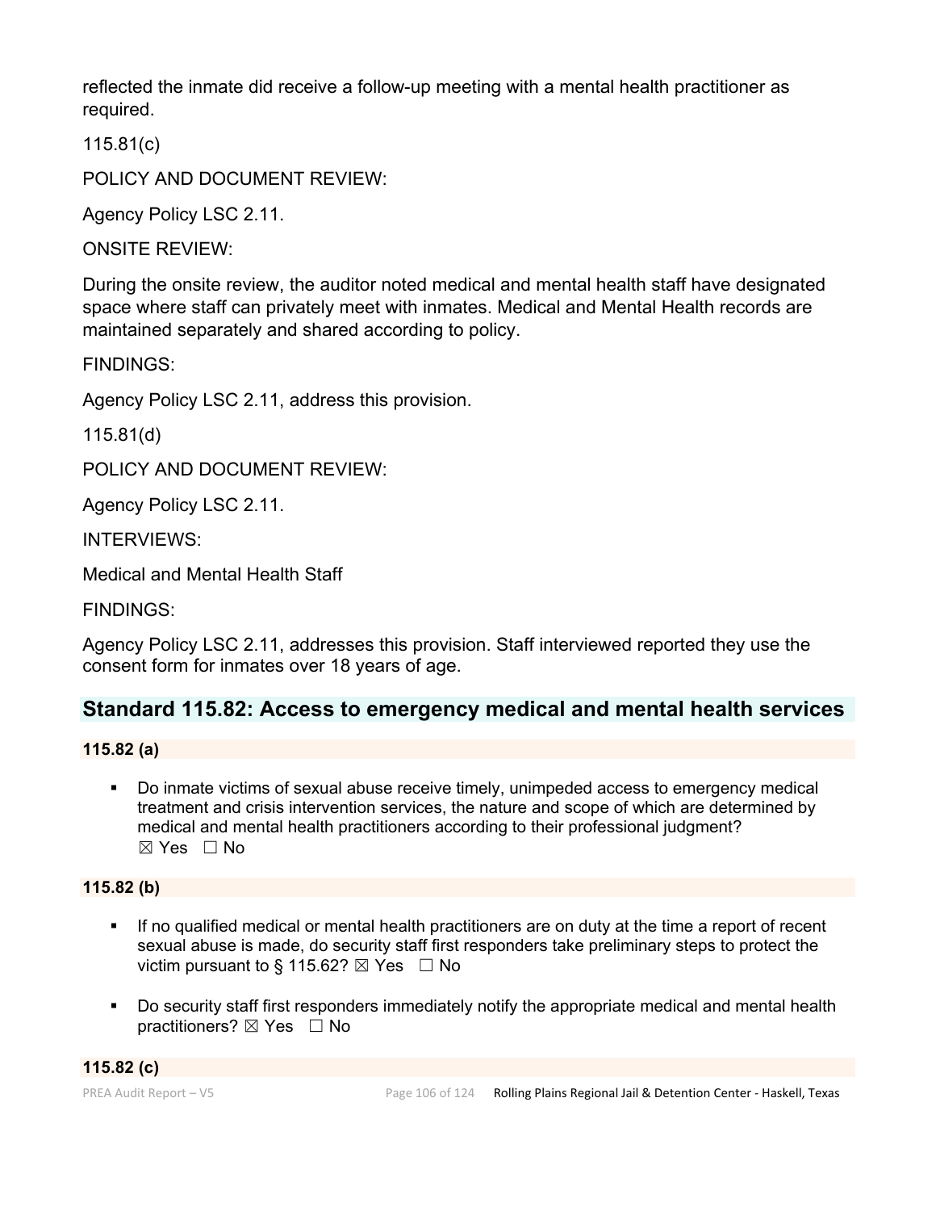reflected the inmate did receive a follow-up meeting with a mental health practitioner as required.

115.81(c)

POLICY AND DOCUMENT REVIEW:

Agency Policy LSC 2.11.

ONSITE REVIEW:

During the onsite review, the auditor noted medical and mental health staff have designated space where staff can privately meet with inmates. Medical and Mental Health records are maintained separately and shared according to policy.

FINDINGS:

Agency Policy LSC 2.11, address this provision.

115.81(d)

POLICY AND DOCUMENT REVIEW:

Agency Policy LSC 2.11.

INTERVIEWS:

Medical and Mental Health Staff

FINDINGS:

Agency Policy LSC 2.11, addresses this provision. Staff interviewed reported they use the consent form for inmates over 18 years of age.

## Standard 115.82: Access to emergency medical and mental health services

**115.82 (a)**

- Do inmate victims of sexual abuse receive timely, unimpeded access to emergency medical treatment and crisis intervention services, the nature and scope of which are determined by medical and mental health practitioners according to their professional judgment? ☒ Yes ☐ No

**115.82 (b)**

- If no qualified medical or mental health practitioners are on duty at the time a report of recent sexual abuse is made, do security staff first responders take preliminary steps to protect the victim pursuant to § 115.62? ☒ Yes ☐ No
- Do security staff first responders immediately notify the appropriate medical and mental health practitioners? ☒ Yes ☐ No

**115.82 (c)**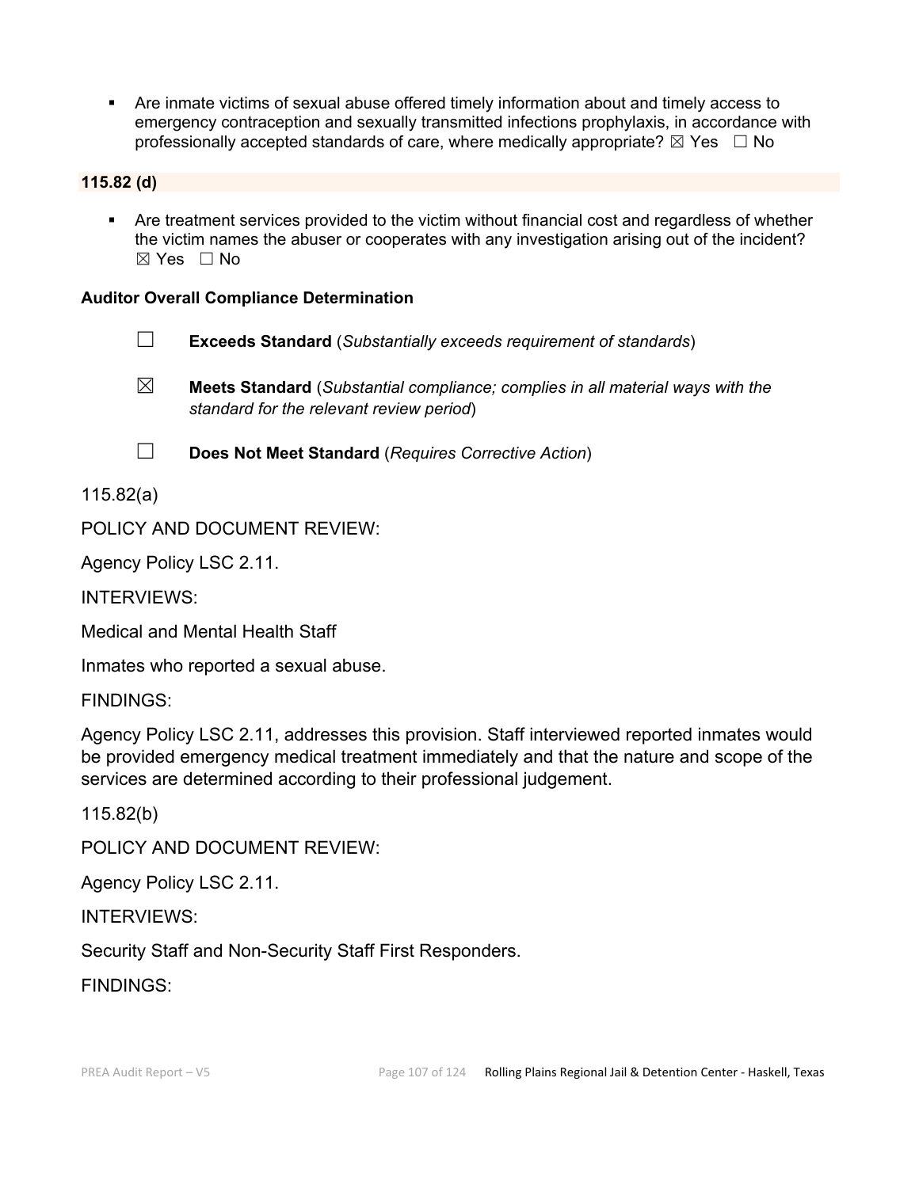- Are inmate victims of sexual abuse offered timely information about and timely access to emergency contraception and sexually transmitted infections prophylaxis, in accordance with professionally accepted standards of care, where medically appropriate? ☒ Yes ☐ No

**115.82 (d)**

- Are treatment services provided to the victim without financial cost and regardless of whether the victim names the abuser or cooperates with any investigation arising out of the incident? ☒ Yes ☐ No

**Auditor Overall Compliance Determination**

☐ **Exceeds Standard** (*Substantially exceeds requirement of standards*)

☒ **Meets Standard** (*Substantial compliance; complies in all material ways with the standard for the relevant review period*)

☐ **Does Not Meet Standard** (*Requires Corrective Action*)

115.82(a)

POLICY AND DOCUMENT REVIEW:

Agency Policy LSC 2.11.

INTERVIEWS:

Medical and Mental Health Staff

Inmates who reported a sexual abuse.

FINDINGS:

Agency Policy LSC 2.11, addresses this provision. Staff interviewed reported inmates would be provided emergency medical treatment immediately and that the nature and scope of the services are determined according to their professional judgement.

115.82(b)

POLICY AND DOCUMENT REVIEW:

Agency Policy LSC 2.11.

INTERVIEWS:

Security Staff and Non-Security Staff First Responders.

FINDINGS: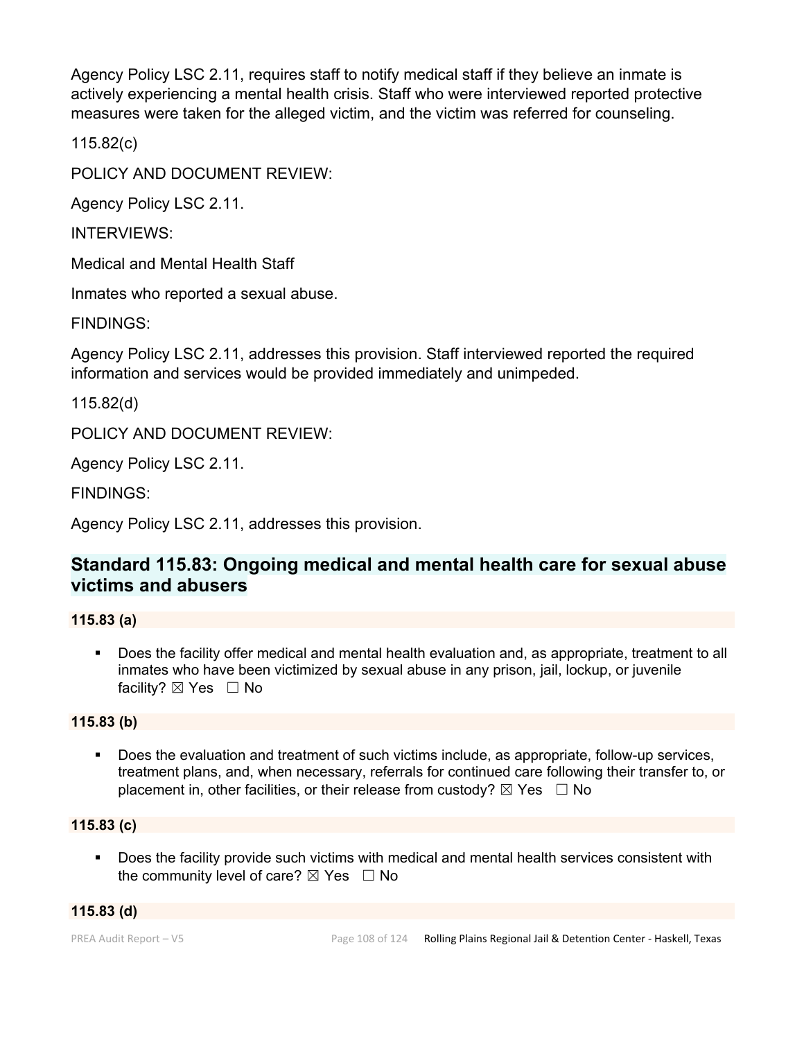Agency Policy LSC 2.11, requires staff to notify medical staff if they believe an inmate is actively experiencing a mental health crisis. Staff who were interviewed reported protective measures were taken for the alleged victim, and the victim was referred for counseling.

115.82(c)

POLICY AND DOCUMENT REVIEW:

Agency Policy LSC 2.11.

INTERVIEWS:

Medical and Mental Health Staff

Inmates who reported a sexual abuse.

FINDINGS:

Agency Policy LSC 2.11, addresses this provision. Staff interviewed reported the required information and services would be provided immediately and unimpeded.

115.82(d)

POLICY AND DOCUMENT REVIEW:

Agency Policy LSC 2.11.

FINDINGS:

Agency Policy LSC 2.11, addresses this provision.

## Standard 115.83: Ongoing medical and mental health care for sexual abuse victims and abusers

**115.83 (a)**

- Does the facility offer medical and mental health evaluation and, as appropriate, treatment to all inmates who have been victimized by sexual abuse in any prison, jail, lockup, or juvenile facility? ☒ Yes ☐ No

**115.83 (b)**

- Does the evaluation and treatment of such victims include, as appropriate, follow-up services, treatment plans, and, when necessary, referrals for continued care following their transfer to, or placement in, other facilities, or their release from custody? ☒ Yes ☐ No

**115.83 (c)**

- Does the facility provide such victims with medical and mental health services consistent with the community level of care? ☒ Yes ☐ No

**115.83 (d)**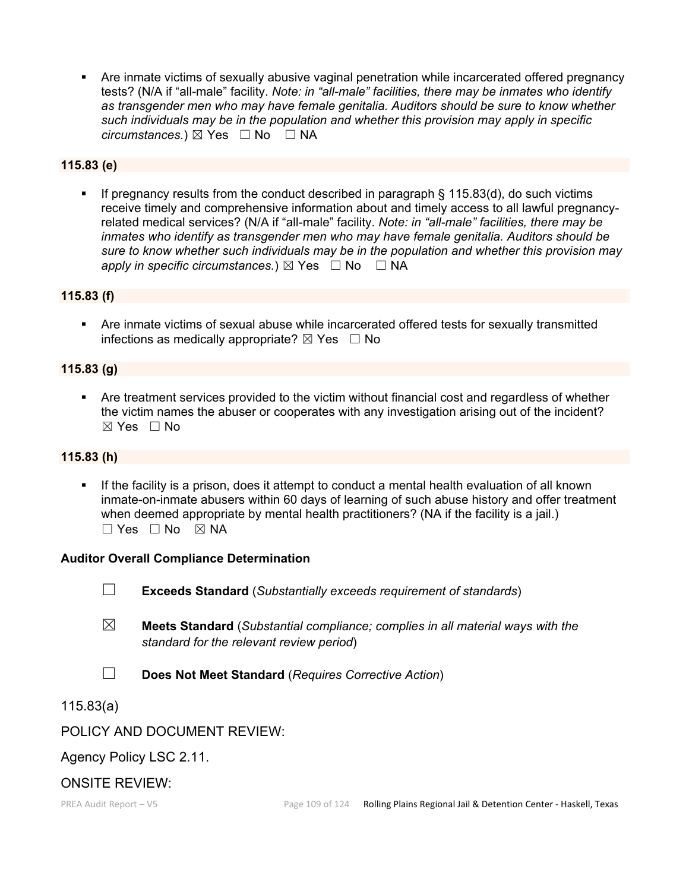- Are inmate victims of sexually abusive vaginal penetration while incarcerated offered pregnancy tests? (N/A if “all-male” facility. *Note: in “all-male” facilities, there may be inmates who identify as transgender men who may have female genitalia. Auditors should be sure to know whether such individuals may be in the population and whether this provision may apply in specific circumstances.*) ☒ Yes ☐ No ☐ NA

**115.83 (e)**

- If pregnancy results from the conduct described in paragraph § 115.83(d), do such victims receive timely and comprehensive information about and timely access to all lawful pregnancy-related medical services? (N/A if “all-male” facility. *Note: in “all-male” facilities, there may be inmates who identify as transgender men who may have female genitalia. Auditors should be sure to know whether such individuals may be in the population and whether this provision may apply in specific circumstances.*) ☒ Yes ☐ No ☐ NA

**115.83 (f)**

- Are inmate victims of sexual abuse while incarcerated offered tests for sexually transmitted infections as medically appropriate? ☒ Yes ☐ No

**115.83 (g)**

- Are treatment services provided to the victim without financial cost and regardless of whether the victim names the abuser or cooperates with any investigation arising out of the incident? ☒ Yes ☐ No

**115.83 (h)**

- If the facility is a prison, does it attempt to conduct a mental health evaluation of all known inmate-on-inmate abusers within 60 days of learning of such abuse history and offer treatment when deemed appropriate by mental health practitioners? (NA if the facility is a jail.) ☐ Yes ☐ No ☒ NA

**Auditor Overall Compliance Determination**

☐ **Exceeds Standard** (*Substantially exceeds requirement of standards*)

☒ **Meets Standard** (*Substantial compliance; complies in all material ways with the standard for the relevant review period*)

☐ **Does Not Meet Standard** (*Requires Corrective Action*)

115.83(a)

POLICY AND DOCUMENT REVIEW:

Agency Policy LSC 2.11.

ONSITE REVIEW: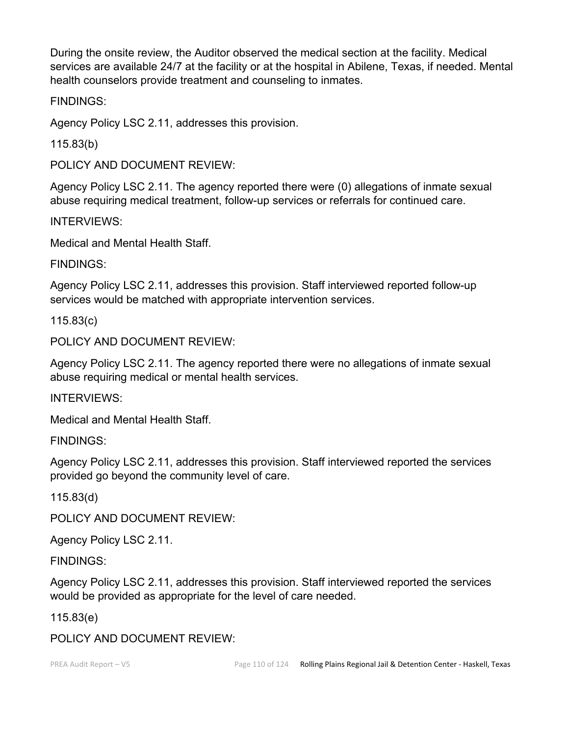During the onsite review, the Auditor observed the medical section at the facility. Medical services are available 24/7 at the facility or at the hospital in Abilene, Texas, if needed. Mental health counselors provide treatment and counseling to inmates.

FINDINGS:

Agency Policy LSC 2.11, addresses this provision.

115.83(b)

POLICY AND DOCUMENT REVIEW:

Agency Policy LSC 2.11. The agency reported there were (0) allegations of inmate sexual abuse requiring medical treatment, follow-up services or referrals for continued care.

INTERVIEWS:

Medical and Mental Health Staff.

FINDINGS:

Agency Policy LSC 2.11, addresses this provision. Staff interviewed reported follow-up services would be matched with appropriate intervention services.

115.83(c)

POLICY AND DOCUMENT REVIEW:

Agency Policy LSC 2.11. The agency reported there were no allegations of inmate sexual abuse requiring medical or mental health services.

INTERVIEWS:

Medical and Mental Health Staff.

FINDINGS:

Agency Policy LSC 2.11, addresses this provision. Staff interviewed reported the services provided go beyond the community level of care.

115.83(d)

POLICY AND DOCUMENT REVIEW:

Agency Policy LSC 2.11.

FINDINGS:

Agency Policy LSC 2.11, addresses this provision. Staff interviewed reported the services would be provided as appropriate for the level of care needed.

115.83(e)

POLICY AND DOCUMENT REVIEW: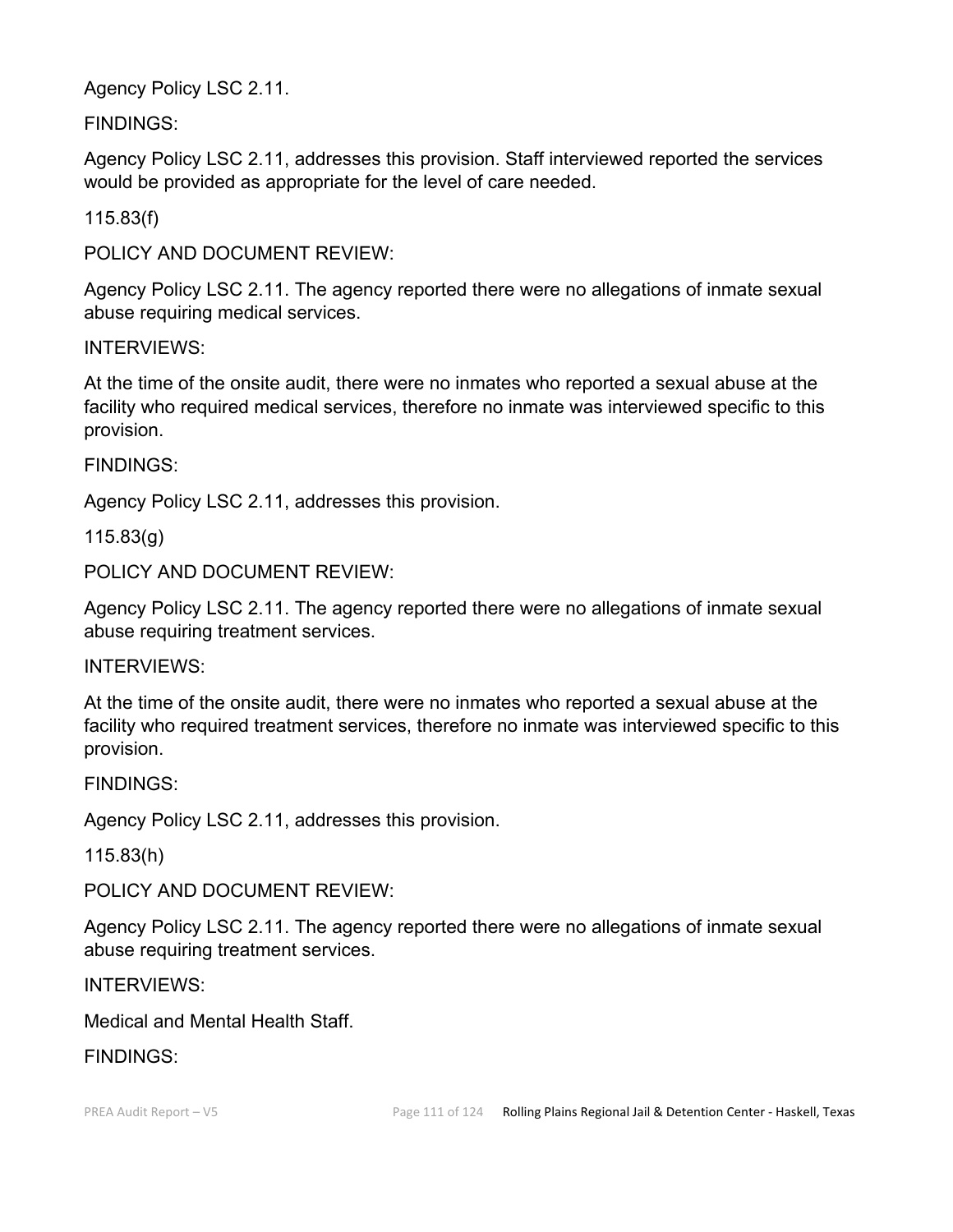Agency Policy LSC 2.11.

FINDINGS:

Agency Policy LSC 2.11, addresses this provision. Staff interviewed reported the services would be provided as appropriate for the level of care needed.

115.83(f)

POLICY AND DOCUMENT REVIEW:

Agency Policy LSC 2.11. The agency reported there were no allegations of inmate sexual abuse requiring medical services.

INTERVIEWS:

At the time of the onsite audit, there were no inmates who reported a sexual abuse at the facility who required medical services, therefore no inmate was interviewed specific to this provision.

FINDINGS:

Agency Policy LSC 2.11, addresses this provision.

115.83(g)

POLICY AND DOCUMENT REVIEW:

Agency Policy LSC 2.11. The agency reported there were no allegations of inmate sexual abuse requiring treatment services.

INTERVIEWS:

At the time of the onsite audit, there were no inmates who reported a sexual abuse at the facility who required treatment services, therefore no inmate was interviewed specific to this provision.

FINDINGS:

Agency Policy LSC 2.11, addresses this provision.

115.83(h)

POLICY AND DOCUMENT REVIEW:

Agency Policy LSC 2.11. The agency reported there were no allegations of inmate sexual abuse requiring treatment services.

INTERVIEWS:

Medical and Mental Health Staff.

FINDINGS: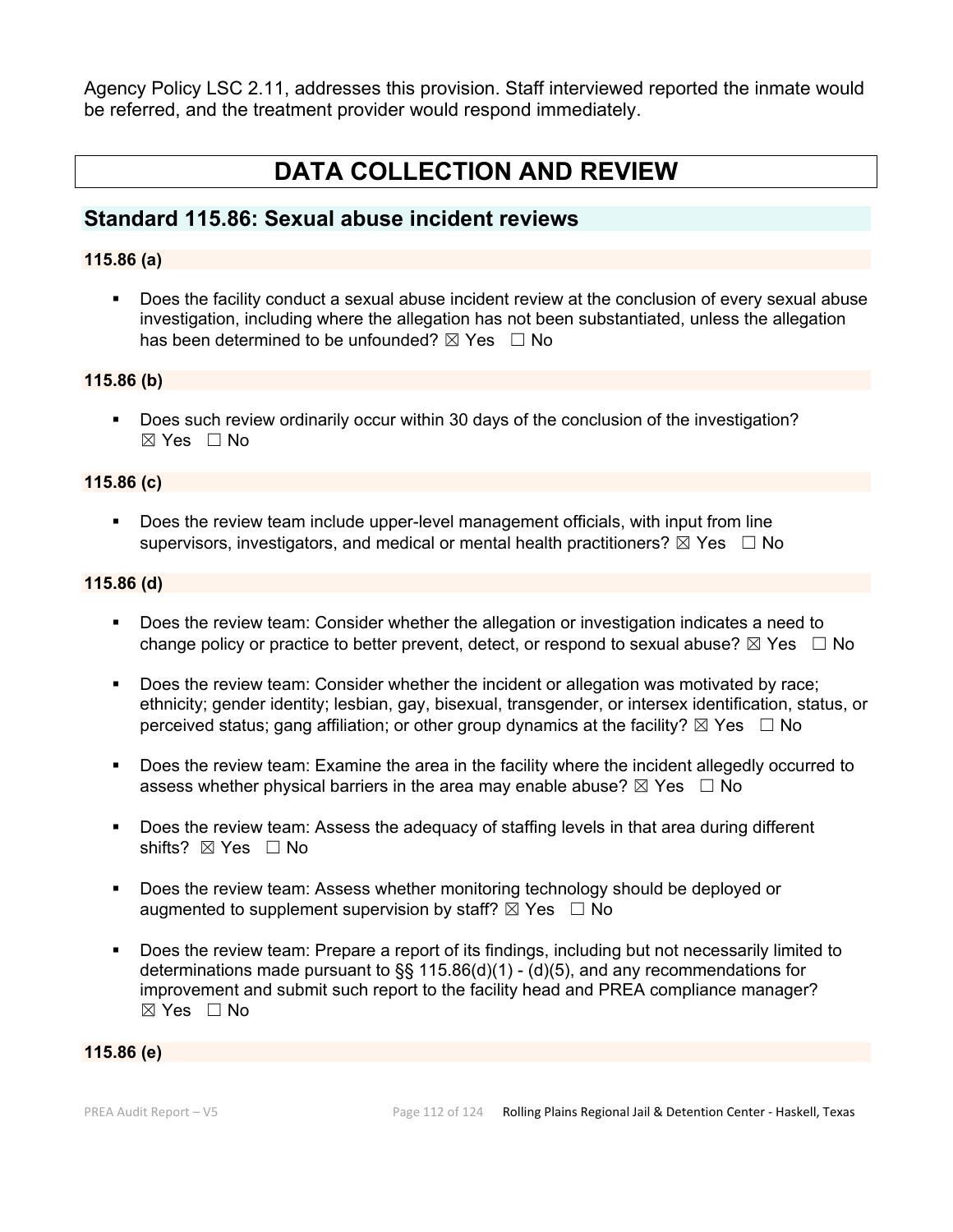Agency Policy LSC 2.11, addresses this provision. Staff interviewed reported the inmate would be referred, and the treatment provider would respond immediately.

# DATA COLLECTION AND REVIEW

## Standard 115.86: Sexual abuse incident reviews

### 115.86 (a)

- Does the facility conduct a sexual abuse incident review at the conclusion of every sexual abuse investigation, including where the allegation has not been substantiated, unless the allegation has been determined to be unfounded? ☒ Yes ☐ No

### 115.86 (b)

- Does such review ordinarily occur within 30 days of the conclusion of the investigation? ☒ Yes ☐ No

### 115.86 (c)

- Does the review team include upper-level management officials, with input from line supervisors, investigators, and medical or mental health practitioners? ☒ Yes ☐ No

### 115.86 (d)

- Does the review team: Consider whether the allegation or investigation indicates a need to change policy or practice to better prevent, detect, or respond to sexual abuse? ☒ Yes ☐ No
- Does the review team: Consider whether the incident or allegation was motivated by race; ethnicity; gender identity; lesbian, gay, bisexual, transgender, or intersex identification, status, or perceived status; gang affiliation; or other group dynamics at the facility? ☒ Yes ☐ No
- Does the review team: Examine the area in the facility where the incident allegedly occurred to assess whether physical barriers in the area may enable abuse? ☒ Yes ☐ No
- Does the review team: Assess the adequacy of staffing levels in that area during different shifts? ☒ Yes ☐ No
- Does the review team: Assess whether monitoring technology should be deployed or augmented to supplement supervision by staff? ☒ Yes ☐ No
- Does the review team: Prepare a report of its findings, including but not necessarily limited to determinations made pursuant to §§ 115.86(d)(1) - (d)(5), and any recommendations for improvement and submit such report to the facility head and PREA compliance manager? ☒ Yes ☐ No

### 115.86 (e)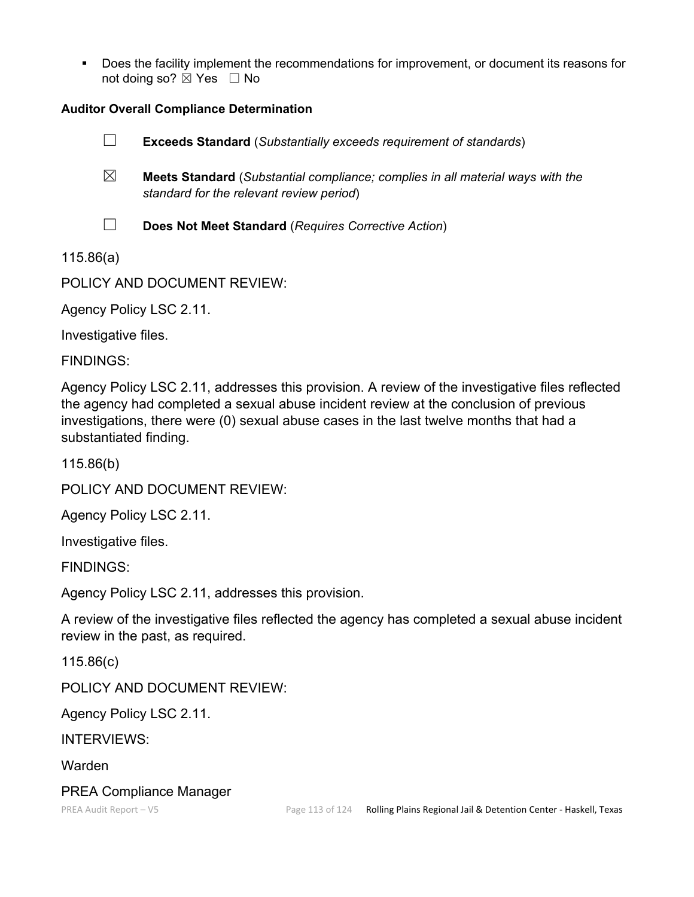- Does the facility implement the recommendations for improvement, or document its reasons for not doing so? ☒ Yes ☐ No

**Auditor Overall Compliance Determination**

☐ **Exceeds Standard** (*Substantially exceeds requirement of standards*)

☒ **Meets Standard** (*Substantial compliance; complies in all material ways with the standard for the relevant review period*)

☐ **Does Not Meet Standard** (*Requires Corrective Action*)

115.86(a)

POLICY AND DOCUMENT REVIEW:

Agency Policy LSC 2.11.

Investigative files.

FINDINGS:

Agency Policy LSC 2.11, addresses this provision. A review of the investigative files reflected the agency had completed a sexual abuse incident review at the conclusion of previous investigations, there were (0) sexual abuse cases in the last twelve months that had a substantiated finding.

115.86(b)

POLICY AND DOCUMENT REVIEW:

Agency Policy LSC 2.11.

Investigative files.

FINDINGS:

Agency Policy LSC 2.11, addresses this provision.

A review of the investigative files reflected the agency has completed a sexual abuse incident review in the past, as required.

115.86(c)

POLICY AND DOCUMENT REVIEW:

Agency Policy LSC 2.11.

INTERVIEWS:

Warden

PREA Compliance Manager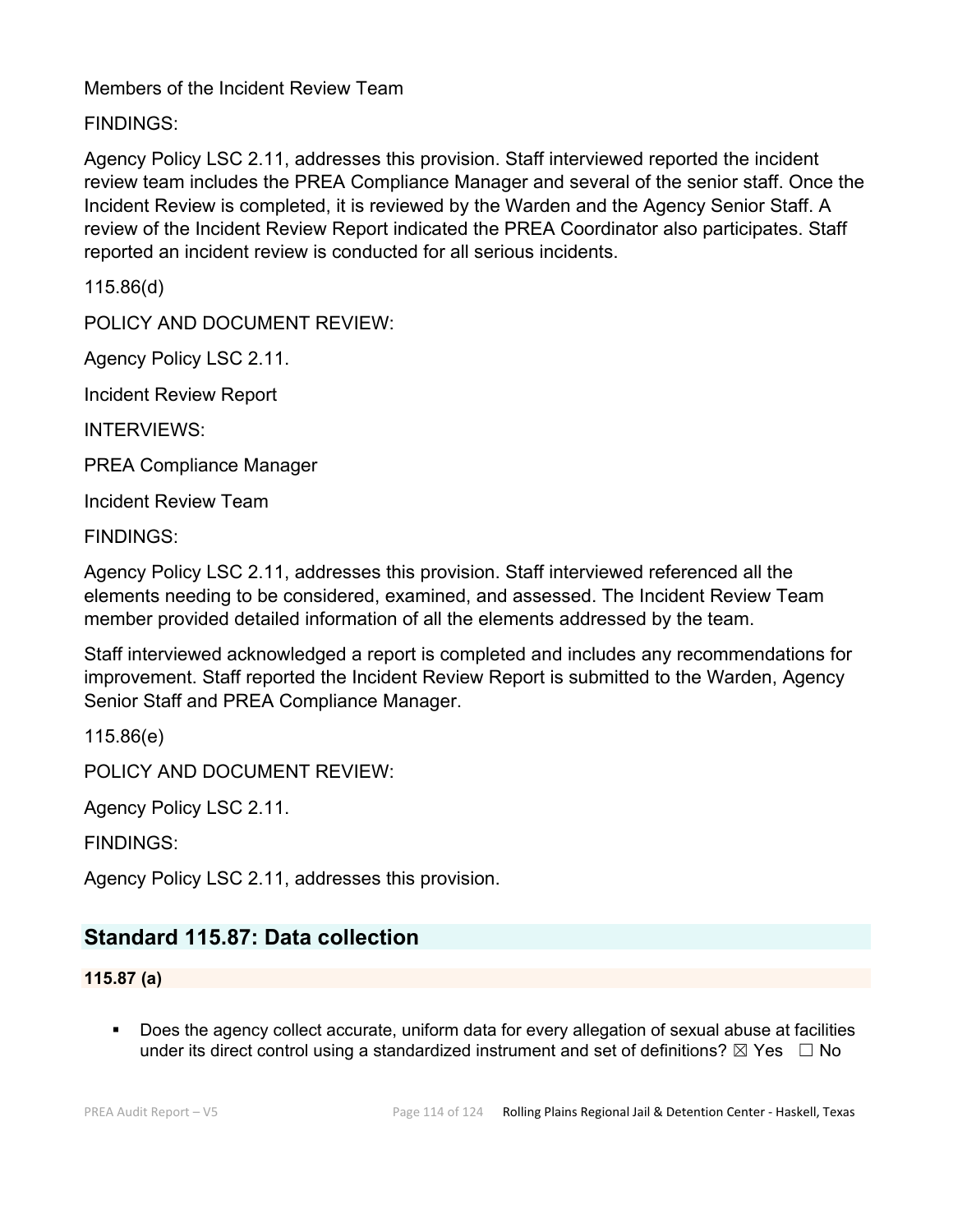Members of the Incident Review Team

FINDINGS:

Agency Policy LSC 2.11, addresses this provision. Staff interviewed reported the incident review team includes the PREA Compliance Manager and several of the senior staff. Once the Incident Review is completed, it is reviewed by the Warden and the Agency Senior Staff. A review of the Incident Review Report indicated the PREA Coordinator also participates. Staff reported an incident review is conducted for all serious incidents.

115.86(d)

POLICY AND DOCUMENT REVIEW:

Agency Policy LSC 2.11.

Incident Review Report

INTERVIEWS:

PREA Compliance Manager

Incident Review Team

FINDINGS:

Agency Policy LSC 2.11, addresses this provision. Staff interviewed referenced all the elements needing to be considered, examined, and assessed. The Incident Review Team member provided detailed information of all the elements addressed by the team.

Staff interviewed acknowledged a report is completed and includes any recommendations for improvement. Staff reported the Incident Review Report is submitted to the Warden, Agency Senior Staff and PREA Compliance Manager.

115.86(e)

POLICY AND DOCUMENT REVIEW:

Agency Policy LSC 2.11.

FINDINGS:

Agency Policy LSC 2.11, addresses this provision.

## Standard 115.87: Data collection

**115.87 (a)**

- Does the agency collect accurate, uniform data for every allegation of sexual abuse at facilities under its direct control using a standardized instrument and set of definitions? ☒ Yes ☐ No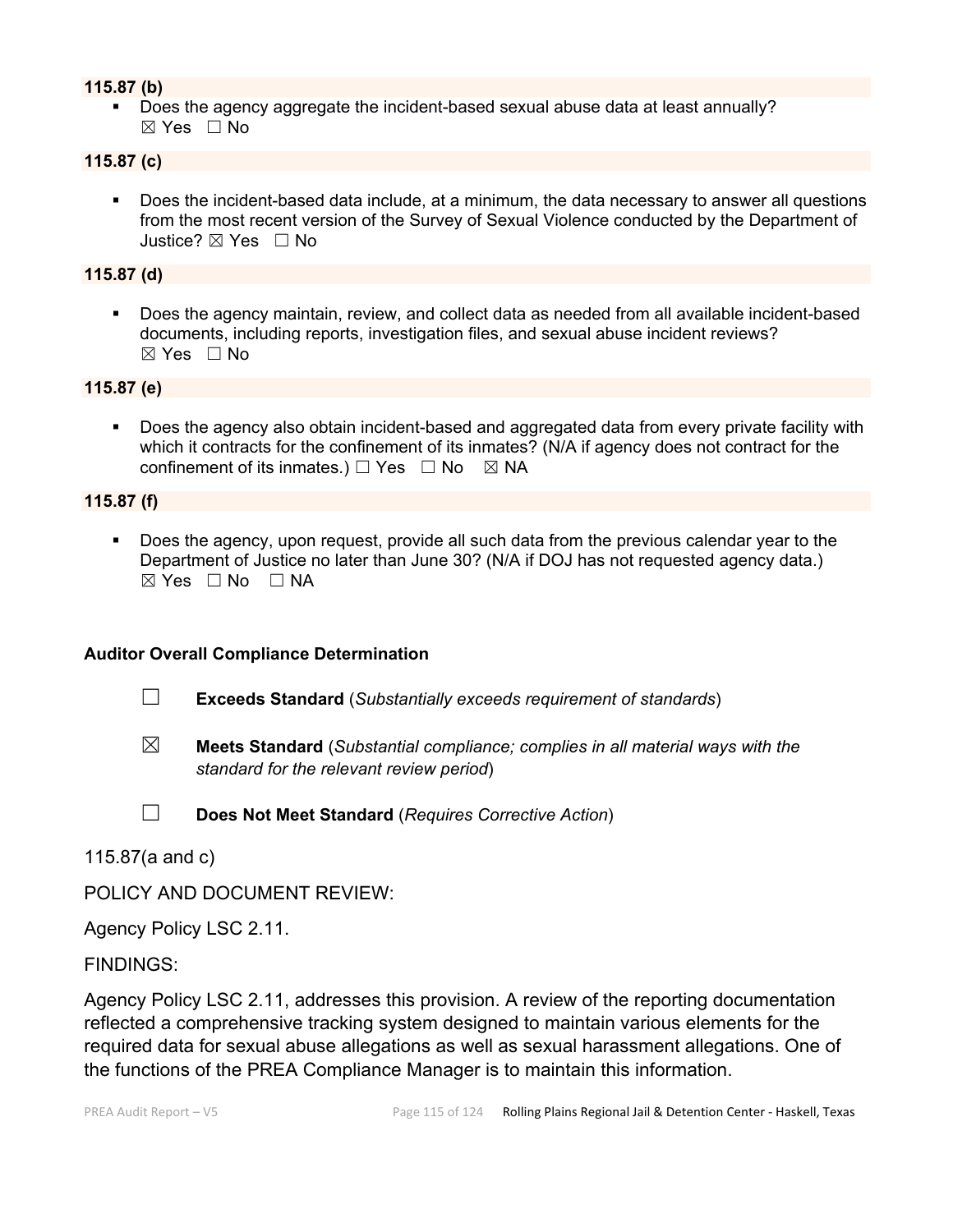**115.87 (b)**

- Does the agency aggregate the incident-based sexual abuse data at least annually?
  ☒ Yes ☐ No

**115.87 (c)**

- Does the incident-based data include, at a minimum, the data necessary to answer all questions from the most recent version of the Survey of Sexual Violence conducted by the Department of Justice? ☒ Yes ☐ No

**115.87 (d)**

- Does the agency maintain, review, and collect data as needed from all available incident-based documents, including reports, investigation files, and sexual abuse incident reviews?
  ☒ Yes ☐ No

**115.87 (e)**

- Does the agency also obtain incident-based and aggregated data from every private facility with which it contracts for the confinement of its inmates? (N/A if agency does not contract for the confinement of its inmates.) ☐ Yes ☐ No ☒ NA

**115.87 (f)**

- Does the agency, upon request, provide all such data from the previous calendar year to the Department of Justice no later than June 30? (N/A if DOJ has not requested agency data.)
  ☒ Yes ☐ No ☐ NA

**Auditor Overall Compliance Determination**

☐ **Exceeds Standard** (*Substantially exceeds requirement of standards*)

☒ **Meets Standard** (*Substantial compliance; complies in all material ways with the standard for the relevant review period*)

☐ **Does Not Meet Standard** (*Requires Corrective Action*)

115.87(a and c)

POLICY AND DOCUMENT REVIEW:

Agency Policy LSC 2.11.

FINDINGS:

Agency Policy LSC 2.11, addresses this provision. A review of the reporting documentation reflected a comprehensive tracking system designed to maintain various elements for the required data for sexual abuse allegations as well as sexual harassment allegations. One of the functions of the PREA Compliance Manager is to maintain this information.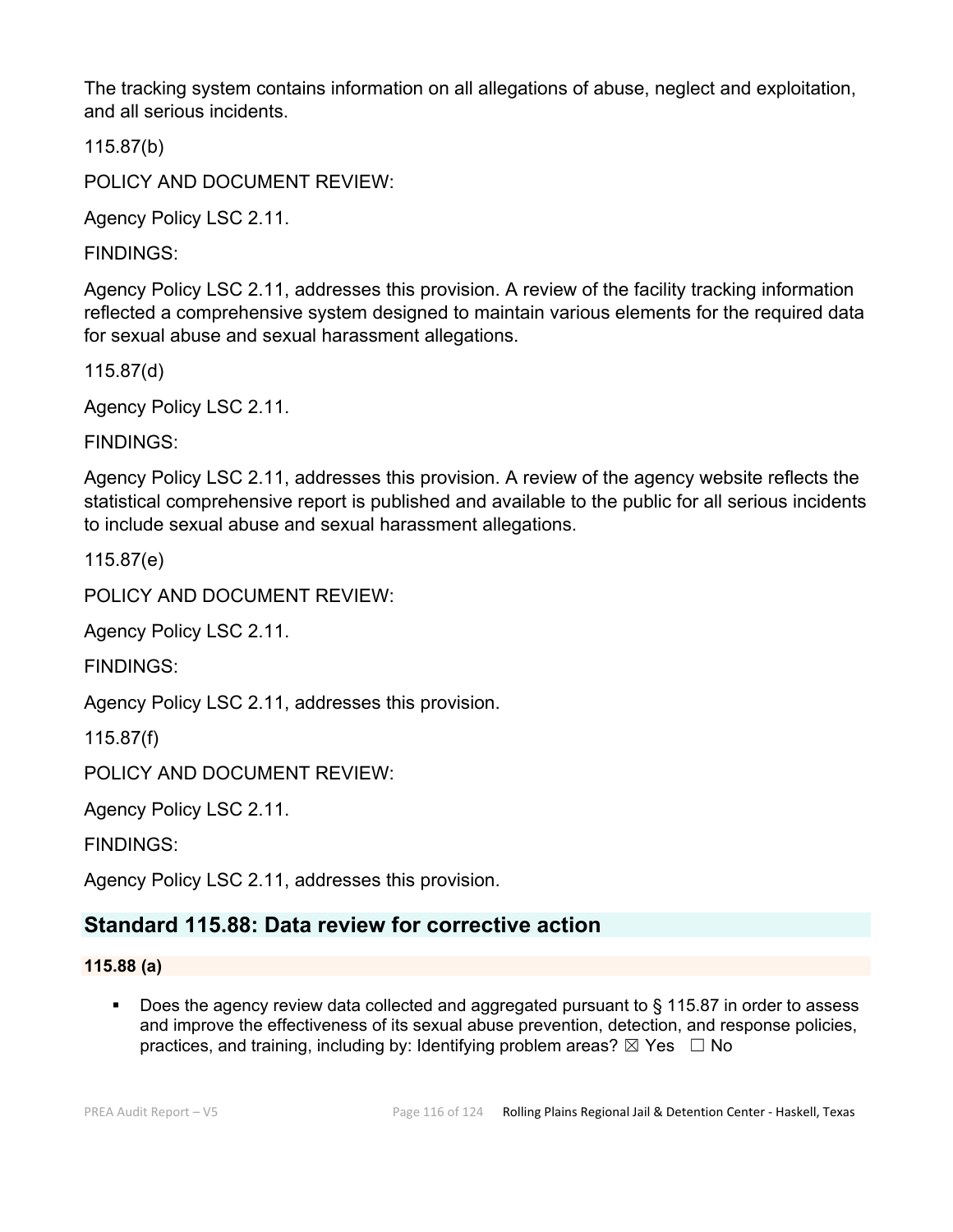The tracking system contains information on all allegations of abuse, neglect and exploitation, and all serious incidents.

115.87(b)

POLICY AND DOCUMENT REVIEW:

Agency Policy LSC 2.11.

FINDINGS:

Agency Policy LSC 2.11, addresses this provision. A review of the facility tracking information reflected a comprehensive system designed to maintain various elements for the required data for sexual abuse and sexual harassment allegations.

115.87(d)

Agency Policy LSC 2.11.

FINDINGS:

Agency Policy LSC 2.11, addresses this provision. A review of the agency website reflects the statistical comprehensive report is published and available to the public for all serious incidents to include sexual abuse and sexual harassment allegations.

115.87(e)

POLICY AND DOCUMENT REVIEW:

Agency Policy LSC 2.11.

FINDINGS:

Agency Policy LSC 2.11, addresses this provision.

115.87(f)

POLICY AND DOCUMENT REVIEW:

Agency Policy LSC 2.11.

FINDINGS:

Agency Policy LSC 2.11, addresses this provision.

## Standard 115.88: Data review for corrective action

**115.88 (a)**

- Does the agency review data collected and aggregated pursuant to § 115.87 in order to assess and improve the effectiveness of its sexual abuse prevention, detection, and response policies, practices, and training, including by: Identifying problem areas? ☒ Yes ☐ No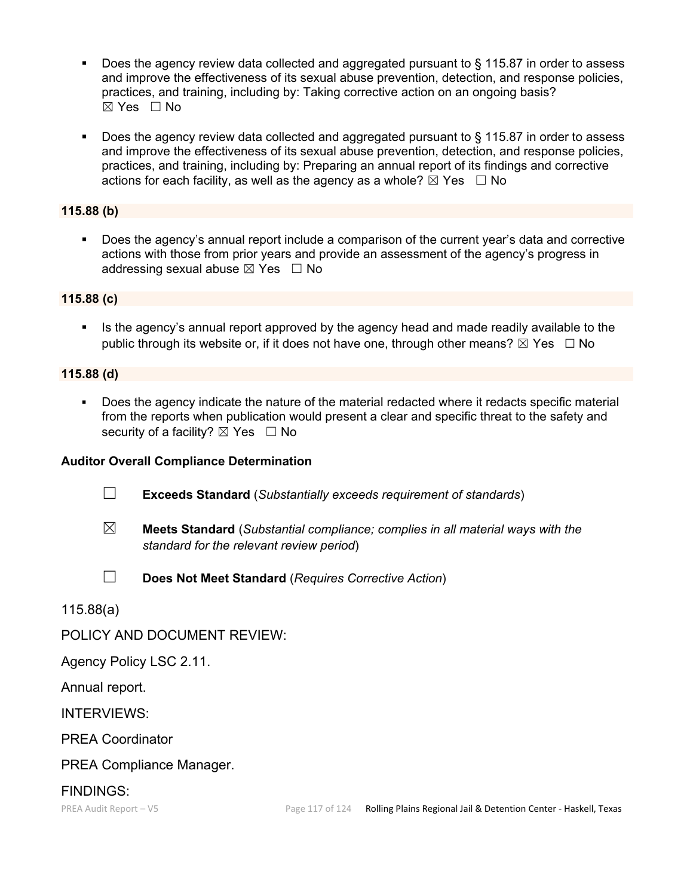- Does the agency review data collected and aggregated pursuant to § 115.87 in order to assess and improve the effectiveness of its sexual abuse prevention, detection, and response policies, practices, and training, including by: Taking corrective action on an ongoing basis? ☒ Yes ☐ No

- Does the agency review data collected and aggregated pursuant to § 115.87 in order to assess and improve the effectiveness of its sexual abuse prevention, detection, and response policies, practices, and training, including by: Preparing an annual report of its findings and corrective actions for each facility, as well as the agency as a whole? ☒ Yes ☐ No

**115.88 (b)**

- Does the agency's annual report include a comparison of the current year's data and corrective actions with those from prior years and provide an assessment of the agency's progress in addressing sexual abuse ☒ Yes ☐ No

**115.88 (c)**

- Is the agency's annual report approved by the agency head and made readily available to the public through its website or, if it does not have one, through other means? ☒ Yes ☐ No

**115.88 (d)**

- Does the agency indicate the nature of the material redacted where it redacts specific material from the reports when publication would present a clear and specific threat to the safety and security of a facility? ☒ Yes ☐ No

**Auditor Overall Compliance Determination**

☐ **Exceeds Standard** (*Substantially exceeds requirement of standards*)

☒ **Meets Standard** (*Substantial compliance; complies in all material ways with the standard for the relevant review period*)

☐ **Does Not Meet Standard** (*Requires Corrective Action*)

115.88(a)

POLICY AND DOCUMENT REVIEW:

Agency Policy LSC 2.11.

Annual report.

INTERVIEWS:

PREA Coordinator

PREA Compliance Manager.

FINDINGS: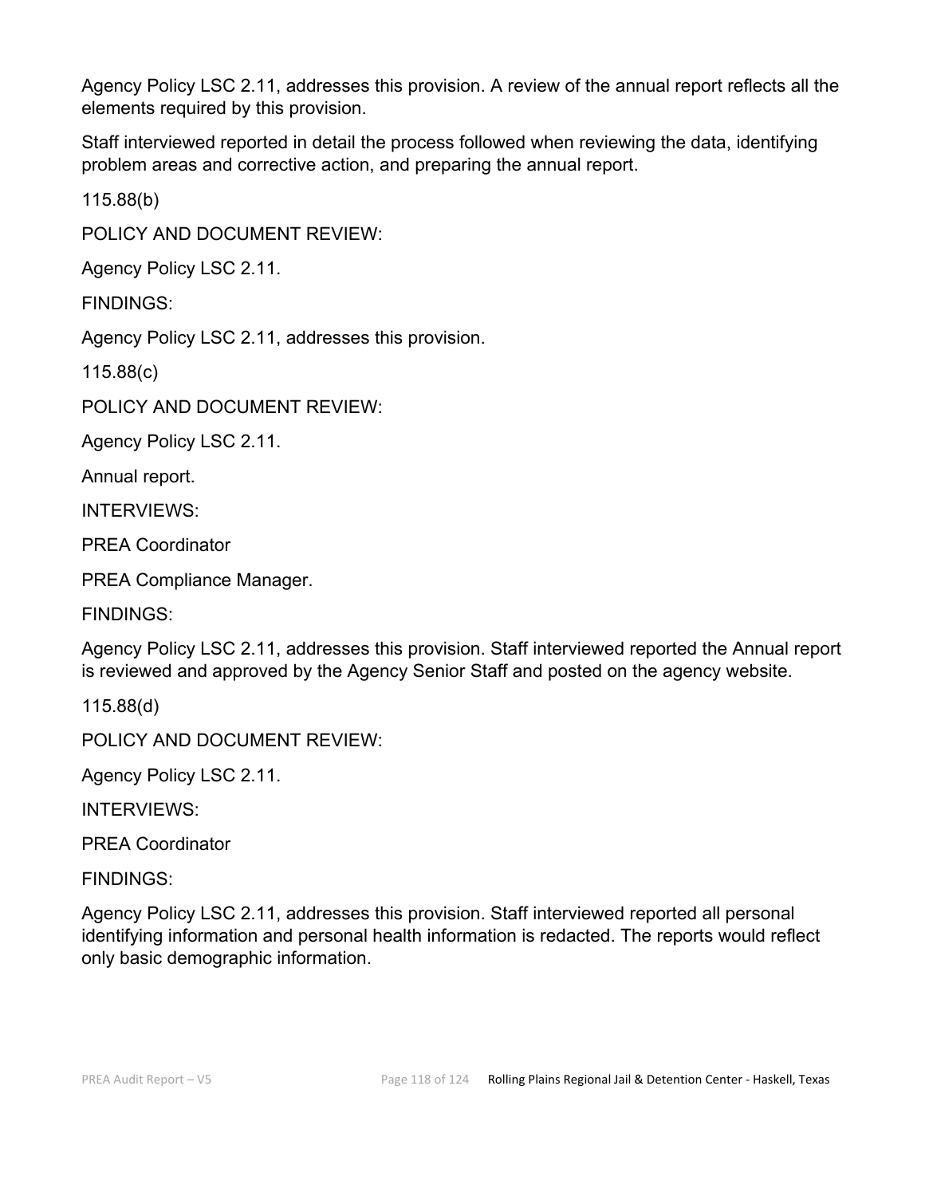Agency Policy LSC 2.11, addresses this provision. A review of the annual report reflects all the elements required by this provision.

Staff interviewed reported in detail the process followed when reviewing the data, identifying problem areas and corrective action, and preparing the annual report.

115.88(b)

POLICY AND DOCUMENT REVIEW:

Agency Policy LSC 2.11.

FINDINGS:

Agency Policy LSC 2.11, addresses this provision.

115.88(c)

POLICY AND DOCUMENT REVIEW:

Agency Policy LSC 2.11.

Annual report.

INTERVIEWS:

PREA Coordinator

PREA Compliance Manager.

FINDINGS:

Agency Policy LSC 2.11, addresses this provision. Staff interviewed reported the Annual report is reviewed and approved by the Agency Senior Staff and posted on the agency website.

115.88(d)

POLICY AND DOCUMENT REVIEW:

Agency Policy LSC 2.11.

INTERVIEWS:

PREA Coordinator

FINDINGS:

Agency Policy LSC 2.11, addresses this provision. Staff interviewed reported all personal identifying information and personal health information is redacted. The reports would reflect only basic demographic information.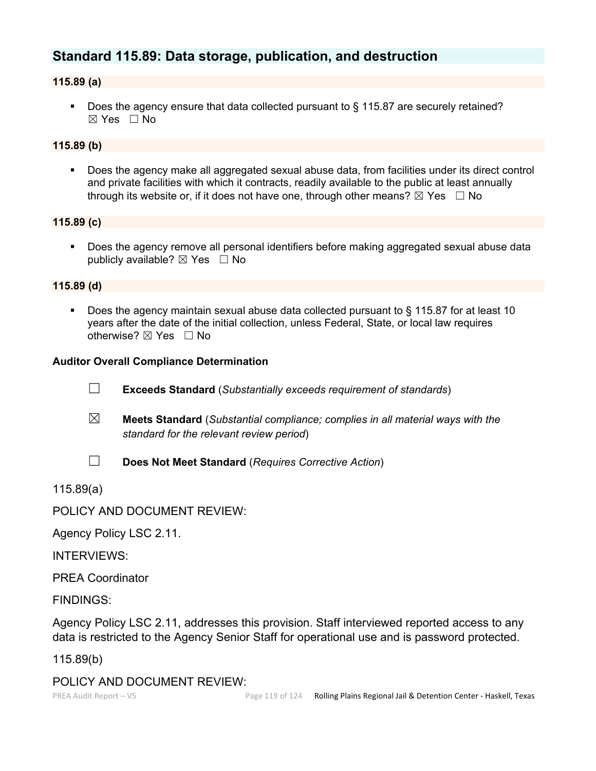## Standard 115.89: Data storage, publication, and destruction

### 115.89 (a)

- Does the agency ensure that data collected pursuant to § 115.87 are securely retained? ☒ Yes ☐ No

### 115.89 (b)

- Does the agency make all aggregated sexual abuse data, from facilities under its direct control and private facilities with which it contracts, readily available to the public at least annually through its website or, if it does not have one, through other means? ☒ Yes ☐ No

### 115.89 (c)

- Does the agency remove all personal identifiers before making aggregated sexual abuse data publicly available? ☒ Yes ☐ No

### 115.89 (d)

- Does the agency maintain sexual abuse data collected pursuant to § 115.87 for at least 10 years after the date of the initial collection, unless Federal, State, or local law requires otherwise? ☒ Yes ☐ No

**Auditor Overall Compliance Determination**

☐ **Exceeds Standard** (*Substantially exceeds requirement of standards*)

☒ **Meets Standard** (*Substantial compliance; complies in all material ways with the standard for the relevant review period*)

☐ **Does Not Meet Standard** (*Requires Corrective Action*)

115.89(a)

POLICY AND DOCUMENT REVIEW:

Agency Policy LSC 2.11.

INTERVIEWS:

PREA Coordinator

FINDINGS:

Agency Policy LSC 2.11, addresses this provision. Staff interviewed reported access to any data is restricted to the Agency Senior Staff for operational use and is password protected.

115.89(b)

POLICY AND DOCUMENT REVIEW: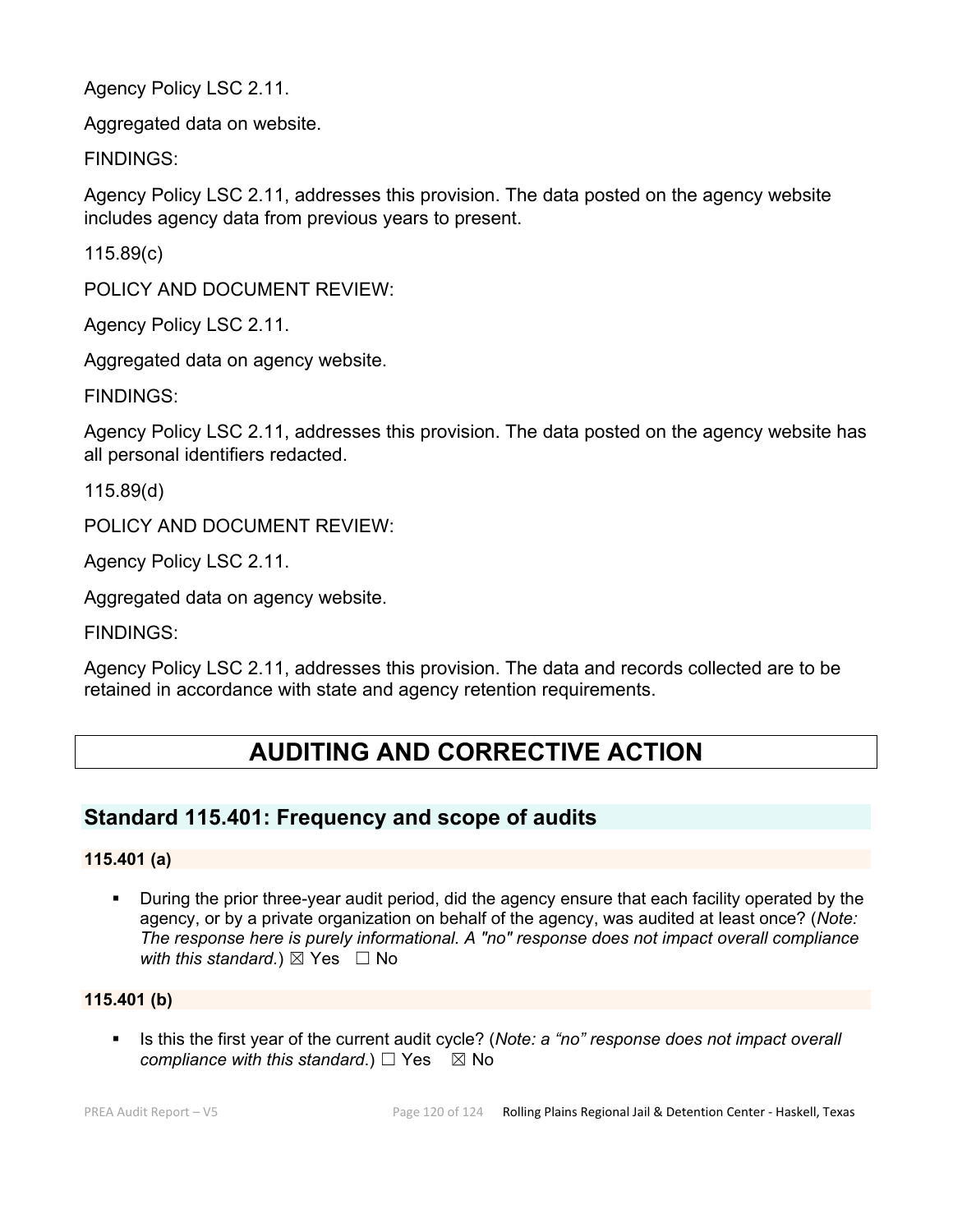Agency Policy LSC 2.11.

Aggregated data on website.

FINDINGS:

Agency Policy LSC 2.11, addresses this provision. The data posted on the agency website includes agency data from previous years to present.

115.89(c)

POLICY AND DOCUMENT REVIEW:

Agency Policy LSC 2.11.

Aggregated data on agency website.

FINDINGS:

Agency Policy LSC 2.11, addresses this provision. The data posted on the agency website has all personal identifiers redacted.

115.89(d)

POLICY AND DOCUMENT REVIEW:

Agency Policy LSC 2.11.

Aggregated data on agency website.

FINDINGS:

Agency Policy LSC 2.11, addresses this provision. The data and records collected are to be retained in accordance with state and agency retention requirements.

# AUDITING AND CORRECTIVE ACTION

## Standard 115.401: Frequency and scope of audits

### 115.401 (a)

- During the prior three-year audit period, did the agency ensure that each facility operated by the agency, or by a private organization on behalf of the agency, was audited at least once? (*Note: The response here is purely informational. A "no" response does not impact overall compliance with this standard.*) ☒ Yes ☐ No

### 115.401 (b)

- Is this the first year of the current audit cycle? (*Note: a "no" response does not impact overall compliance with this standard.*) ☐ Yes ☒ No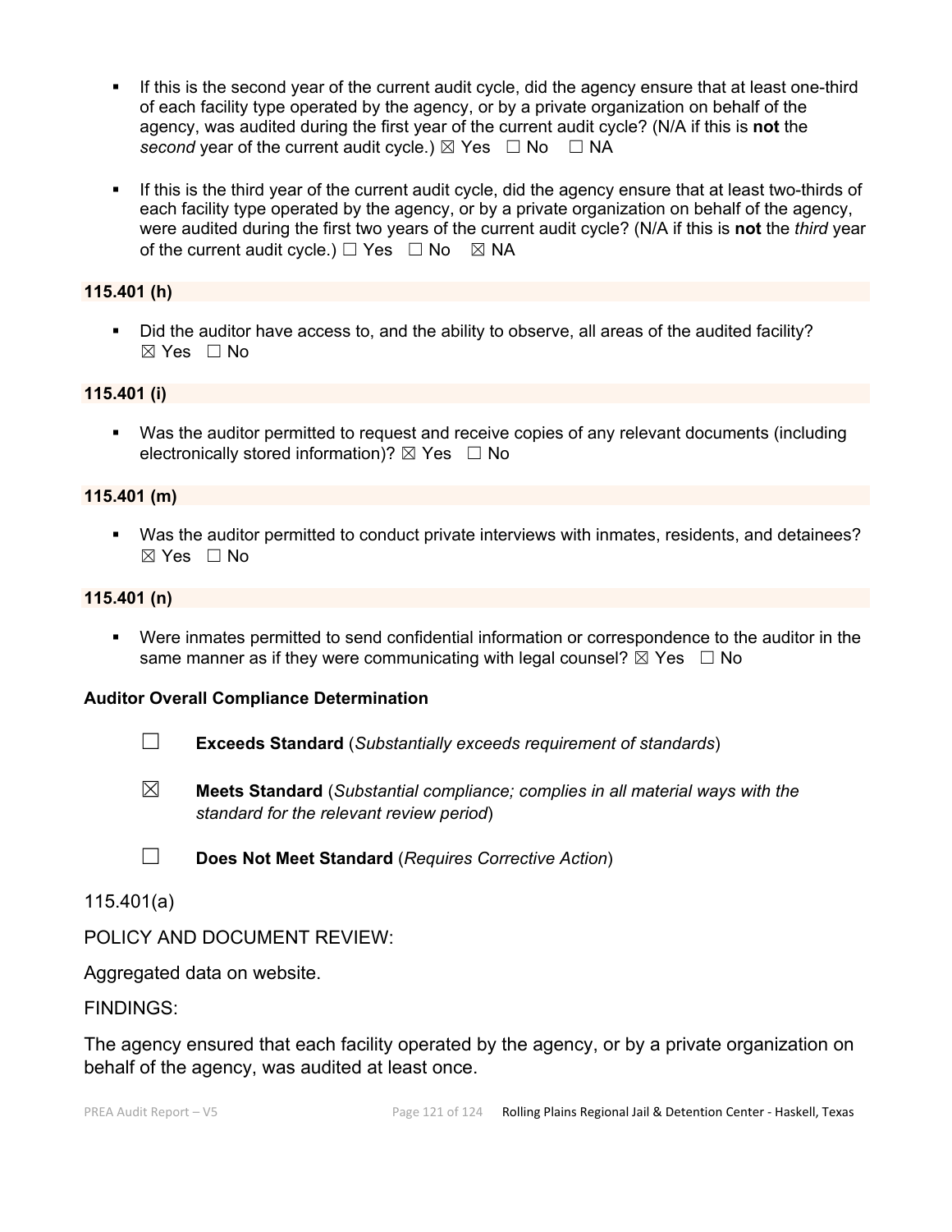- If this is the second year of the current audit cycle, did the agency ensure that at least one-third of each facility type operated by the agency, or by a private organization on behalf of the agency, was audited during the first year of the current audit cycle? (N/A if this is **not** the *second* year of the current audit cycle.) ☒ Yes ☐ No ☐ NA

- If this is the third year of the current audit cycle, did the agency ensure that at least two-thirds of each facility type operated by the agency, or by a private organization on behalf of the agency, were audited during the first two years of the current audit cycle? (N/A if this is **not** the *third* year of the current audit cycle.) ☐ Yes ☐ No ☒ NA

**115.401 (h)**

- Did the auditor have access to, and the ability to observe, all areas of the audited facility? ☒ Yes ☐ No

**115.401 (i)**

- Was the auditor permitted to request and receive copies of any relevant documents (including electronically stored information)? ☒ Yes ☐ No

**115.401 (m)**

- Was the auditor permitted to conduct private interviews with inmates, residents, and detainees? ☒ Yes ☐ No

**115.401 (n)**

- Were inmates permitted to send confidential information or correspondence to the auditor in the same manner as if they were communicating with legal counsel? ☒ Yes ☐ No

**Auditor Overall Compliance Determination**

☐ **Exceeds Standard** (*Substantially exceeds requirement of standards*)

☒ **Meets Standard** (*Substantial compliance; complies in all material ways with the standard for the relevant review period*)

☐ **Does Not Meet Standard** (*Requires Corrective Action*)

115.401(a)

POLICY AND DOCUMENT REVIEW:

Aggregated data on website.

FINDINGS:

The agency ensured that each facility operated by the agency, or by a private organization on behalf of the agency, was audited at least once.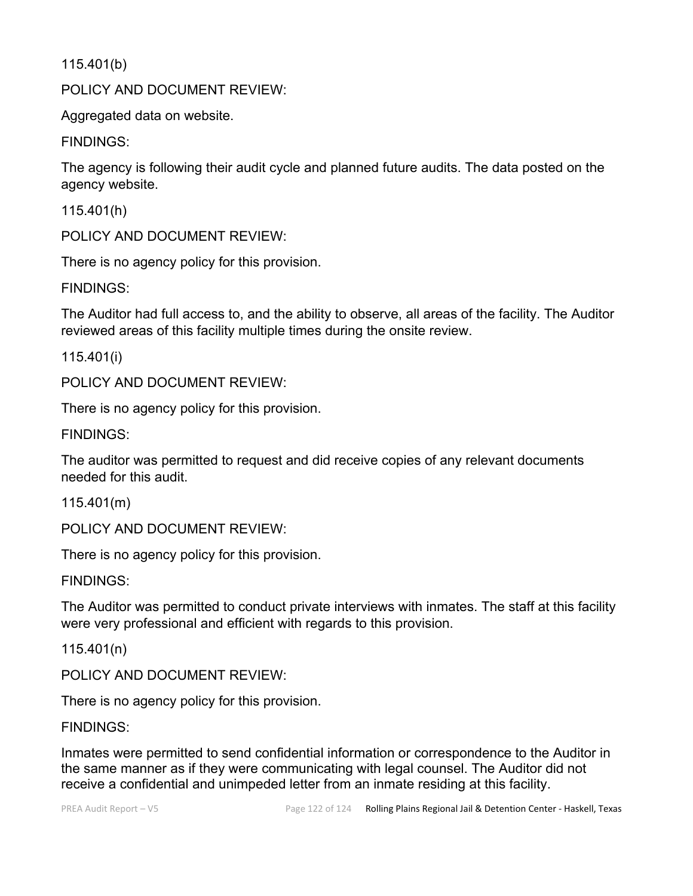115.401(b)

POLICY AND DOCUMENT REVIEW:

Aggregated data on website.

FINDINGS:

The agency is following their audit cycle and planned future audits. The data posted on the agency website.

115.401(h)

POLICY AND DOCUMENT REVIEW:

There is no agency policy for this provision.

FINDINGS:

The Auditor had full access to, and the ability to observe, all areas of the facility. The Auditor reviewed areas of this facility multiple times during the onsite review.

115.401(i)

POLICY AND DOCUMENT REVIEW:

There is no agency policy for this provision.

FINDINGS:

The auditor was permitted to request and did receive copies of any relevant documents needed for this audit.

115.401(m)

POLICY AND DOCUMENT REVIEW:

There is no agency policy for this provision.

FINDINGS:

The Auditor was permitted to conduct private interviews with inmates. The staff at this facility were very professional and efficient with regards to this provision.

115.401(n)

POLICY AND DOCUMENT REVIEW:

There is no agency policy for this provision.

FINDINGS:

Inmates were permitted to send confidential information or correspondence to the Auditor in the same manner as if they were communicating with legal counsel. The Auditor did not receive a confidential and unimpeded letter from an inmate residing at this facility.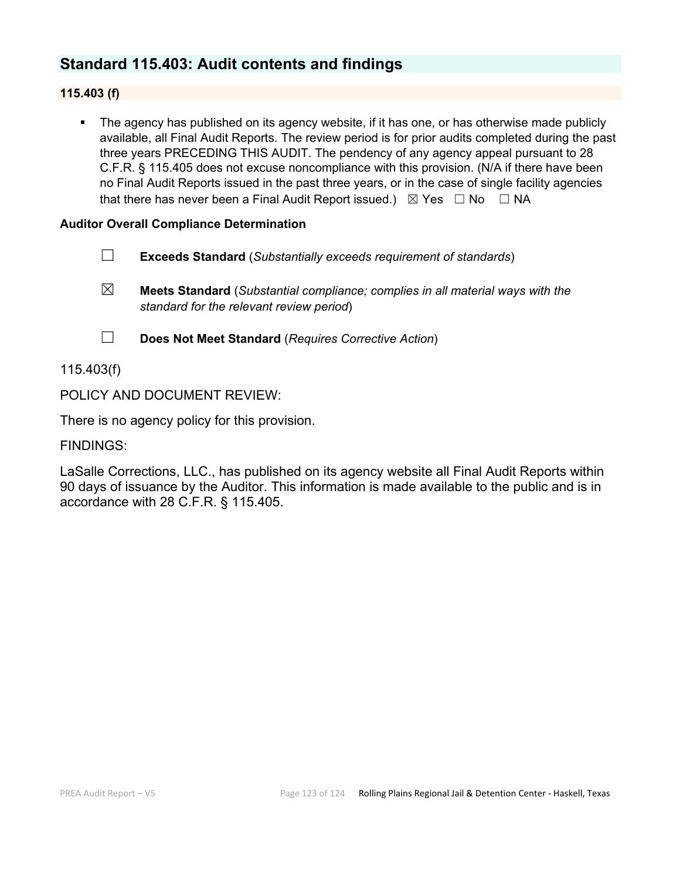## Standard 115.403: Audit contents and findings

**115.403 (f)**

- The agency has published on its agency website, if it has one, or has otherwise made publicly available, all Final Audit Reports. The review period is for prior audits completed during the past three years PRECEDING THIS AUDIT. The pendency of any agency appeal pursuant to 28 C.F.R. § 115.405 does not excuse noncompliance with this provision. (N/A if there have been no Final Audit Reports issued in the past three years, or in the case of single facility agencies that there has never been a Final Audit Report issued.) ☒ Yes ☐ No ☐ NA

**Auditor Overall Compliance Determination**

☐ **Exceeds Standard** (*Substantially exceeds requirement of standards*)

☒ **Meets Standard** (*Substantial compliance; complies in all material ways with the standard for the relevant review period*)

☐ **Does Not Meet Standard** (*Requires Corrective Action*)

115.403(f)

POLICY AND DOCUMENT REVIEW:

There is no agency policy for this provision.

FINDINGS:

LaSalle Corrections, LLC., has published on its agency website all Final Audit Reports within 90 days of issuance by the Auditor. This information is made available to the public and is in accordance with 28 C.F.R. § 115.405.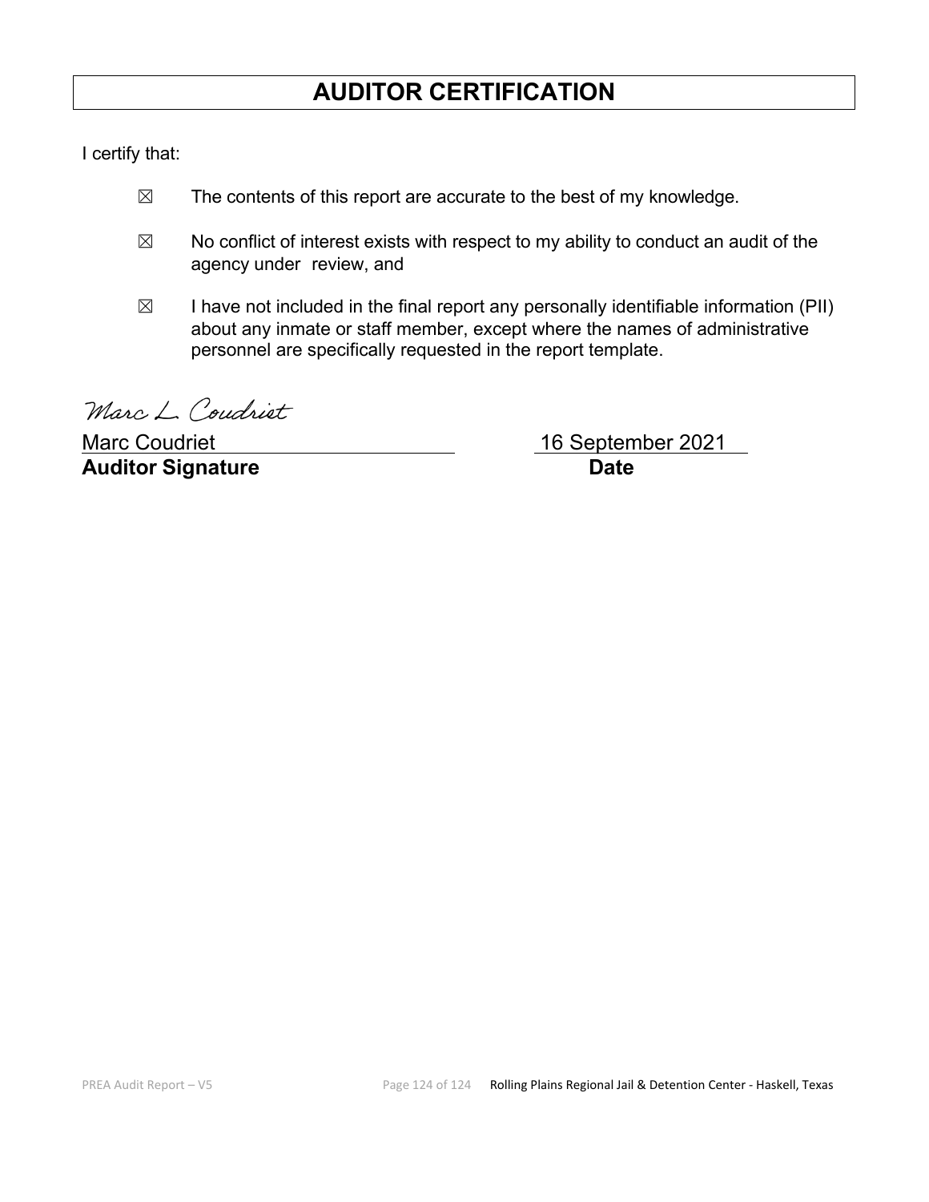# AUDITOR CERTIFICATION

I certify that:

☒ The contents of this report are accurate to the best of my knowledge.

☒ No conflict of interest exists with respect to my ability to conduct an audit of the agency under review, and

☒ I have not included in the final report any personally identifiable information (PII) about any inmate or staff member, except where the names of administrative personnel are specifically requested in the report template.

*Marc L. Coudriet*

Marc Coudriet — 16 September 2021

**Auditor Signature** — **Date**